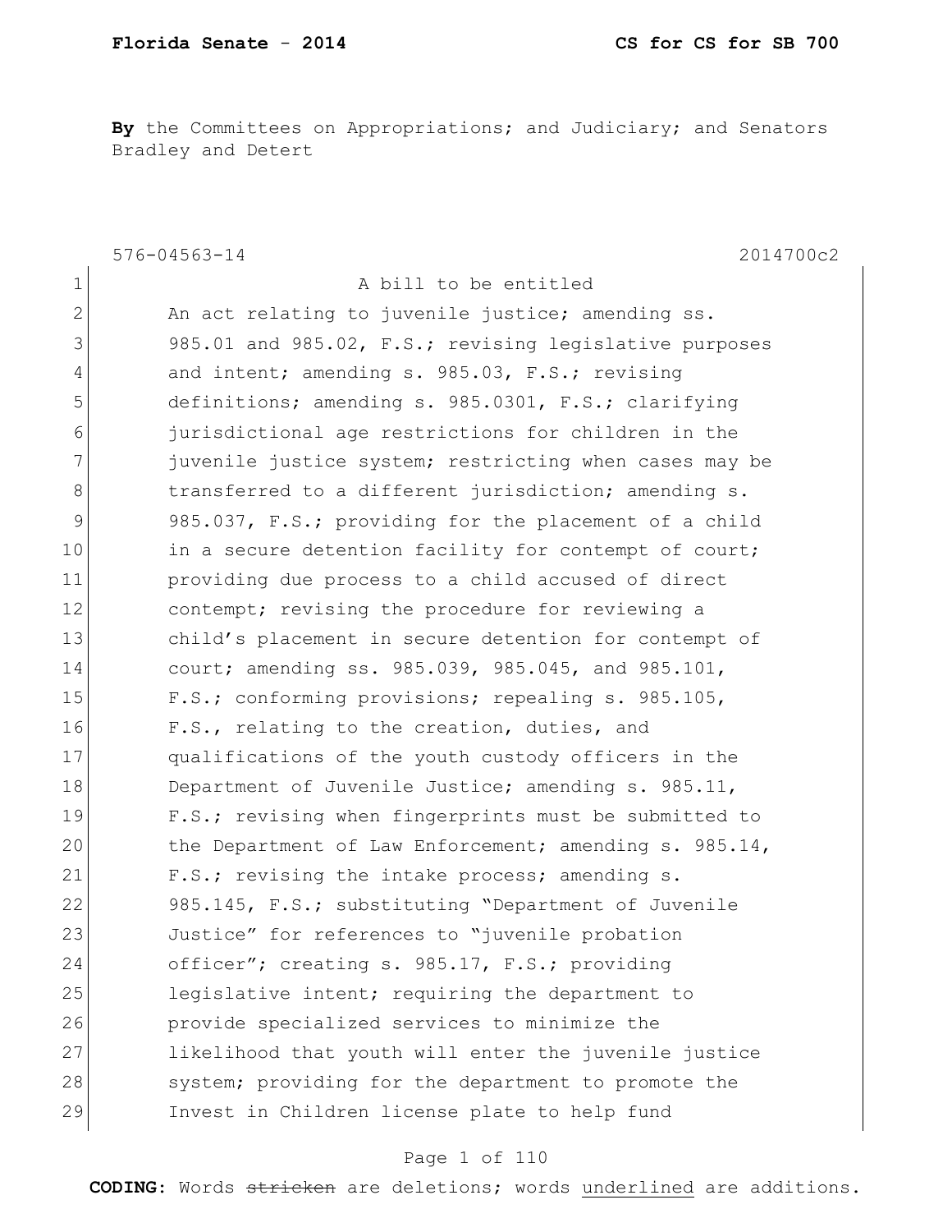**By** the Committees on Appropriations; and Judiciary; and Senators Bradley and Detert

576-04563-14 2014700c2

1 A bill to be entitled
2 An act relating to juvenile justice; amending ss.
3 985.01 and 985.02, F.S.; revising legislative purposes
4 and intent; amending s. 985.03, F.S.; revising
5 definitions; amending s. 985.0301, F.S.; clarifying
6 jurisdictional age restrictions for children in the
7 juvenile justice system; restricting when cases may be
8 transferred to a different jurisdiction; amending s.
9 985.037, F.S.; providing for the placement of a child
10 in a secure detention facility for contempt of court;
11 providing due process to a child accused of direct
12 contempt; revising the procedure for reviewing a
13 child's placement in secure detention for contempt of
14 court; amending ss. 985.039, 985.045, and 985.101,
15 F.S.; conforming provisions; repealing s. 985.105,
16 F.S., relating to the creation, duties, and
17 qualifications of the youth custody officers in the
18 Department of Juvenile Justice; amending s. 985.11,
19 F.S.; revising when fingerprints must be submitted to
20 the Department of Law Enforcement; amending s. 985.14,
21 F.S.; revising the intake process; amending s.
22 985.145, F.S.; substituting "Department of Juvenile
23 Justice" for references to "juvenile probation
24 officer"; creating s. 985.17, F.S.; providing
25 legislative intent; requiring the department to
26 provide specialized services to minimize the
27 likelihood that youth will enter the juvenile justice
28 system; providing for the department to promote the
29 Invest in Children license plate to help fund

**CODING:** Words ~~stricken~~ are deletions; words <u>underlined</u> are additions.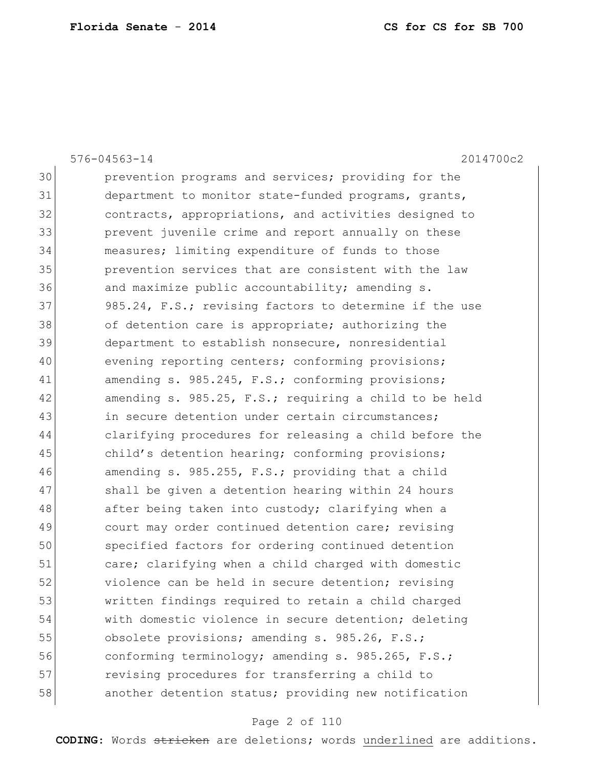576-04563-14 2014700c2

30 prevention programs and services; providing for the
31 department to monitor state-funded programs, grants,
32 contracts, appropriations, and activities designed to
33 prevent juvenile crime and report annually on these
34 measures; limiting expenditure of funds to those
35 prevention services that are consistent with the law
36 and maximize public accountability; amending s.
37 985.24, F.S.; revising factors to determine if the use
38 of detention care is appropriate; authorizing the
39 department to establish nonsecure, nonresidential
40 evening reporting centers; conforming provisions;
41 amending s. 985.245, F.S.; conforming provisions;
42 amending s. 985.25, F.S.; requiring a child to be held
43 in secure detention under certain circumstances;
44 clarifying procedures for releasing a child before the
45 child's detention hearing; conforming provisions;
46 amending s. 985.255, F.S.; providing that a child
47 shall be given a detention hearing within 24 hours
48 after being taken into custody; clarifying when a
49 court may order continued detention care; revising
50 specified factors for ordering continued detention
51 care; clarifying when a child charged with domestic
52 violence can be held in secure detention; revising
53 written findings required to retain a child charged
54 with domestic violence in secure detention; deleting
55 obsolete provisions; amending s. 985.26, F.S.;
56 conforming terminology; amending s. 985.265, F.S.;
57 revising procedures for transferring a child to
58 another detention status; providing new notification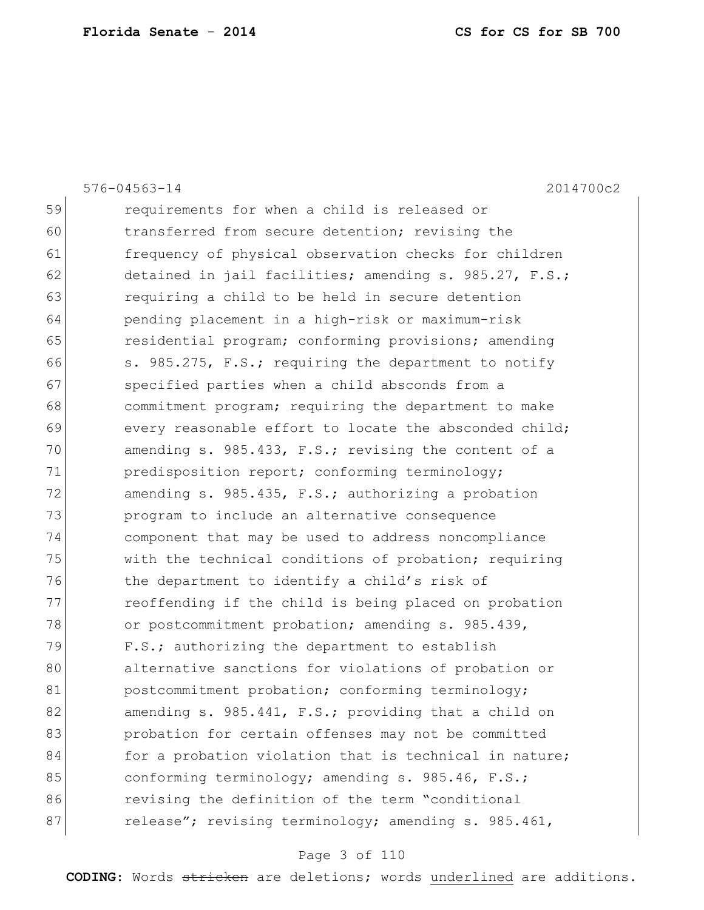59 requirements for when a child is released or
60 transferred from secure detention; revising the
61 frequency of physical observation checks for children
62 detained in jail facilities; amending s. 985.27, F.S.;
63 requiring a child to be held in secure detention
64 pending placement in a high-risk or maximum-risk
65 residential program; conforming provisions; amending
66 s. 985.275, F.S.; requiring the department to notify
67 specified parties when a child absconds from a
68 commitment program; requiring the department to make
69 every reasonable effort to locate the absconded child;
70 amending s. 985.433, F.S.; revising the content of a
71 predisposition report; conforming terminology;
72 amending s. 985.435, F.S.; authorizing a probation
73 program to include an alternative consequence
74 component that may be used to address noncompliance
75 with the technical conditions of probation; requiring
76 the department to identify a child's risk of
77 reoffending if the child is being placed on probation
78 or postcommitment probation; amending s. 985.439,
79 F.S.; authorizing the department to establish
80 alternative sanctions for violations of probation or
81 postcommitment probation; conforming terminology;
82 amending s. 985.441, F.S.; providing that a child on
83 probation for certain offenses may not be committed
84 for a probation violation that is technical in nature;
85 conforming terminology; amending s. 985.46, F.S.;
86 revising the definition of the term "conditional
87 release"; revising terminology; amending s. 985.461,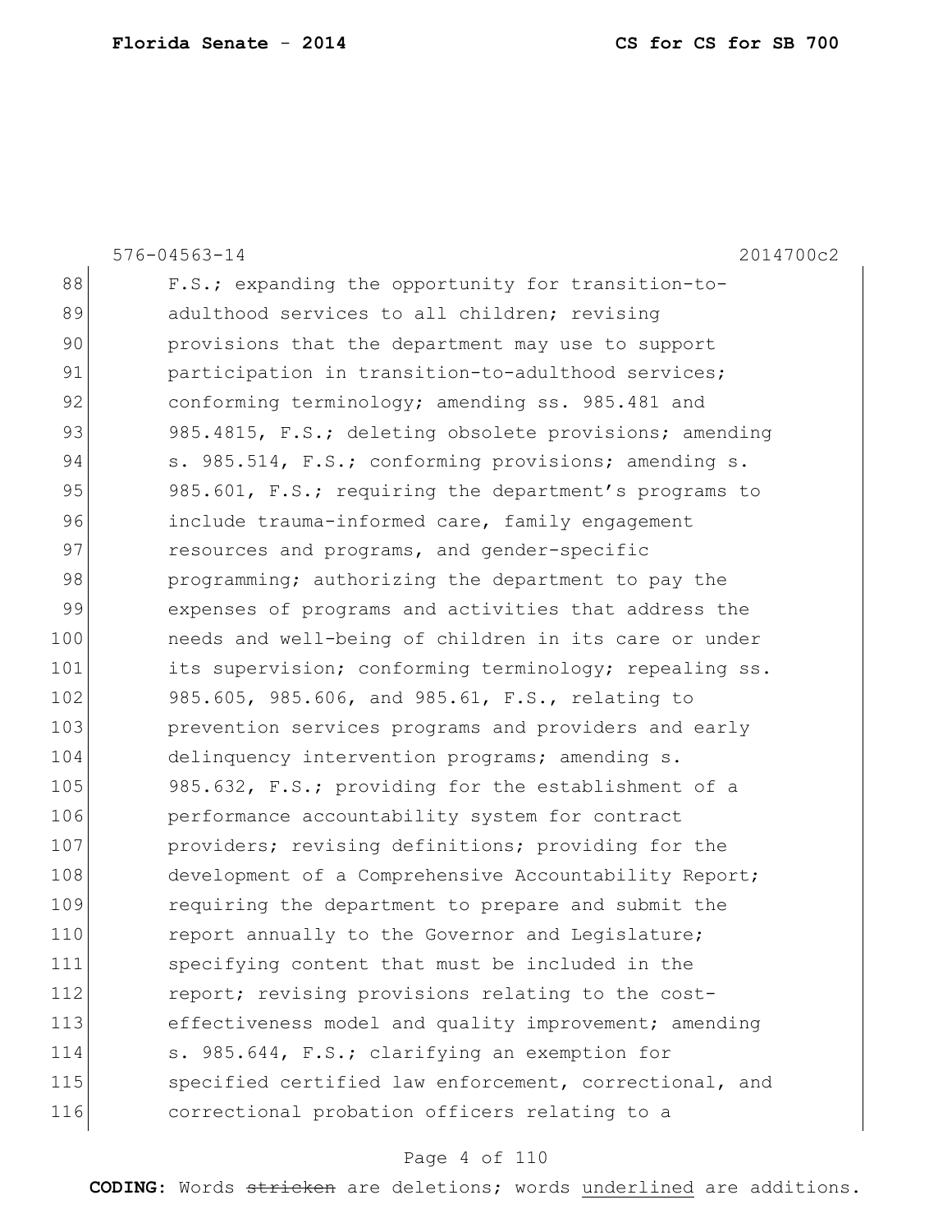576-04563-14 2014700c2

88 F.S.; expanding the opportunity for transition-to-
89 adulthood services to all children; revising
90 provisions that the department may use to support
91 participation in transition-to-adulthood services;
92 conforming terminology; amending ss. 985.481 and
93 985.4815, F.S.; deleting obsolete provisions; amending
94 s. 985.514, F.S.; conforming provisions; amending s.
95 985.601, F.S.; requiring the department's programs to
96 include trauma-informed care, family engagement
97 resources and programs, and gender-specific
98 programming; authorizing the department to pay the
99 expenses of programs and activities that address the
100 needs and well-being of children in its care or under
101 its supervision; conforming terminology; repealing ss.
102 985.605, 985.606, and 985.61, F.S., relating to
103 prevention services programs and providers and early
104 delinquency intervention programs; amending s.
105 985.632, F.S.; providing for the establishment of a
106 performance accountability system for contract
107 providers; revising definitions; providing for the
108 development of a Comprehensive Accountability Report;
109 requiring the department to prepare and submit the
110 report annually to the Governor and Legislature;
111 specifying content that must be included in the
112 report; revising provisions relating to the cost-
113 effectiveness model and quality improvement; amending
114 s. 985.644, F.S.; clarifying an exemption for
115 specified certified law enforcement, correctional, and
116 correctional probation officers relating to a

**CODING:** Words ~~stricken~~ are deletions; words <u>underlined</u> are additions.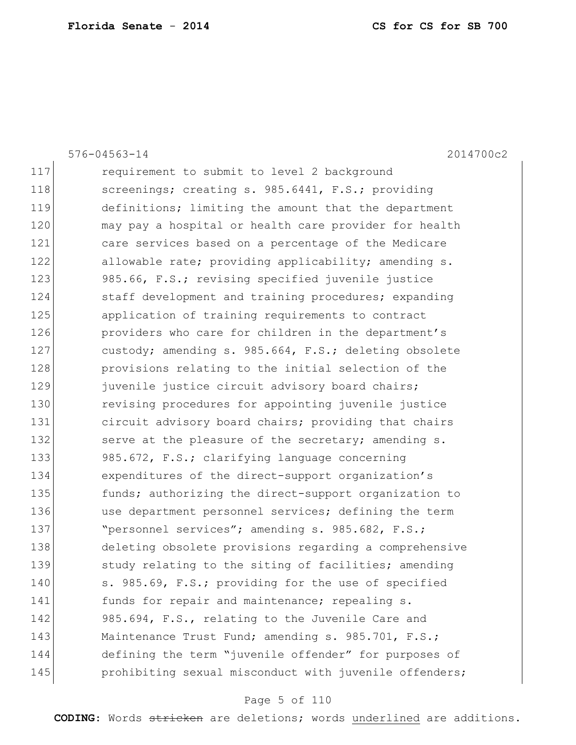576-04563-14 2014700c2

117 requirement to submit to level 2 background
118 screenings; creating s. 985.6441, F.S.; providing
119 definitions; limiting the amount that the department
120 may pay a hospital or health care provider for health
121 care services based on a percentage of the Medicare
122 allowable rate; providing applicability; amending s.
123 985.66, F.S.; revising specified juvenile justice
124 staff development and training procedures; expanding
125 application of training requirements to contract
126 providers who care for children in the department's
127 custody; amending s. 985.664, F.S.; deleting obsolete
128 provisions relating to the initial selection of the
129 juvenile justice circuit advisory board chairs;
130 revising procedures for appointing juvenile justice
131 circuit advisory board chairs; providing that chairs
132 serve at the pleasure of the secretary; amending s.
133 985.672, F.S.; clarifying language concerning
134 expenditures of the direct-support organization's
135 funds; authorizing the direct-support organization to
136 use department personnel services; defining the term
137 "personnel services"; amending s. 985.682, F.S.;
138 deleting obsolete provisions regarding a comprehensive
139 study relating to the siting of facilities; amending
140 s. 985.69, F.S.; providing for the use of specified
141 funds for repair and maintenance; repealing s.
142 985.694, F.S., relating to the Juvenile Care and
143 Maintenance Trust Fund; amending s. 985.701, F.S.;
144 defining the term "juvenile offender" for purposes of
145 prohibiting sexual misconduct with juvenile offenders;

**CODING:** Words ~~stricken~~ are deletions; words <u>underlined</u> are additions.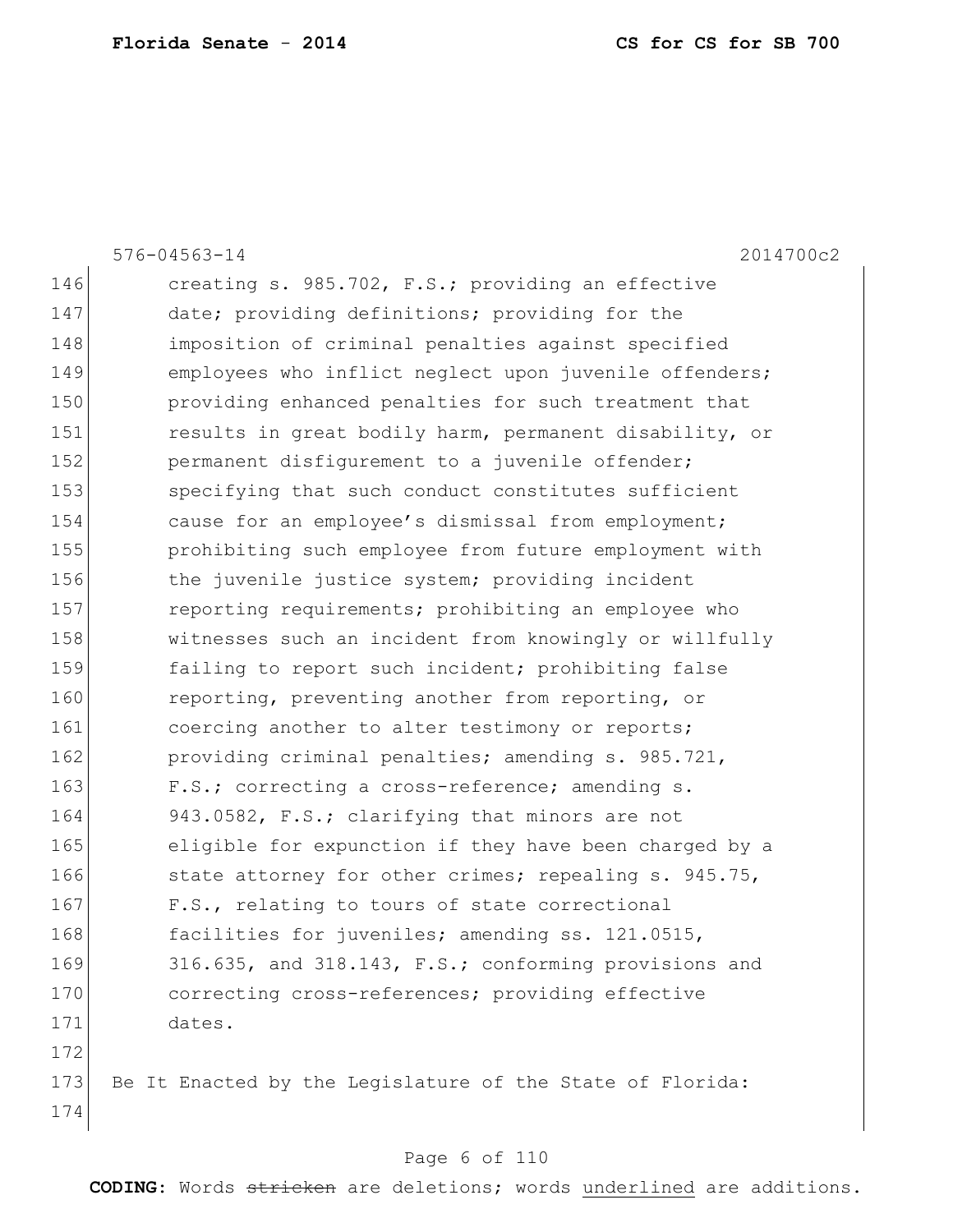576-04563-14 2014700c2

146 creating s. 985.702, F.S.; providing an effective
147 date; providing definitions; providing for the
148 imposition of criminal penalties against specified
149 employees who inflict neglect upon juvenile offenders;
150 providing enhanced penalties for such treatment that
151 results in great bodily harm, permanent disability, or
152 permanent disfigurement to a juvenile offender;
153 specifying that such conduct constitutes sufficient
154 cause for an employee's dismissal from employment;
155 prohibiting such employee from future employment with
156 the juvenile justice system; providing incident
157 reporting requirements; prohibiting an employee who
158 witnesses such an incident from knowingly or willfully
159 failing to report such incident; prohibiting false
160 reporting, preventing another from reporting, or
161 coercing another to alter testimony or reports;
162 providing criminal penalties; amending s. 985.721,
163 F.S.; correcting a cross-reference; amending s.
164 943.0582, F.S.; clarifying that minors are not
165 eligible for expunction if they have been charged by a
166 state attorney for other crimes; repealing s. 945.75,
167 F.S., relating to tours of state correctional
168 facilities for juveniles; amending ss. 121.0515,
169 316.635, and 318.143, F.S.; conforming provisions and
170 correcting cross-references; providing effective
171 dates.
172
173 Be It Enacted by the Legislature of the State of Florida:
174

**CODING:** Words ~~stricken~~ are deletions; words <u>underlined</u> are additions.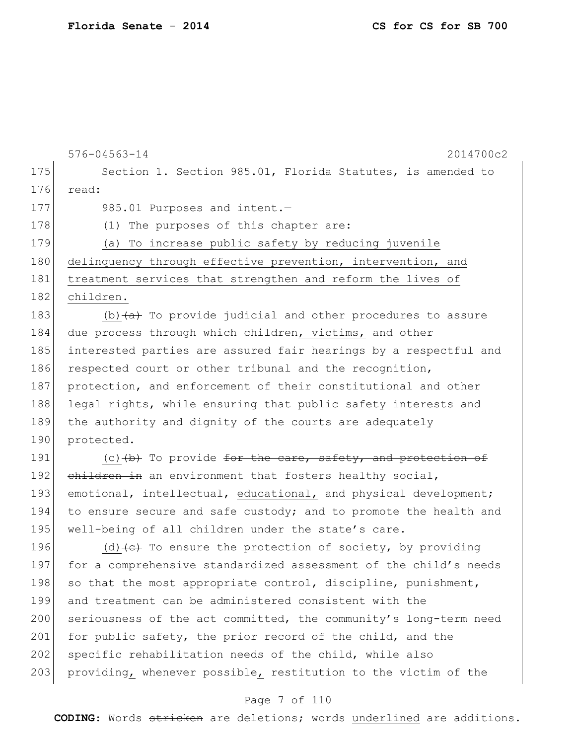576-04563-14 2014700c2

175 Section 1. Section 985.01, Florida Statutes, is amended to
176 read:
177 985.01 Purposes and intent.—
178 (1) The purposes of this chapter are:
179 <u>(a) To increase public safety by reducing juvenile</u>
180 <u>delinquency through effective prevention, intervention, and</u>
181 <u>treatment services that strengthen and reform the lives of</u>
182 <u>children.</u>
183 <u>(b)</u>~~(a)~~ To provide judicial and other procedures to assure
184 due process through which children<u>, victims,</u> and other
185 interested parties are assured fair hearings by a respectful and
186 respected court or other tribunal and the recognition,
187 protection, and enforcement of their constitutional and other
188 legal rights, while ensuring that public safety interests and
189 the authority and dignity of the courts are adequately
190 protected.
191 <u>(c)</u>~~(b)~~ To provide ~~for the care, safety, and protection of~~
192 ~~children in~~ an environment that fosters healthy social,
193 emotional, intellectual, <u>educational,</u> and physical development;
194 to ensure secure and safe custody; and to promote the health and
195 well-being of all children under the state's care.
196 <u>(d)</u>~~(c)~~ To ensure the protection of society, by providing
197 for a comprehensive standardized assessment of the child's needs
198 so that the most appropriate control, discipline, punishment,
199 and treatment can be administered consistent with the
200 seriousness of the act committed, the community's long-term need
201 for public safety, the prior record of the child, and the
202 specific rehabilitation needs of the child, while also
203 providing<u>,</u> whenever possible<u>,</u> restitution to the victim of the

**CODING:** Words ~~stricken~~ are deletions; words <u>underlined</u> are additions.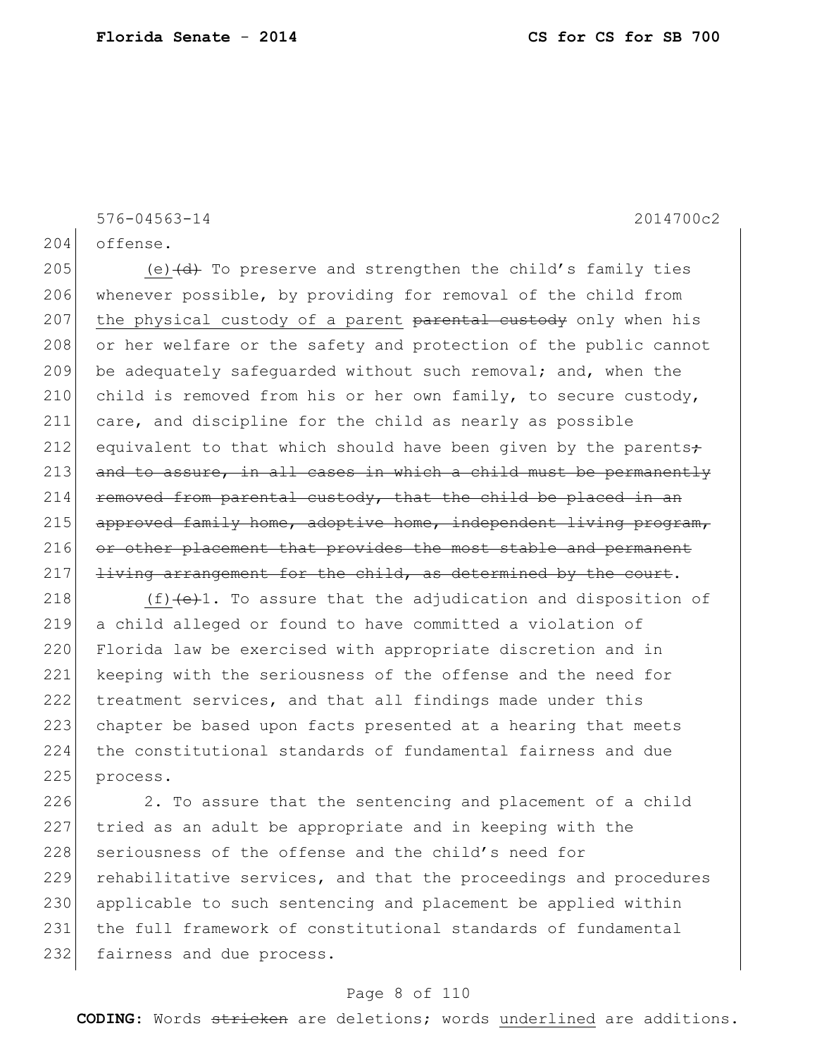576-04563-14 2014700c2

204 offense.

205 (e)~~(d)~~ To preserve and strengthen the child's family ties
206 whenever possible, by providing for removal of the child from
207 the physical custody of a parent ~~parental custody~~ only when his
208 or her welfare or the safety and protection of the public cannot
209 be adequately safeguarded without such removal; and, when the
210 child is removed from his or her own family, to secure custody,
211 care, and discipline for the child as nearly as possible
212 equivalent to that which should have been given by the parents~~;~~
213 ~~and to assure, in all cases in which a child must be permanently~~
214 ~~removed from parental custody, that the child be placed in an~~
215 ~~approved family home, adoptive home, independent living program,~~
216 ~~or other placement that provides the most stable and permanent~~
217 ~~living arrangement for the child, as determined by the court~~.

218 (f)~~(e)~~1. To assure that the adjudication and disposition of
219 a child alleged or found to have committed a violation of
220 Florida law be exercised with appropriate discretion and in
221 keeping with the seriousness of the offense and the need for
222 treatment services, and that all findings made under this
223 chapter be based upon facts presented at a hearing that meets
224 the constitutional standards of fundamental fairness and due
225 process.

226 2. To assure that the sentencing and placement of a child
227 tried as an adult be appropriate and in keeping with the
228 seriousness of the offense and the child's need for
229 rehabilitative services, and that the proceedings and procedures
230 applicable to such sentencing and placement be applied within
231 the full framework of constitutional standards of fundamental
232 fairness and due process.

**CODING:** Words ~~stricken~~ are deletions; words underlined are additions.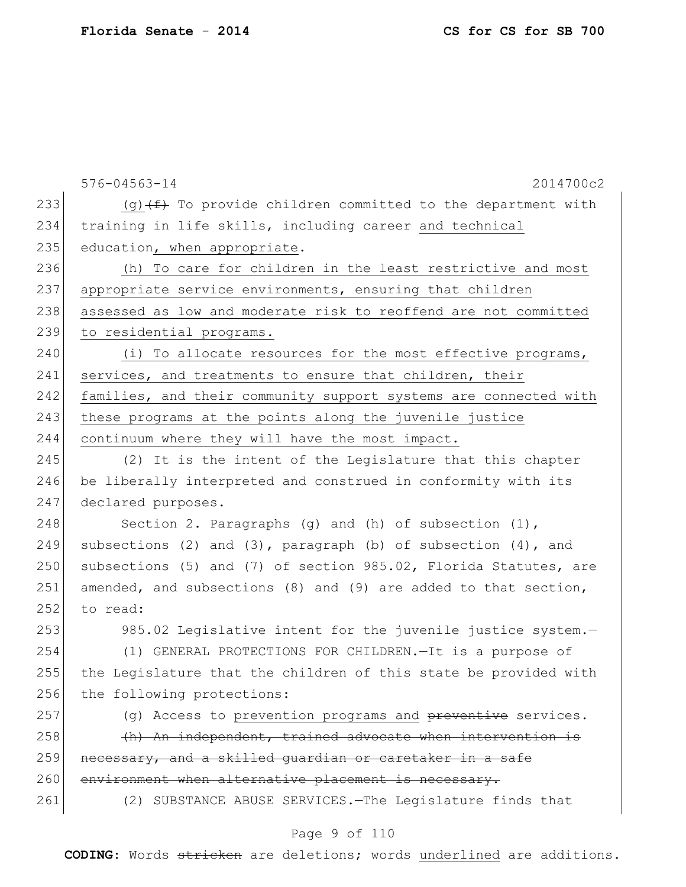576-04563-14 2014700c2

233 (g) ~~(f)~~ To provide children committed to the department with
234 training in life skills, including career <u>and technical</u>
235 education<u>, when appropriate</u>.

236 <u>(h) To care for children in the least restrictive and most</u>
237 <u>appropriate service environments, ensuring that children</u>
238 <u>assessed as low and moderate risk to reoffend are not committed</u>
239 <u>to residential programs.</u>

240 <u>(i) To allocate resources for the most effective programs,</u>
241 <u>services, and treatments to ensure that children, their</u>
242 <u>families, and their community support systems are connected with</u>
243 <u>these programs at the points along the juvenile justice</u>
244 <u>continuum where they will have the most impact.</u>

245 (2) It is the intent of the Legislature that this chapter
246 be liberally interpreted and construed in conformity with its
247 declared purposes.

248 Section 2. Paragraphs (g) and (h) of subsection (1),
249 subsections (2) and (3), paragraph (b) of subsection (4), and
250 subsections (5) and (7) of section 985.02, Florida Statutes, are
251 amended, and subsections (8) and (9) are added to that section,
252 to read:

253 985.02 Legislative intent for the juvenile justice system.—

254 (1) GENERAL PROTECTIONS FOR CHILDREN.—It is a purpose of
255 the Legislature that the children of this state be provided with
256 the following protections:

257 (g) Access to <u>prevention programs and</u> ~~preventive~~ services.

258 ~~(h) An independent, trained advocate when intervention is~~
259 ~~necessary, and a skilled guardian or caretaker in a safe~~
260 ~~environment when alternative placement is necessary.~~

261 (2) SUBSTANCE ABUSE SERVICES.—The Legislature finds that

**CODING:** Words ~~stricken~~ are deletions; words <u>underlined</u> are additions.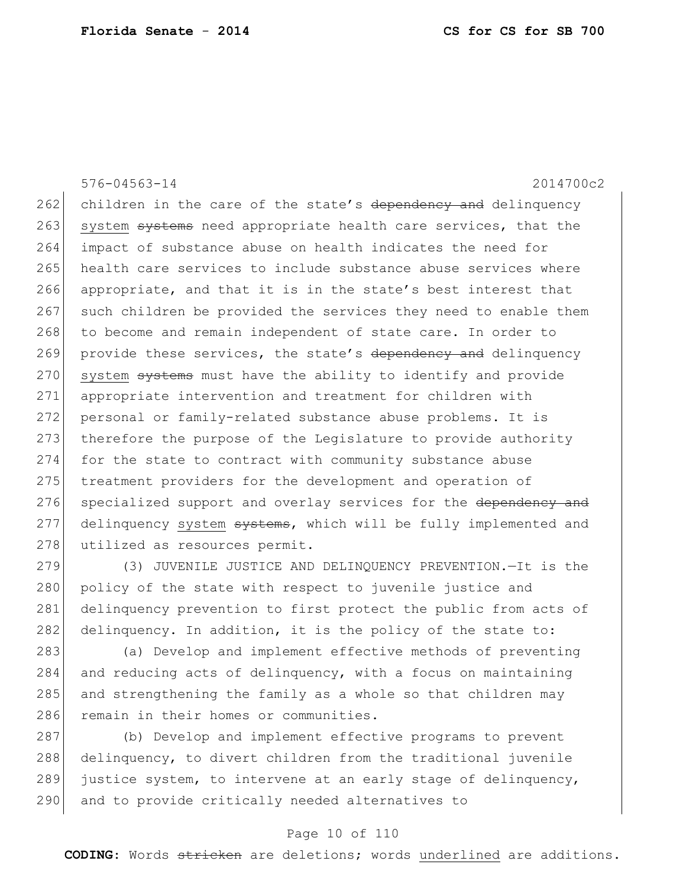576-04563-14 2014700c2

262 children in the care of the state's ~~dependency and~~ delinquency
263 <u>system</u> ~~systems~~ need appropriate health care services, that the
264 impact of substance abuse on health indicates the need for
265 health care services to include substance abuse services where
266 appropriate, and that it is in the state's best interest that
267 such children be provided the services they need to enable them
268 to become and remain independent of state care. In order to
269 provide these services, the state's ~~dependency and~~ delinquency
270 <u>system</u> ~~systems~~ must have the ability to identify and provide
271 appropriate intervention and treatment for children with
272 personal or family-related substance abuse problems. It is
273 therefore the purpose of the Legislature to provide authority
274 for the state to contract with community substance abuse
275 treatment providers for the development and operation of
276 specialized support and overlay services for the ~~dependency and~~
277 delinquency <u>system</u> ~~systems~~, which will be fully implemented and
278 utilized as resources permit.

279 (3) JUVENILE JUSTICE AND DELINQUENCY PREVENTION.—It is the
280 policy of the state with respect to juvenile justice and
281 delinquency prevention to first protect the public from acts of
282 delinquency. In addition, it is the policy of the state to:

283 (a) Develop and implement effective methods of preventing
284 and reducing acts of delinquency, with a focus on maintaining
285 and strengthening the family as a whole so that children may
286 remain in their homes or communities.

287 (b) Develop and implement effective programs to prevent
288 delinquency, to divert children from the traditional juvenile
289 justice system, to intervene at an early stage of delinquency,
290 and to provide critically needed alternatives to

**CODING:** Words ~~stricken~~ are deletions; words <u>underlined</u> are additions.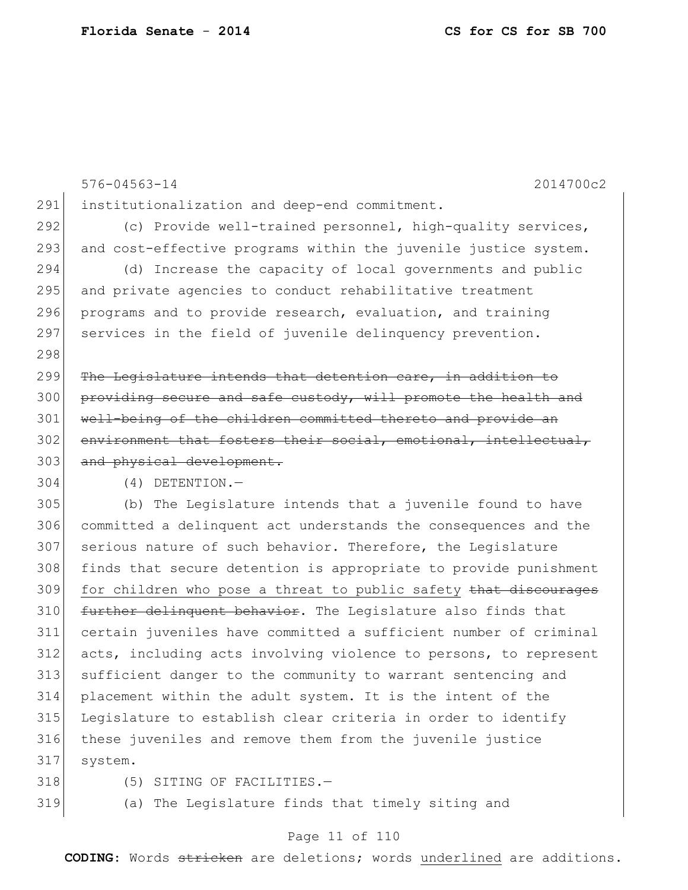institutionalization and deep-end commitment.

(c) Provide well-trained personnel, high-quality services, and cost-effective programs within the juvenile justice system.

(d) Increase the capacity of local governments and public and private agencies to conduct rehabilitative treatment programs and to provide research, evaluation, and training services in the field of juvenile delinquency prevention.

~~The Legislature intends that detention care, in addition to providing secure and safe custody, will promote the health and well-being of the children committed thereto and provide an environment that fosters their social, emotional, intellectual, and physical development.~~

(4) DETENTION.—

(b) The Legislature intends that a juvenile found to have committed a delinquent act understands the consequences and the serious nature of such behavior. Therefore, the Legislature finds that secure detention is appropriate to provide punishment <u>for children who pose a threat to public safety</u> ~~that discourages further delinquent behavior~~. The Legislature also finds that certain juveniles have committed a sufficient number of criminal acts, including acts involving violence to persons, to represent sufficient danger to the community to warrant sentencing and placement within the adult system. It is the intent of the Legislature to establish clear criteria in order to identify these juveniles and remove them from the juvenile justice system.

(5) SITING OF FACILITIES.—

(a) The Legislature finds that timely siting and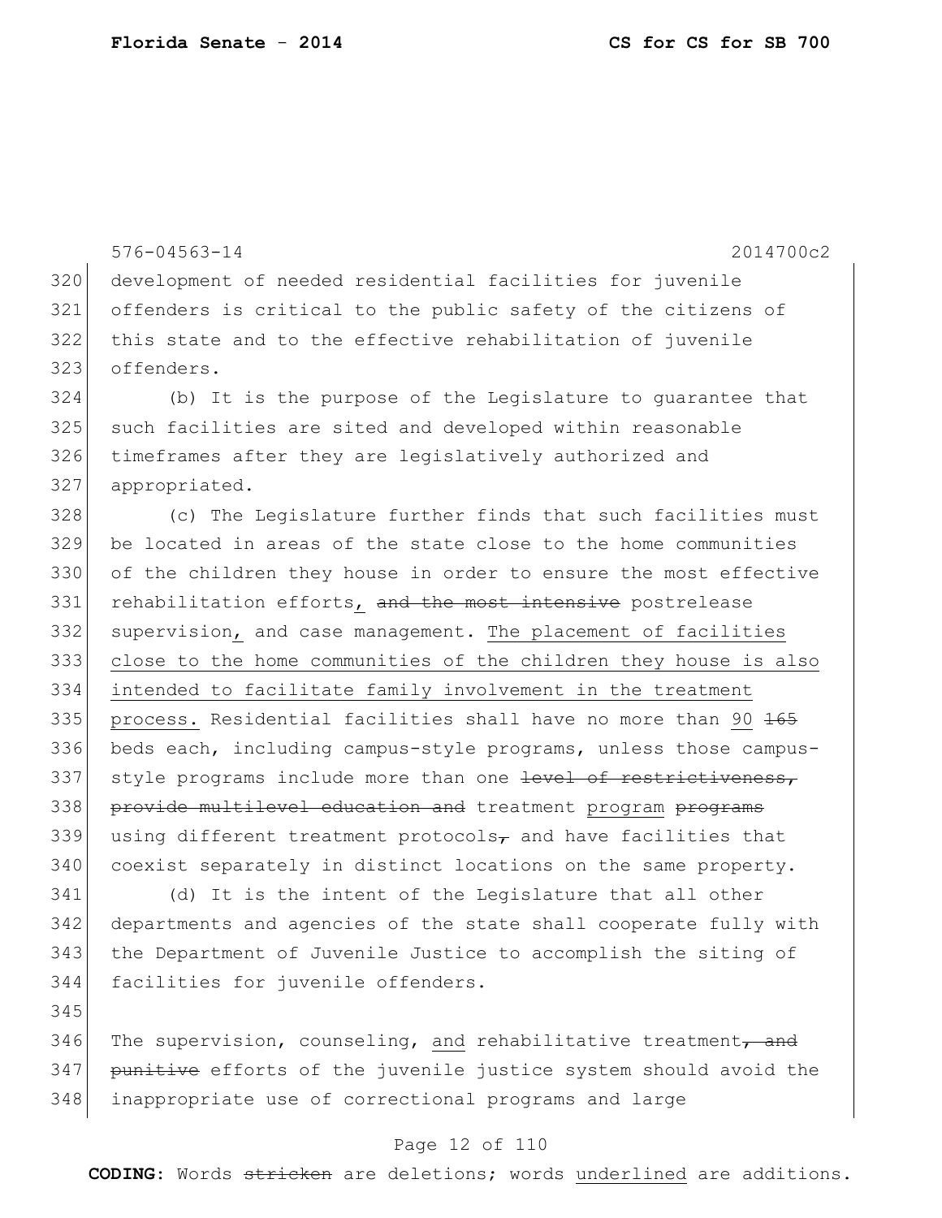development of needed residential facilities for juvenile offenders is critical to the public safety of the citizens of this state and to the effective rehabilitation of juvenile offenders.

(b) It is the purpose of the Legislature to guarantee that such facilities are sited and developed within reasonable timeframes after they are legislatively authorized and appropriated.

(c) The Legislature further finds that such facilities must be located in areas of the state close to the home communities of the children they house in order to ensure the most effective rehabilitation efforts, ~~and the most intensive~~ postrelease supervision, and case management. The placement of facilities close to the home communities of the children they house is also intended to facilitate family involvement in the treatment process. Residential facilities shall have no more than 90 ~~165~~ beds each, including campus-style programs, unless those campus-style programs include more than one ~~level of restrictiveness, provide multilevel education and~~ treatment program ~~programs~~ using different treatment protocols~~,~~ and have facilities that coexist separately in distinct locations on the same property.

(d) It is the intent of the Legislature that all other departments and agencies of the state shall cooperate fully with the Department of Juvenile Justice to accomplish the siting of facilities for juvenile offenders.

The supervision, counseling, and rehabilitative treatment~~, and punitive~~ efforts of the juvenile justice system should avoid the inappropriate use of correctional programs and large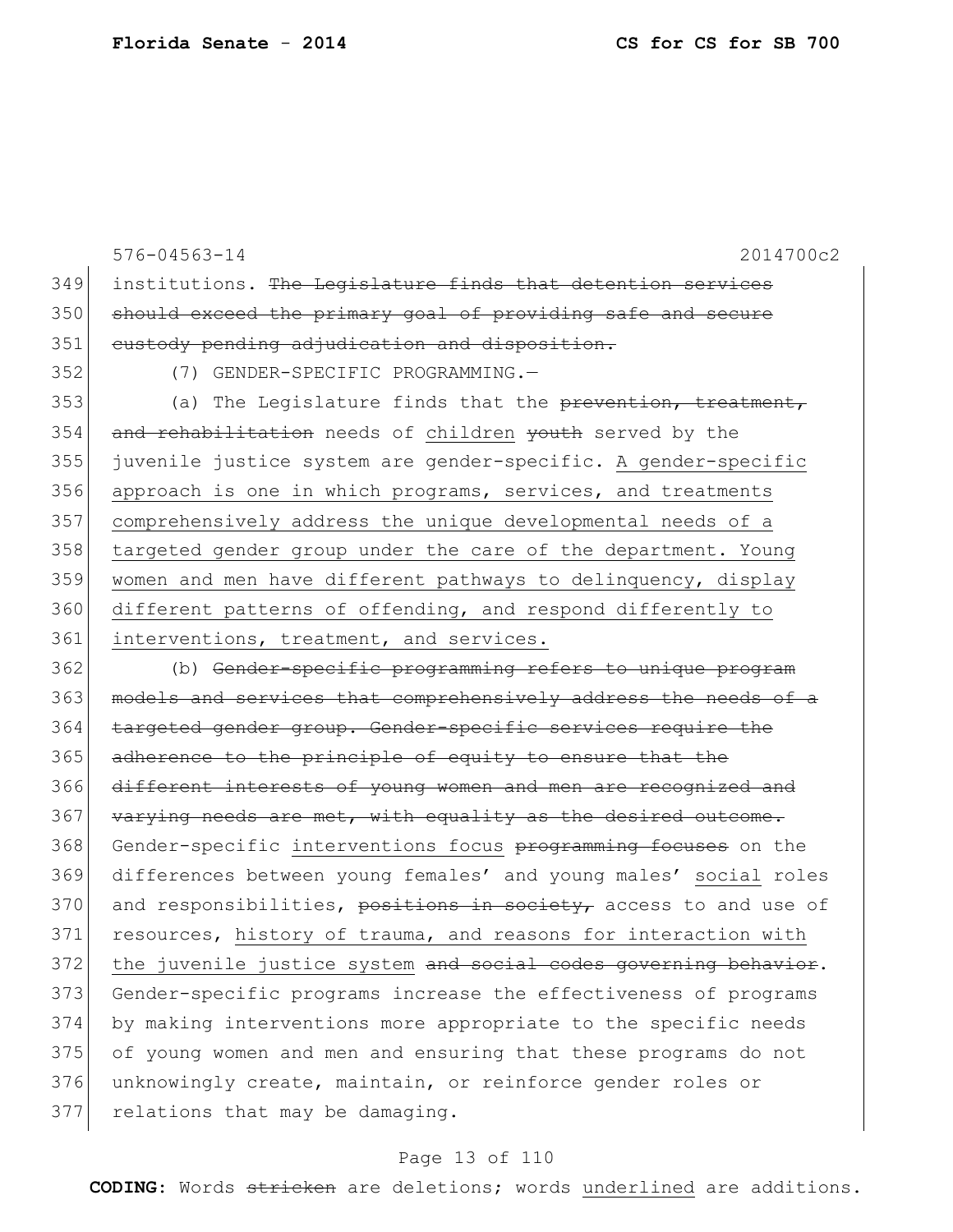576-04563-14 2014700c2

349 institutions. ~~The Legislature finds that detention services~~
350 ~~should exceed the primary goal of providing safe and secure~~
351 ~~custody pending adjudication and disposition.~~

352 (7) GENDER-SPECIFIC PROGRAMMING.—

353 (a) The Legislature finds that the ~~prevention, treatment,~~
354 ~~and rehabilitation~~ needs of <u>children</u> ~~youth~~ served by the
355 juvenile justice system are gender-specific. <u>A gender-specific</u>
356 <u>approach is one in which programs, services, and treatments</u>
357 <u>comprehensively address the unique developmental needs of a</u>
358 <u>targeted gender group under the care of the department. Young</u>
359 <u>women and men have different pathways to delinquency, display</u>
360 <u>different patterns of offending, and respond differently to</u>
361 <u>interventions, treatment, and services.</u>

362 (b) ~~Gender-specific programming refers to unique program~~
363 ~~models and services that comprehensively address the needs of a~~
364 ~~targeted gender group. Gender-specific services require the~~
365 ~~adherence to the principle of equity to ensure that the~~
366 ~~different interests of young women and men are recognized and~~
367 ~~varying needs are met, with equality as the desired outcome.~~
368 Gender-specific <u>interventions focus</u> ~~programming focuses~~ on the
369 differences between young females' and young males' <u>social</u> roles
370 and responsibilities, ~~positions in society,~~ access to and use of
371 resources, <u>history of trauma, and reasons for interaction with</u>
372 <u>the juvenile justice system</u> ~~and social codes governing behavior~~.
373 Gender-specific programs increase the effectiveness of programs
374 by making interventions more appropriate to the specific needs
375 of young women and men and ensuring that these programs do not
376 unknowingly create, maintain, or reinforce gender roles or
377 relations that may be damaging.

**CODING:** Words ~~stricken~~ are deletions; words <u>underlined</u> are additions.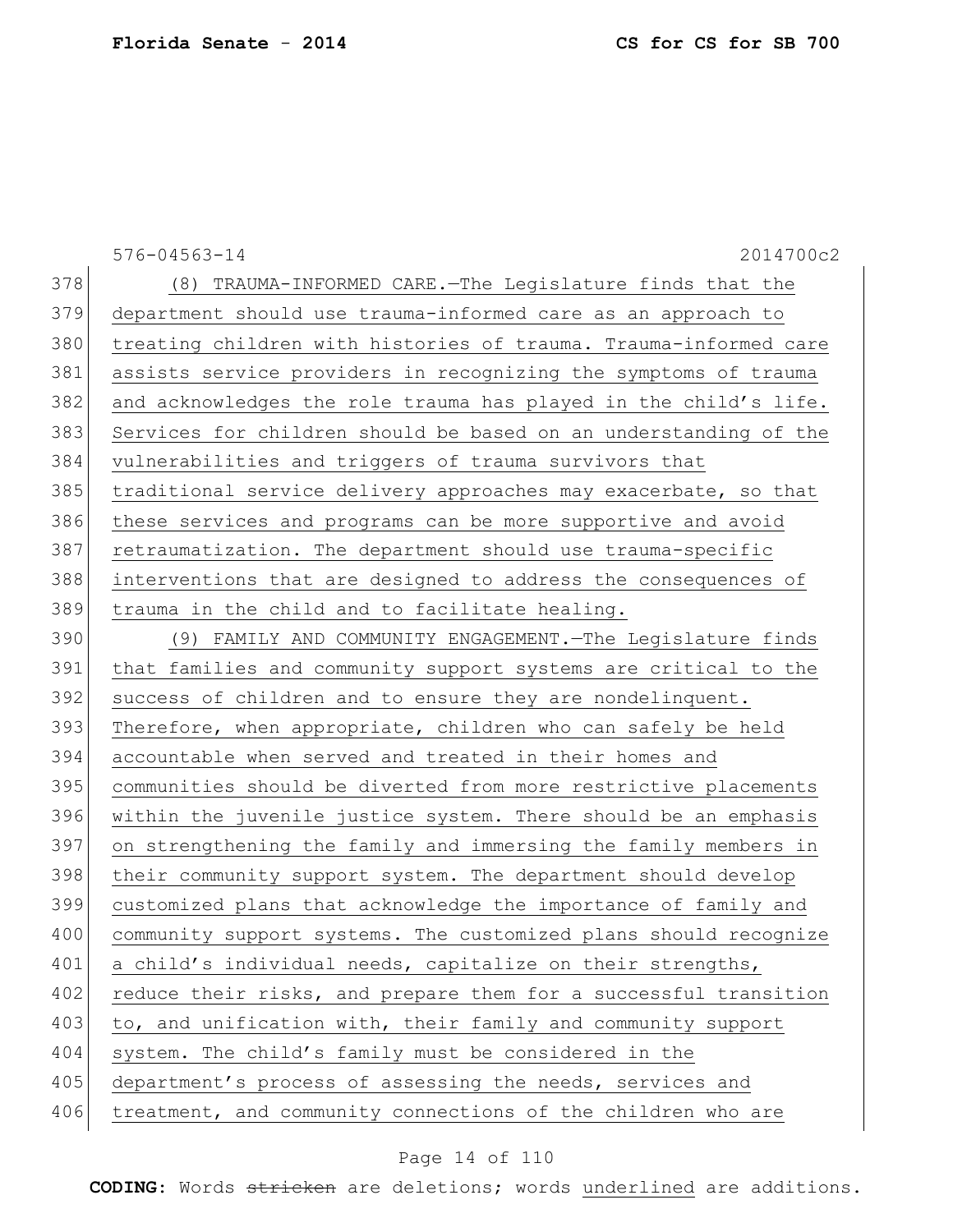576-04563-14 2014700c2

(8) TRAUMA-INFORMED CARE.—The Legislature finds that the department should use trauma-informed care as an approach to treating children with histories of trauma. Trauma-informed care assists service providers in recognizing the symptoms of trauma and acknowledges the role trauma has played in the child's life. Services for children should be based on an understanding of the vulnerabilities and triggers of trauma survivors that traditional service delivery approaches may exacerbate, so that these services and programs can be more supportive and avoid retraumatization. The department should use trauma-specific interventions that are designed to address the consequences of trauma in the child and to facilitate healing.

(9) FAMILY AND COMMUNITY ENGAGEMENT.—The Legislature finds that families and community support systems are critical to the success of children and to ensure they are nondelinquent. Therefore, when appropriate, children who can safely be held accountable when served and treated in their homes and communities should be diverted from more restrictive placements within the juvenile justice system. There should be an emphasis on strengthening the family and immersing the family members in their community support system. The department should develop customized plans that acknowledge the importance of family and community support systems. The customized plans should recognize a child's individual needs, capitalize on their strengths, reduce their risks, and prepare them for a successful transition to, and unification with, their family and community support system. The child's family must be considered in the department's process of assessing the needs, services and treatment, and community connections of the children who are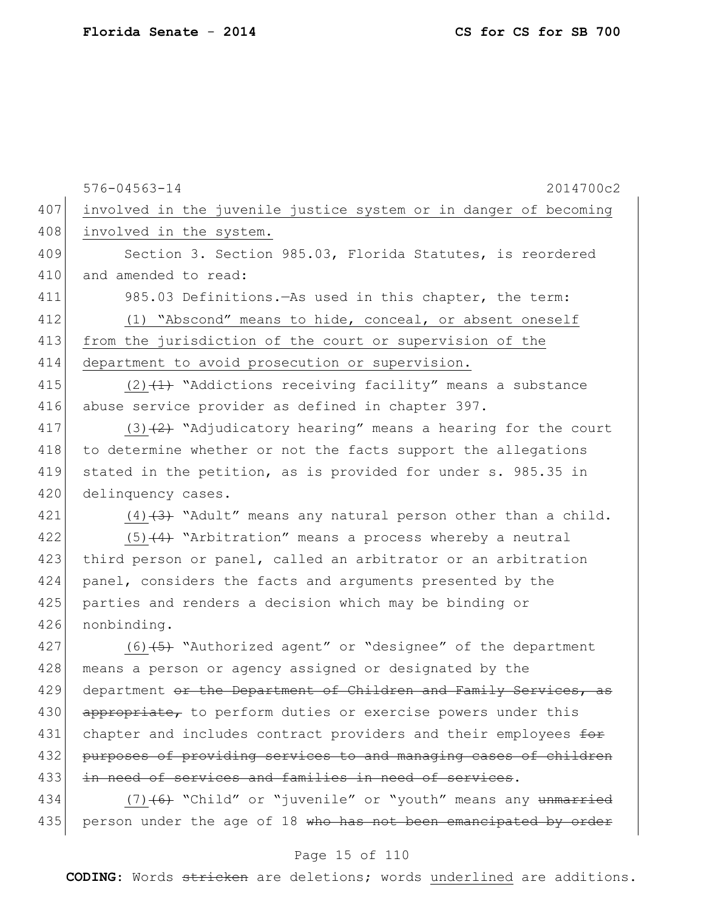576-04563-14 2014700c2

involved in the juvenile justice system or in danger of becoming involved in the system.

Section 3. Section 985.03, Florida Statutes, is reordered and amended to read:

985.03 Definitions.—As used in this chapter, the term:

(1) "Abscond" means to hide, conceal, or absent oneself from the jurisdiction of the court or supervision of the department to avoid prosecution or supervision.

(2)~~(1)~~ "Addictions receiving facility" means a substance abuse service provider as defined in chapter 397.

(3)~~(2)~~ "Adjudicatory hearing" means a hearing for the court to determine whether or not the facts support the allegations stated in the petition, as is provided for under s. 985.35 in delinquency cases.

(4)~~(3)~~ "Adult" means any natural person other than a child.

(5)~~(4)~~ "Arbitration" means a process whereby a neutral third person or panel, called an arbitrator or an arbitration panel, considers the facts and arguments presented by the parties and renders a decision which may be binding or nonbinding.

(6)~~(5)~~ "Authorized agent" or "designee" of the department means a person or agency assigned or designated by the department ~~or the Department of Children and Family Services, as appropriate,~~ to perform duties or exercise powers under this chapter and includes contract providers and their employees ~~for purposes of providing services to and managing cases of children in need of services and families in need of services~~.

(7)~~(6)~~ "Child" or "juvenile" or "youth" means any ~~unmarried~~ person under the age of 18 ~~who has not been emancipated by order~~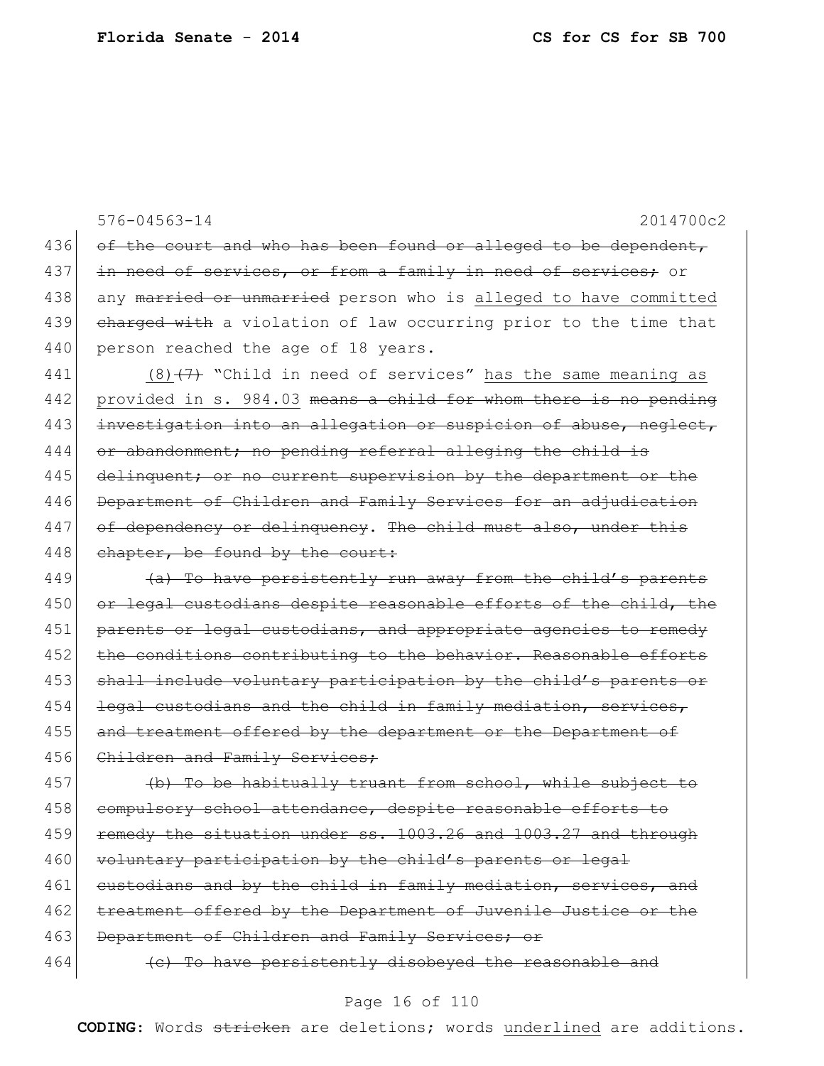576-04563-14 2014700c2

436 ~~of the court and who has been found or alleged to be dependent,~~
437 ~~in need of services, or from a family in need of services;~~ or
438 any ~~married or unmarried~~ person who is <u>alleged to have committed</u>
439 ~~charged with~~ a violation of law occurring prior to the time that
440 person reached the age of 18 years.

441 (8)~~(7)~~ "Child in need of services" <u>has the same meaning as</u>
442 <u>provided in s. 984.03</u> ~~means a child for whom there is no pending~~
443 ~~investigation into an allegation or suspicion of abuse, neglect,~~
444 ~~or abandonment; no pending referral alleging the child is~~
445 ~~delinquent; or no current supervision by the department or the~~
446 ~~Department of Children and Family Services for an adjudication~~
447 ~~of dependency or delinquency~~. ~~The child must also, under this~~
448 ~~chapter, be found by the court:~~

449 ~~(a) To have persistently run away from the child's parents~~
450 ~~or legal custodians despite reasonable efforts of the child, the~~
451 ~~parents or legal custodians, and appropriate agencies to remedy~~
452 ~~the conditions contributing to the behavior. Reasonable efforts~~
453 ~~shall include voluntary participation by the child's parents or~~
454 ~~legal custodians and the child in family mediation, services,~~
455 ~~and treatment offered by the department or the Department of~~
456 ~~Children and Family Services;~~

457 ~~(b) To be habitually truant from school, while subject to~~
458 ~~compulsory school attendance, despite reasonable efforts to~~
459 ~~remedy the situation under ss. 1003.26 and 1003.27 and through~~
460 ~~voluntary participation by the child's parents or legal~~
461 ~~custodians and by the child in family mediation, services, and~~
462 ~~treatment offered by the Department of Juvenile Justice or the~~
463 ~~Department of Children and Family Services; or~~

464 ~~(c) To have persistently disobeyed the reasonable and~~

**CODING:** Words ~~stricken~~ are deletions; words <u>underlined</u> are additions.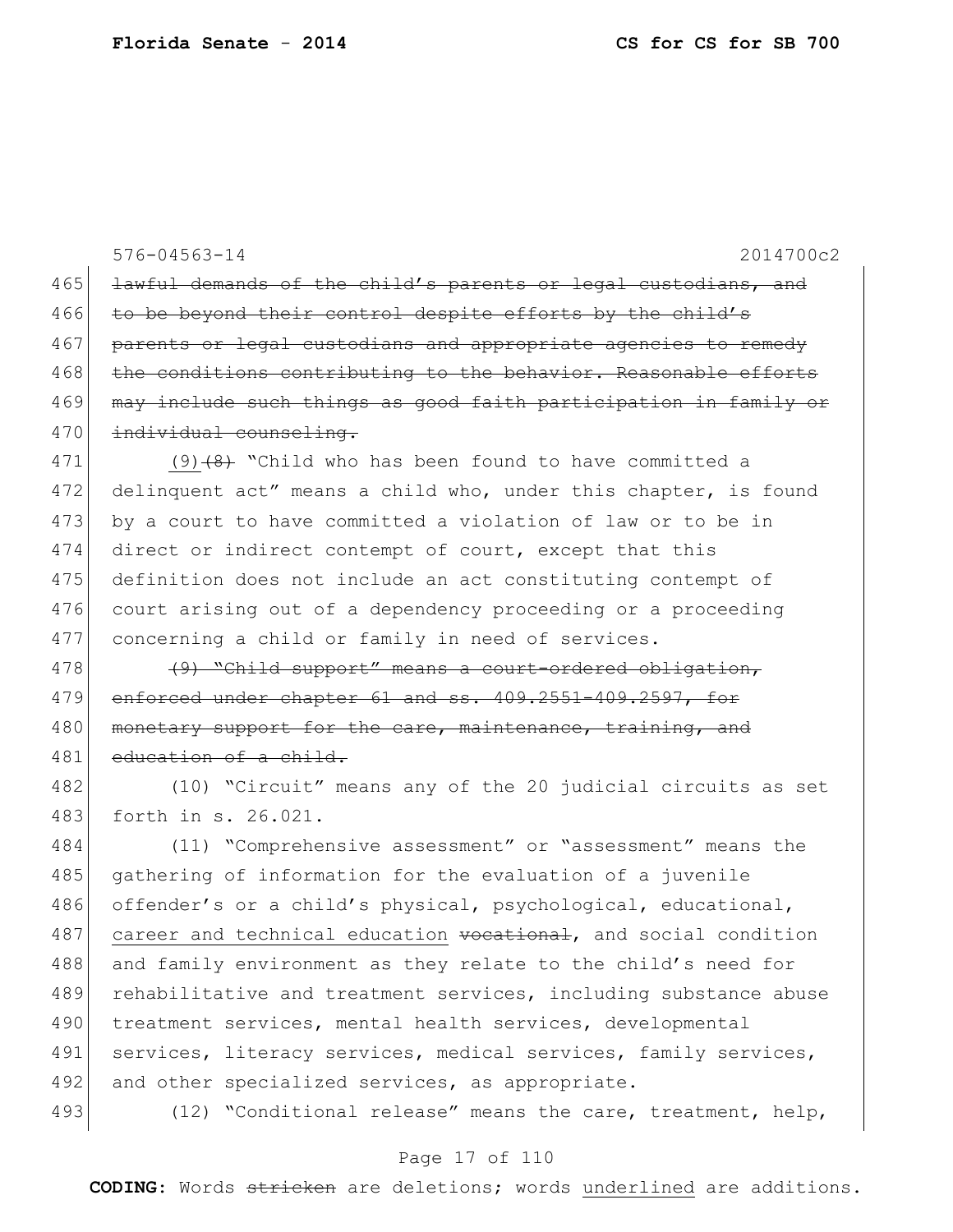~~lawful demands of the child's parents or legal custodians, and to be beyond their control despite efforts by the child's parents or legal custodians and appropriate agencies to remedy the conditions contributing to the behavior. Reasonable efforts may include such things as good faith participation in family or individual counseling.~~

<u>(9)</u>~~(8)~~ "Child who has been found to have committed a delinquent act" means a child who, under this chapter, is found by a court to have committed a violation of law or to be in direct or indirect contempt of court, except that this definition does not include an act constituting contempt of court arising out of a dependency proceeding or a proceeding concerning a child or family in need of services.

~~(9) "Child support" means a court-ordered obligation, enforced under chapter 61 and ss. 409.2551-409.2597, for monetary support for the care, maintenance, training, and education of a child.~~

(10) "Circuit" means any of the 20 judicial circuits as set forth in s. 26.021.

(11) "Comprehensive assessment" or "assessment" means the gathering of information for the evaluation of a juvenile offender's or a child's physical, psychological, educational, <u>career and technical education</u> ~~vocational~~, and social condition and family environment as they relate to the child's need for rehabilitative and treatment services, including substance abuse treatment services, mental health services, developmental services, literacy services, medical services, family services, and other specialized services, as appropriate.

(12) "Conditional release" means the care, treatment, help,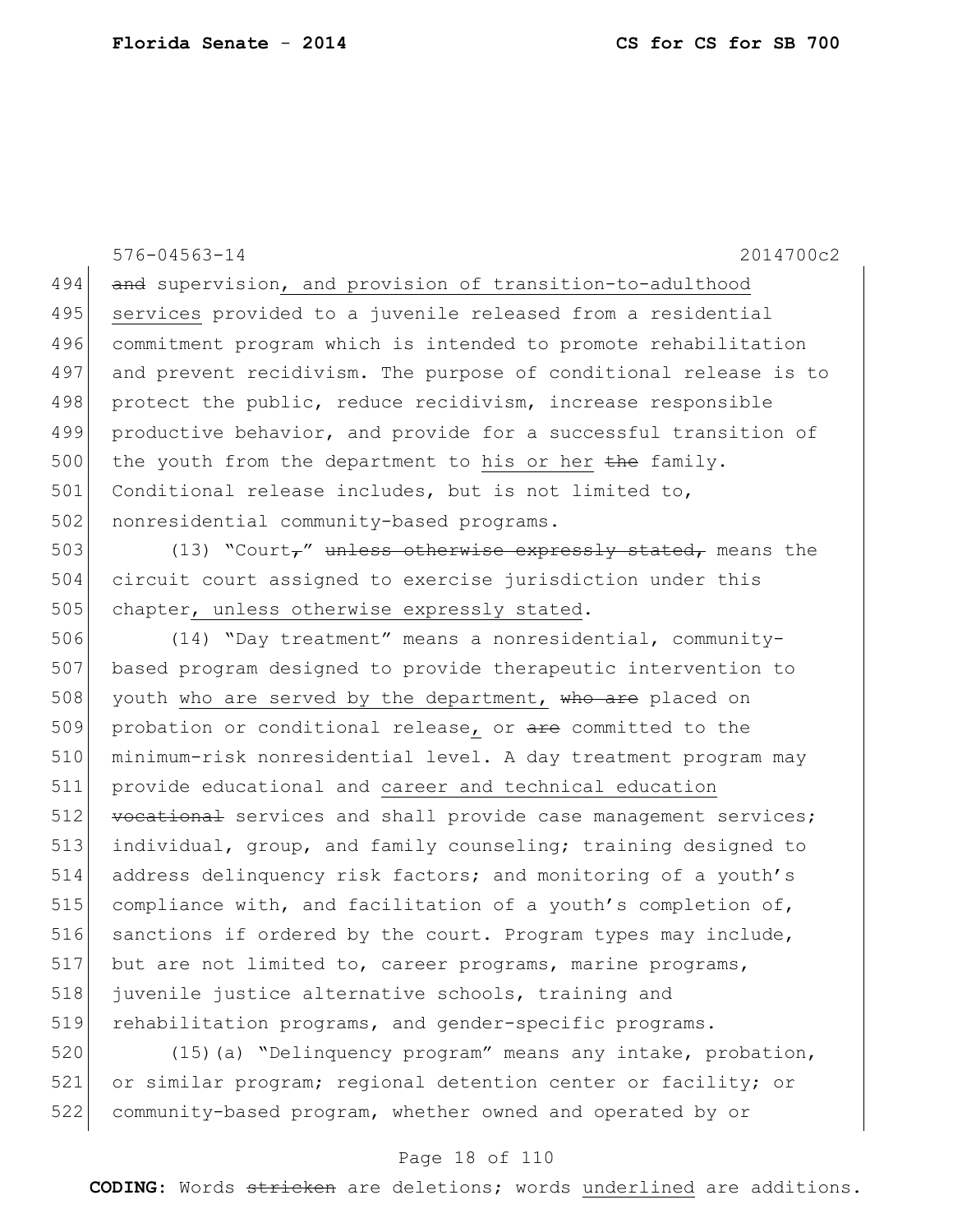576-04563-14 2014700c2

494 ~~and~~ supervision, and provision of transition-to-adulthood
495 services provided to a juvenile released from a residential
496 commitment program which is intended to promote rehabilitation
497 and prevent recidivism. The purpose of conditional release is to
498 protect the public, reduce recidivism, increase responsible
499 productive behavior, and provide for a successful transition of
500 the youth from the department to his or her ~~the~~ family.
501 Conditional release includes, but is not limited to,
502 nonresidential community-based programs.

503 (13) "Court~~,~~" ~~unless otherwise expressly stated,~~ means the
504 circuit court assigned to exercise jurisdiction under this
505 chapter, unless otherwise expressly stated.

506 (14) "Day treatment" means a nonresidential, community-
507 based program designed to provide therapeutic intervention to
508 youth who are served by the department, ~~who are~~ placed on
509 probation or conditional release, or ~~are~~ committed to the
510 minimum-risk nonresidential level. A day treatment program may
511 provide educational and career and technical education
512 ~~vocational~~ services and shall provide case management services;
513 individual, group, and family counseling; training designed to
514 address delinquency risk factors; and monitoring of a youth's
515 compliance with, and facilitation of a youth's completion of,
516 sanctions if ordered by the court. Program types may include,
517 but are not limited to, career programs, marine programs,
518 juvenile justice alternative schools, training and
519 rehabilitation programs, and gender-specific programs.

520 (15)(a) "Delinquency program" means any intake, probation,
521 or similar program; regional detention center or facility; or
522 community-based program, whether owned and operated by or

**CODING:** Words ~~stricken~~ are deletions; words underlined are additions.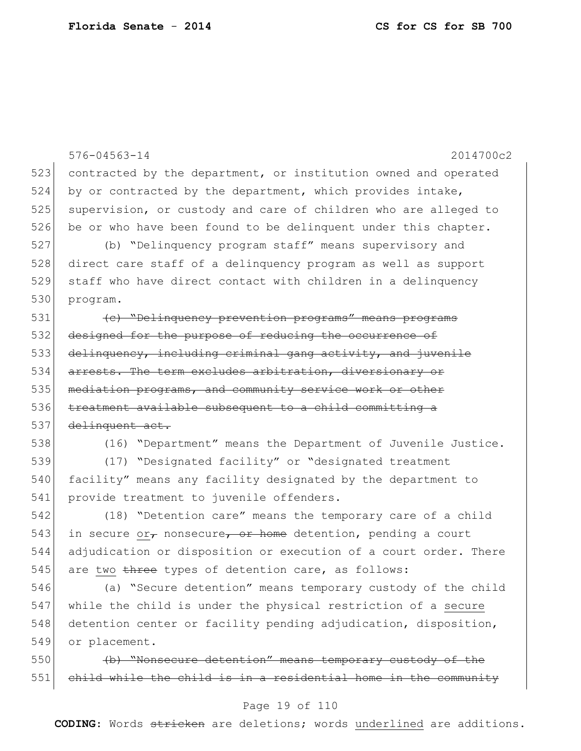576-04563-14 2014700c2

523 contracted by the department, or institution owned and operated
524 by or contracted by the department, which provides intake,
525 supervision, or custody and care of children who are alleged to
526 be or who have been found to be delinquent under this chapter.

527 (b) "Delinquency program staff" means supervisory and
528 direct care staff of a delinquency program as well as support
529 staff who have direct contact with children in a delinquency
530 program.

531 ~~(c) "Delinquency prevention programs" means programs~~
532 ~~designed for the purpose of reducing the occurrence of~~
533 ~~delinquency, including criminal gang activity, and juvenile~~
534 ~~arrests. The term excludes arbitration, diversionary or~~
535 ~~mediation programs, and community service work or other~~
536 ~~treatment available subsequent to a child committing a~~
537 ~~delinquent act.~~

538 (16) "Department" means the Department of Juvenile Justice.

539 (17) "Designated facility" or "designated treatment
540 facility" means any facility designated by the department to
541 provide treatment to juvenile offenders.

542 (18) "Detention care" means the temporary care of a child
543 in secure <u>or</u>~~,~~ nonsecure~~, or home~~ detention, pending a court
544 adjudication or disposition or execution of a court order. There
545 are <u>two</u> ~~three~~ types of detention care, as follows:

546 (a) "Secure detention" means temporary custody of the child
547 while the child is under the physical restriction of a <u>secure</u>
548 detention center or facility pending adjudication, disposition,
549 or placement.

550 ~~(b) "Nonsecure detention" means temporary custody of the~~
551 ~~child while the child is in a residential home in the community~~

**CODING:** Words ~~stricken~~ are deletions; words <u>underlined</u> are additions.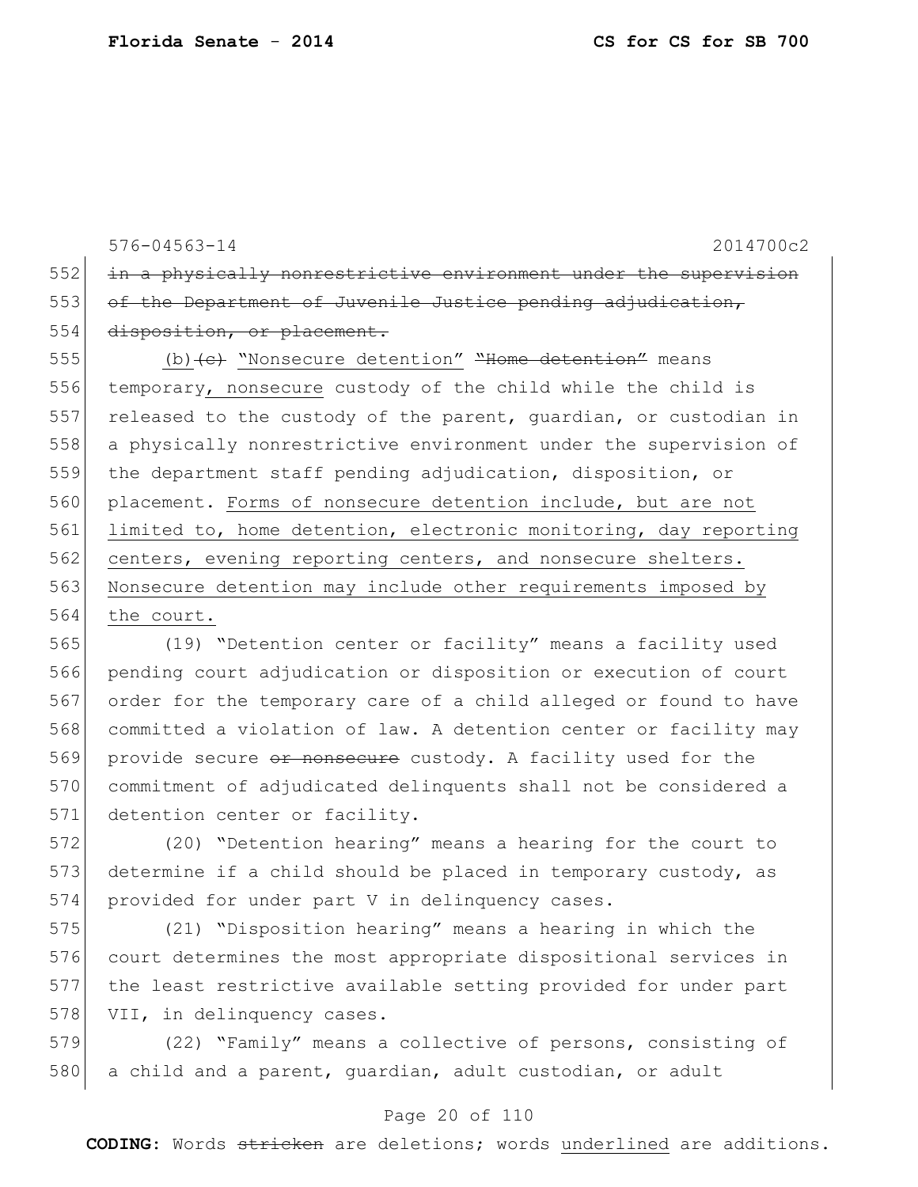~~in a physically nonrestrictive environment under the supervision of the Department of Juvenile Justice pending adjudication, disposition, or placement.~~

(b) ~~(c)~~ "Nonsecure detention" ~~"Home detention"~~ means temporary, <u>nonsecure</u> custody of the child while the child is released to the custody of the parent, guardian, or custodian in a physically nonrestrictive environment under the supervision of the department staff pending adjudication, disposition, or placement. <u>Forms of nonsecure detention include, but are not limited to, home detention, electronic monitoring, day reporting centers, evening reporting centers, and nonsecure shelters. Nonsecure detention may include other requirements imposed by the court.</u>

(19) "Detention center or facility" means a facility used pending court adjudication or disposition or execution of court order for the temporary care of a child alleged or found to have committed a violation of law. A detention center or facility may provide secure ~~or nonsecure~~ custody. A facility used for the commitment of adjudicated delinquents shall not be considered a detention center or facility.

(20) "Detention hearing" means a hearing for the court to determine if a child should be placed in temporary custody, as provided for under part V in delinquency cases.

(21) "Disposition hearing" means a hearing in which the court determines the most appropriate dispositional services in the least restrictive available setting provided for under part VII, in delinquency cases.

(22) "Family" means a collective of persons, consisting of a child and a parent, guardian, adult custodian, or adult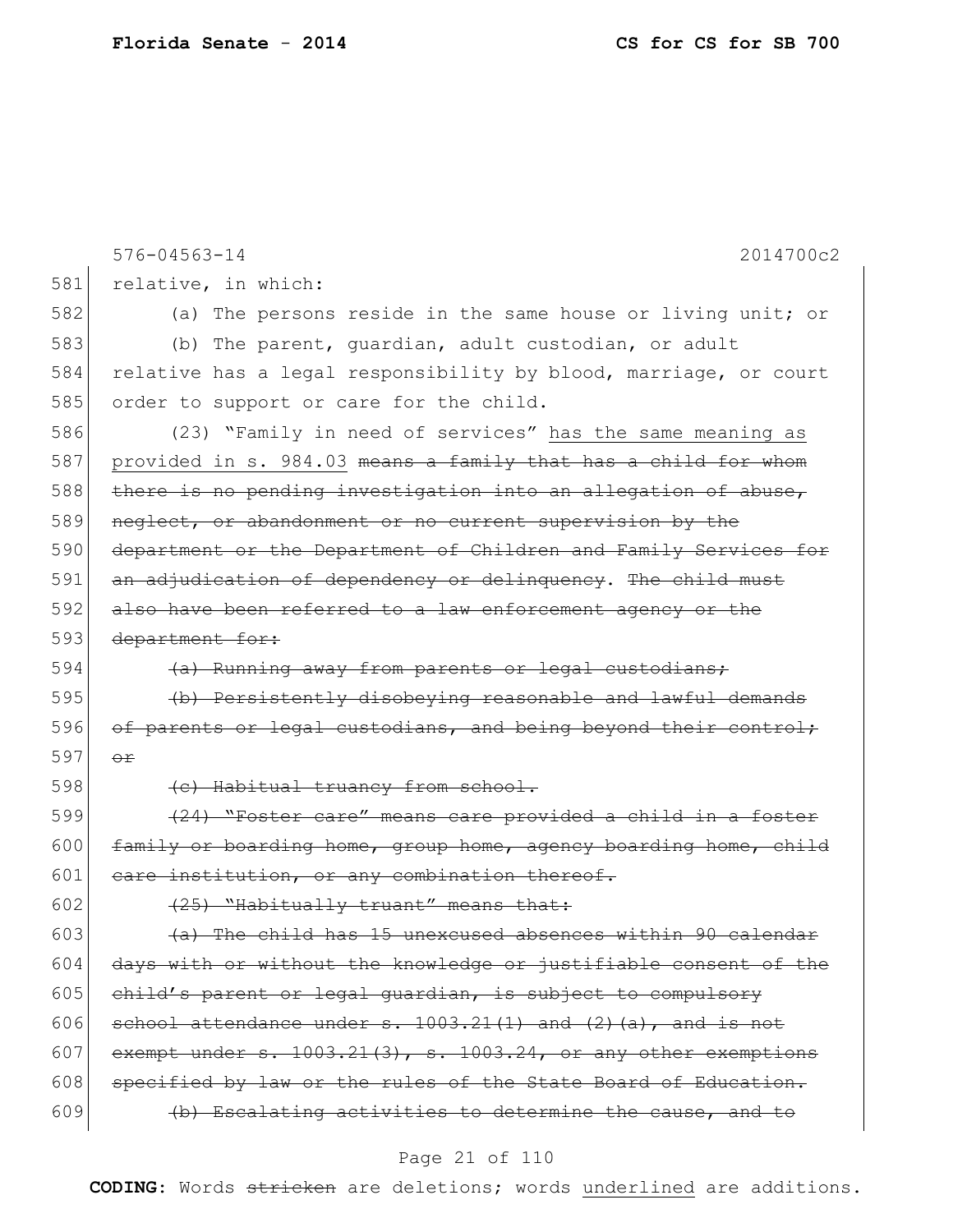576-04563-14 2014700c2

581 relative, in which:

582 (a) The persons reside in the same house or living unit; or

583 (b) The parent, guardian, adult custodian, or adult

584 relative has a legal responsibility by blood, marriage, or court

585 order to support or care for the child.

586 (23) "Family in need of services" <u>has the same meaning as</u>

587 <u>provided in s. 984.03</u> ~~means a family that has a child for whom~~

588 ~~there is no pending investigation into an allegation of abuse,~~

589 ~~neglect, or abandonment or no current supervision by the~~

590 ~~department or the Department of Children and Family Services for~~

591 ~~an adjudication of dependency or delinquency~~. ~~The child must~~

592 ~~also have been referred to a law enforcement agency or the~~

593 ~~department for:~~

594 ~~(a) Running away from parents or legal custodians;~~

595 ~~(b) Persistently disobeying reasonable and lawful demands~~

596 ~~of parents or legal custodians, and being beyond their control;~~

597 ~~or~~

598 ~~(c) Habitual truancy from school.~~

599 ~~(24) "Foster care" means care provided a child in a foster~~

600 ~~family or boarding home, group home, agency boarding home, child~~

601 ~~care institution, or any combination thereof.~~

602 ~~(25) "Habitually truant" means that:~~

603 ~~(a) The child has 15 unexcused absences within 90 calendar~~

604 ~~days with or without the knowledge or justifiable consent of the~~

605 ~~child's parent or legal guardian, is subject to compulsory~~

606 ~~school attendance under s. 1003.21(1) and (2)(a), and is not~~

607 ~~exempt under s. 1003.21(3), s. 1003.24, or any other exemptions~~

608 ~~specified by law or the rules of the State Board of Education.~~

609 ~~(b) Escalating activities to determine the cause, and to~~

**CODING:** Words ~~stricken~~ are deletions; words <u>underlined</u> are additions.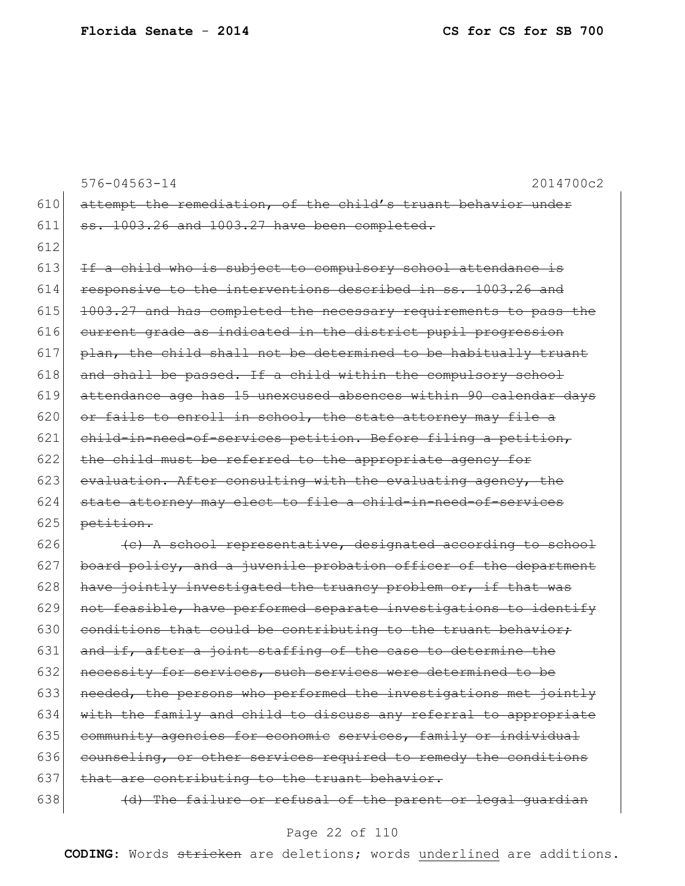576-04563-14 2014700c2

610 ~~attempt the remediation, of the child's truant behavior under~~
611 ~~ss. 1003.26 and 1003.27 have been completed.~~
612
613 ~~If a child who is subject to compulsory school attendance is~~
614 ~~responsive to the interventions described in ss. 1003.26 and~~
615 ~~1003.27 and has completed the necessary requirements to pass the~~
616 ~~current grade as indicated in the district pupil progression~~
617 ~~plan, the child shall not be determined to be habitually truant~~
618 ~~and shall be passed. If a child within the compulsory school~~
619 ~~attendance age has 15 unexcused absences within 90 calendar days~~
620 ~~or fails to enroll in school, the state attorney may file a~~
621 ~~child-in-need-of-services petition. Before filing a petition,~~
622 ~~the child must be referred to the appropriate agency for~~
623 ~~evaluation. After consulting with the evaluating agency, the~~
624 ~~state attorney may elect to file a child-in-need-of-services~~
625 ~~petition.~~
626 ~~(c) A school representative, designated according to school~~
627 ~~board policy, and a juvenile probation officer of the department~~
628 ~~have jointly investigated the truancy problem or, if that was~~
629 ~~not feasible, have performed separate investigations to identify~~
630 ~~conditions that could be contributing to the truant behavior;~~
631 ~~and if, after a joint staffing of the case to determine the~~
632 ~~necessity for services, such services were determined to be~~
633 ~~needed, the persons who performed the investigations met jointly~~
634 ~~with the family and child to discuss any referral to appropriate~~
635 ~~community agencies for economic services, family or individual~~
636 ~~counseling, or other services required to remedy the conditions~~
637 ~~that are contributing to the truant behavior.~~
638 ~~(d) The failure or refusal of the parent or legal guardian~~

**CODING:** Words ~~stricken~~ are deletions; words underlined are additions.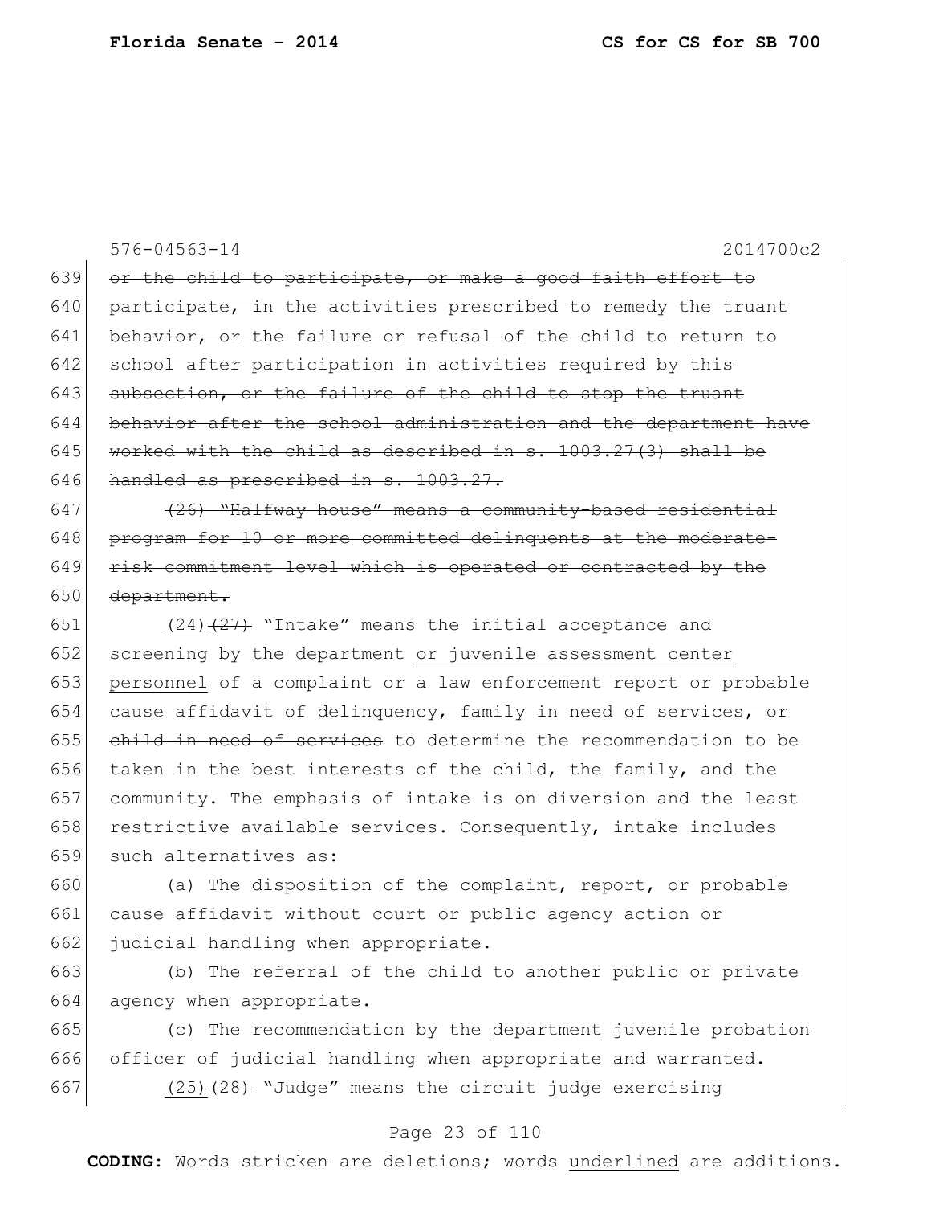576-04563-14 2014700c2

639 ~~or the child to participate, or make a good faith effort to~~
640 ~~participate, in the activities prescribed to remedy the truant~~
641 ~~behavior, or the failure or refusal of the child to return to~~
642 ~~school after participation in activities required by this~~
643 ~~subsection, or the failure of the child to stop the truant~~
644 ~~behavior after the school administration and the department have~~
645 ~~worked with the child as described in s. 1003.27(3) shall be~~
646 ~~handled as prescribed in s. 1003.27.~~

647 ~~(26) "Halfway house" means a community-based residential~~
648 ~~program for 10 or more committed delinquents at the moderate-~~
649 ~~risk commitment level which is operated or contracted by the~~
650 ~~department.~~

651 <u>(24)</u>~~(27)~~ "Intake" means the initial acceptance and
652 screening by the department <u>or juvenile assessment center</u>
653 <u>personnel</u> of a complaint or a law enforcement report or probable
654 cause affidavit of delinquency~~, family in need of services, or~~
655 ~~child in need of services~~ to determine the recommendation to be
656 taken in the best interests of the child, the family, and the
657 community. The emphasis of intake is on diversion and the least
658 restrictive available services. Consequently, intake includes
659 such alternatives as:

660 (a) The disposition of the complaint, report, or probable
661 cause affidavit without court or public agency action or
662 judicial handling when appropriate.

663 (b) The referral of the child to another public or private
664 agency when appropriate.

665 (c) The recommendation by the <u>department</u> ~~juvenile probation~~
666 ~~officer~~ of judicial handling when appropriate and warranted.

667 <u>(25)</u>~~(28)~~ "Judge" means the circuit judge exercising

**CODING:** Words ~~stricken~~ are deletions; words <u>underlined</u> are additions.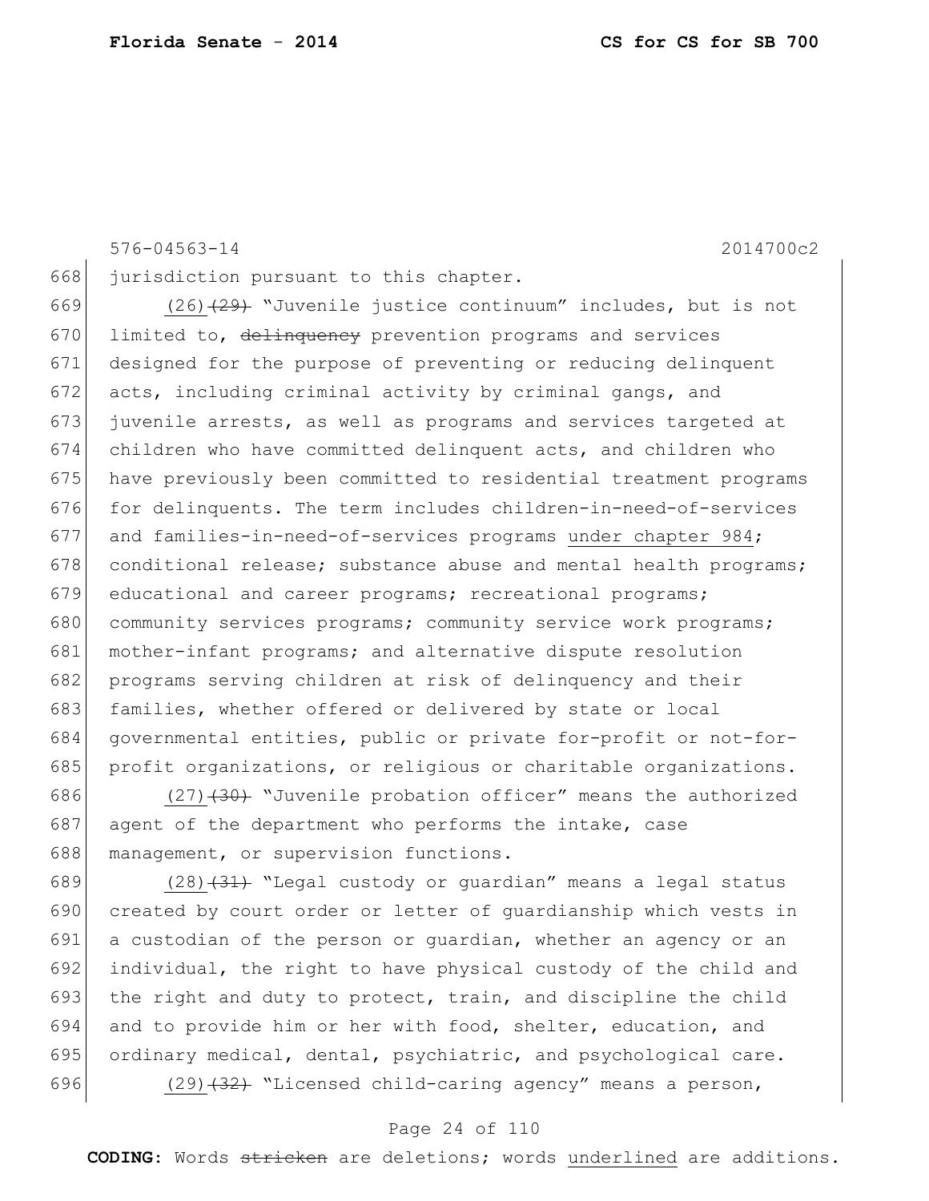jurisdiction pursuant to this chapter.

(26) ~~(29)~~ "Juvenile justice continuum" includes, but is not limited to, ~~delinquency~~ prevention programs and services designed for the purpose of preventing or reducing delinquent acts, including criminal activity by criminal gangs, and juvenile arrests, as well as programs and services targeted at children who have committed delinquent acts, and children who have previously been committed to residential treatment programs for delinquents. The term includes children-in-need-of-services and families-in-need-of-services programs under chapter 984; conditional release; substance abuse and mental health programs; educational and career programs; recreational programs; community services programs; community service work programs; mother-infant programs; and alternative dispute resolution programs serving children at risk of delinquency and their families, whether offered or delivered by state or local governmental entities, public or private for-profit or not-for-profit organizations, or religious or charitable organizations.

(27) ~~(30)~~ "Juvenile probation officer" means the authorized agent of the department who performs the intake, case management, or supervision functions.

(28) ~~(31)~~ "Legal custody or guardian" means a legal status created by court order or letter of guardianship which vests in a custodian of the person or guardian, whether an agency or an individual, the right to have physical custody of the child and the right and duty to protect, train, and discipline the child and to provide him or her with food, shelter, education, and ordinary medical, dental, psychiatric, and psychological care.

(29) ~~(32)~~ "Licensed child-caring agency" means a person,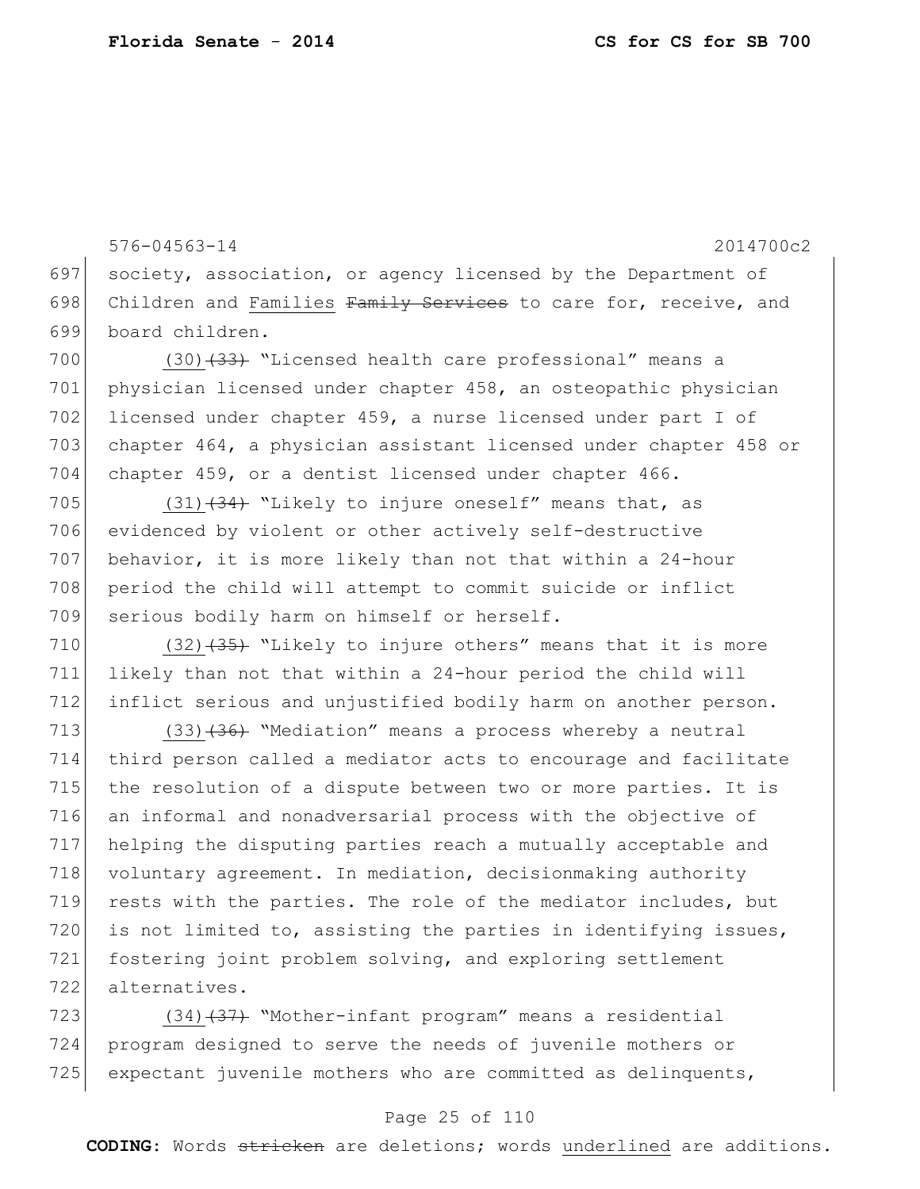576-04563-14 2014700c2

society, association, or agency licensed by the Department of Children and Families ~~Family Services~~ to care for, receive, and board children.

(30)~~(33)~~ "Licensed health care professional" means a physician licensed under chapter 458, an osteopathic physician licensed under chapter 459, a nurse licensed under part I of chapter 464, a physician assistant licensed under chapter 458 or chapter 459, or a dentist licensed under chapter 466.

(31)~~(34)~~ "Likely to injure oneself" means that, as evidenced by violent or other actively self-destructive behavior, it is more likely than not that within a 24-hour period the child will attempt to commit suicide or inflict serious bodily harm on himself or herself.

(32)~~(35)~~ "Likely to injure others" means that it is more likely than not that within a 24-hour period the child will inflict serious and unjustified bodily harm on another person.

(33)~~(36)~~ "Mediation" means a process whereby a neutral third person called a mediator acts to encourage and facilitate the resolution of a dispute between two or more parties. It is an informal and nonadversarial process with the objective of helping the disputing parties reach a mutually acceptable and voluntary agreement. In mediation, decisionmaking authority rests with the parties. The role of the mediator includes, but is not limited to, assisting the parties in identifying issues, fostering joint problem solving, and exploring settlement alternatives.

(34)~~(37)~~ "Mother-infant program" means a residential program designed to serve the needs of juvenile mothers or expectant juvenile mothers who are committed as delinquents,

**CODING:** Words ~~stricken~~ are deletions; words underlined are additions.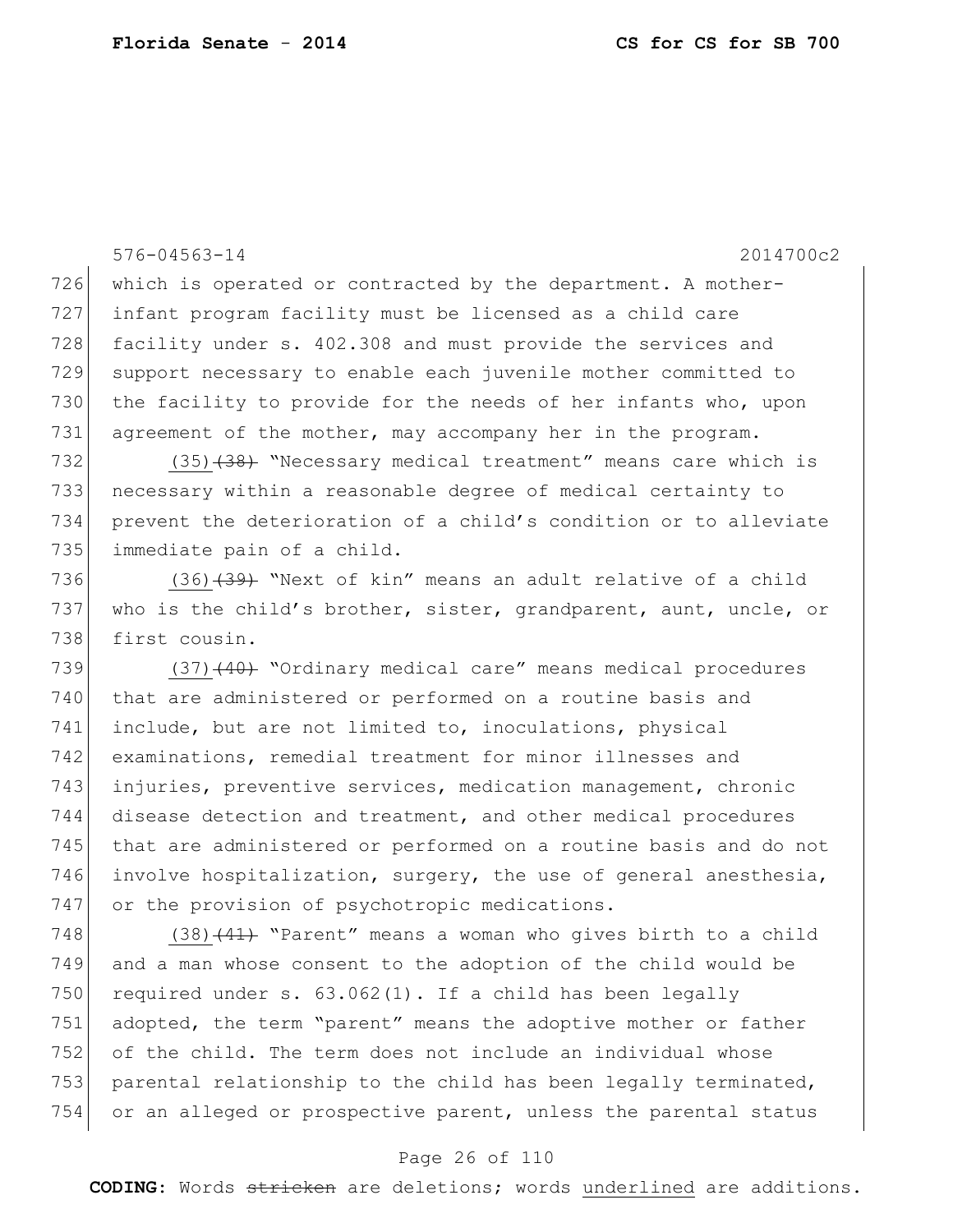576-04563-14 2014700c2

726 which is operated or contracted by the department. A mother-
727 infant program facility must be licensed as a child care
728 facility under s. 402.308 and must provide the services and
729 support necessary to enable each juvenile mother committed to
730 the facility to provide for the needs of her infants who, upon
731 agreement of the mother, may accompany her in the program.

732 (35) ~~(38)~~ "Necessary medical treatment" means care which is
733 necessary within a reasonable degree of medical certainty to
734 prevent the deterioration of a child's condition or to alleviate
735 immediate pain of a child.

736 (36) ~~(39)~~ "Next of kin" means an adult relative of a child
737 who is the child's brother, sister, grandparent, aunt, uncle, or
738 first cousin.

739 (37) ~~(40)~~ "Ordinary medical care" means medical procedures
740 that are administered or performed on a routine basis and
741 include, but are not limited to, inoculations, physical
742 examinations, remedial treatment for minor illnesses and
743 injuries, preventive services, medication management, chronic
744 disease detection and treatment, and other medical procedures
745 that are administered or performed on a routine basis and do not
746 involve hospitalization, surgery, the use of general anesthesia,
747 or the provision of psychotropic medications.

748 (38) ~~(41)~~ "Parent" means a woman who gives birth to a child
749 and a man whose consent to the adoption of the child would be
750 required under s. 63.062(1). If a child has been legally
751 adopted, the term "parent" means the adoptive mother or father
752 of the child. The term does not include an individual whose
753 parental relationship to the child has been legally terminated,
754 or an alleged or prospective parent, unless the parental status

**CODING:** Words ~~stricken~~ are deletions; words underlined are additions.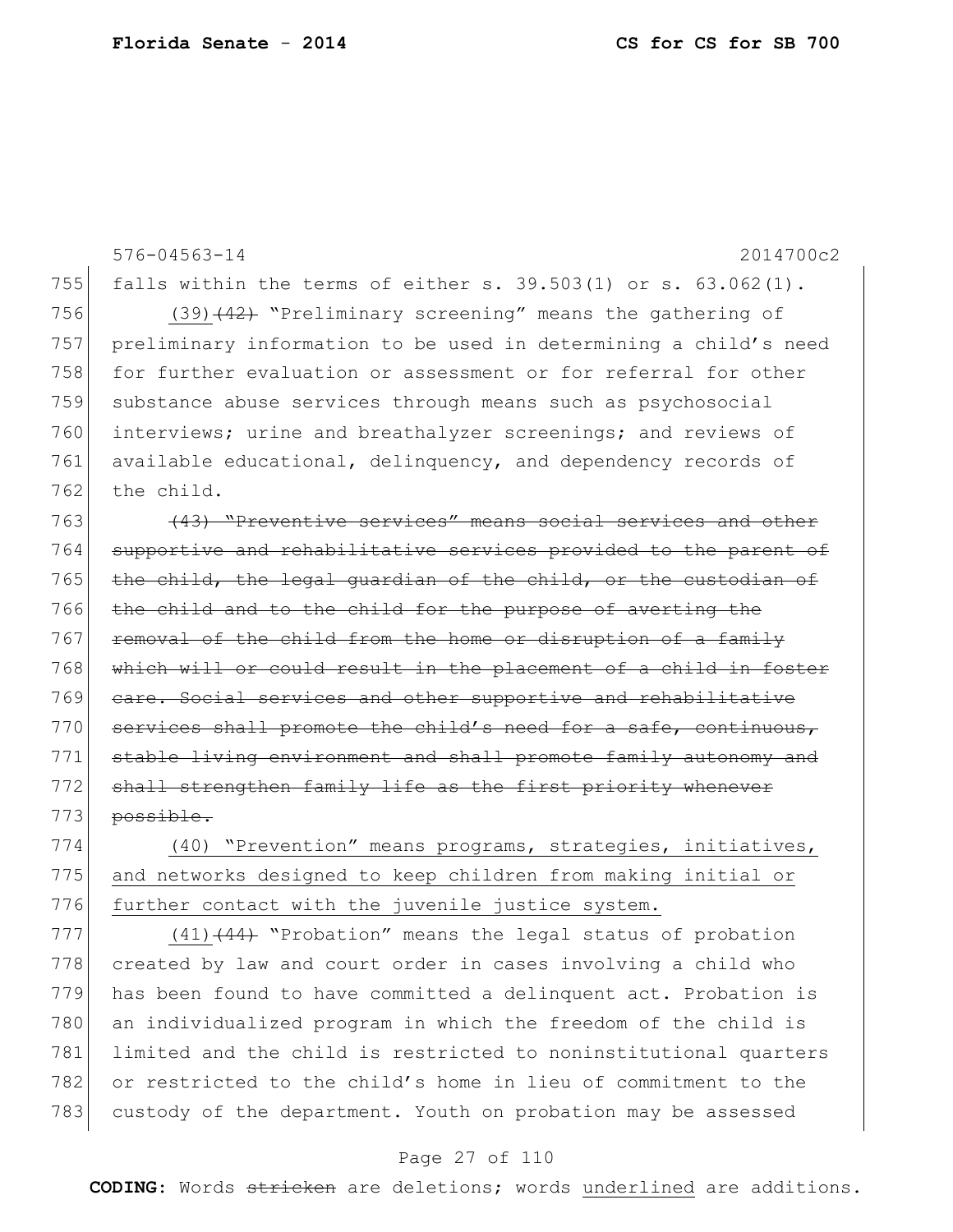576-04563-14 2014700c2

755 falls within the terms of either s. 39.503(1) or s. 63.062(1).

756 (39)~~(42)~~ "Preliminary screening" means the gathering of
757 preliminary information to be used in determining a child's need
758 for further evaluation or assessment or for referral for other
759 substance abuse services through means such as psychosocial
760 interviews; urine and breathalyzer screenings; and reviews of
761 available educational, delinquency, and dependency records of
762 the child.

763 ~~(43) "Preventive services" means social services and other~~
764 ~~supportive and rehabilitative services provided to the parent of~~
765 ~~the child, the legal guardian of the child, or the custodian of~~
766 ~~the child and to the child for the purpose of averting the~~
767 ~~removal of the child from the home or disruption of a family~~
768 ~~which will or could result in the placement of a child in foster~~
769 ~~care. Social services and other supportive and rehabilitative~~
770 ~~services shall promote the child's need for a safe, continuous,~~
771 ~~stable living environment and shall promote family autonomy and~~
772 ~~shall strengthen family life as the first priority whenever~~
773 ~~possible.~~

774 <u>(40) "Prevention" means programs, strategies, initiatives,</u>
775 <u>and networks designed to keep children from making initial or</u>
776 <u>further contact with the juvenile justice system.</u>

777 <u>(41)</u>~~(44)~~ "Probation" means the legal status of probation
778 created by law and court order in cases involving a child who
779 has been found to have committed a delinquent act. Probation is
780 an individualized program in which the freedom of the child is
781 limited and the child is restricted to noninstitutional quarters
782 or restricted to the child's home in lieu of commitment to the
783 custody of the department. Youth on probation may be assessed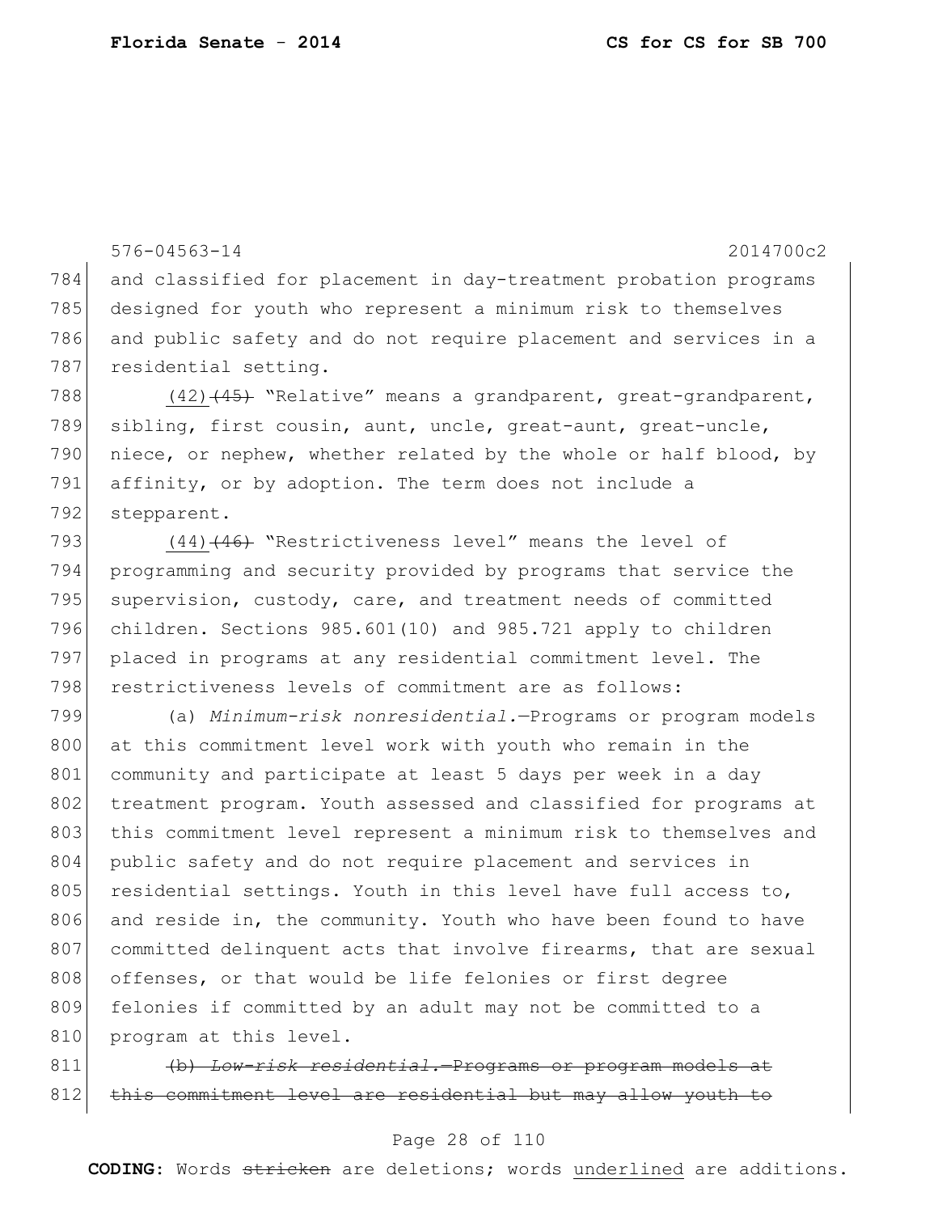and classified for placement in day-treatment probation programs designed for youth who represent a minimum risk to themselves and public safety and do not require placement and services in a residential setting.

<u>(42)</u>~~(45)~~ "Relative" means a grandparent, great-grandparent, sibling, first cousin, aunt, uncle, great-aunt, great-uncle, niece, or nephew, whether related by the whole or half blood, by affinity, or by adoption. The term does not include a stepparent.

<u>(44)</u>~~(46)~~ "Restrictiveness level" means the level of programming and security provided by programs that service the supervision, custody, care, and treatment needs of committed children. Sections 985.601(10) and 985.721 apply to children placed in programs at any residential commitment level. The restrictiveness levels of commitment are as follows:

(a) *Minimum-risk nonresidential.*—Programs or program models at this commitment level work with youth who remain in the community and participate at least 5 days per week in a day treatment program. Youth assessed and classified for programs at this commitment level represent a minimum risk to themselves and public safety and do not require placement and services in residential settings. Youth in this level have full access to, and reside in, the community. Youth who have been found to have committed delinquent acts that involve firearms, that are sexual offenses, or that would be life felonies or first degree felonies if committed by an adult may not be committed to a program at this level.

~~(b) *Low-risk residential.*—Programs or program models at this commitment level are residential but may allow youth to~~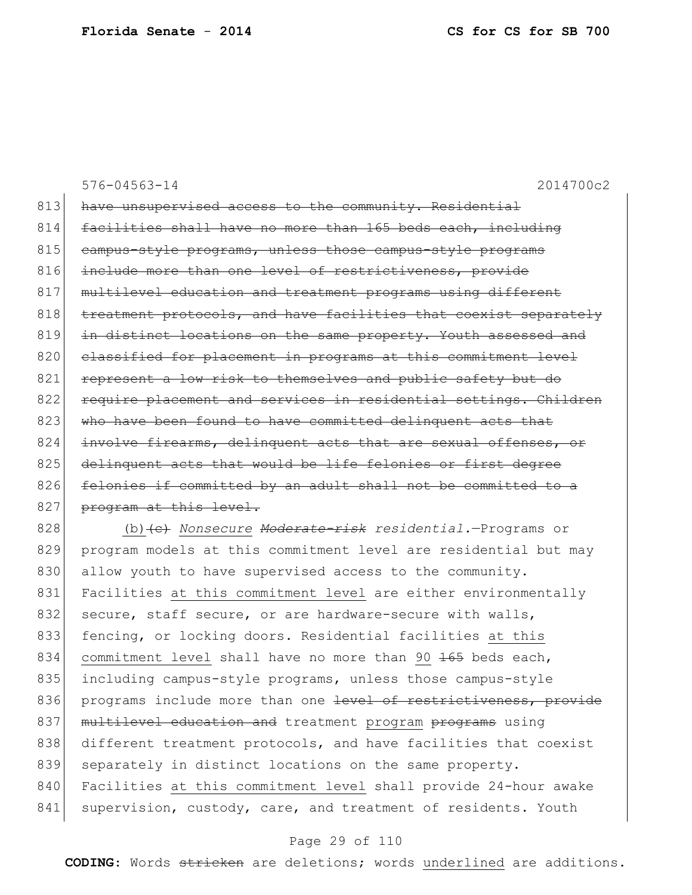576-04563-14 2014700c2

813 ~~have unsupervised access to the community. Residential~~
814 ~~facilities shall have no more than 165 beds each, including~~
815 ~~campus-style programs, unless those campus-style programs~~
816 ~~include more than one level of restrictiveness, provide~~
817 ~~multilevel education and treatment programs using different~~
818 ~~treatment protocols, and have facilities that coexist separately~~
819 ~~in distinct locations on the same property. Youth assessed and~~
820 ~~classified for placement in programs at this commitment level~~
821 ~~represent a low risk to themselves and public safety but do~~
822 ~~require placement and services in residential settings. Children~~
823 ~~who have been found to have committed delinquent acts that~~
824 ~~involve firearms, delinquent acts that are sexual offenses, or~~
825 ~~delinquent acts that would be life felonies or first degree~~
826 ~~felonies if committed by an adult shall not be committed to a~~
827 ~~program at this level.~~

828 <u>(b)</u>~~(c)~~ *<u>Nonsecure</u>* ~~*Moderate-risk*~~ *residential.*—Programs or
829 program models at this commitment level are residential but may
830 allow youth to have supervised access to the community.
831 Facilities <u>at this commitment level</u> are either environmentally
832 secure, staff secure, or are hardware-secure with walls,
833 fencing, or locking doors. Residential facilities <u>at this</u>
834 <u>commitment level</u> shall have no more than <u>90</u> ~~165~~ beds each,
835 including campus-style programs, unless those campus-style
836 programs include more than one ~~level of restrictiveness, provide~~
837 ~~multilevel education and~~ treatment <u>program</u> ~~programs~~ using
838 different treatment protocols, and have facilities that coexist
839 separately in distinct locations on the same property.
840 Facilities <u>at this commitment level</u> shall provide 24-hour awake
841 supervision, custody, care, and treatment of residents. Youth

**CODING:** Words ~~stricken~~ are deletions; words <u>underlined</u> are additions.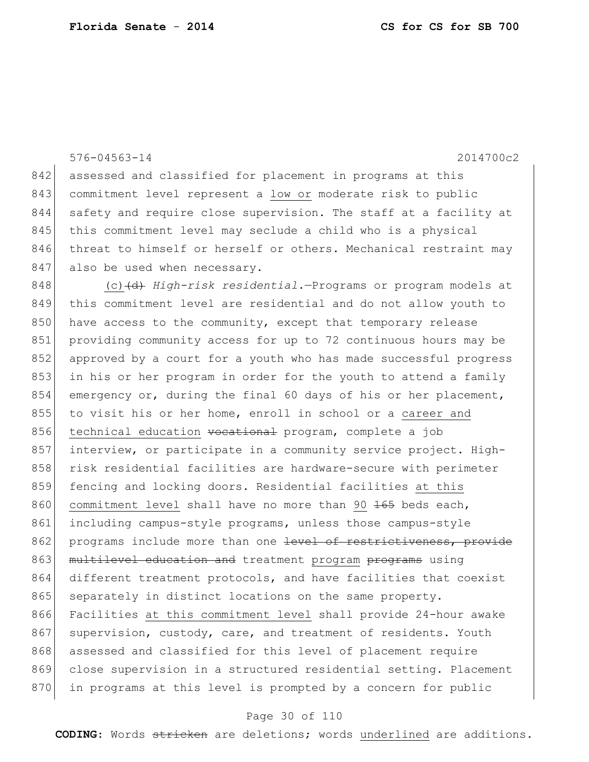576-04563-14 2014700c2

842 assessed and classified for placement in programs at this
843 commitment level represent a <u>low or</u> moderate risk to public
844 safety and require close supervision. The staff at a facility at
845 this commitment level may seclude a child who is a physical
846 threat to himself or herself or others. Mechanical restraint may
847 also be used when necessary.

848 <u>(c)</u>~~(d)~~ *High-risk residential.*—Programs or program models at
849 this commitment level are residential and do not allow youth to
850 have access to the community, except that temporary release
851 providing community access for up to 72 continuous hours may be
852 approved by a court for a youth who has made successful progress
853 in his or her program in order for the youth to attend a family
854 emergency or, during the final 60 days of his or her placement,
855 to visit his or her home, enroll in school or a <u>career and</u>
856 <u>technical education</u> ~~vocational~~ program, complete a job
857 interview, or participate in a community service project. High-
858 risk residential facilities are hardware-secure with perimeter
859 fencing and locking doors. Residential facilities <u>at this</u>
860 <u>commitment level</u> shall have no more than <u>90</u> ~~165~~ beds each,
861 including campus-style programs, unless those campus-style
862 programs include more than one ~~level of restrictiveness, provide~~
863 ~~multilevel education and~~ treatment <u>program</u> ~~programs~~ using
864 different treatment protocols, and have facilities that coexist
865 separately in distinct locations on the same property.
866 Facilities <u>at this commitment level</u> shall provide 24-hour awake
867 supervision, custody, care, and treatment of residents. Youth
868 assessed and classified for this level of placement require
869 close supervision in a structured residential setting. Placement
870 in programs at this level is prompted by a concern for public

**CODING:** Words ~~stricken~~ are deletions; words <u>underlined</u> are additions.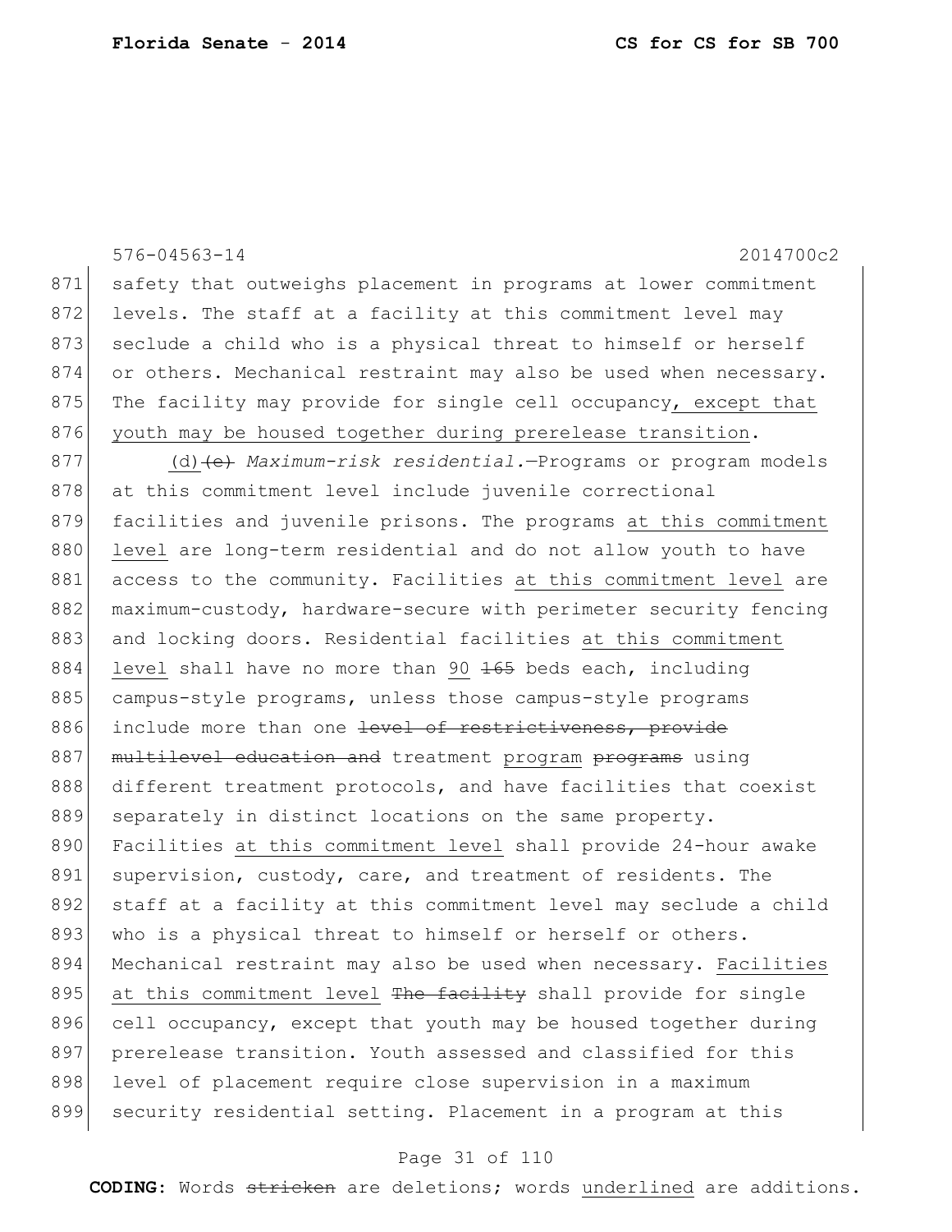576-04563-14 2014700c2

871 safety that outweighs placement in programs at lower commitment
872 levels. The staff at a facility at this commitment level may
873 seclude a child who is a physical threat to himself or herself
874 or others. Mechanical restraint may also be used when necessary.
875 The facility may provide for single cell occupancy<u>, except that</u>
876 <u>youth may be housed together during prerelease transition</u>.

877 <u>(d)</u>~~(e)~~ *Maximum-risk residential.*—Programs or program models
878 at this commitment level include juvenile correctional
879 facilities and juvenile prisons. The programs <u>at this commitment</u>
880 <u>level</u> are long-term residential and do not allow youth to have
881 access to the community. Facilities <u>at this commitment level</u> are
882 maximum-custody, hardware-secure with perimeter security fencing
883 and locking doors. Residential facilities <u>at this commitment</u>
884 <u>level</u> shall have no more than <u>90</u> ~~165~~ beds each, including
885 campus-style programs, unless those campus-style programs
886 include more than one ~~level of restrictiveness, provide~~
887 ~~multilevel education and~~ treatment <u>program</u> ~~programs~~ using
888 different treatment protocols, and have facilities that coexist
889 separately in distinct locations on the same property.
890 Facilities <u>at this commitment level</u> shall provide 24-hour awake
891 supervision, custody, care, and treatment of residents. The
892 staff at a facility at this commitment level may seclude a child
893 who is a physical threat to himself or herself or others.
894 Mechanical restraint may also be used when necessary. <u>Facilities</u>
895 <u>at this commitment level</u> ~~The facility~~ shall provide for single
896 cell occupancy, except that youth may be housed together during
897 prerelease transition. Youth assessed and classified for this
898 level of placement require close supervision in a maximum
899 security residential setting. Placement in a program at this

**CODING:** Words ~~stricken~~ are deletions; words <u>underlined</u> are additions.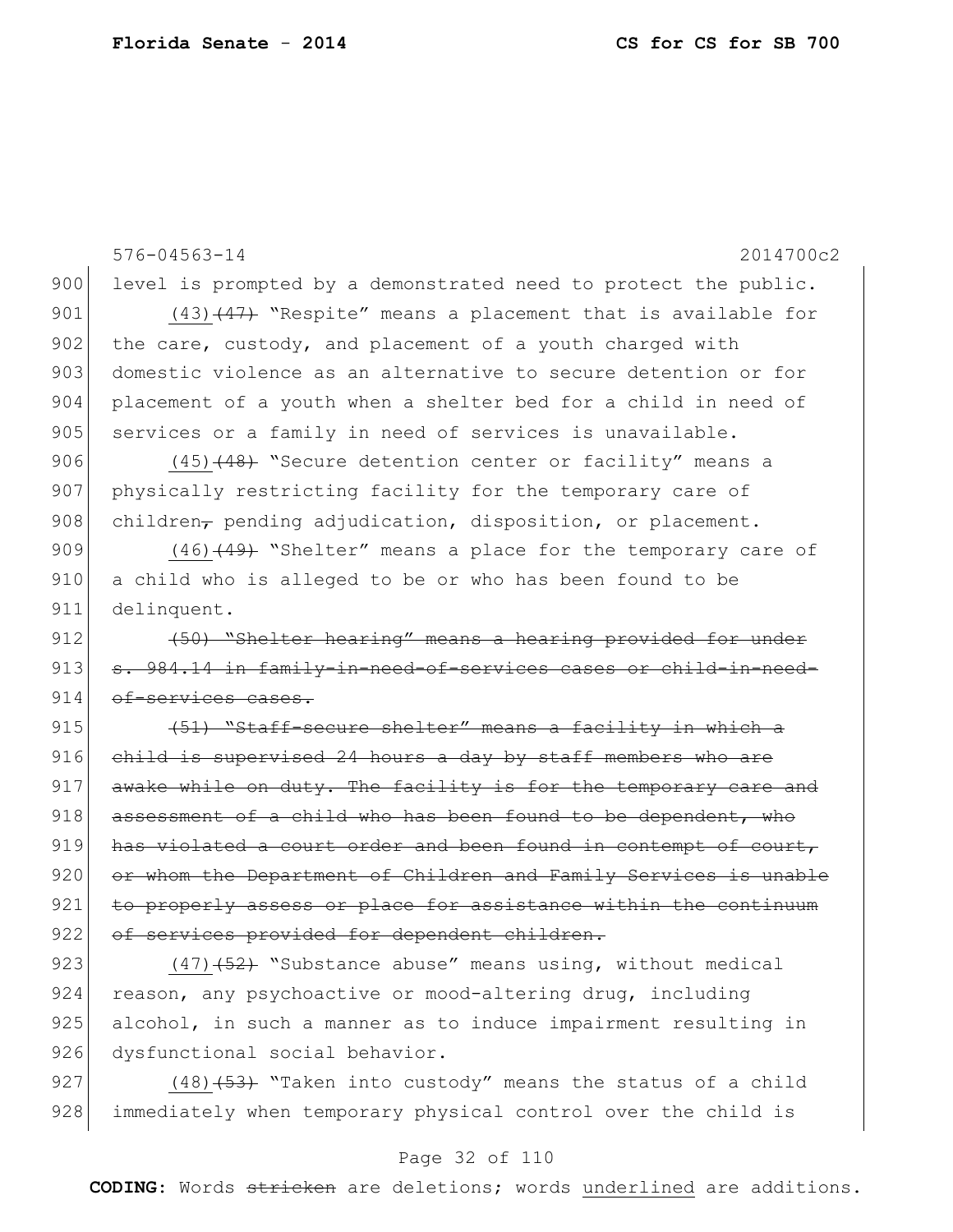576-04563-14 2014700c2

900 level is prompted by a demonstrated need to protect the public.

901 <u>(43)</u>~~(47)~~ "Respite" means a placement that is available for
902 the care, custody, and placement of a youth charged with
903 domestic violence as an alternative to secure detention or for
904 placement of a youth when a shelter bed for a child in need of
905 services or a family in need of services is unavailable.

906 <u>(45)</u>~~(48)~~ "Secure detention center or facility" means a
907 physically restricting facility for the temporary care of
908 children~~,~~ pending adjudication, disposition, or placement.

909 <u>(46)</u>~~(49)~~ "Shelter" means a place for the temporary care of
910 a child who is alleged to be or who has been found to be
911 delinquent.

912 ~~(50) "Shelter hearing" means a hearing provided for under~~
913 ~~s. 984.14 in family-in-need-of-services cases or child-in-need-~~
914 ~~of-services cases.~~

915 ~~(51) "Staff-secure shelter" means a facility in which a~~
916 ~~child is supervised 24 hours a day by staff members who are~~
917 ~~awake while on duty. The facility is for the temporary care and~~
918 ~~assessment of a child who has been found to be dependent, who~~
919 ~~has violated a court order and been found in contempt of court,~~
920 ~~or whom the Department of Children and Family Services is unable~~
921 ~~to properly assess or place for assistance within the continuum~~
922 ~~of services provided for dependent children.~~

923 <u>(47)</u>~~(52)~~ "Substance abuse" means using, without medical
924 reason, any psychoactive or mood-altering drug, including
925 alcohol, in such a manner as to induce impairment resulting in
926 dysfunctional social behavior.

927 <u>(48)</u>~~(53)~~ "Taken into custody" means the status of a child
928 immediately when temporary physical control over the child is

**CODING:** Words ~~stricken~~ are deletions; words <u>underlined</u> are additions.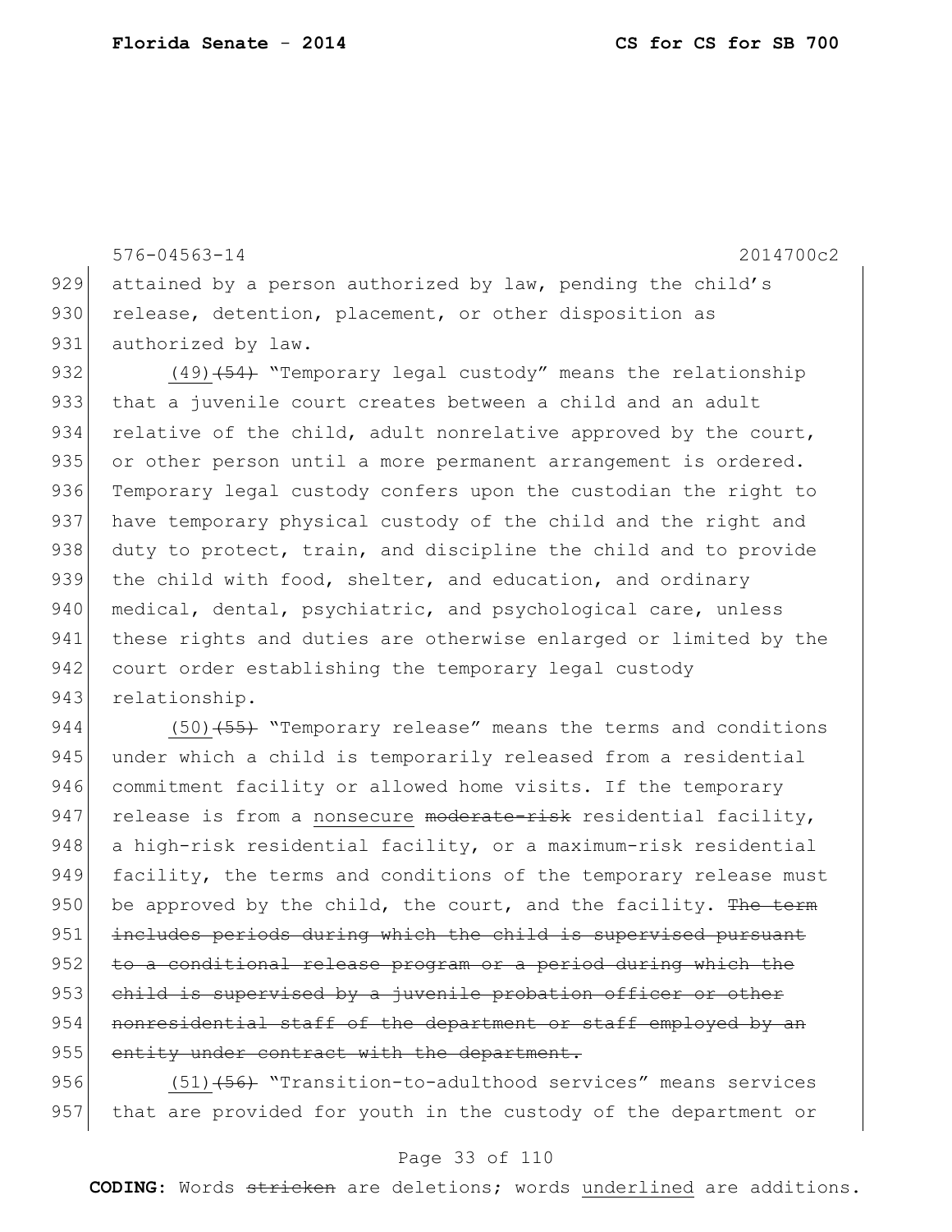576-04563-14 2014700c2

929 attained by a person authorized by law, pending the child's
930 release, detention, placement, or other disposition as
931 authorized by law.

932 <u>(49)</u>~~(54)~~ "Temporary legal custody" means the relationship
933 that a juvenile court creates between a child and an adult
934 relative of the child, adult nonrelative approved by the court,
935 or other person until a more permanent arrangement is ordered.
936 Temporary legal custody confers upon the custodian the right to
937 have temporary physical custody of the child and the right and
938 duty to protect, train, and discipline the child and to provide
939 the child with food, shelter, and education, and ordinary
940 medical, dental, psychiatric, and psychological care, unless
941 these rights and duties are otherwise enlarged or limited by the
942 court order establishing the temporary legal custody
943 relationship.

944 <u>(50)</u>~~(55)~~ "Temporary release" means the terms and conditions
945 under which a child is temporarily released from a residential
946 commitment facility or allowed home visits. If the temporary
947 release is from a <u>nonsecure</u> ~~moderate-risk~~ residential facility,
948 a high-risk residential facility, or a maximum-risk residential
949 facility, the terms and conditions of the temporary release must
950 be approved by the child, the court, and the facility. ~~The term~~
951 ~~includes periods during which the child is supervised pursuant~~
952 ~~to a conditional release program or a period during which the~~
953 ~~child is supervised by a juvenile probation officer or other~~
954 ~~nonresidential staff of the department or staff employed by an~~
955 ~~entity under contract with the department.~~

956 <u>(51)</u>~~(56)~~ "Transition-to-adulthood services" means services
957 that are provided for youth in the custody of the department or

**CODING:** Words ~~stricken~~ are deletions; words <u>underlined</u> are additions.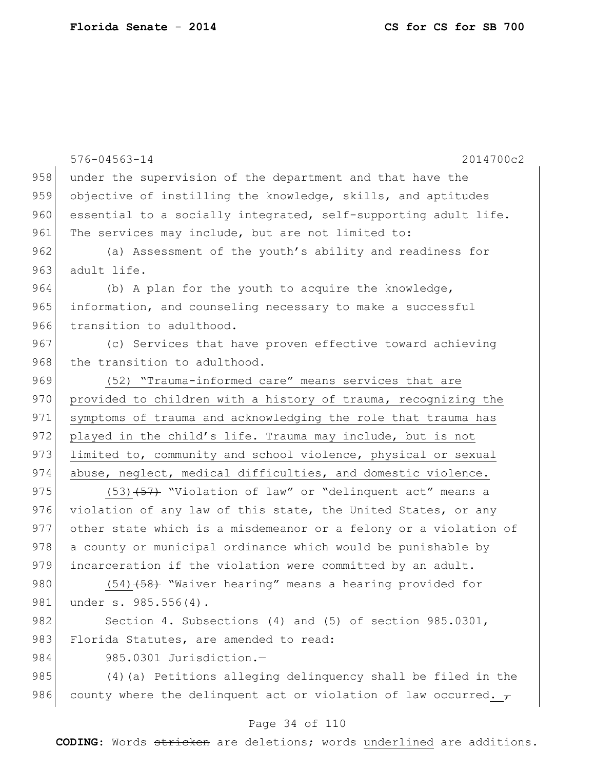under the supervision of the department and that have the objective of instilling the knowledge, skills, and aptitudes essential to a socially integrated, self-supporting adult life. The services may include, but are not limited to:

(a) Assessment of the youth's ability and readiness for adult life.

(b) A plan for the youth to acquire the knowledge, information, and counseling necessary to make a successful transition to adulthood.

(c) Services that have proven effective toward achieving the transition to adulthood.

<u>(52) "Trauma-informed care" means services that are provided to children with a history of trauma, recognizing the symptoms of trauma and acknowledging the role that trauma has played in the child's life. Trauma may include, but is not limited to, community and school violence, physical or sexual abuse, neglect, medical difficulties, and domestic violence.</u>

<u>(53)</u>~~(57)~~ "Violation of law" or "delinquent act" means a violation of any law of this state, the United States, or any other state which is a misdemeanor or a felony or a violation of a county or municipal ordinance which would be punishable by incarceration if the violation were committed by an adult.

<u>(54)</u>~~(58)~~ "Waiver hearing" means a hearing provided for under s. 985.556(4).

Section 4. Subsections (4) and (5) of section 985.0301, Florida Statutes, are amended to read:

985.0301 Jurisdiction.—

(4)(a) Petitions alleging delinquency shall be filed in the county where the delinquent act or violation of law occurred<u>.</u> ~~,~~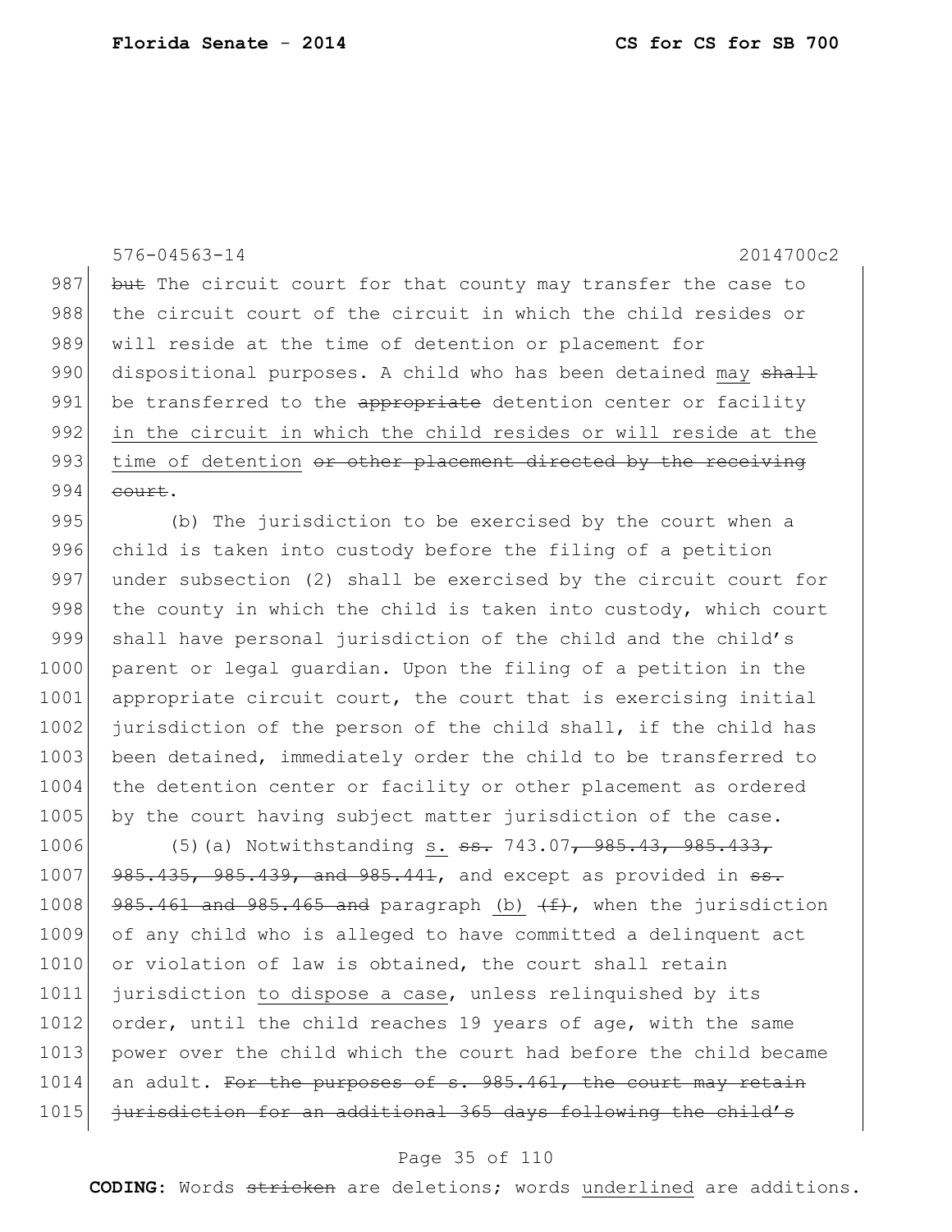576-04563-14 2014700c2

987 ~~but~~ The circuit court for that county may transfer the case to
988 the circuit court of the circuit in which the child resides or
989 will reside at the time of detention or placement for
990 dispositional purposes. A child who has been detained <u>may</u> ~~shall~~
991 be transferred to the ~~appropriate~~ detention center or facility
992 <u>in the circuit in which the child resides or will reside at the</u>
993 <u>time of detention</u> ~~or other placement directed by the receiving~~
994 ~~court~~.

995 (b) The jurisdiction to be exercised by the court when a
996 child is taken into custody before the filing of a petition
997 under subsection (2) shall be exercised by the circuit court for
998 the county in which the child is taken into custody, which court
999 shall have personal jurisdiction of the child and the child's
1000 parent or legal guardian. Upon the filing of a petition in the
1001 appropriate circuit court, the court that is exercising initial
1002 jurisdiction of the person of the child shall, if the child has
1003 been detained, immediately order the child to be transferred to
1004 the detention center or facility or other placement as ordered
1005 by the court having subject matter jurisdiction of the case.

1006 (5)(a) Notwithstanding <u>s.</u> ~~ss.~~ 743.07~~, 985.43, 985.433,~~
1007 ~~985.435, 985.439, and 985.441~~, and except as provided in ~~ss.~~
1008 ~~985.461 and 985.465 and~~ paragraph <u>(b)</u> ~~(f)~~, when the jurisdiction
1009 of any child who is alleged to have committed a delinquent act
1010 or violation of law is obtained, the court shall retain
1011 jurisdiction <u>to dispose a case</u>, unless relinquished by its
1012 order, until the child reaches 19 years of age, with the same
1013 power over the child which the court had before the child became
1014 an adult. ~~For the purposes of s. 985.461, the court may retain~~
1015 ~~jurisdiction for an additional 365 days following the child's~~

**CODING:** Words ~~stricken~~ are deletions; words <u>underlined</u> are additions.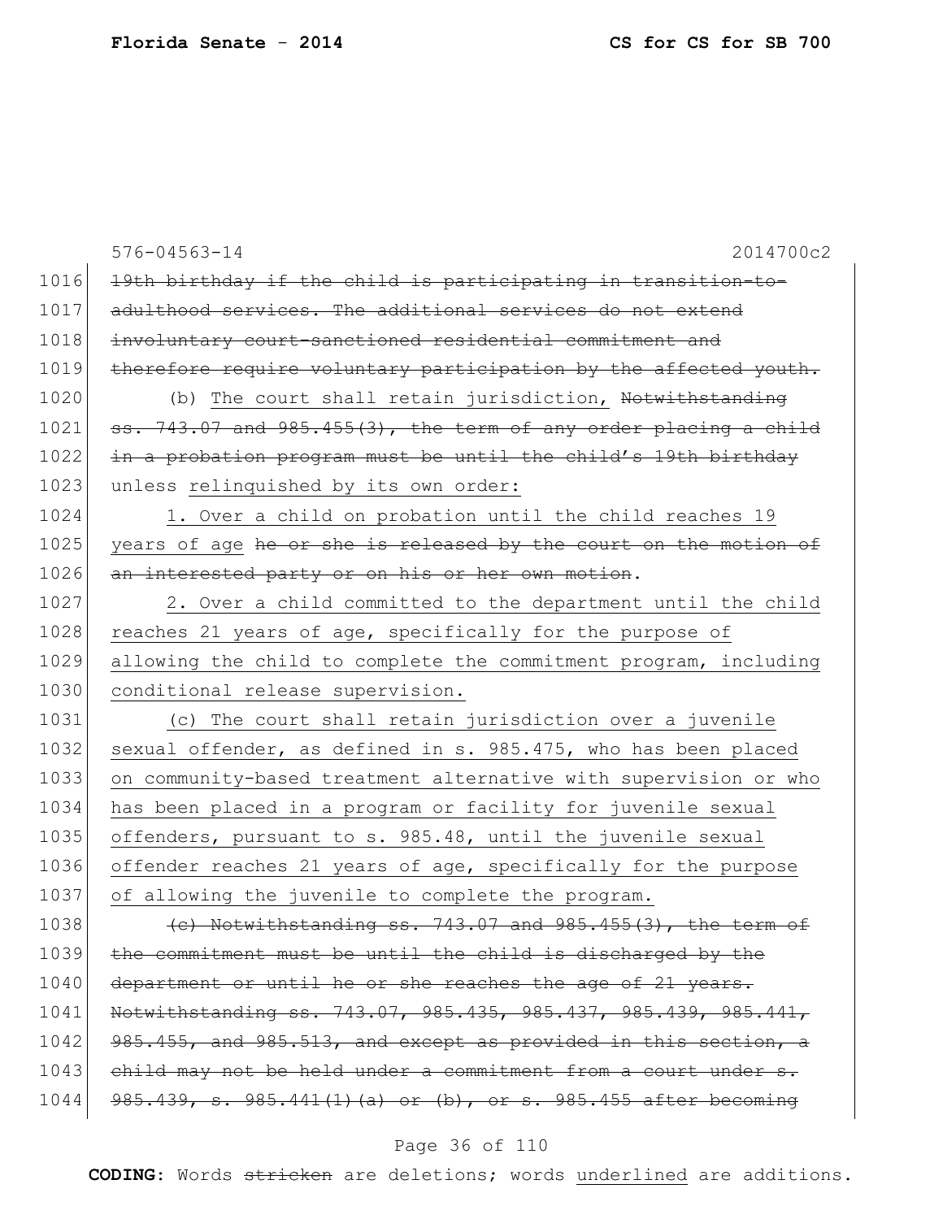576-04563-14 2014700c2

1016 ~~19th birthday if the child is participating in transition-to-~~
1017 ~~adulthood services. The additional services do not extend~~
1018 ~~involuntary court-sanctioned residential commitment and~~
1019 ~~therefore require voluntary participation by the affected youth.~~
1020 (b) <u>The court shall retain jurisdiction,</u> ~~Notwithstanding~~
1021 ~~ss. 743.07 and 985.455(3), the term of any order placing a child~~
1022 ~~in a probation program must be until the child's 19th birthday~~
1023 unless <u>relinquished by its own order:</u>
1024 <u>1. Over a child on probation until the child reaches 19</u>
1025 <u>years of age</u> ~~he or she is released by the court on the motion of~~
1026 ~~an interested party or on his or her own motion~~.
1027 <u>2. Over a child committed to the department until the child</u>
1028 <u>reaches 21 years of age, specifically for the purpose of</u>
1029 <u>allowing the child to complete the commitment program, including</u>
1030 <u>conditional release supervision.</u>
1031 <u>(c) The court shall retain jurisdiction over a juvenile</u>
1032 <u>sexual offender, as defined in s. 985.475, who has been placed</u>
1033 <u>on community-based treatment alternative with supervision or who</u>
1034 <u>has been placed in a program or facility for juvenile sexual</u>
1035 <u>offenders, pursuant to s. 985.48, until the juvenile sexual</u>
1036 <u>offender reaches 21 years of age, specifically for the purpose</u>
1037 <u>of allowing the juvenile to complete the program.</u>
1038 ~~(c) Notwithstanding ss. 743.07 and 985.455(3), the term of~~
1039 ~~the commitment must be until the child is discharged by the~~
1040 ~~department or until he or she reaches the age of 21 years.~~
1041 ~~Notwithstanding ss. 743.07, 985.435, 985.437, 985.439, 985.441,~~
1042 ~~985.455, and 985.513, and except as provided in this section, a~~
1043 ~~child may not be held under a commitment from a court under s.~~
1044 ~~985.439, s. 985.441(1)(a) or (b), or s. 985.455 after becoming~~

**CODING:** Words ~~stricken~~ are deletions; words <u>underlined</u> are additions.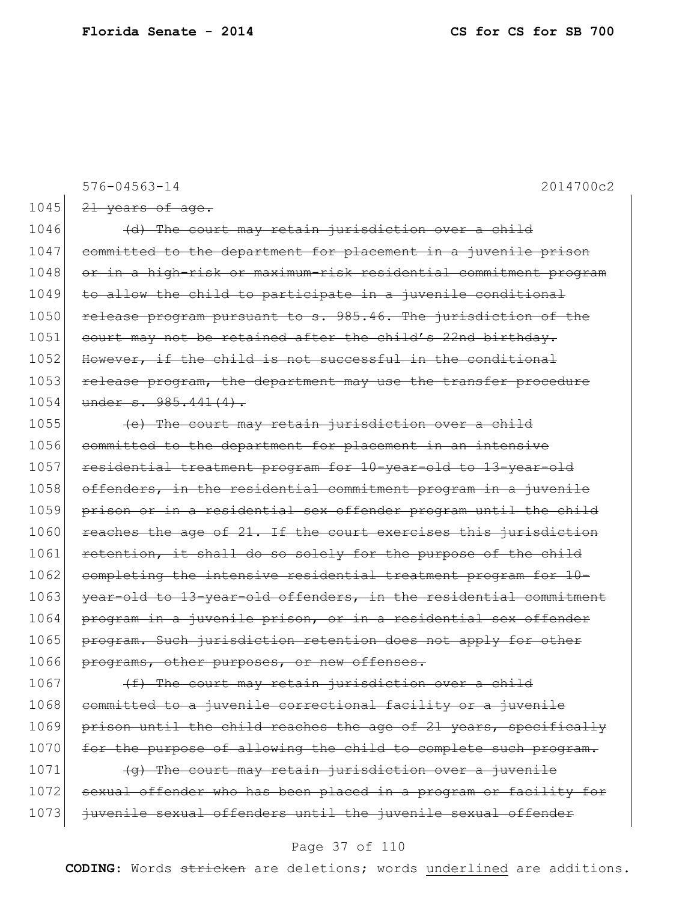576-04563-14 2014700c2

1045 ~~21 years of age.~~

1046 ~~(d) The court may retain jurisdiction over a child~~
1047 ~~committed to the department for placement in a juvenile prison~~
1048 ~~or in a high-risk or maximum-risk residential commitment program~~
1049 ~~to allow the child to participate in a juvenile conditional~~
1050 ~~release program pursuant to s. 985.46. The jurisdiction of the~~
1051 ~~court may not be retained after the child's 22nd birthday.~~
1052 ~~However, if the child is not successful in the conditional~~
1053 ~~release program, the department may use the transfer procedure~~
1054 ~~under s. 985.441(4).~~

1055 ~~(e) The court may retain jurisdiction over a child~~
1056 ~~committed to the department for placement in an intensive~~
1057 ~~residential treatment program for 10-year-old to 13-year-old~~
1058 ~~offenders, in the residential commitment program in a juvenile~~
1059 ~~prison or in a residential sex offender program until the child~~
1060 ~~reaches the age of 21. If the court exercises this jurisdiction~~
1061 ~~retention, it shall do so solely for the purpose of the child~~
1062 ~~completing the intensive residential treatment program for 10-~~
1063 ~~year-old to 13-year-old offenders, in the residential commitment~~
1064 ~~program in a juvenile prison, or in a residential sex offender~~
1065 ~~program. Such jurisdiction retention does not apply for other~~
1066 ~~programs, other purposes, or new offenses.~~

1067 ~~(f) The court may retain jurisdiction over a child~~
1068 ~~committed to a juvenile correctional facility or a juvenile~~
1069 ~~prison until the child reaches the age of 21 years, specifically~~
1070 ~~for the purpose of allowing the child to complete such program.~~

1071 ~~(g) The court may retain jurisdiction over a juvenile~~
1072 ~~sexual offender who has been placed in a program or facility for~~
1073 ~~juvenile sexual offenders until the juvenile sexual offender~~

**CODING:** Words ~~stricken~~ are deletions; words <u>underlined</u> are additions.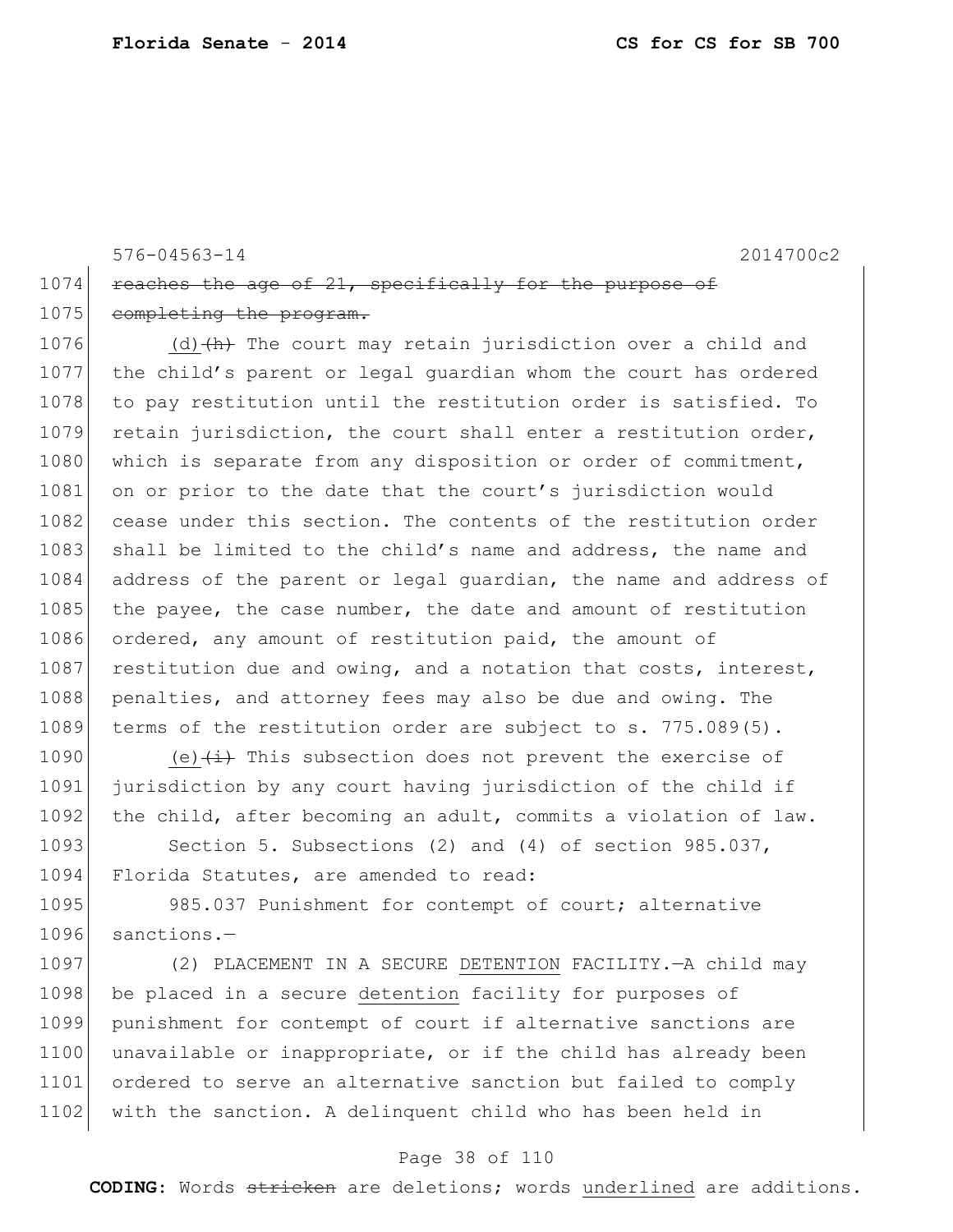576-04563-14 2014700c2

1074 ~~reaches the age of 21, specifically for the purpose of~~
1075 ~~completing the program.~~

1076 <u>(d)</u>~~(h)~~ The court may retain jurisdiction over a child and
1077 the child's parent or legal guardian whom the court has ordered
1078 to pay restitution until the restitution order is satisfied. To
1079 retain jurisdiction, the court shall enter a restitution order,
1080 which is separate from any disposition or order of commitment,
1081 on or prior to the date that the court's jurisdiction would
1082 cease under this section. The contents of the restitution order
1083 shall be limited to the child's name and address, the name and
1084 address of the parent or legal guardian, the name and address of
1085 the payee, the case number, the date and amount of restitution
1086 ordered, any amount of restitution paid, the amount of
1087 restitution due and owing, and a notation that costs, interest,
1088 penalties, and attorney fees may also be due and owing. The
1089 terms of the restitution order are subject to s. 775.089(5).

1090 <u>(e)</u>~~(i)~~ This subsection does not prevent the exercise of
1091 jurisdiction by any court having jurisdiction of the child if
1092 the child, after becoming an adult, commits a violation of law.

1093 Section 5. Subsections (2) and (4) of section 985.037,
1094 Florida Statutes, are amended to read:

1095 985.037 Punishment for contempt of court; alternative
1096 sanctions.—

1097 (2) PLACEMENT IN A SECURE <u>DETENTION</u> FACILITY.—A child may
1098 be placed in a secure <u>detention</u> facility for purposes of
1099 punishment for contempt of court if alternative sanctions are
1100 unavailable or inappropriate, or if the child has already been
1101 ordered to serve an alternative sanction but failed to comply
1102 with the sanction. A delinquent child who has been held in

**CODING:** Words ~~stricken~~ are deletions; words <u>underlined</u> are additions.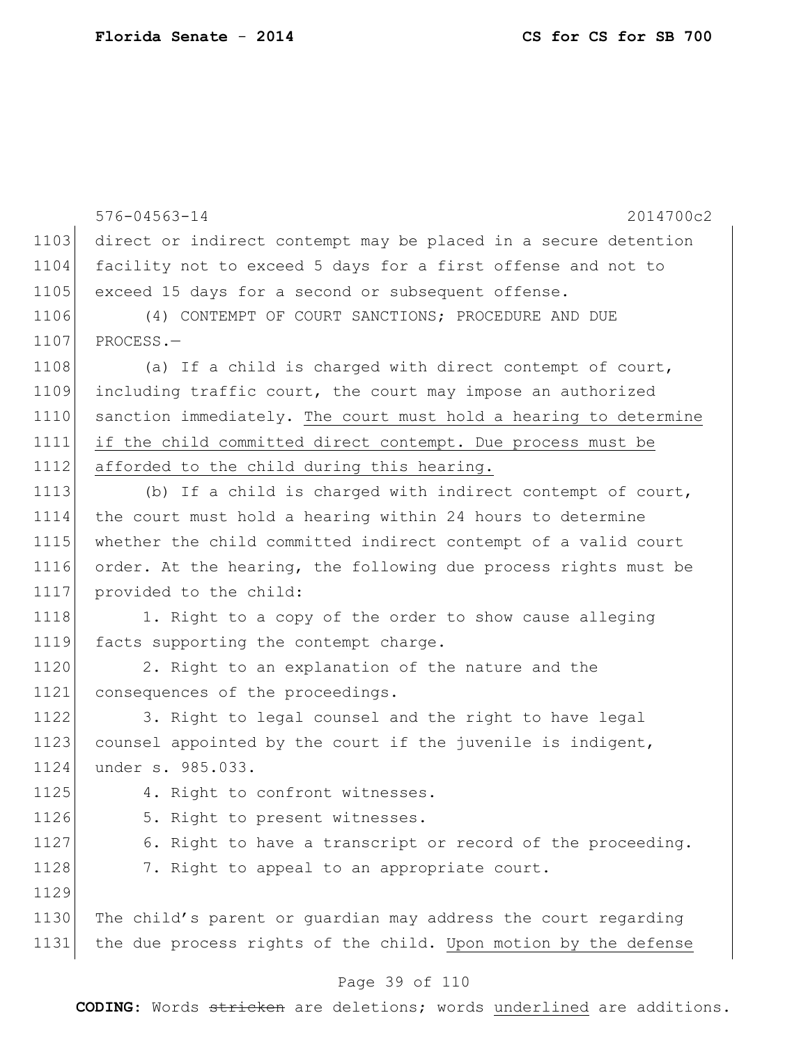direct or indirect contempt may be placed in a secure detention facility not to exceed 5 days for a first offense and not to exceed 15 days for a second or subsequent offense.

(4) CONTEMPT OF COURT SANCTIONS; PROCEDURE AND DUE PROCESS.—

(a) If a child is charged with direct contempt of court, including traffic court, the court may impose an authorized sanction immediately. <u>The court must hold a hearing to determine if the child committed direct contempt. Due process must be afforded to the child during this hearing.</u>

(b) If a child is charged with indirect contempt of court, the court must hold a hearing within 24 hours to determine whether the child committed indirect contempt of a valid court order. At the hearing, the following due process rights must be provided to the child:

1. Right to a copy of the order to show cause alleging facts supporting the contempt charge.

2. Right to an explanation of the nature and the consequences of the proceedings.

3. Right to legal counsel and the right to have legal counsel appointed by the court if the juvenile is indigent, under s. 985.033.

4. Right to confront witnesses.

5. Right to present witnesses.

6. Right to have a transcript or record of the proceeding.

7. Right to appeal to an appropriate court.

The child's parent or guardian may address the court regarding the due process rights of the child. <u>Upon motion by the defense</u>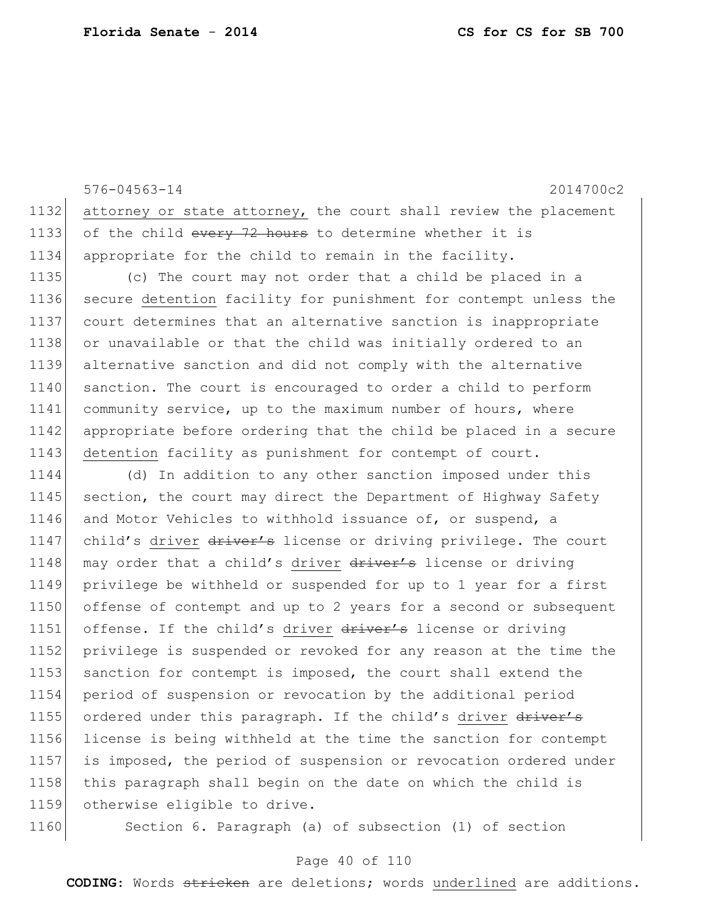<u>attorney or state attorney,</u> the court shall review the placement of the child ~~every 72 hours~~ to determine whether it is appropriate for the child to remain in the facility.

(c) The court may not order that a child be placed in a secure <u>detention</u> facility for punishment for contempt unless the court determines that an alternative sanction is inappropriate or unavailable or that the child was initially ordered to an alternative sanction and did not comply with the alternative sanction. The court is encouraged to order a child to perform community service, up to the maximum number of hours, where appropriate before ordering that the child be placed in a secure <u>detention</u> facility as punishment for contempt of court.

(d) In addition to any other sanction imposed under this section, the court may direct the Department of Highway Safety and Motor Vehicles to withhold issuance of, or suspend, a child's <u>driver</u> ~~driver's~~ license or driving privilege. The court may order that a child's <u>driver</u> ~~driver's~~ license or driving privilege be withheld or suspended for up to 1 year for a first offense of contempt and up to 2 years for a second or subsequent offense. If the child's <u>driver</u> ~~driver's~~ license or driving privilege is suspended or revoked for any reason at the time the sanction for contempt is imposed, the court shall extend the period of suspension or revocation by the additional period ordered under this paragraph. If the child's <u>driver</u> ~~driver's~~ license is being withheld at the time the sanction for contempt is imposed, the period of suspension or revocation ordered under this paragraph shall begin on the date on which the child is otherwise eligible to drive.

Section 6. Paragraph (a) of subsection (1) of section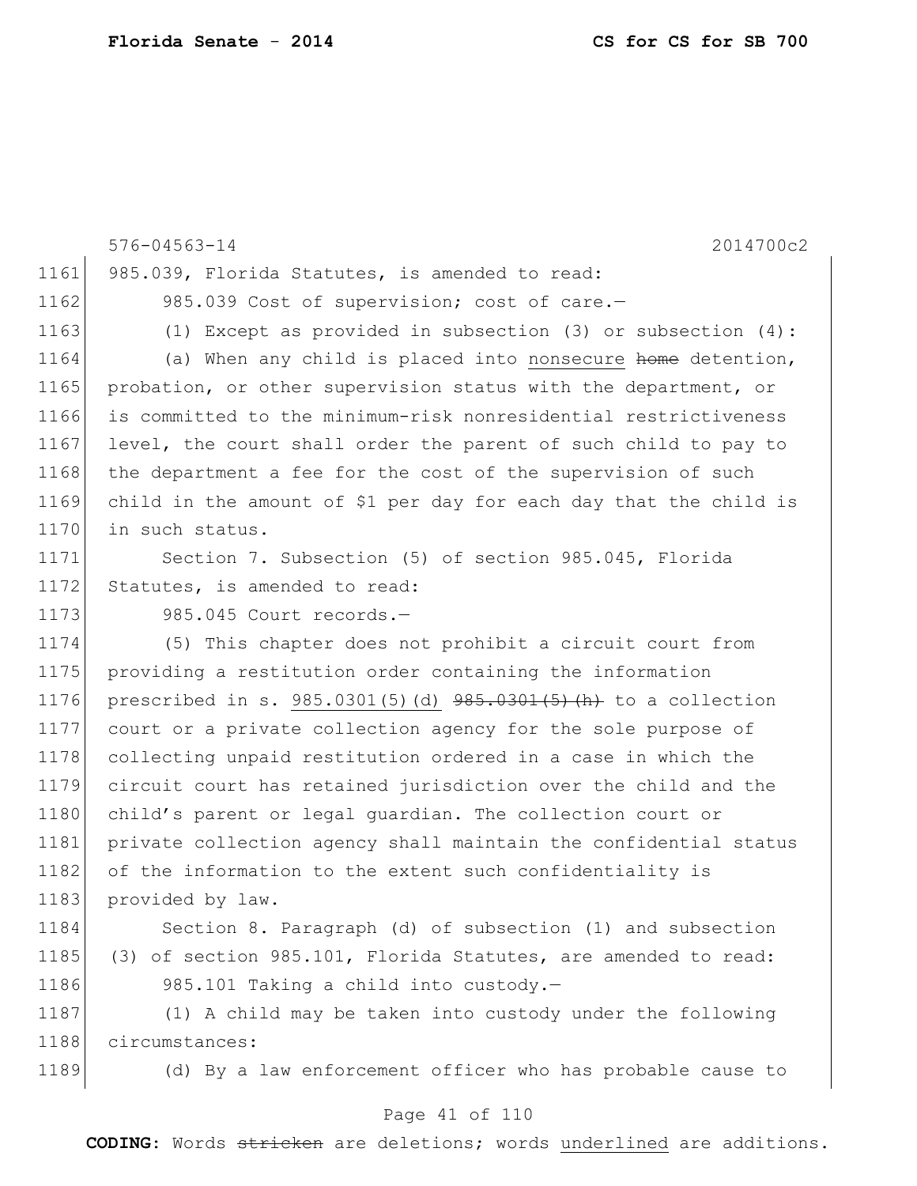985.039, Florida Statutes, is amended to read:

985.039 Cost of supervision; cost of care.—

(1) Except as provided in subsection (3) or subsection (4):

(a) When any child is placed into <u>nonsecure</u> ~~home~~ detention, probation, or other supervision status with the department, or is committed to the minimum-risk nonresidential restrictiveness level, the court shall order the parent of such child to pay to the department a fee for the cost of the supervision of such child in the amount of $1 per day for each day that the child is in such status.

Section 7. Subsection (5) of section 985.045, Florida Statutes, is amended to read:

985.045 Court records.—

(5) This chapter does not prohibit a circuit court from providing a restitution order containing the information prescribed in s. <u>985.0301(5)(d)</u> ~~985.0301(5)(h)~~ to a collection court or a private collection agency for the sole purpose of collecting unpaid restitution ordered in a case in which the circuit court has retained jurisdiction over the child and the child's parent or legal guardian. The collection court or private collection agency shall maintain the confidential status of the information to the extent such confidentiality is provided by law.

Section 8. Paragraph (d) of subsection (1) and subsection (3) of section 985.101, Florida Statutes, are amended to read:

985.101 Taking a child into custody.—

(1) A child may be taken into custody under the following circumstances:

(d) By a law enforcement officer who has probable cause to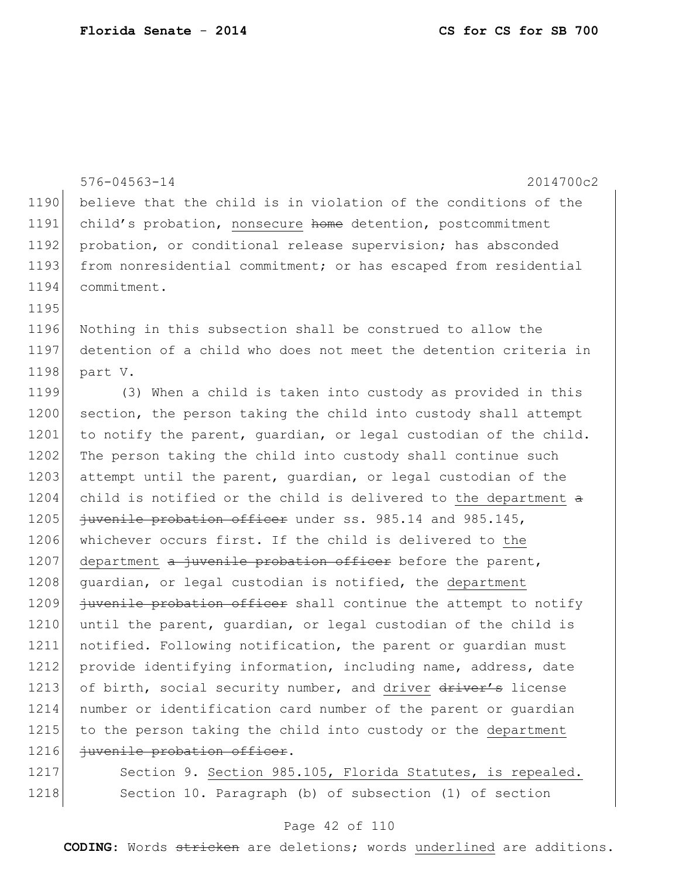believe that the child is in violation of the conditions of the child's probation, nonsecure ~~home~~ detention, postcommitment probation, or conditional release supervision; has absconded from nonresidential commitment; or has escaped from residential commitment.

Nothing in this subsection shall be construed to allow the detention of a child who does not meet the detention criteria in part V.

(3) When a child is taken into custody as provided in this section, the person taking the child into custody shall attempt to notify the parent, guardian, or legal custodian of the child. The person taking the child into custody shall continue such attempt until the parent, guardian, or legal custodian of the child is notified or the child is delivered to the department ~~a juvenile probation officer~~ under ss. 985.14 and 985.145, whichever occurs first. If the child is delivered to the department ~~a juvenile probation officer~~ before the parent, guardian, or legal custodian is notified, the department ~~juvenile probation officer~~ shall continue the attempt to notify until the parent, guardian, or legal custodian of the child is notified. Following notification, the parent or guardian must provide identifying information, including name, address, date of birth, social security number, and driver ~~driver's~~ license number or identification card number of the parent or guardian to the person taking the child into custody or the department ~~juvenile probation officer~~.

Section 9. Section 985.105, Florida Statutes, is repealed.

Section 10. Paragraph (b) of subsection (1) of section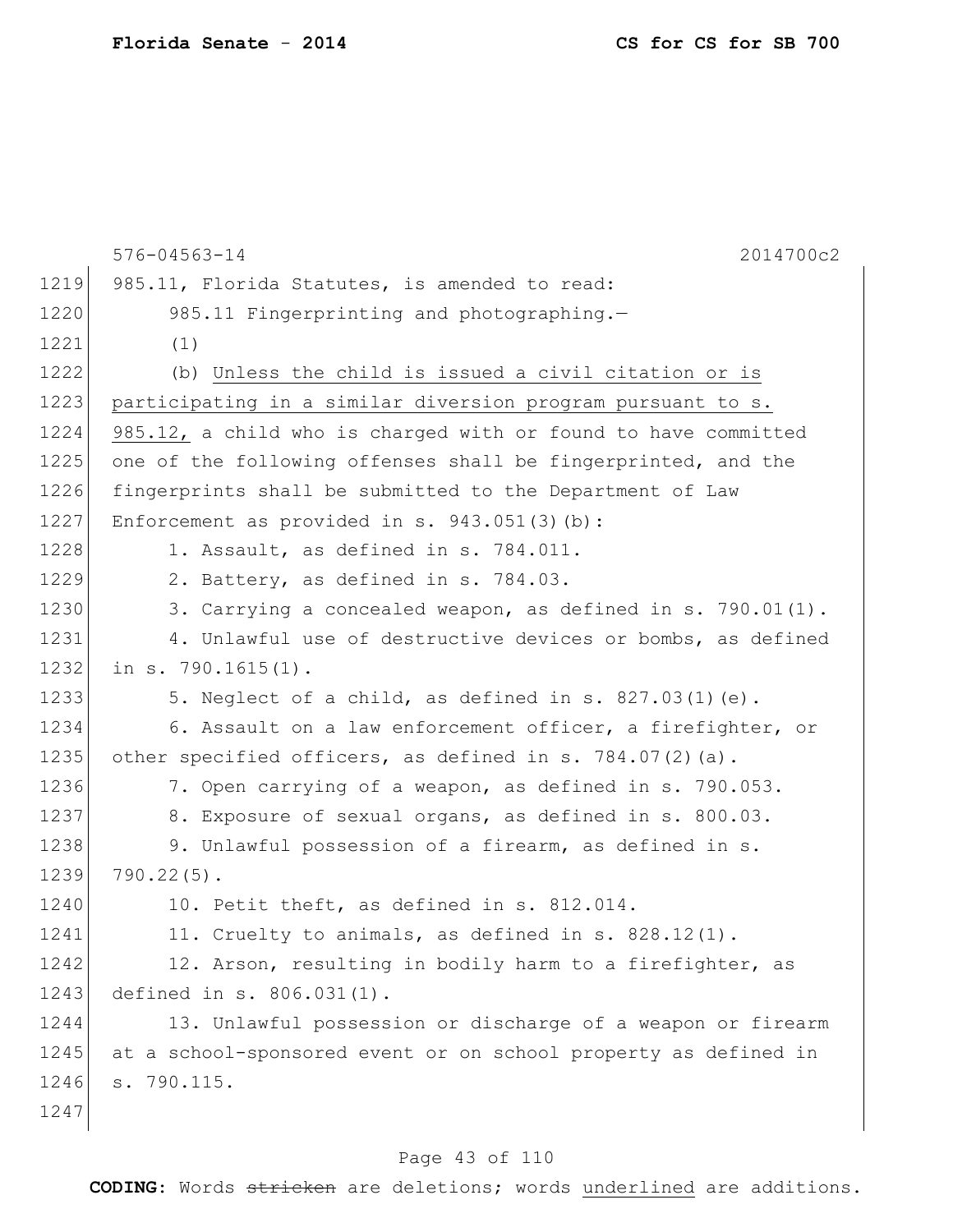576-04563-14 2014700c2

985.11, Florida Statutes, is amended to read:

985.11 Fingerprinting and photographing.—

(1)

(b) <u>Unless the child is issued a civil citation or is participating in a similar diversion program pursuant to s. 985.12,</u> a child who is charged with or found to have committed one of the following offenses shall be fingerprinted, and the fingerprints shall be submitted to the Department of Law Enforcement as provided in s. 943.051(3)(b):

1. Assault, as defined in s. 784.011.
2. Battery, as defined in s. 784.03.
3. Carrying a concealed weapon, as defined in s. 790.01(1).
4. Unlawful use of destructive devices or bombs, as defined in s. 790.1615(1).
5. Neglect of a child, as defined in s. 827.03(1)(e).
6. Assault on a law enforcement officer, a firefighter, or other specified officers, as defined in s. 784.07(2)(a).
7. Open carrying of a weapon, as defined in s. 790.053.
8. Exposure of sexual organs, as defined in s. 800.03.
9. Unlawful possession of a firearm, as defined in s. 790.22(5).
10. Petit theft, as defined in s. 812.014.
11. Cruelty to animals, as defined in s. 828.12(1).
12. Arson, resulting in bodily harm to a firefighter, as defined in s. 806.031(1).
13. Unlawful possession or discharge of a weapon or firearm at a school-sponsored event or on school property as defined in s. 790.115.

**CODING:** Words ~~stricken~~ are deletions; words <u>underlined</u> are additions.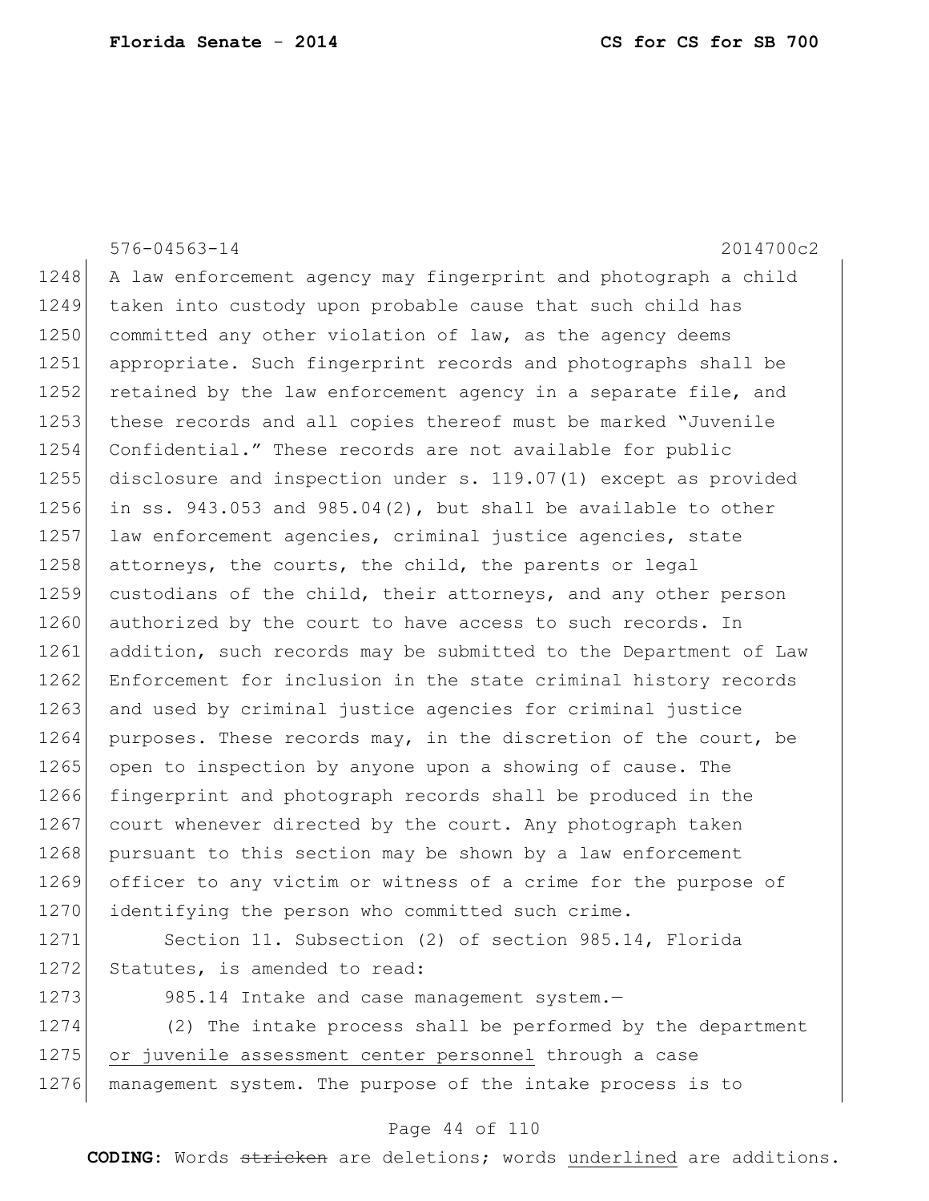A law enforcement agency may fingerprint and photograph a child taken into custody upon probable cause that such child has committed any other violation of law, as the agency deems appropriate. Such fingerprint records and photographs shall be retained by the law enforcement agency in a separate file, and these records and all copies thereof must be marked "Juvenile Confidential." These records are not available for public disclosure and inspection under s. 119.07(1) except as provided in ss. 943.053 and 985.04(2), but shall be available to other law enforcement agencies, criminal justice agencies, state attorneys, the courts, the child, the parents or legal custodians of the child, their attorneys, and any other person authorized by the court to have access to such records. In addition, such records may be submitted to the Department of Law Enforcement for inclusion in the state criminal history records and used by criminal justice agencies for criminal justice purposes. These records may, in the discretion of the court, be open to inspection by anyone upon a showing of cause. The fingerprint and photograph records shall be produced in the court whenever directed by the court. Any photograph taken pursuant to this section may be shown by a law enforcement officer to any victim or witness of a crime for the purpose of identifying the person who committed such crime.

Section 11. Subsection (2) of section 985.14, Florida Statutes, is amended to read:

985.14 Intake and case management system.—

(2) The intake process shall be performed by the department <u>or juvenile assessment center personnel</u> through a case management system. The purpose of the intake process is to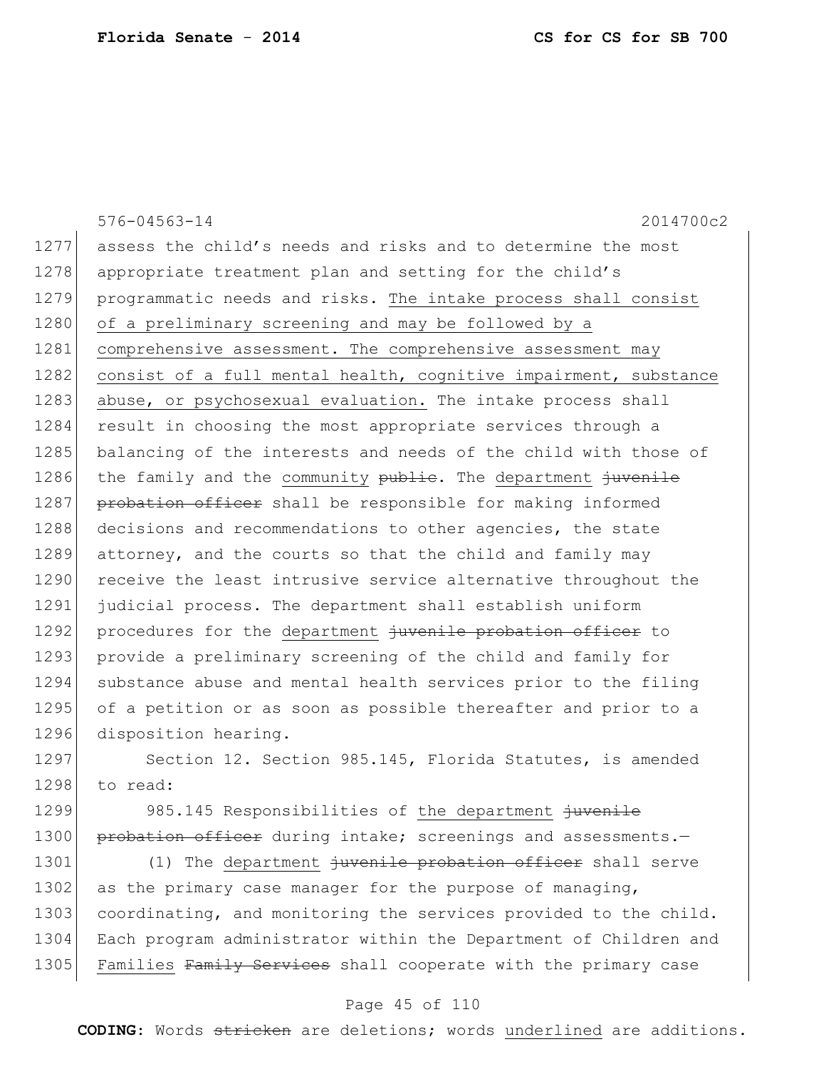assess the child's needs and risks and to determine the most appropriate treatment plan and setting for the child's programmatic needs and risks. <u>The intake process shall consist of a preliminary screening and may be followed by a comprehensive assessment. The comprehensive assessment may consist of a full mental health, cognitive impairment, substance abuse, or psychosexual evaluation.</u> The intake process shall result in choosing the most appropriate services through a balancing of the interests and needs of the child with those of the family and the <u>community</u> ~~public~~. The <u>department</u> ~~juvenile probation officer~~ shall be responsible for making informed decisions and recommendations to other agencies, the state attorney, and the courts so that the child and family may receive the least intrusive service alternative throughout the judicial process. The department shall establish uniform procedures for the <u>department</u> ~~juvenile probation officer~~ to provide a preliminary screening of the child and family for substance abuse and mental health services prior to the filing of a petition or as soon as possible thereafter and prior to a disposition hearing.

Section 12. Section 985.145, Florida Statutes, is amended to read:

985.145 Responsibilities of <u>the department</u> ~~juvenile probation officer~~ during intake; screenings and assessments.—

(1) The <u>department</u> ~~juvenile probation officer~~ shall serve as the primary case manager for the purpose of managing, coordinating, and monitoring the services provided to the child. Each program administrator within the Department of Children and <u>Families</u> ~~Family Services~~ shall cooperate with the primary case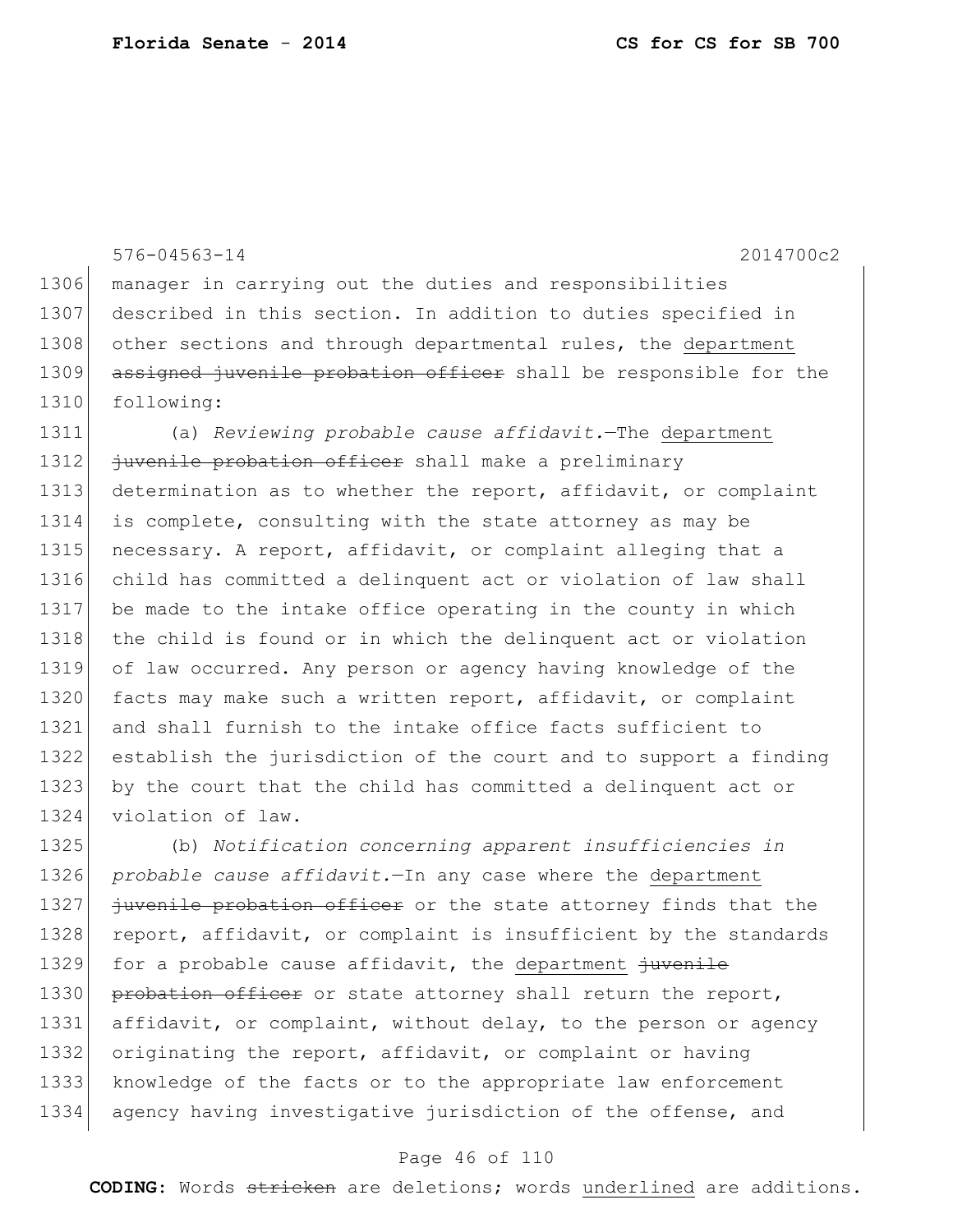576-04563-14 2014700c2

1306 manager in carrying out the duties and responsibilities
1307 described in this section. In addition to duties specified in
1308 other sections and through departmental rules, the <u>department</u>
1309 ~~assigned juvenile probation officer~~ shall be responsible for the
1310 following:

1311 (a) *Reviewing probable cause affidavit.*—The <u>department</u>
1312 ~~juvenile probation officer~~ shall make a preliminary
1313 determination as to whether the report, affidavit, or complaint
1314 is complete, consulting with the state attorney as may be
1315 necessary. A report, affidavit, or complaint alleging that a
1316 child has committed a delinquent act or violation of law shall
1317 be made to the intake office operating in the county in which
1318 the child is found or in which the delinquent act or violation
1319 of law occurred. Any person or agency having knowledge of the
1320 facts may make such a written report, affidavit, or complaint
1321 and shall furnish to the intake office facts sufficient to
1322 establish the jurisdiction of the court and to support a finding
1323 by the court that the child has committed a delinquent act or
1324 violation of law.

1325 (b) *Notification concerning apparent insufficiencies in*
1326 *probable cause affidavit.*—In any case where the <u>department</u>
1327 ~~juvenile probation officer~~ or the state attorney finds that the
1328 report, affidavit, or complaint is insufficient by the standards
1329 for a probable cause affidavit, the <u>department</u> ~~juvenile~~
1330 ~~probation officer~~ or state attorney shall return the report,
1331 affidavit, or complaint, without delay, to the person or agency
1332 originating the report, affidavit, or complaint or having
1333 knowledge of the facts or to the appropriate law enforcement
1334 agency having investigative jurisdiction of the offense, and

**CODING:** Words ~~stricken~~ are deletions; words <u>underlined</u> are additions.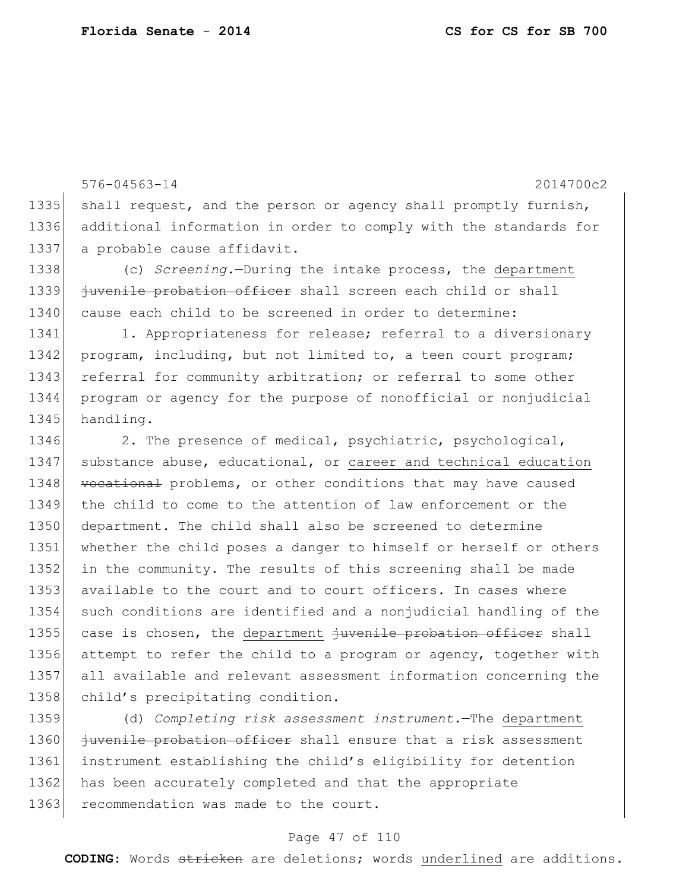576-04563-14 2014700c2

1335 shall request, and the person or agency shall promptly furnish,
1336 additional information in order to comply with the standards for
1337 a probable cause affidavit.

1338 (c) *Screening.*—During the intake process, the department
1339 ~~juvenile probation officer~~ shall screen each child or shall
1340 cause each child to be screened in order to determine:

1341 1. Appropriateness for release; referral to a diversionary
1342 program, including, but not limited to, a teen court program;
1343 referral for community arbitration; or referral to some other
1344 program or agency for the purpose of nonofficial or nonjudicial
1345 handling.

1346 2. The presence of medical, psychiatric, psychological,
1347 substance abuse, educational, or career and technical education
1348 ~~vocational~~ problems, or other conditions that may have caused
1349 the child to come to the attention of law enforcement or the
1350 department. The child shall also be screened to determine
1351 whether the child poses a danger to himself or herself or others
1352 in the community. The results of this screening shall be made
1353 available to the court and to court officers. In cases where
1354 such conditions are identified and a nonjudicial handling of the
1355 case is chosen, the department ~~juvenile probation officer~~ shall
1356 attempt to refer the child to a program or agency, together with
1357 all available and relevant assessment information concerning the
1358 child's precipitating condition.

1359 (d) *Completing risk assessment instrument.*—The department
1360 ~~juvenile probation officer~~ shall ensure that a risk assessment
1361 instrument establishing the child's eligibility for detention
1362 has been accurately completed and that the appropriate
1363 recommendation was made to the court.

**CODING:** Words ~~stricken~~ are deletions; words underlined are additions.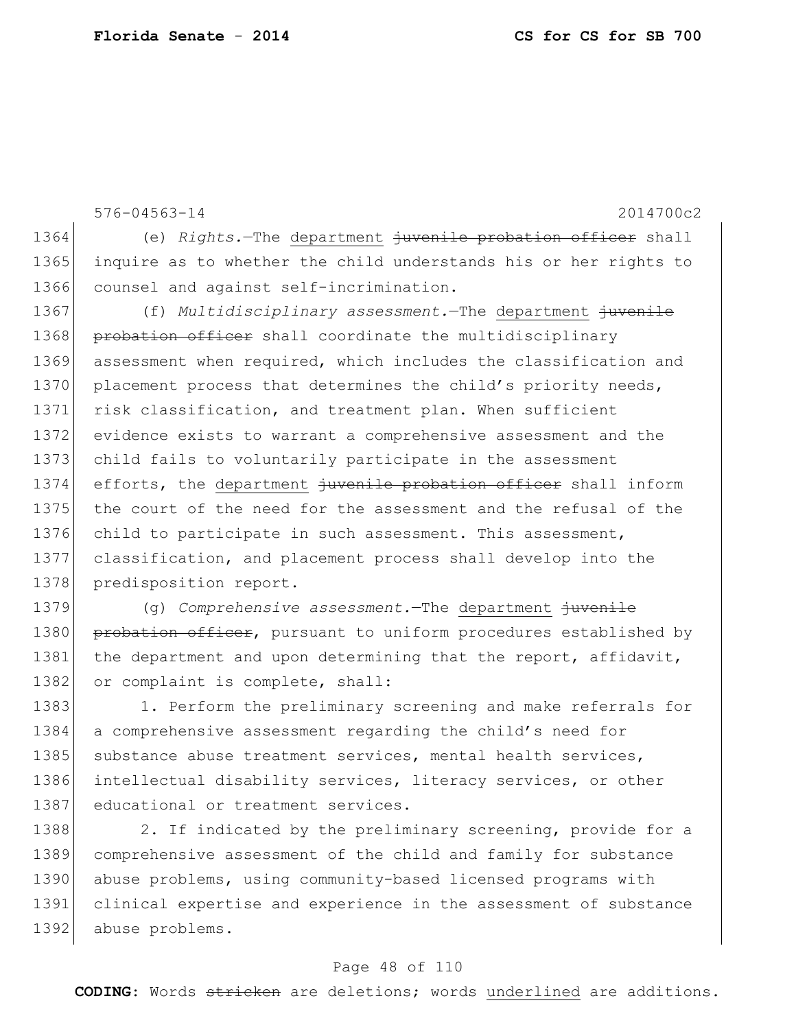(e) *Rights.*—The department ~~juvenile probation officer~~ shall inquire as to whether the child understands his or her rights to counsel and against self-incrimination.

(f) *Multidisciplinary assessment.*—The department ~~juvenile probation officer~~ shall coordinate the multidisciplinary assessment when required, which includes the classification and placement process that determines the child's priority needs, risk classification, and treatment plan. When sufficient evidence exists to warrant a comprehensive assessment and the child fails to voluntarily participate in the assessment efforts, the department ~~juvenile probation officer~~ shall inform the court of the need for the assessment and the refusal of the child to participate in such assessment. This assessment, classification, and placement process shall develop into the predisposition report.

(g) *Comprehensive assessment.*—The department ~~juvenile probation officer~~, pursuant to uniform procedures established by the department and upon determining that the report, affidavit, or complaint is complete, shall:

1. Perform the preliminary screening and make referrals for a comprehensive assessment regarding the child's need for substance abuse treatment services, mental health services, intellectual disability services, literacy services, or other educational or treatment services.

2. If indicated by the preliminary screening, provide for a comprehensive assessment of the child and family for substance abuse problems, using community-based licensed programs with clinical expertise and experience in the assessment of substance abuse problems.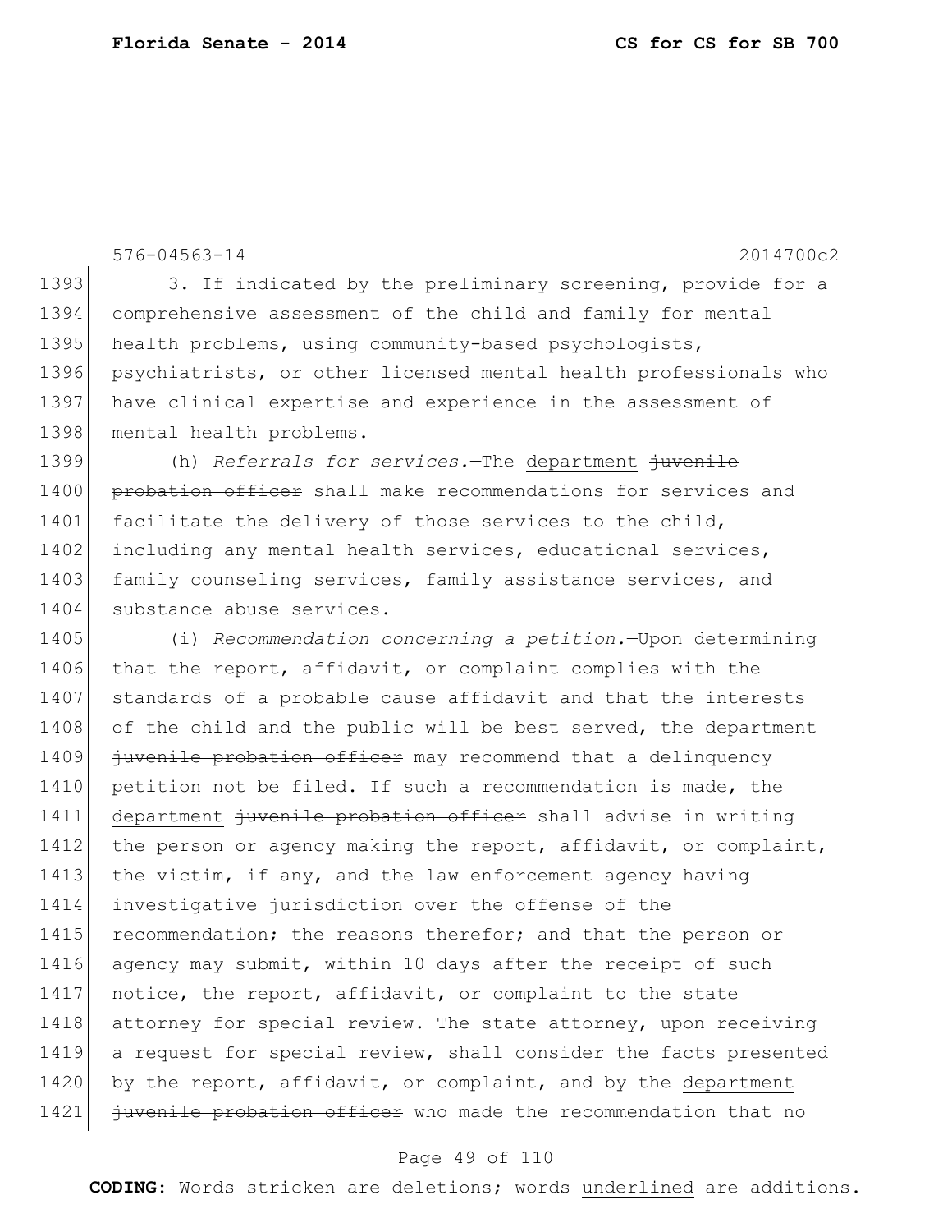576-04563-14 2014700c2

3. If indicated by the preliminary screening, provide for a comprehensive assessment of the child and family for mental health problems, using community-based psychologists, psychiatrists, or other licensed mental health professionals who have clinical expertise and experience in the assessment of mental health problems.

(h) *Referrals for services.*—The <u>department</u> ~~juvenile probation officer~~ shall make recommendations for services and facilitate the delivery of those services to the child, including any mental health services, educational services, family counseling services, family assistance services, and substance abuse services.

(i) *Recommendation concerning a petition.*—Upon determining that the report, affidavit, or complaint complies with the standards of a probable cause affidavit and that the interests of the child and the public will be best served, the <u>department</u> ~~juvenile probation officer~~ may recommend that a delinquency petition not be filed. If such a recommendation is made, the <u>department</u> ~~juvenile probation officer~~ shall advise in writing the person or agency making the report, affidavit, or complaint, the victim, if any, and the law enforcement agency having investigative jurisdiction over the offense of the recommendation; the reasons therefor; and that the person or agency may submit, within 10 days after the receipt of such notice, the report, affidavit, or complaint to the state attorney for special review. The state attorney, upon receiving a request for special review, shall consider the facts presented by the report, affidavit, or complaint, and by the <u>department</u> ~~juvenile probation officer~~ who made the recommendation that no

**CODING:** Words ~~stricken~~ are deletions; words <u>underlined</u> are additions.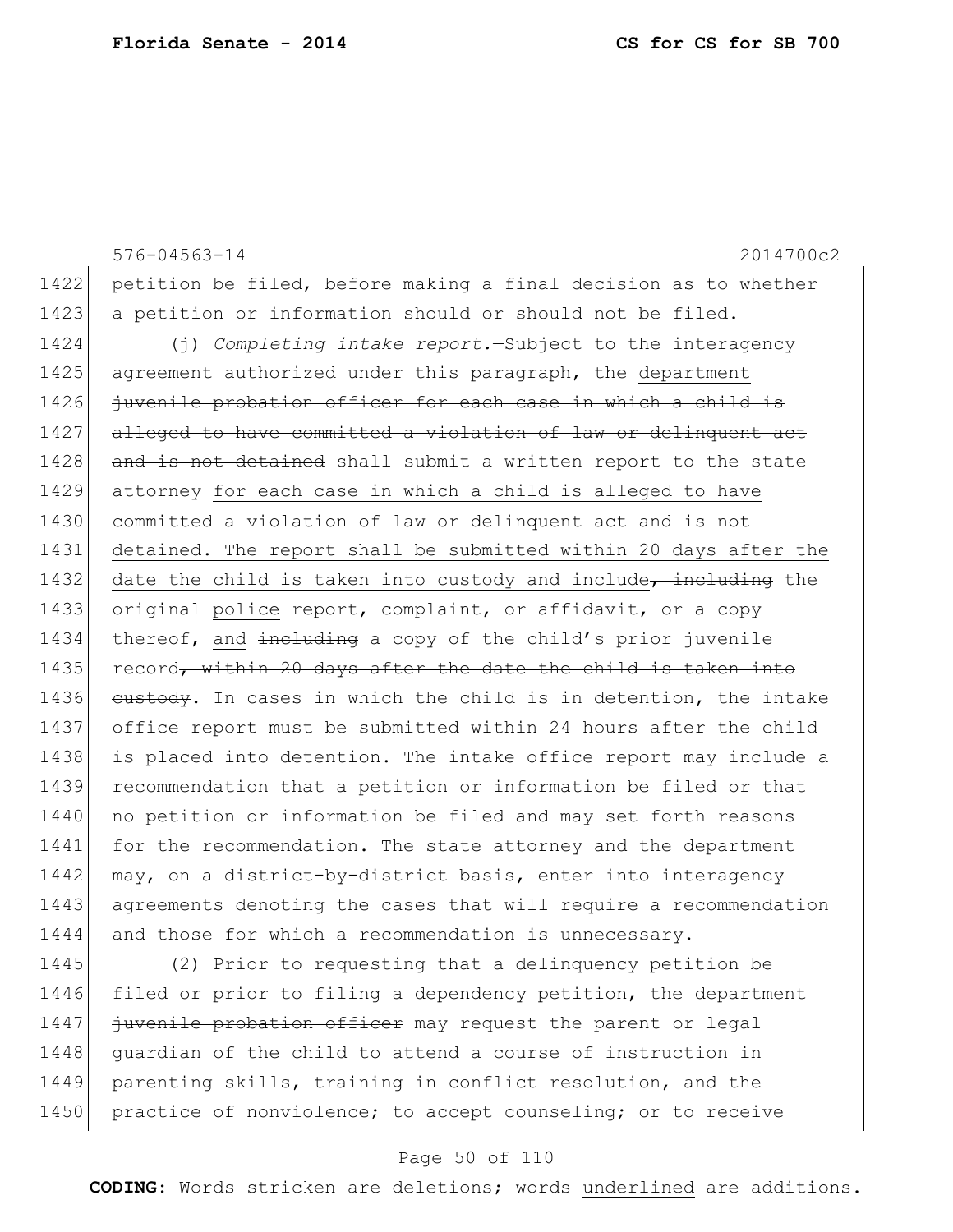petition be filed, before making a final decision as to whether a petition or information should or should not be filed.

(j) *Completing intake report.*—Subject to the interagency agreement authorized under this paragraph, the <u>department</u> ~~juvenile probation officer for each case in which a child is alleged to have committed a violation of law or delinquent act and is not detained~~ shall submit a written report to the state attorney <u>for each case in which a child is alleged to have committed a violation of law or delinquent act and is not detained. The report shall be submitted within 20 days after the date the child is taken into custody and include</u>~~, including~~ the original <u>police</u> report, complaint, or affidavit, or a copy thereof, <u>and</u> ~~including~~ a copy of the child's prior juvenile record~~, within 20 days after the date the child is taken into custody~~. In cases in which the child is in detention, the intake office report must be submitted within 24 hours after the child is placed into detention. The intake office report may include a recommendation that a petition or information be filed or that no petition or information be filed and may set forth reasons for the recommendation. The state attorney and the department may, on a district-by-district basis, enter into interagency agreements denoting the cases that will require a recommendation and those for which a recommendation is unnecessary.

(2) Prior to requesting that a delinquency petition be filed or prior to filing a dependency petition, the <u>department</u> ~~juvenile probation officer~~ may request the parent or legal guardian of the child to attend a course of instruction in parenting skills, training in conflict resolution, and the practice of nonviolence; to accept counseling; or to receive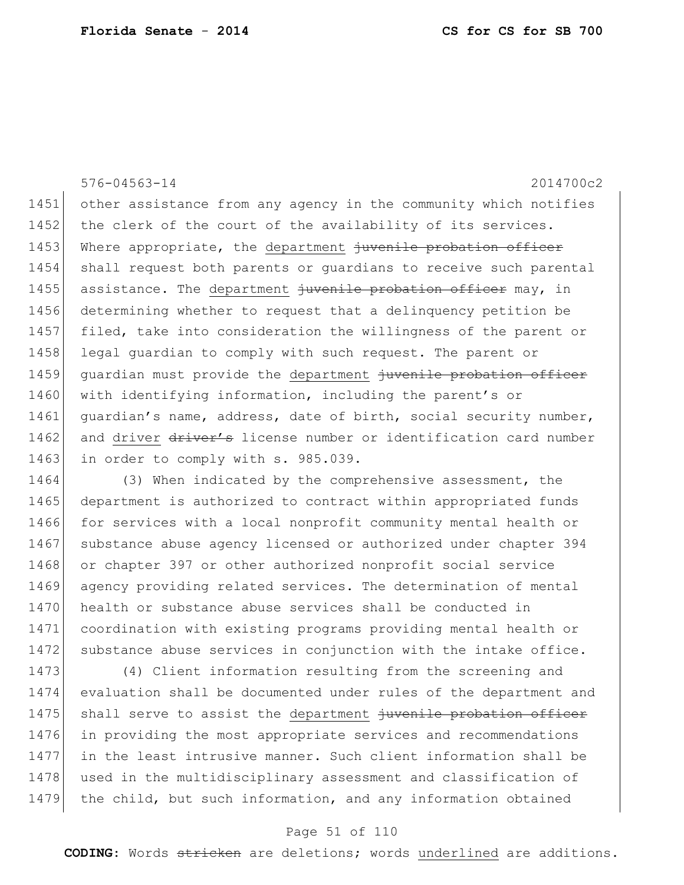other assistance from any agency in the community which notifies the clerk of the court of the availability of its services. Where appropriate, the <u>department</u> ~~juvenile probation officer~~ shall request both parents or guardians to receive such parental assistance. The <u>department</u> ~~juvenile probation officer~~ may, in determining whether to request that a delinquency petition be filed, take into consideration the willingness of the parent or legal guardian to comply with such request. The parent or guardian must provide the <u>department</u> ~~juvenile probation officer~~ with identifying information, including the parent's or guardian's name, address, date of birth, social security number, and <u>driver</u> ~~driver's~~ license number or identification card number in order to comply with s. 985.039.

(3) When indicated by the comprehensive assessment, the department is authorized to contract within appropriated funds for services with a local nonprofit community mental health or substance abuse agency licensed or authorized under chapter 394 or chapter 397 or other authorized nonprofit social service agency providing related services. The determination of mental health or substance abuse services shall be conducted in coordination with existing programs providing mental health or substance abuse services in conjunction with the intake office.

(4) Client information resulting from the screening and evaluation shall be documented under rules of the department and shall serve to assist the <u>department</u> ~~juvenile probation officer~~ in providing the most appropriate services and recommendations in the least intrusive manner. Such client information shall be used in the multidisciplinary assessment and classification of the child, but such information, and any information obtained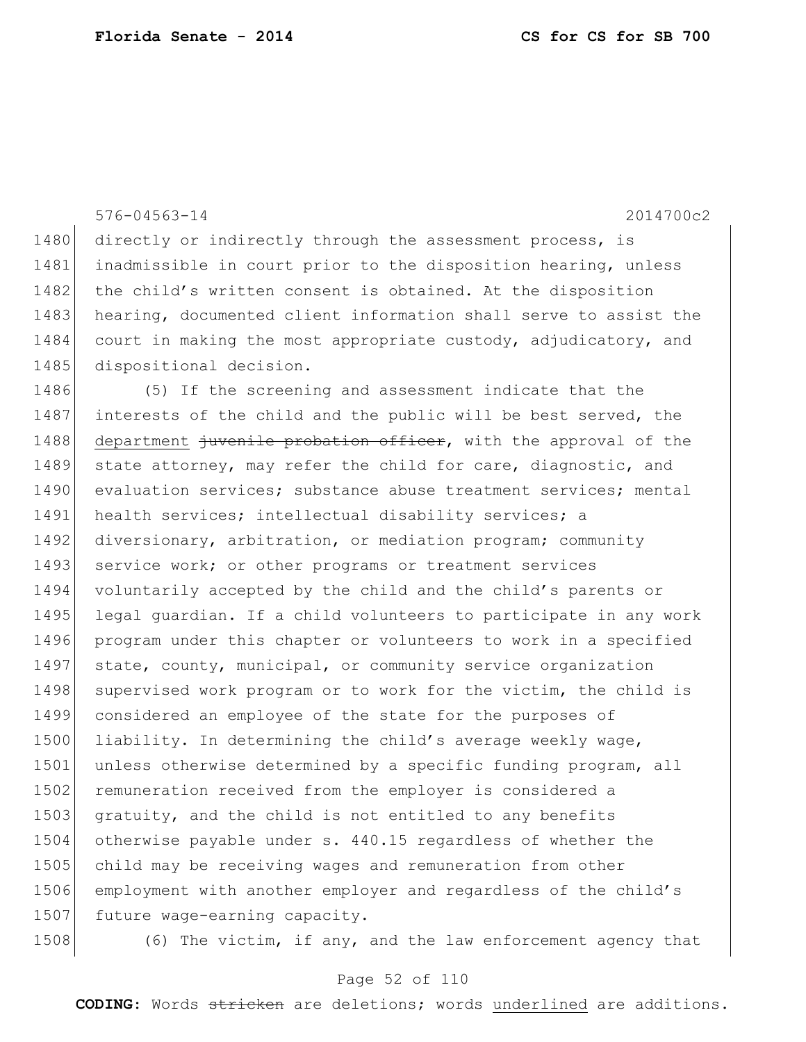576-04563-14 2014700c2

1480 directly or indirectly through the assessment process, is
1481 inadmissible in court prior to the disposition hearing, unless
1482 the child's written consent is obtained. At the disposition
1483 hearing, documented client information shall serve to assist the
1484 court in making the most appropriate custody, adjudicatory, and
1485 dispositional decision.

1486 (5) If the screening and assessment indicate that the
1487 interests of the child and the public will be best served, the
1488 <u>department</u> ~~juvenile probation officer~~, with the approval of the
1489 state attorney, may refer the child for care, diagnostic, and
1490 evaluation services; substance abuse treatment services; mental
1491 health services; intellectual disability services; a
1492 diversionary, arbitration, or mediation program; community
1493 service work; or other programs or treatment services
1494 voluntarily accepted by the child and the child's parents or
1495 legal guardian. If a child volunteers to participate in any work
1496 program under this chapter or volunteers to work in a specified
1497 state, county, municipal, or community service organization
1498 supervised work program or to work for the victim, the child is
1499 considered an employee of the state for the purposes of
1500 liability. In determining the child's average weekly wage,
1501 unless otherwise determined by a specific funding program, all
1502 remuneration received from the employer is considered a
1503 gratuity, and the child is not entitled to any benefits
1504 otherwise payable under s. 440.15 regardless of whether the
1505 child may be receiving wages and remuneration from other
1506 employment with another employer and regardless of the child's
1507 future wage-earning capacity.

1508 (6) The victim, if any, and the law enforcement agency that

**CODING:** Words ~~stricken~~ are deletions; words <u>underlined</u> are additions.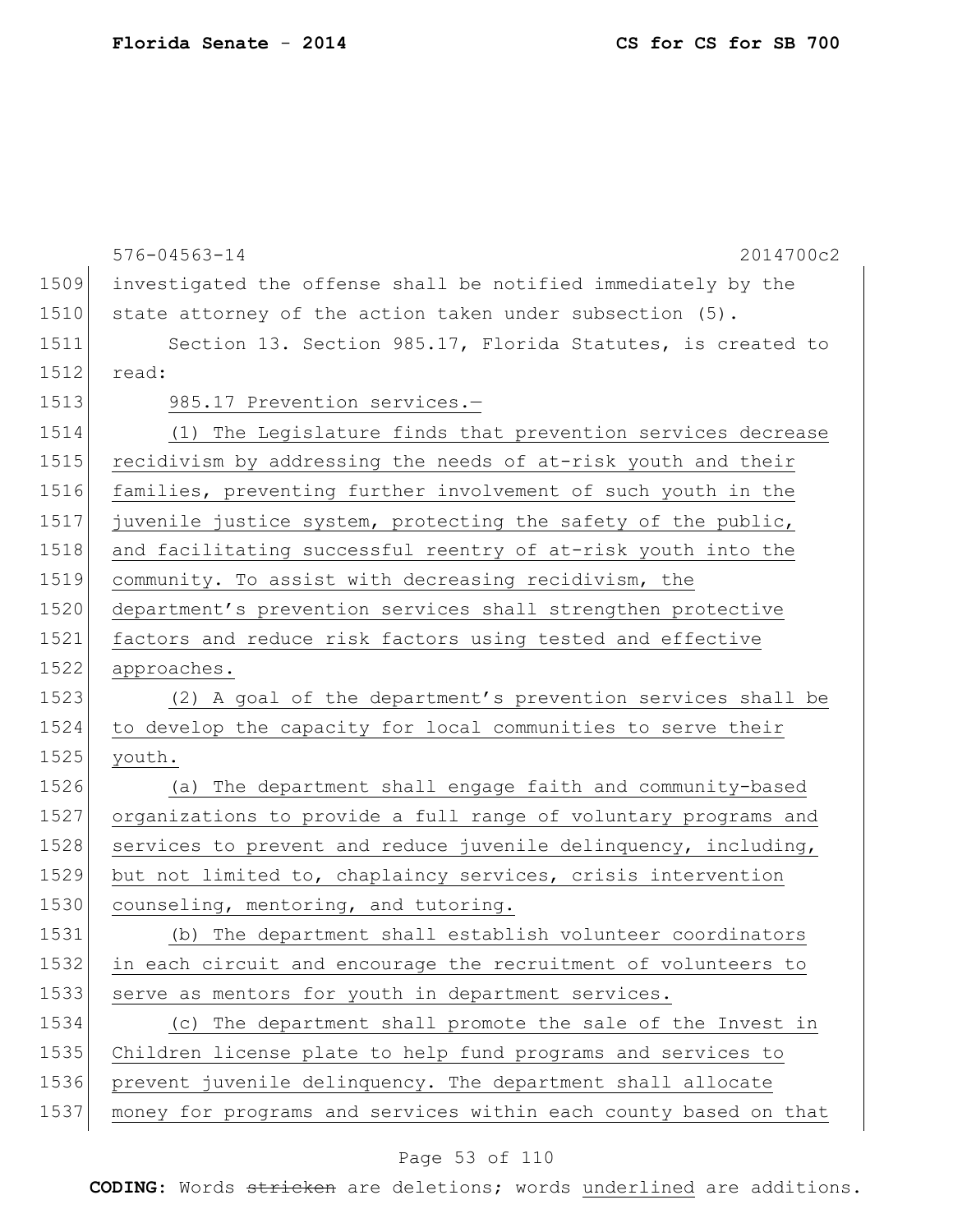investigated the offense shall be notified immediately by the state attorney of the action taken under subsection (5).

Section 13. Section 985.17, Florida Statutes, is created to read:

985.17 Prevention services.—

(1) The Legislature finds that prevention services decrease recidivism by addressing the needs of at-risk youth and their families, preventing further involvement of such youth in the juvenile justice system, protecting the safety of the public, and facilitating successful reentry of at-risk youth into the community. To assist with decreasing recidivism, the department's prevention services shall strengthen protective factors and reduce risk factors using tested and effective approaches.

(2) A goal of the department's prevention services shall be to develop the capacity for local communities to serve their youth.

(a) The department shall engage faith and community-based organizations to provide a full range of voluntary programs and services to prevent and reduce juvenile delinquency, including, but not limited to, chaplaincy services, crisis intervention counseling, mentoring, and tutoring.

(b) The department shall establish volunteer coordinators in each circuit and encourage the recruitment of volunteers to serve as mentors for youth in department services.

(c) The department shall promote the sale of the Invest in Children license plate to help fund programs and services to prevent juvenile delinquency. The department shall allocate money for programs and services within each county based on that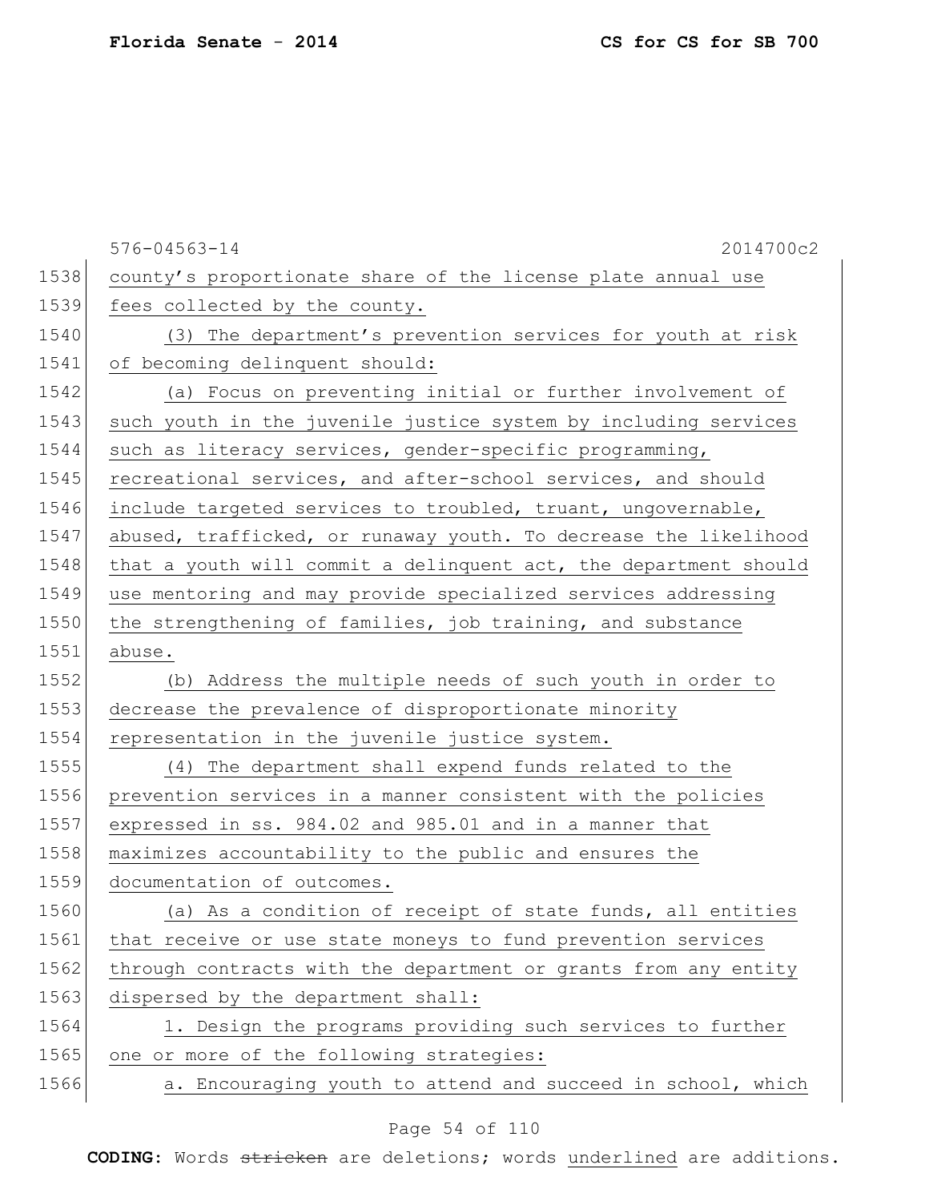county's proportionate share of the license plate annual use fees collected by the county.

(3) The department's prevention services for youth at risk of becoming delinquent should:

(a) Focus on preventing initial or further involvement of such youth in the juvenile justice system by including services such as literacy services, gender-specific programming, recreational services, and after-school services, and should include targeted services to troubled, truant, ungovernable, abused, trafficked, or runaway youth. To decrease the likelihood that a youth will commit a delinquent act, the department should use mentoring and may provide specialized services addressing the strengthening of families, job training, and substance abuse.

(b) Address the multiple needs of such youth in order to decrease the prevalence of disproportionate minority representation in the juvenile justice system.

(4) The department shall expend funds related to the prevention services in a manner consistent with the policies expressed in ss. 984.02 and 985.01 and in a manner that maximizes accountability to the public and ensures the documentation of outcomes.

(a) As a condition of receipt of state funds, all entities that receive or use state moneys to fund prevention services through contracts with the department or grants from any entity dispersed by the department shall:

1. Design the programs providing such services to further one or more of the following strategies:

a. Encouraging youth to attend and succeed in school, which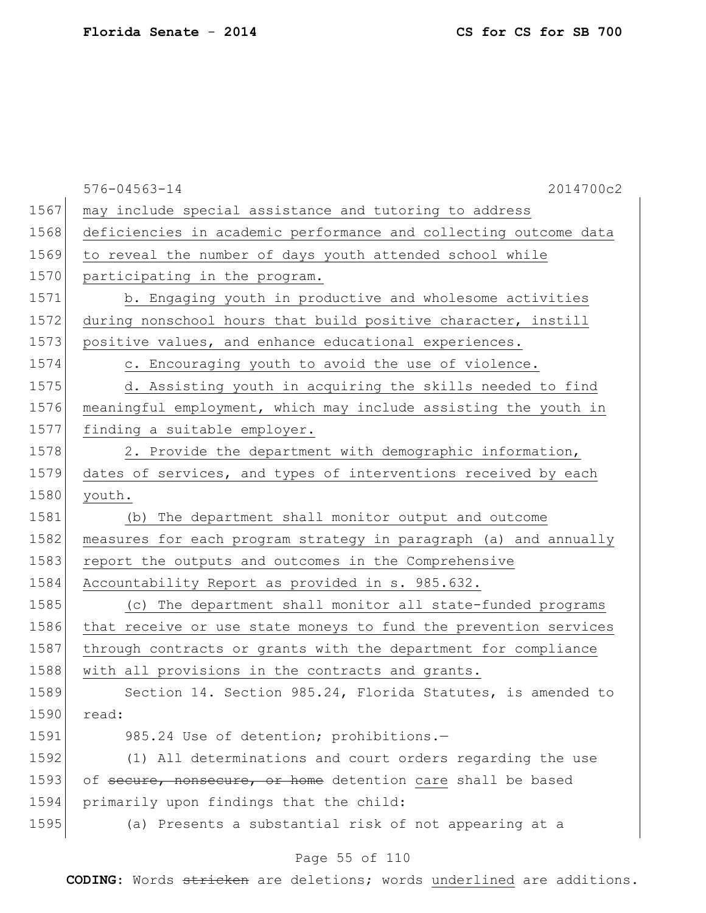576-04563-14 2014700c2

may include special assistance and tutoring to address deficiencies in academic performance and collecting outcome data to reveal the number of days youth attended school while participating in the program.

b. Engaging youth in productive and wholesome activities during nonschool hours that build positive character, instill positive values, and enhance educational experiences.

c. Encouraging youth to avoid the use of violence.

d. Assisting youth in acquiring the skills needed to find meaningful employment, which may include assisting the youth in finding a suitable employer.

2. Provide the department with demographic information, dates of services, and types of interventions received by each youth.

(b) The department shall monitor output and outcome measures for each program strategy in paragraph (a) and annually report the outputs and outcomes in the Comprehensive Accountability Report as provided in s. 985.632.

(c) The department shall monitor all state-funded programs that receive or use state moneys to fund the prevention services through contracts or grants with the department for compliance with all provisions in the contracts and grants.

Section 14. Section 985.24, Florida Statutes, is amended to read:

985.24 Use of detention; prohibitions.—

(1) All determinations and court orders regarding the use of ~~secure, nonsecure, or home~~ detention care shall be based primarily upon findings that the child:

(a) Presents a substantial risk of not appearing at a

**CODING:** Words ~~stricken~~ are deletions; words underlined are additions.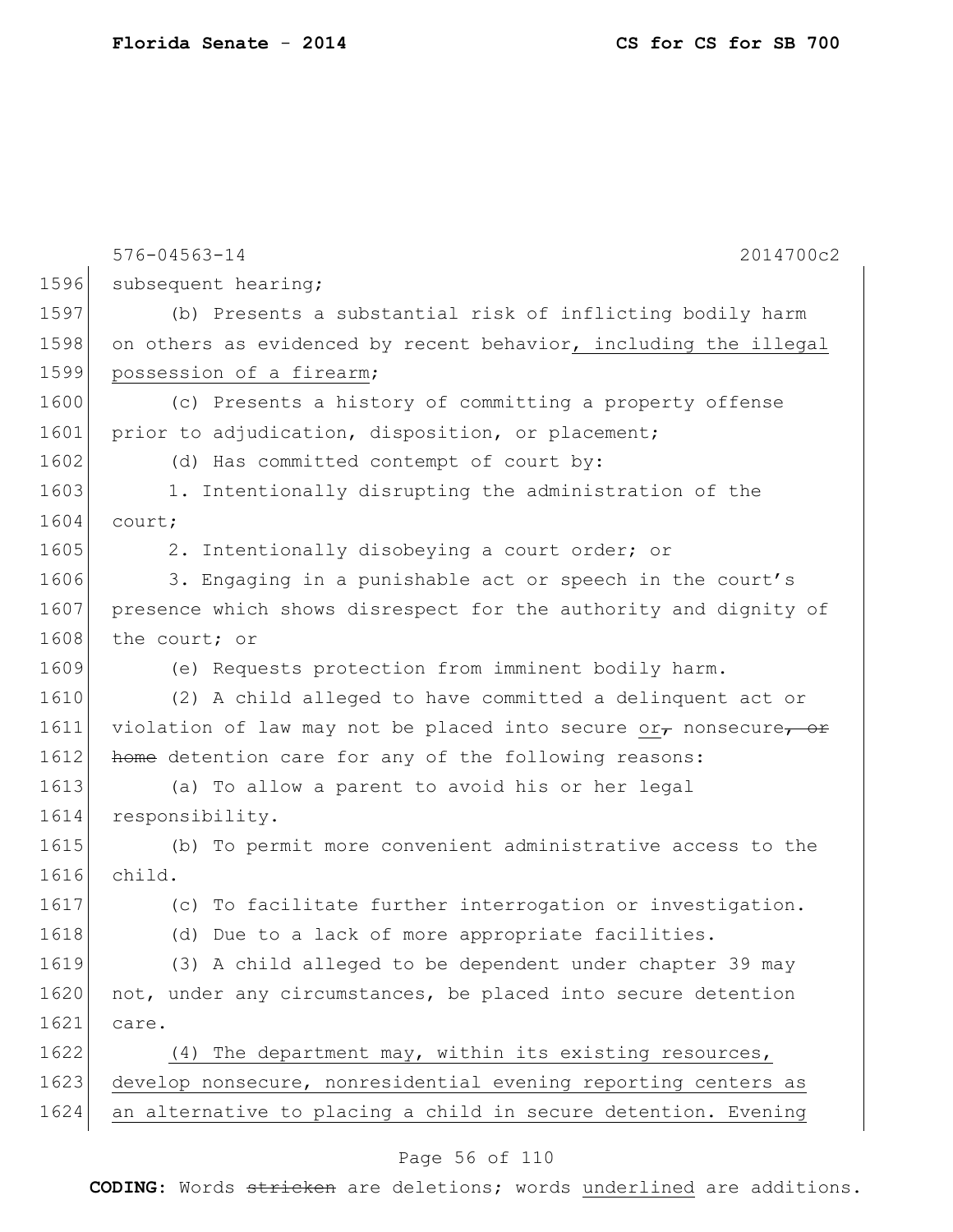576-04563-14 2014700c2

subsequent hearing;

(b) Presents a substantial risk of inflicting bodily harm on others as evidenced by recent behavior, including the illegal possession of a firearm;

(c) Presents a history of committing a property offense prior to adjudication, disposition, or placement;

(d) Has committed contempt of court by:

1. Intentionally disrupting the administration of the court;

2. Intentionally disobeying a court order; or

3. Engaging in a punishable act or speech in the court's presence which shows disrespect for the authority and dignity of the court; or

(e) Requests protection from imminent bodily harm.

(2) A child alleged to have committed a delinquent act or violation of law may not be placed into secure or, nonsecure, or home detention care for any of the following reasons:

(a) To allow a parent to avoid his or her legal responsibility.

(b) To permit more convenient administrative access to the child.

(c) To facilitate further interrogation or investigation.

(d) Due to a lack of more appropriate facilities.

(3) A child alleged to be dependent under chapter 39 may not, under any circumstances, be placed into secure detention care.

(4) The department may, within its existing resources, develop nonsecure, nonresidential evening reporting centers as an alternative to placing a child in secure detention. Evening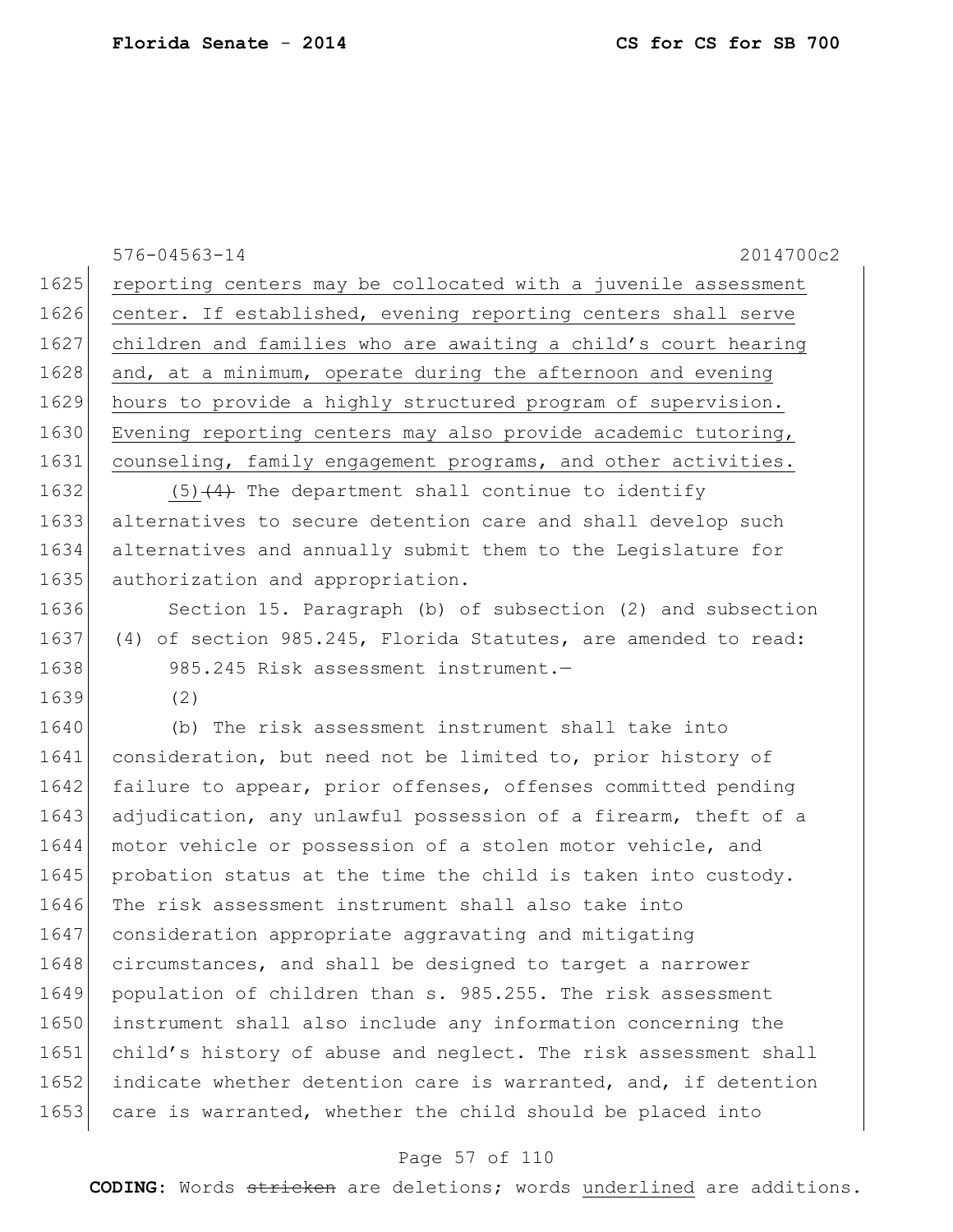reporting centers may be collocated with a juvenile assessment center. If established, evening reporting centers shall serve children and families who are awaiting a child's court hearing and, at a minimum, operate during the afternoon and evening hours to provide a highly structured program of supervision. Evening reporting centers may also provide academic tutoring, counseling, family engagement programs, and other activities.

(5) ~~(4)~~ The department shall continue to identify alternatives to secure detention care and shall develop such alternatives and annually submit them to the Legislature for authorization and appropriation.

Section 15. Paragraph (b) of subsection (2) and subsection (4) of section 985.245, Florida Statutes, are amended to read:

985.245 Risk assessment instrument.—

(2)

(b) The risk assessment instrument shall take into consideration, but need not be limited to, prior history of failure to appear, prior offenses, offenses committed pending adjudication, any unlawful possession of a firearm, theft of a motor vehicle or possession of a stolen motor vehicle, and probation status at the time the child is taken into custody. The risk assessment instrument shall also take into consideration appropriate aggravating and mitigating circumstances, and shall be designed to target a narrower population of children than s. 985.255. The risk assessment instrument shall also include any information concerning the child's history of abuse and neglect. The risk assessment shall indicate whether detention care is warranted, and, if detention care is warranted, whether the child should be placed into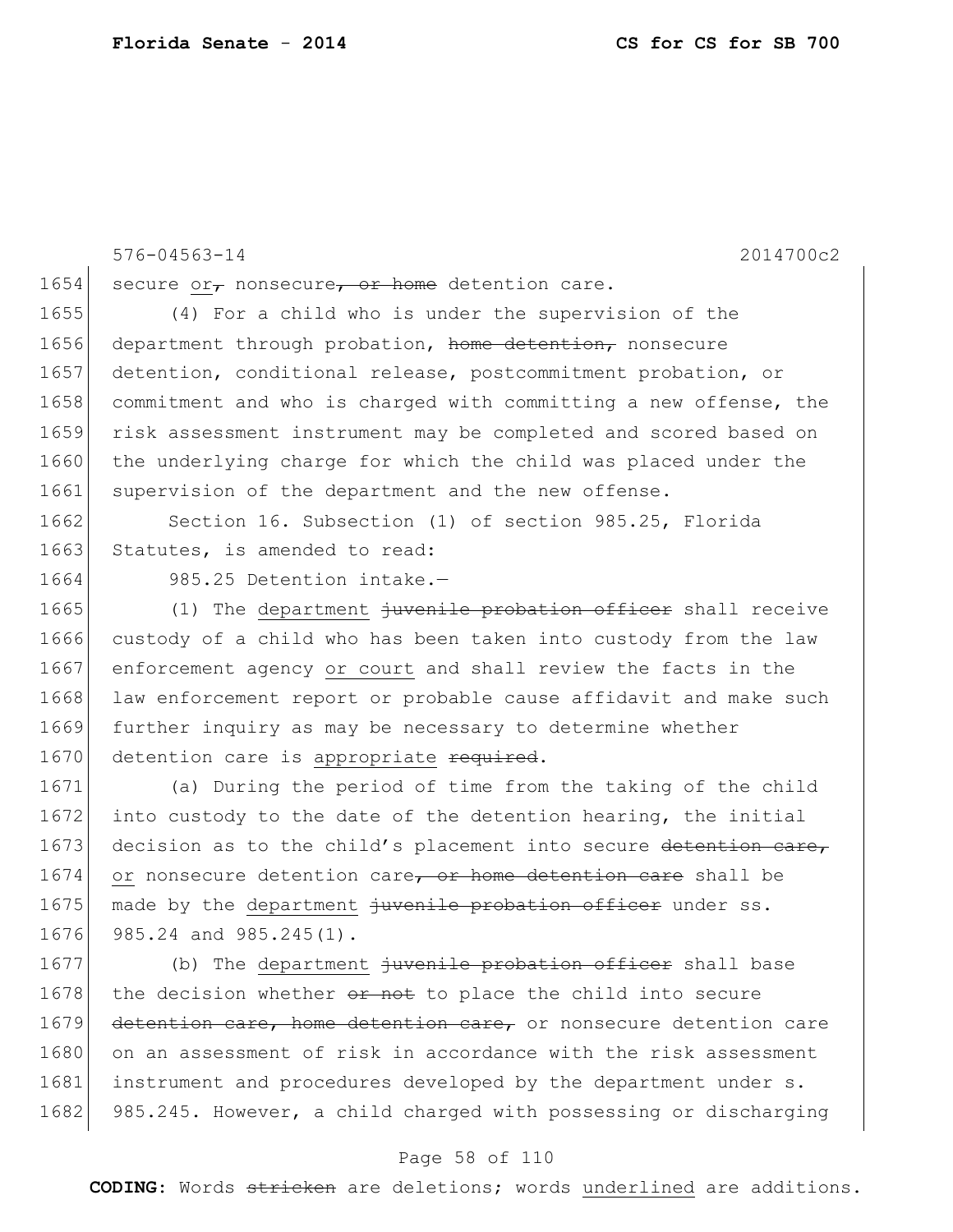576-04563-14 2014700c2

1654 secure or, nonsecure, or home detention care.

1655 (4) For a child who is under the supervision of the
1656 department through probation, home detention, nonsecure
1657 detention, conditional release, postcommitment probation, or
1658 commitment and who is charged with committing a new offense, the
1659 risk assessment instrument may be completed and scored based on
1660 the underlying charge for which the child was placed under the
1661 supervision of the department and the new offense.

1662 Section 16. Subsection (1) of section 985.25, Florida
1663 Statutes, is amended to read:

1664 985.25 Detention intake.—

1665 (1) The department juvenile probation officer shall receive
1666 custody of a child who has been taken into custody from the law
1667 enforcement agency or court and shall review the facts in the
1668 law enforcement report or probable cause affidavit and make such
1669 further inquiry as may be necessary to determine whether
1670 detention care is appropriate required.

1671 (a) During the period of time from the taking of the child
1672 into custody to the date of the detention hearing, the initial
1673 decision as to the child's placement into secure detention care,
1674 or nonsecure detention care, or home detention care shall be
1675 made by the department juvenile probation officer under ss.
1676 985.24 and 985.245(1).

1677 (b) The department juvenile probation officer shall base
1678 the decision whether or not to place the child into secure
1679 detention care, home detention care, or nonsecure detention care
1680 on an assessment of risk in accordance with the risk assessment
1681 instrument and procedures developed by the department under s.
1682 985.245. However, a child charged with possessing or discharging

**CODING:** Words stricken are deletions; words underlined are additions.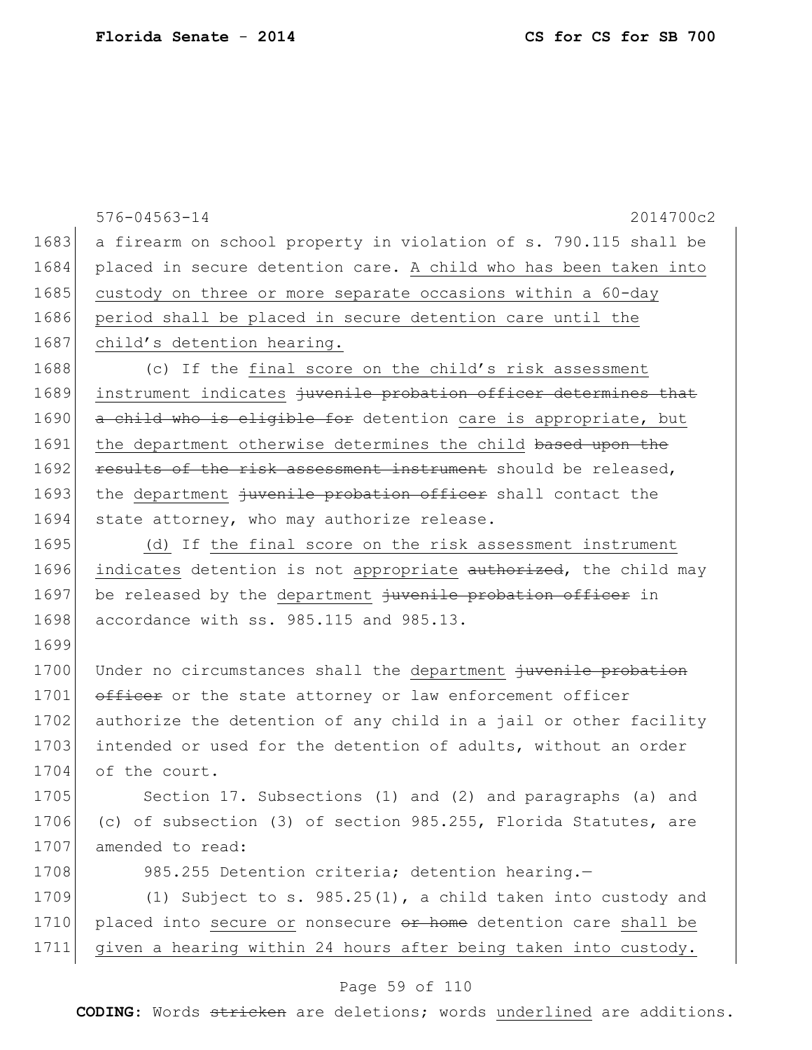a firearm on school property in violation of s. 790.115 shall be placed in secure detention care. <u>A child who has been taken into custody on three or more separate occasions within a 60-day period shall be placed in secure detention care until the child's detention hearing.</u>

(c) If the <u>final score on the child's risk assessment instrument indicates</u> ~~juvenile probation officer determines that a child who is eligible for~~ detention <u>care is appropriate, but the department otherwise determines the child</u> ~~based upon the results of the risk assessment instrument~~ should be released, the <u>department</u> ~~juvenile probation officer~~ shall contact the state attorney, who may authorize release.

<u>(d)</u> If <u>the final score on the risk assessment instrument indicates</u> detention is not <u>appropriate</u> ~~authorized~~, the child may be released by the <u>department</u> ~~juvenile probation officer~~ in accordance with ss. 985.115 and 985.13.

Under no circumstances shall the <u>department</u> ~~juvenile probation officer~~ or the state attorney or law enforcement officer authorize the detention of any child in a jail or other facility intended or used for the detention of adults, without an order of the court.

Section 17. Subsections (1) and (2) and paragraphs (a) and (c) of subsection (3) of section 985.255, Florida Statutes, are amended to read:

985.255 Detention criteria; detention hearing.—

(1) Subject to s. 985.25(1), a child taken into custody and placed into <u>secure or</u> nonsecure ~~or home~~ detention care <u>shall be given a hearing within 24 hours after being taken into custody.</u>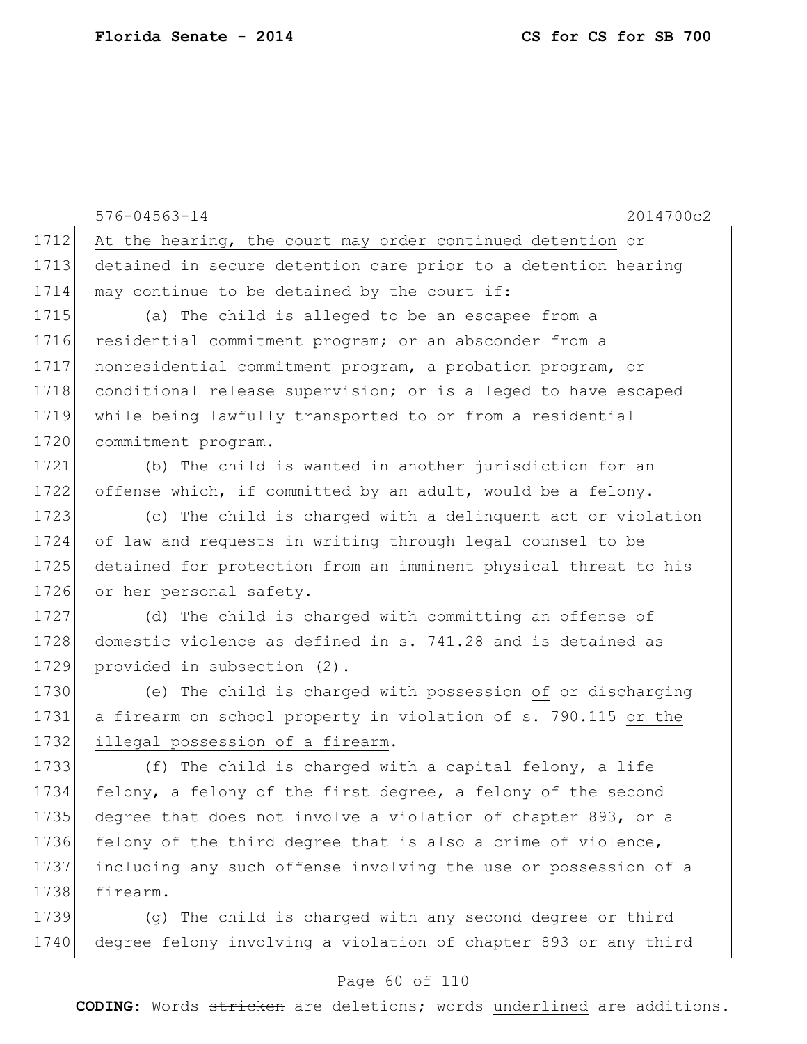At the hearing, the court may order continued detention ~~or detained in secure detention care prior to a detention hearing may continue to be detained by the court~~ if:

(a) The child is alleged to be an escapee from a residential commitment program; or an absconder from a nonresidential commitment program, a probation program, or conditional release supervision; or is alleged to have escaped while being lawfully transported to or from a residential commitment program.

(b) The child is wanted in another jurisdiction for an offense which, if committed by an adult, would be a felony.

(c) The child is charged with a delinquent act or violation of law and requests in writing through legal counsel to be detained for protection from an imminent physical threat to his or her personal safety.

(d) The child is charged with committing an offense of domestic violence as defined in s. 741.28 and is detained as provided in subsection (2).

(e) The child is charged with possession <u>of</u> or discharging a firearm on school property in violation of s. 790.115 <u>or the illegal possession of a firearm</u>.

(f) The child is charged with a capital felony, a life felony, a felony of the first degree, a felony of the second degree that does not involve a violation of chapter 893, or a felony of the third degree that is also a crime of violence, including any such offense involving the use or possession of a firearm.

(g) The child is charged with any second degree or third degree felony involving a violation of chapter 893 or any third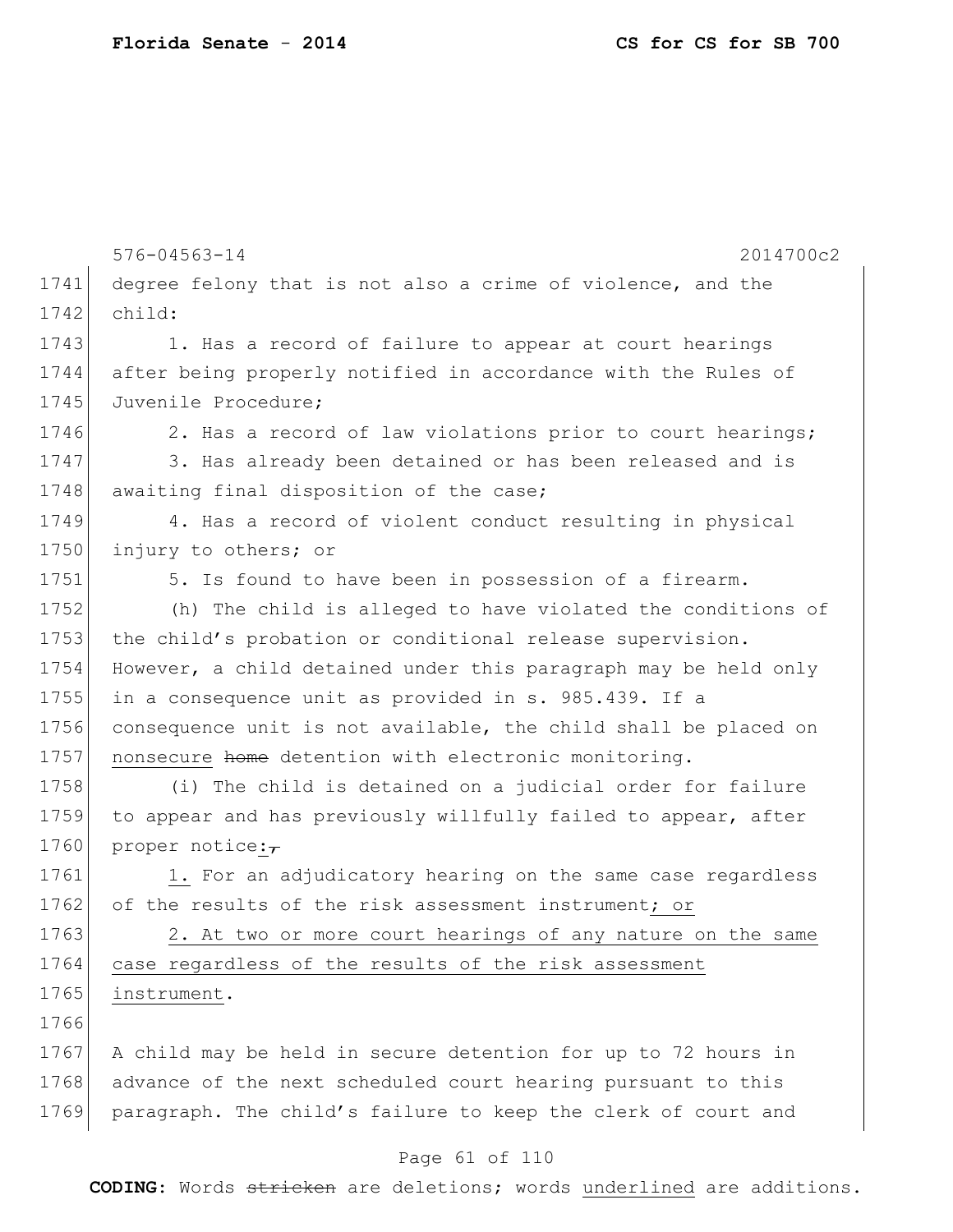degree felony that is not also a crime of violence, and the child:

1. Has a record of failure to appear at court hearings after being properly notified in accordance with the Rules of Juvenile Procedure;

2. Has a record of law violations prior to court hearings;

3. Has already been detained or has been released and is awaiting final disposition of the case;

4. Has a record of violent conduct resulting in physical injury to others; or

5. Is found to have been in possession of a firearm.

(h) The child is alleged to have violated the conditions of the child's probation or conditional release supervision. However, a child detained under this paragraph may be held only in a consequence unit as provided in s. 985.439. If a consequence unit is not available, the child shall be placed on nonsecure ~~home~~ detention with electronic monitoring.

(i) The child is detained on a judicial order for failure to appear and has previously willfully failed to appear, after proper notice:~~,~~

1. For an adjudicatory hearing on the same case regardless of the results of the risk assessment instrument; or

2. At two or more court hearings of any nature on the same case regardless of the results of the risk assessment instrument.

A child may be held in secure detention for up to 72 hours in advance of the next scheduled court hearing pursuant to this paragraph. The child's failure to keep the clerk of court and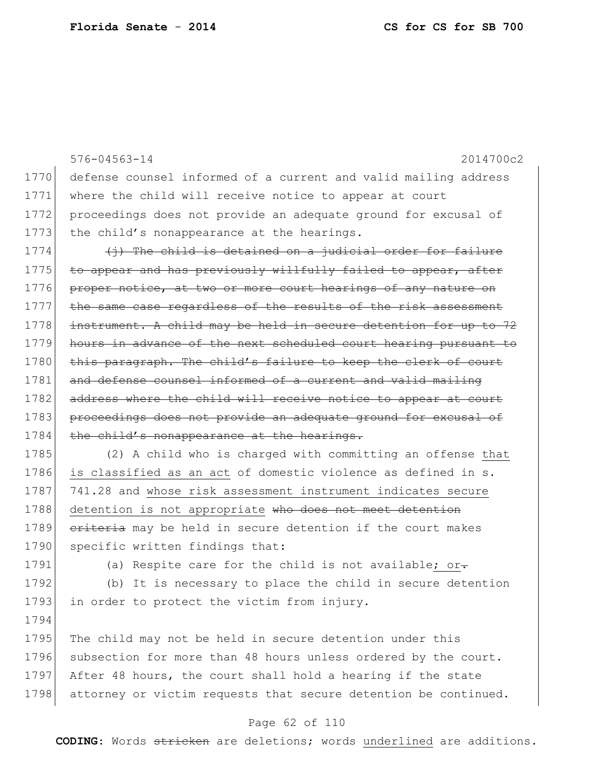defense counsel informed of a current and valid mailing address where the child will receive notice to appear at court proceedings does not provide an adequate ground for excusal of the child's nonappearance at the hearings.

~~(j) The child is detained on a judicial order for failure to appear and has previously willfully failed to appear, after proper notice, at two or more court hearings of any nature on the same case regardless of the results of the risk assessment instrument. A child may be held in secure detention for up to 72 hours in advance of the next scheduled court hearing pursuant to this paragraph. The child's failure to keep the clerk of court and defense counsel informed of a current and valid mailing address where the child will receive notice to appear at court proceedings does not provide an adequate ground for excusal of the child's nonappearance at the hearings.~~

(2) A child who is charged with committing an offense <u>that is classified as an act</u> of domestic violence as defined in s. 741.28 and <u>whose risk assessment instrument indicates secure detention is not appropriate</u> ~~who does not meet detention criteria~~ may be held in secure detention if the court makes specific written findings that:

(a) Respite care for the child is not available<u>; or</u>~~.~~

(b) It is necessary to place the child in secure detention in order to protect the victim from injury.

The child may not be held in secure detention under this subsection for more than 48 hours unless ordered by the court. After 48 hours, the court shall hold a hearing if the state attorney or victim requests that secure detention be continued.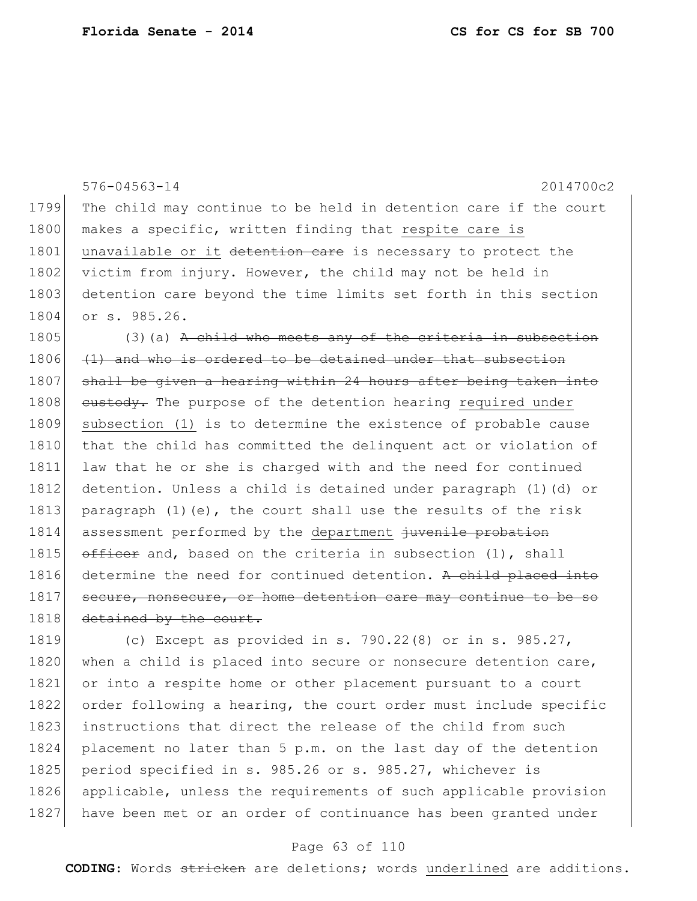576-04563-14 2014700c2

1799 The child may continue to be held in detention care if the court
1800 makes a specific, written finding that <u>respite care is</u>
1801 <u>unavailable or it</u> ~~detention care~~ is necessary to protect the
1802 victim from injury. However, the child may not be held in
1803 detention care beyond the time limits set forth in this section
1804 or s. 985.26.

1805 (3)(a) ~~A child who meets any of the criteria in subsection~~
1806 ~~(1) and who is ordered to be detained under that subsection~~
1807 ~~shall be given a hearing within 24 hours after being taken into~~
1808 ~~custody.~~ The purpose of the detention hearing <u>required under</u>
1809 <u>subsection (1)</u> is to determine the existence of probable cause
1810 that the child has committed the delinquent act or violation of
1811 law that he or she is charged with and the need for continued
1812 detention. Unless a child is detained under paragraph (1)(d) or
1813 paragraph (1)(e), the court shall use the results of the risk
1814 assessment performed by the <u>department</u> ~~juvenile probation~~
1815 ~~officer~~ and, based on the criteria in subsection (1), shall
1816 determine the need for continued detention. ~~A child placed into~~
1817 ~~secure, nonsecure, or home detention care may continue to be so~~
1818 ~~detained by the court.~~

1819 (c) Except as provided in s. 790.22(8) or in s. 985.27,
1820 when a child is placed into secure or nonsecure detention care,
1821 or into a respite home or other placement pursuant to a court
1822 order following a hearing, the court order must include specific
1823 instructions that direct the release of the child from such
1824 placement no later than 5 p.m. on the last day of the detention
1825 period specified in s. 985.26 or s. 985.27, whichever is
1826 applicable, unless the requirements of such applicable provision
1827 have been met or an order of continuance has been granted under

**CODING:** Words ~~stricken~~ are deletions; words <u>underlined</u> are additions.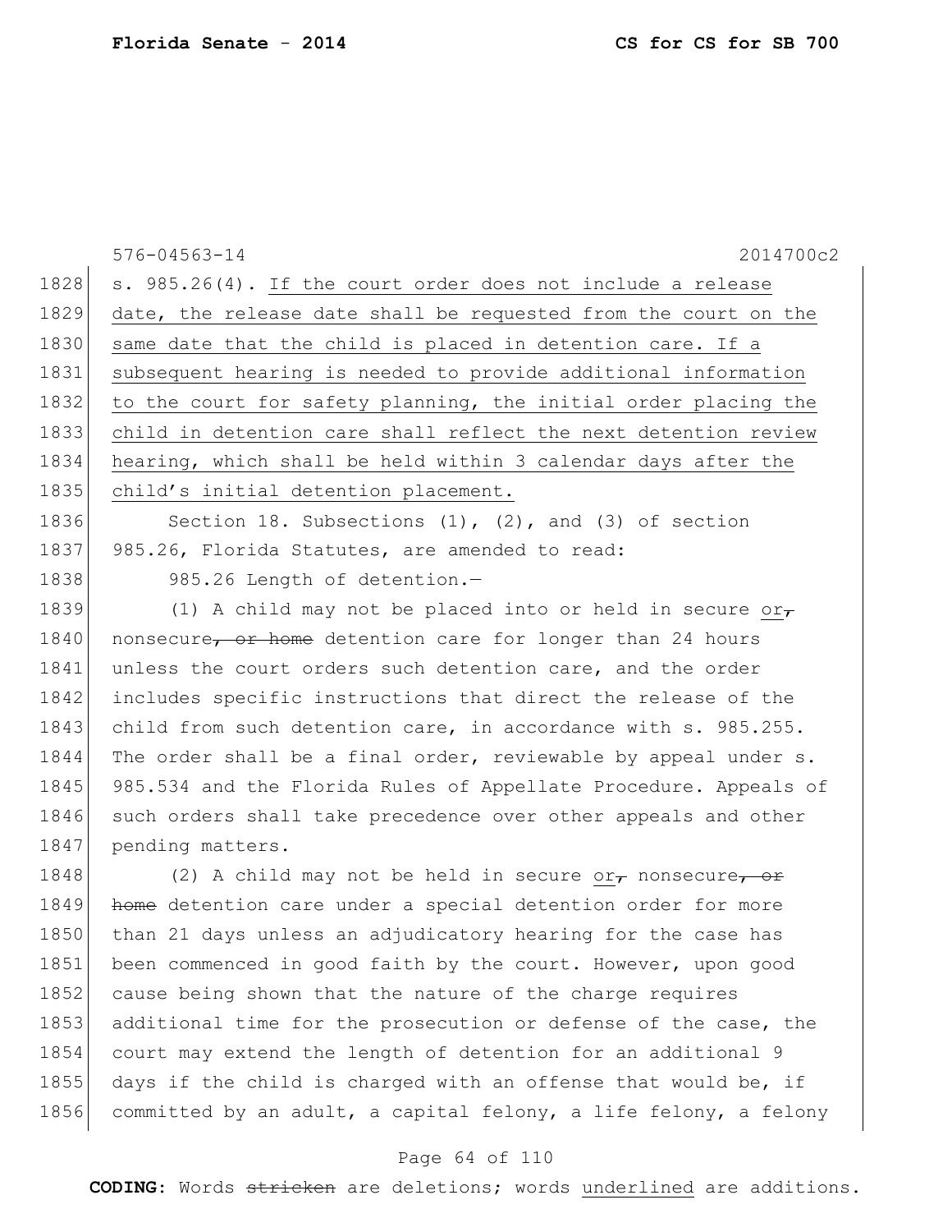s. 985.26(4). If the court order does not include a release date, the release date shall be requested from the court on the same date that the child is placed in detention care. If a subsequent hearing is needed to provide additional information to the court for safety planning, the initial order placing the child in detention care shall reflect the next detention review hearing, which shall be held within 3 calendar days after the child's initial detention placement.

Section 18. Subsections (1), (2), and (3) of section 985.26, Florida Statutes, are amended to read:

985.26 Length of detention.—

(1) A child may not be placed into or held in secure or, nonsecure, or home detention care for longer than 24 hours unless the court orders such detention care, and the order includes specific instructions that direct the release of the child from such detention care, in accordance with s. 985.255. The order shall be a final order, reviewable by appeal under s. 985.534 and the Florida Rules of Appellate Procedure. Appeals of such orders shall take precedence over other appeals and other pending matters.

(2) A child may not be held in secure or, nonsecure, or home detention care under a special detention order for more than 21 days unless an adjudicatory hearing for the case has been commenced in good faith by the court. However, upon good cause being shown that the nature of the charge requires additional time for the prosecution or defense of the case, the court may extend the length of detention for an additional 9 days if the child is charged with an offense that would be, if committed by an adult, a capital felony, a life felony, a felony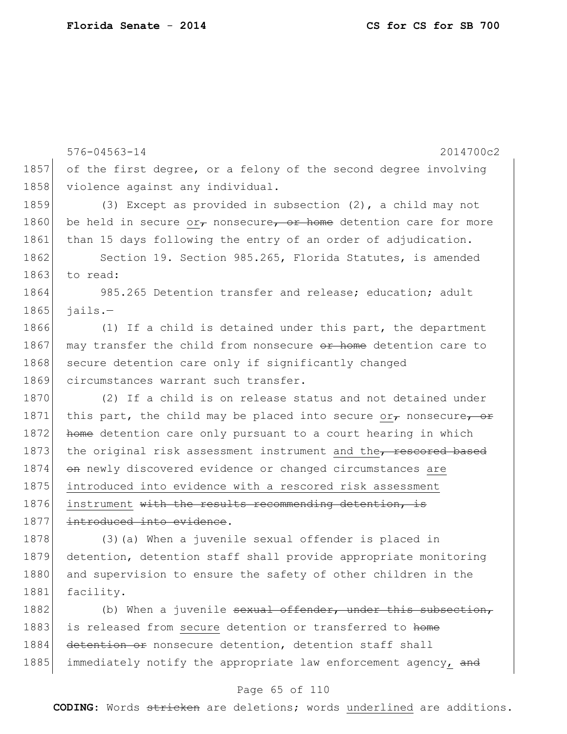576-04563-14 2014700c2

1857 of the first degree, or a felony of the second degree involving
1858 violence against any individual.

1859 (3) Except as provided in subsection (2), a child may not
1860 be held in secure <u>or</u>~~,~~ nonsecure~~, or home~~ detention care for more
1861 than 15 days following the entry of an order of adjudication.

1862 Section 19. Section 985.265, Florida Statutes, is amended
1863 to read:

1864 985.265 Detention transfer and release; education; adult
1865 jails.—

1866 (1) If a child is detained under this part, the department
1867 may transfer the child from nonsecure ~~or home~~ detention care to
1868 secure detention care only if significantly changed
1869 circumstances warrant such transfer.

1870 (2) If a child is on release status and not detained under
1871 this part, the child may be placed into secure <u>or</u>~~,~~ nonsecure~~, or~~
1872 ~~home~~ detention care only pursuant to a court hearing in which
1873 the original risk assessment instrument <u>and the</u>~~, rescored based~~
1874 ~~on~~ newly discovered evidence or changed circumstances <u>are</u>
1875 <u>introduced into evidence with a rescored risk assessment</u>
1876 <u>instrument</u> ~~with the results recommending detention, is~~
1877 ~~introduced into evidence~~.

1878 (3)(a) When a juvenile sexual offender is placed in
1879 detention, detention staff shall provide appropriate monitoring
1880 and supervision to ensure the safety of other children in the
1881 facility.

1882 (b) When a juvenile ~~sexual offender, under this subsection,~~
1883 is released from <u>secure</u> detention or transferred to ~~home~~
1884 ~~detention or~~ nonsecure detention, detention staff shall
1885 immediately notify the appropriate law enforcement agency<u>,</u> ~~and~~

**CODING:** Words ~~stricken~~ are deletions; words <u>underlined</u> are additions.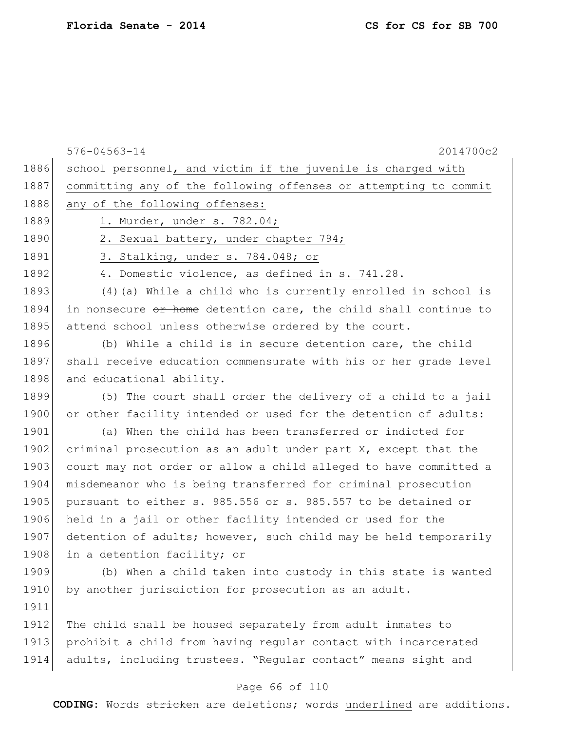school personnel, and victim if the juvenile is charged with committing any of the following offenses or attempting to commit any of the following offenses:

1. Murder, under s. 782.04;

2. Sexual battery, under chapter 794;

3. Stalking, under s. 784.048; or

4. Domestic violence, as defined in s. 741.28.

(4)(a) While a child who is currently enrolled in school is in nonsecure ~~or home~~ detention care, the child shall continue to attend school unless otherwise ordered by the court.

(b) While a child is in secure detention care, the child shall receive education commensurate with his or her grade level and educational ability.

(5) The court shall order the delivery of a child to a jail or other facility intended or used for the detention of adults:

(a) When the child has been transferred or indicted for criminal prosecution as an adult under part X, except that the court may not order or allow a child alleged to have committed a misdemeanor who is being transferred for criminal prosecution pursuant to either s. 985.556 or s. 985.557 to be detained or held in a jail or other facility intended or used for the detention of adults; however, such child may be held temporarily in a detention facility; or

(b) When a child taken into custody in this state is wanted by another jurisdiction for prosecution as an adult.

The child shall be housed separately from adult inmates to prohibit a child from having regular contact with incarcerated adults, including trustees. "Regular contact" means sight and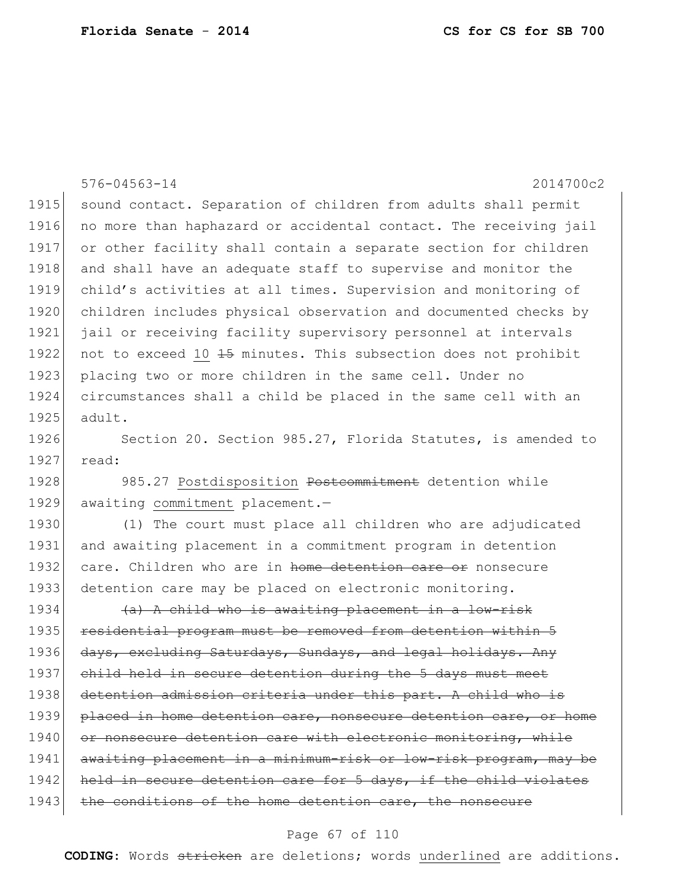sound contact. Separation of children from adults shall permit no more than haphazard or accidental contact. The receiving jail or other facility shall contain a separate section for children and shall have an adequate staff to supervise and monitor the child's activities at all times. Supervision and monitoring of children includes physical observation and documented checks by jail or receiving facility supervisory personnel at intervals not to exceed <u>10</u> ~~15~~ minutes. This subsection does not prohibit placing two or more children in the same cell. Under no circumstances shall a child be placed in the same cell with an adult.

Section 20. Section 985.27, Florida Statutes, is amended to read:

985.27 <u>Postdisposition</u> ~~Postcommitment~~ detention while awaiting <u>commitment</u> placement.—

(1) The court must place all children who are adjudicated and awaiting placement in a commitment program in detention care. Children who are in ~~home detention care or~~ nonsecure detention care may be placed on electronic monitoring.

~~(a) A child who is awaiting placement in a low-risk residential program must be removed from detention within 5 days, excluding Saturdays, Sundays, and legal holidays. Any child held in secure detention during the 5 days must meet detention admission criteria under this part. A child who is placed in home detention care, nonsecure detention care, or home or nonsecure detention care with electronic monitoring, while awaiting placement in a minimum-risk or low-risk program, may be held in secure detention care for 5 days, if the child violates the conditions of the home detention care, the nonsecure~~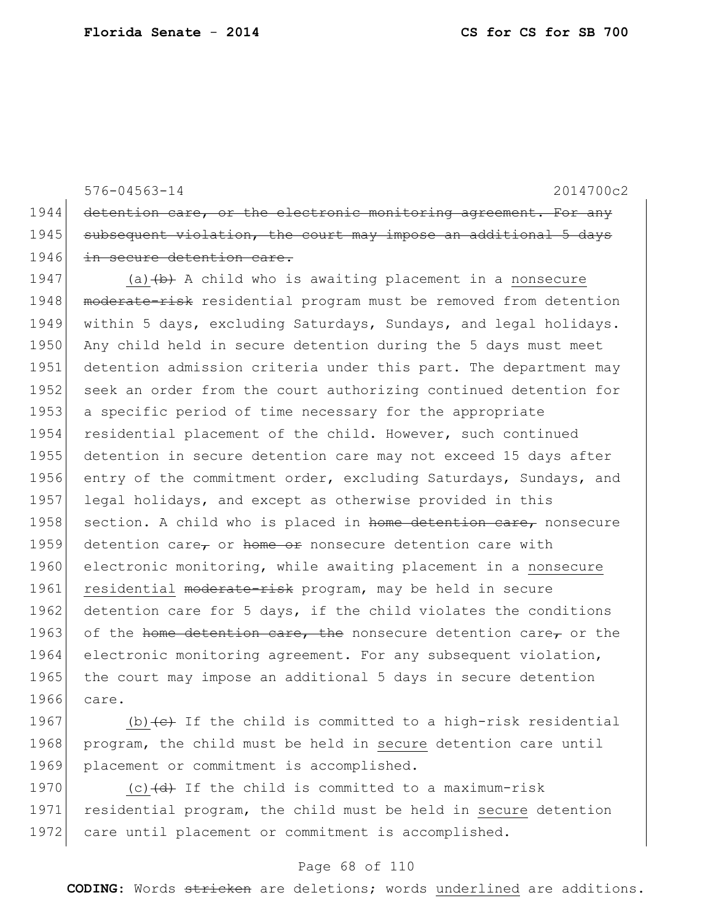576-04563-14 2014700c2

1944 ~~detention care, or the electronic monitoring agreement. For any~~
1945 ~~subsequent violation, the court may impose an additional 5 days~~
1946 ~~in secure detention care.~~

1947 <u>(a)</u>~~(b)~~ A child who is awaiting placement in a <u>nonsecure</u>
1948 ~~moderate-risk~~ residential program must be removed from detention
1949 within 5 days, excluding Saturdays, Sundays, and legal holidays.
1950 Any child held in secure detention during the 5 days must meet
1951 detention admission criteria under this part. The department may
1952 seek an order from the court authorizing continued detention for
1953 a specific period of time necessary for the appropriate
1954 residential placement of the child. However, such continued
1955 detention in secure detention care may not exceed 15 days after
1956 entry of the commitment order, excluding Saturdays, Sundays, and
1957 legal holidays, and except as otherwise provided in this
1958 section. A child who is placed in ~~home detention care,~~ nonsecure
1959 detention care~~,~~ or ~~home or~~ nonsecure detention care with
1960 electronic monitoring, while awaiting placement in a <u>nonsecure</u>
1961 <u>residential</u> ~~moderate-risk~~ program, may be held in secure
1962 detention care for 5 days, if the child violates the conditions
1963 of the ~~home detention care, the~~ nonsecure detention care~~,~~ or the
1964 electronic monitoring agreement. For any subsequent violation,
1965 the court may impose an additional 5 days in secure detention
1966 care.

1967 <u>(b)</u>~~(c)~~ If the child is committed to a high-risk residential
1968 program, the child must be held in <u>secure</u> detention care until
1969 placement or commitment is accomplished.

1970 <u>(c)</u>~~(d)~~ If the child is committed to a maximum-risk
1971 residential program, the child must be held in <u>secure</u> detention
1972 care until placement or commitment is accomplished.

**CODING:** Words ~~stricken~~ are deletions; words <u>underlined</u> are additions.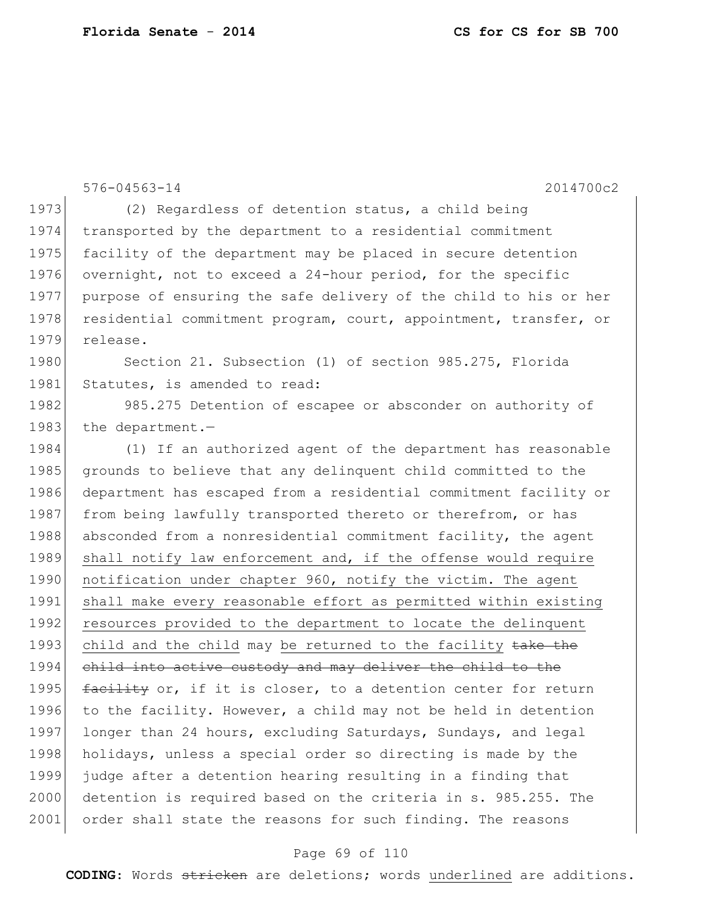576-04563-14 2014700c2

(2) Regardless of detention status, a child being transported by the department to a residential commitment facility of the department may be placed in secure detention overnight, not to exceed a 24-hour period, for the specific purpose of ensuring the safe delivery of the child to his or her residential commitment program, court, appointment, transfer, or release.

Section 21. Subsection (1) of section 985.275, Florida Statutes, is amended to read:

985.275 Detention of escapee or absconder on authority of the department.—

(1) If an authorized agent of the department has reasonable grounds to believe that any delinquent child committed to the department has escaped from a residential commitment facility or from being lawfully transported thereto or therefrom, or has absconded from a nonresidential commitment facility, the agent <u>shall notify law enforcement and, if the offense would require notification under chapter 960, notify the victim. The agent shall make every reasonable effort as permitted within existing resources provided to the department to locate the delinquent child and the child</u> may <u>be returned to the facility</u> ~~take the child into active custody and may deliver the child to the facility~~ or, if it is closer, to a detention center for return to the facility. However, a child may not be held in detention longer than 24 hours, excluding Saturdays, Sundays, and legal holidays, unless a special order so directing is made by the judge after a detention hearing resulting in a finding that detention is required based on the criteria in s. 985.255. The order shall state the reasons for such finding. The reasons

**CODING:** Words ~~stricken~~ are deletions; words <u>underlined</u> are additions.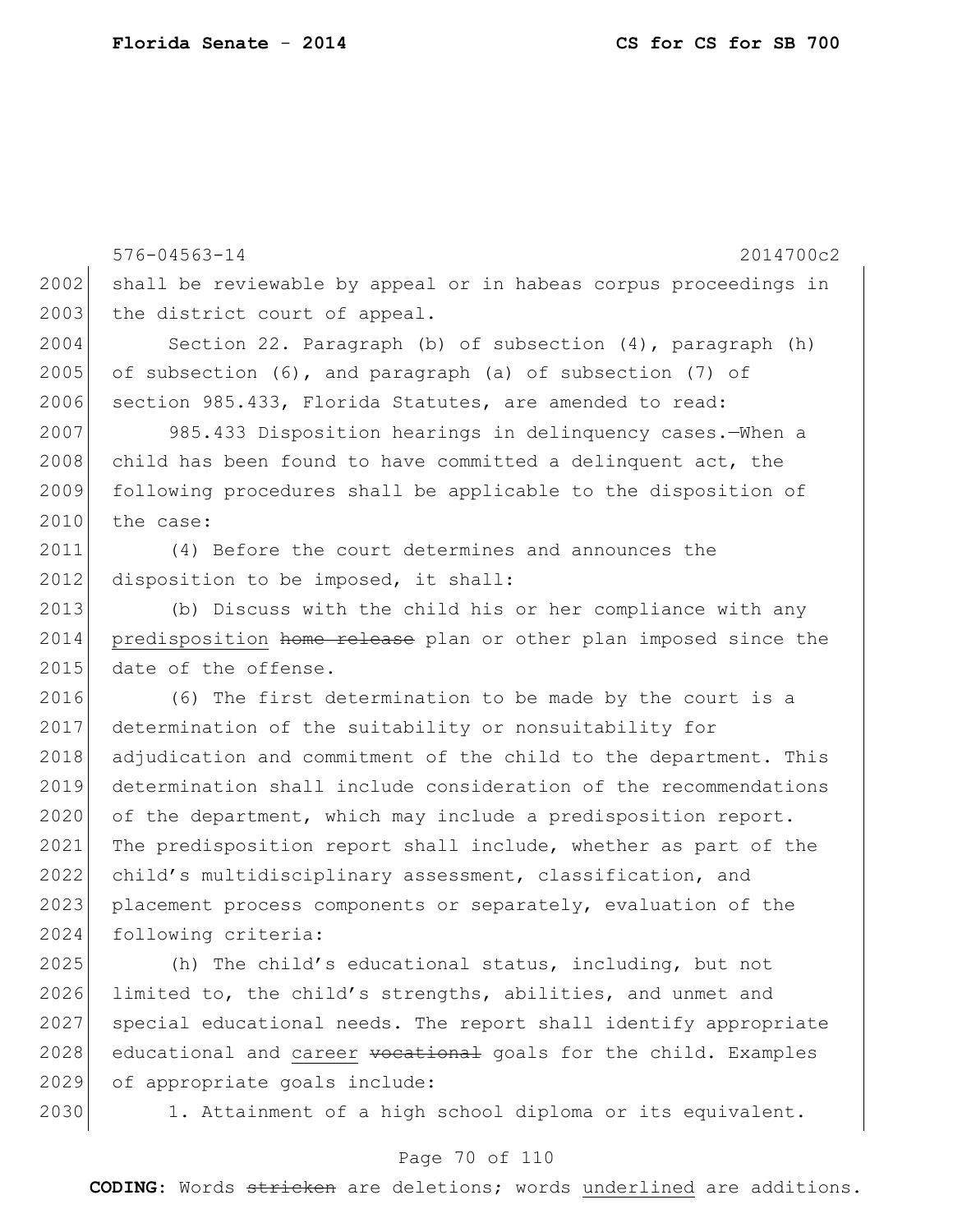shall be reviewable by appeal or in habeas corpus proceedings in the district court of appeal.

Section 22. Paragraph (b) of subsection (4), paragraph (h) of subsection (6), and paragraph (a) of subsection (7) of section 985.433, Florida Statutes, are amended to read:

985.433 Disposition hearings in delinquency cases.—When a child has been found to have committed a delinquent act, the following procedures shall be applicable to the disposition of the case:

(4) Before the court determines and announces the disposition to be imposed, it shall:

(b) Discuss with the child his or her compliance with any <u>predisposition</u> ~~home release~~ plan or other plan imposed since the date of the offense.

(6) The first determination to be made by the court is a determination of the suitability or nonsuitability for adjudication and commitment of the child to the department. This determination shall include consideration of the recommendations of the department, which may include a predisposition report. The predisposition report shall include, whether as part of the child's multidisciplinary assessment, classification, and placement process components or separately, evaluation of the following criteria:

(h) The child's educational status, including, but not limited to, the child's strengths, abilities, and unmet and special educational needs. The report shall identify appropriate educational and <u>career</u> ~~vocational~~ goals for the child. Examples of appropriate goals include:

1. Attainment of a high school diploma or its equivalent.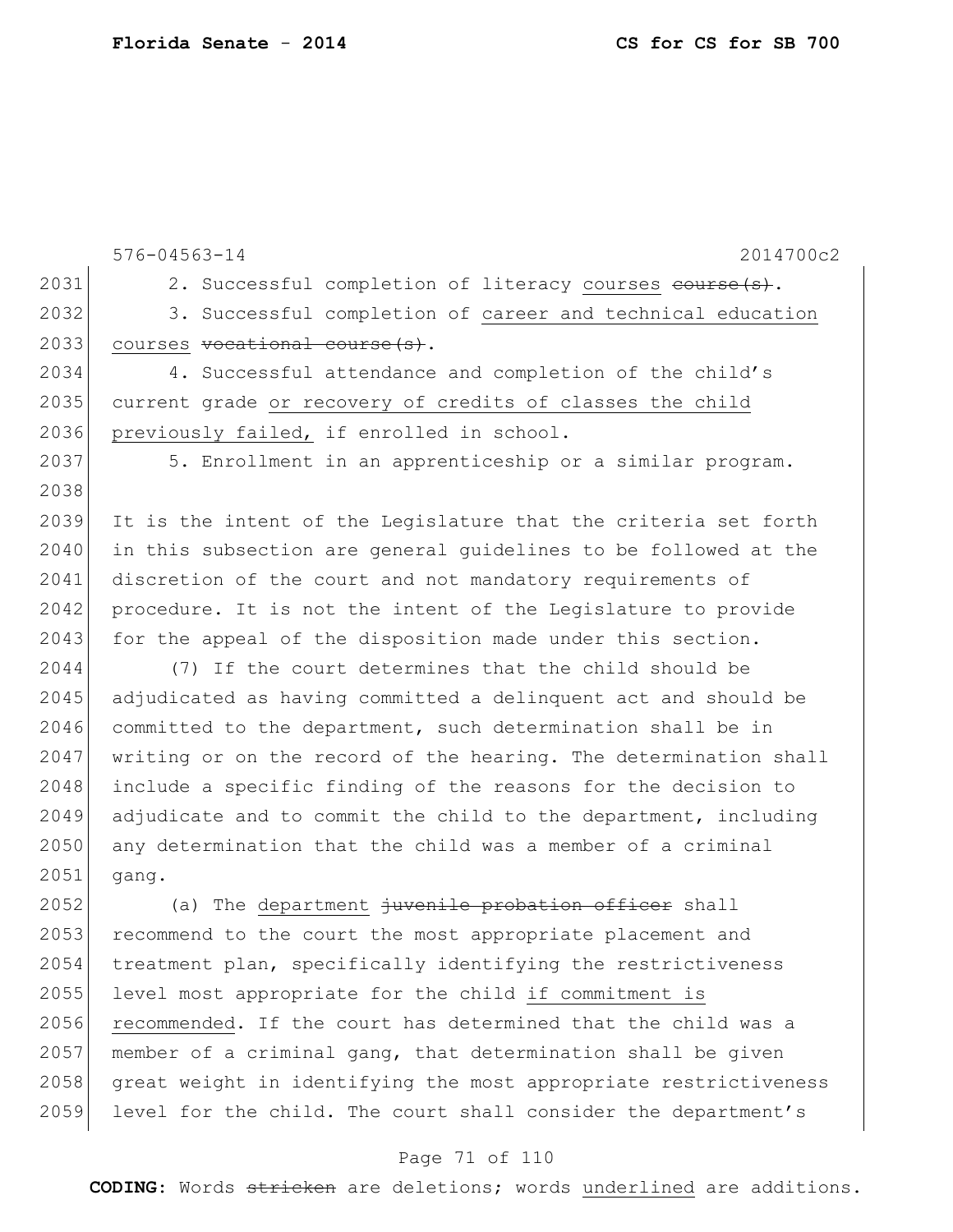2. Successful completion of literacy courses ~~course(s)~~.

3. Successful completion of career and technical education courses ~~vocational course(s)~~.

4. Successful attendance and completion of the child's current grade or recovery of credits of classes the child previously failed, if enrolled in school.

5. Enrollment in an apprenticeship or a similar program.

It is the intent of the Legislature that the criteria set forth in this subsection are general guidelines to be followed at the discretion of the court and not mandatory requirements of procedure. It is not the intent of the Legislature to provide for the appeal of the disposition made under this section.

(7) If the court determines that the child should be adjudicated as having committed a delinquent act and should be committed to the department, such determination shall be in writing or on the record of the hearing. The determination shall include a specific finding of the reasons for the decision to adjudicate and to commit the child to the department, including any determination that the child was a member of a criminal gang.

(a) The department ~~juvenile probation officer~~ shall recommend to the court the most appropriate placement and treatment plan, specifically identifying the restrictiveness level most appropriate for the child if commitment is recommended. If the court has determined that the child was a member of a criminal gang, that determination shall be given great weight in identifying the most appropriate restrictiveness level for the child. The court shall consider the department's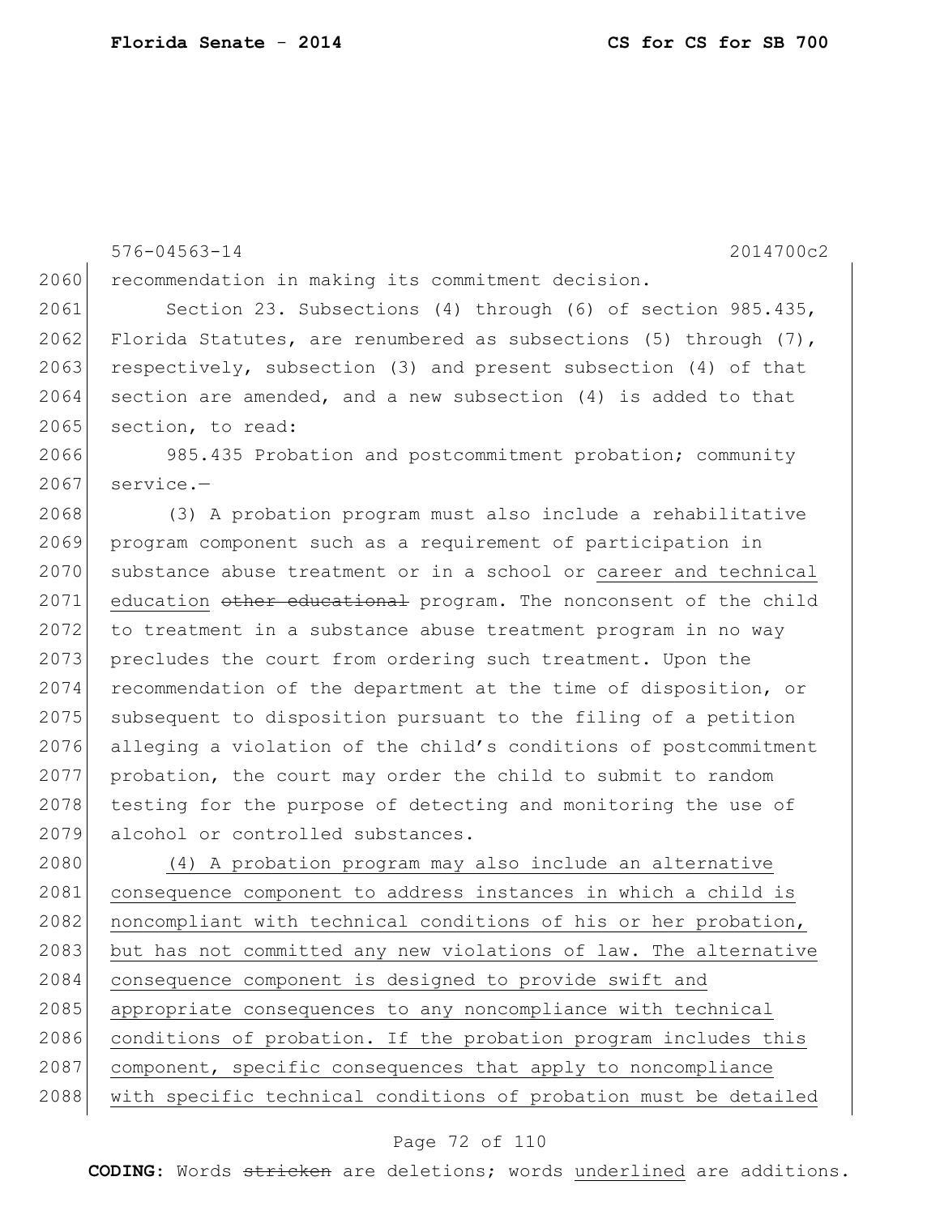576-04563-14 2014700c2

recommendation in making its commitment decision.

Section 23. Subsections (4) through (6) of section 985.435, Florida Statutes, are renumbered as subsections (5) through (7), respectively, subsection (3) and present subsection (4) of that section are amended, and a new subsection (4) is added to that section, to read:

985.435 Probation and postcommitment probation; community service.—

(3) A probation program must also include a rehabilitative program component such as a requirement of participation in substance abuse treatment or in a school or <u>career and technical education</u> ~~other educational~~ program. The nonconsent of the child to treatment in a substance abuse treatment program in no way precludes the court from ordering such treatment. Upon the recommendation of the department at the time of disposition, or subsequent to disposition pursuant to the filing of a petition alleging a violation of the child's conditions of postcommitment probation, the court may order the child to submit to random testing for the purpose of detecting and monitoring the use of alcohol or controlled substances.

<u>(4) A probation program may also include an alternative consequence component to address instances in which a child is noncompliant with technical conditions of his or her probation, but has not committed any new violations of law. The alternative consequence component is designed to provide swift and appropriate consequences to any noncompliance with technical conditions of probation. If the probation program includes this component, specific consequences that apply to noncompliance with specific technical conditions of probation must be detailed</u>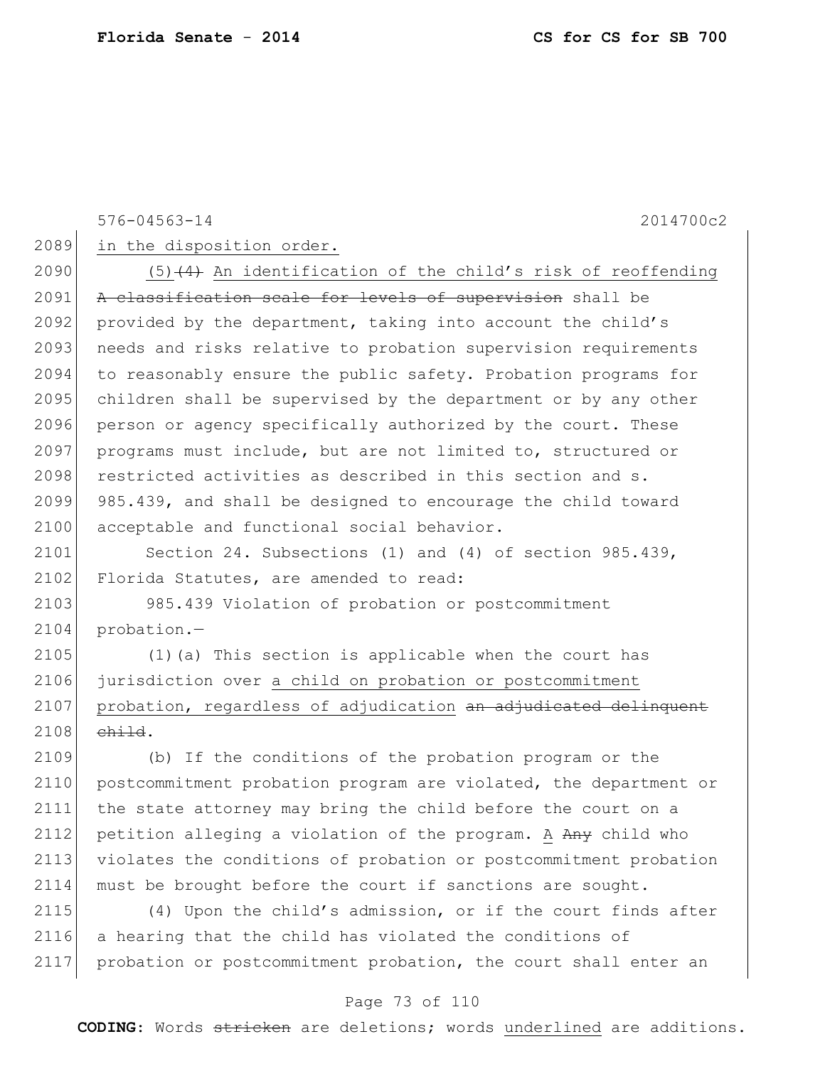in the disposition order.

(5) ~~(4)~~ An identification of the child's risk of reoffending ~~A classification scale for levels of supervision~~ shall be provided by the department, taking into account the child's needs and risks relative to probation supervision requirements to reasonably ensure the public safety. Probation programs for children shall be supervised by the department or by any other person or agency specifically authorized by the court. These programs must include, but are not limited to, structured or restricted activities as described in this section and s. 985.439, and shall be designed to encourage the child toward acceptable and functional social behavior.

Section 24. Subsections (1) and (4) of section 985.439, Florida Statutes, are amended to read:

985.439 Violation of probation or postcommitment probation.—

(1)(a) This section is applicable when the court has jurisdiction over a child on probation or postcommitment probation, regardless of adjudication ~~an adjudicated delinquent child~~.

(b) If the conditions of the probation program or the postcommitment probation program are violated, the department or the state attorney may bring the child before the court on a petition alleging a violation of the program. A ~~Any~~ child who violates the conditions of probation or postcommitment probation must be brought before the court if sanctions are sought.

(4) Upon the child's admission, or if the court finds after a hearing that the child has violated the conditions of probation or postcommitment probation, the court shall enter an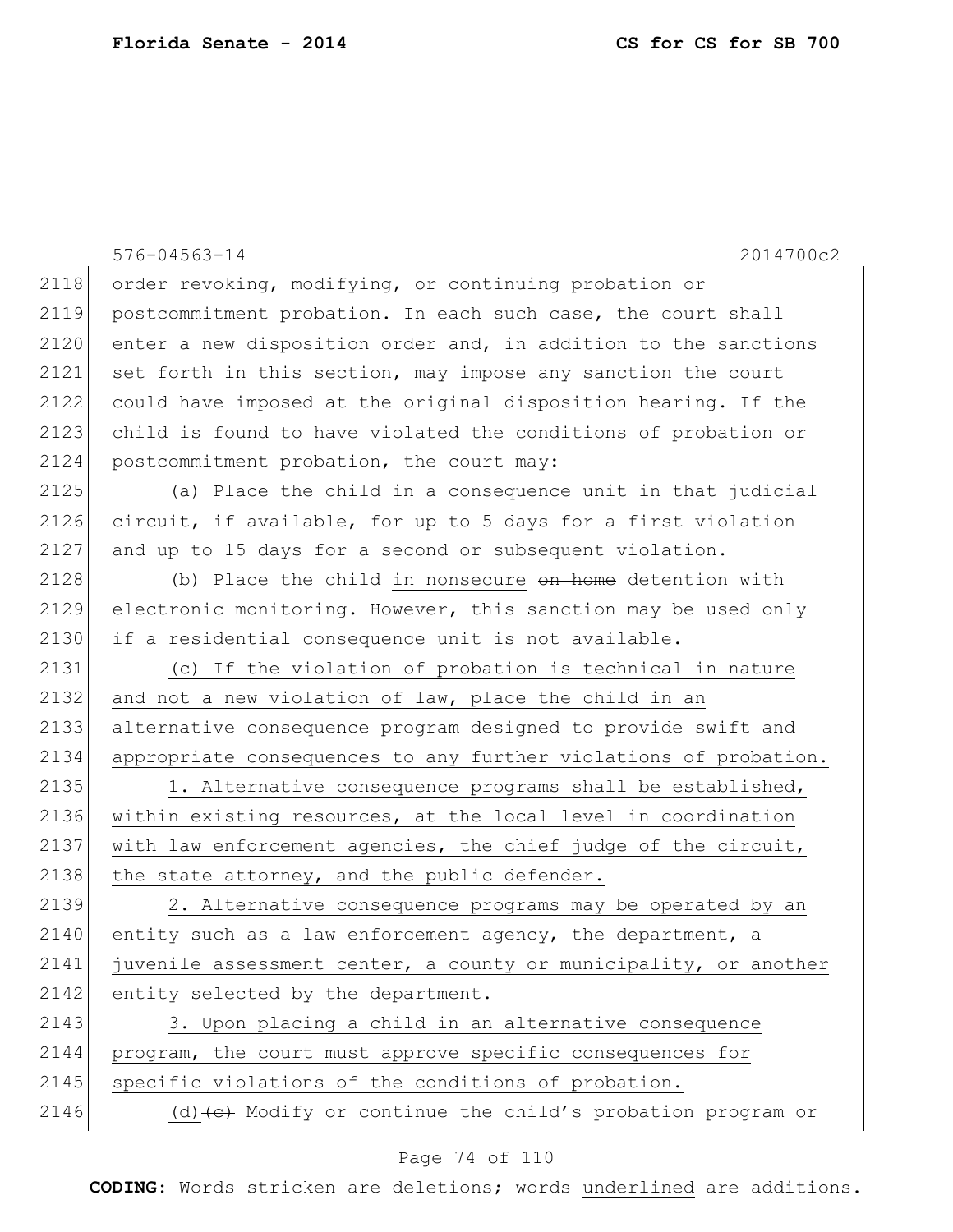order revoking, modifying, or continuing probation or postcommitment probation. In each such case, the court shall enter a new disposition order and, in addition to the sanctions set forth in this section, may impose any sanction the court could have imposed at the original disposition hearing. If the child is found to have violated the conditions of probation or postcommitment probation, the court may:

(a) Place the child in a consequence unit in that judicial circuit, if available, for up to 5 days for a first violation and up to 15 days for a second or subsequent violation.

(b) Place the child <u>in nonsecure</u> ~~on home~~ detention with electronic monitoring. However, this sanction may be used only if a residential consequence unit is not available.

<u>(c) If the violation of probation is technical in nature and not a new violation of law, place the child in an alternative consequence program designed to provide swift and appropriate consequences to any further violations of probation.</u>

<u>1. Alternative consequence programs shall be established, within existing resources, at the local level in coordination with law enforcement agencies, the chief judge of the circuit, the state attorney, and the public defender.</u>

<u>2. Alternative consequence programs may be operated by an entity such as a law enforcement agency, the department, a juvenile assessment center, a county or municipality, or another entity selected by the department.</u>

<u>3. Upon placing a child in an alternative consequence program, the court must approve specific consequences for specific violations of the conditions of probation.</u>

<u>(d)</u>~~(c)~~ Modify or continue the child's probation program or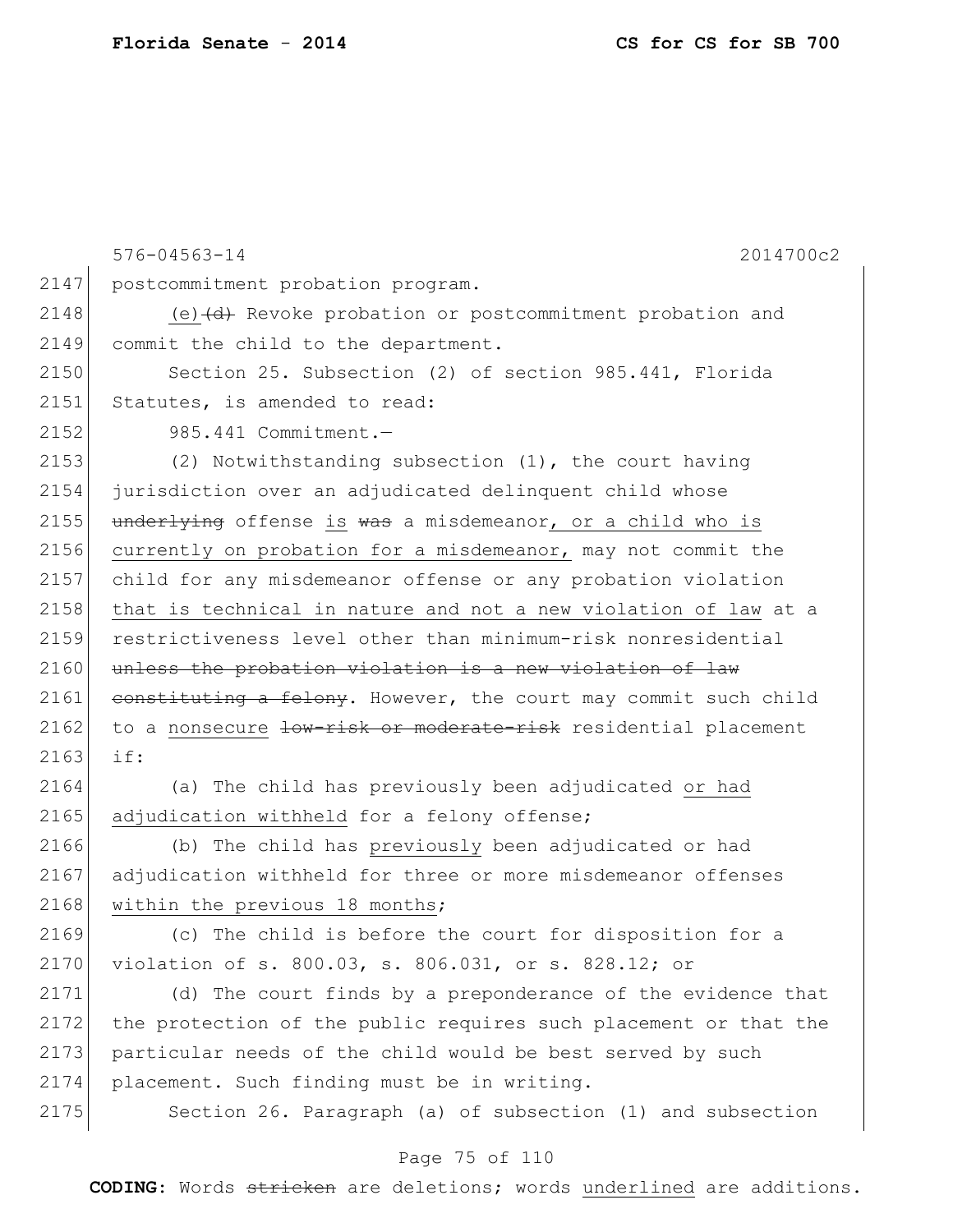576-04563-14 2014700c2

2147 postcommitment probation program.

2148 (e) ~~(d)~~ Revoke probation or postcommitment probation and
2149 commit the child to the department.

2150 Section 25. Subsection (2) of section 985.441, Florida
2151 Statutes, is amended to read:

2152 985.441 Commitment.—

2153 (2) Notwithstanding subsection (1), the court having
2154 jurisdiction over an adjudicated delinquent child whose
2155 ~~underlying~~ offense <u>is</u> ~~was~~ a misdemeanor<u>, or a child who is</u>
2156 <u>currently on probation for a misdemeanor,</u> may not commit the
2157 child for any misdemeanor offense or any probation violation
2158 <u>that is technical in nature and not a new violation of law</u> at a
2159 restrictiveness level other than minimum-risk nonresidential
2160 ~~unless the probation violation is a new violation of law~~
2161 ~~constituting a felony~~. However, the court may commit such child
2162 to a <u>nonsecure</u> ~~low-risk or moderate-risk~~ residential placement
2163 if:

2164 (a) The child has previously been adjudicated <u>or had</u>
2165 <u>adjudication withheld</u> for a felony offense;

2166 (b) The child has <u>previously</u> been adjudicated or had
2167 adjudication withheld for three or more misdemeanor offenses
2168 <u>within the previous 18 months</u>;

2169 (c) The child is before the court for disposition for a
2170 violation of s. 800.03, s. 806.031, or s. 828.12; or

2171 (d) The court finds by a preponderance of the evidence that
2172 the protection of the public requires such placement or that the
2173 particular needs of the child would be best served by such
2174 placement. Such finding must be in writing.

2175 Section 26. Paragraph (a) of subsection (1) and subsection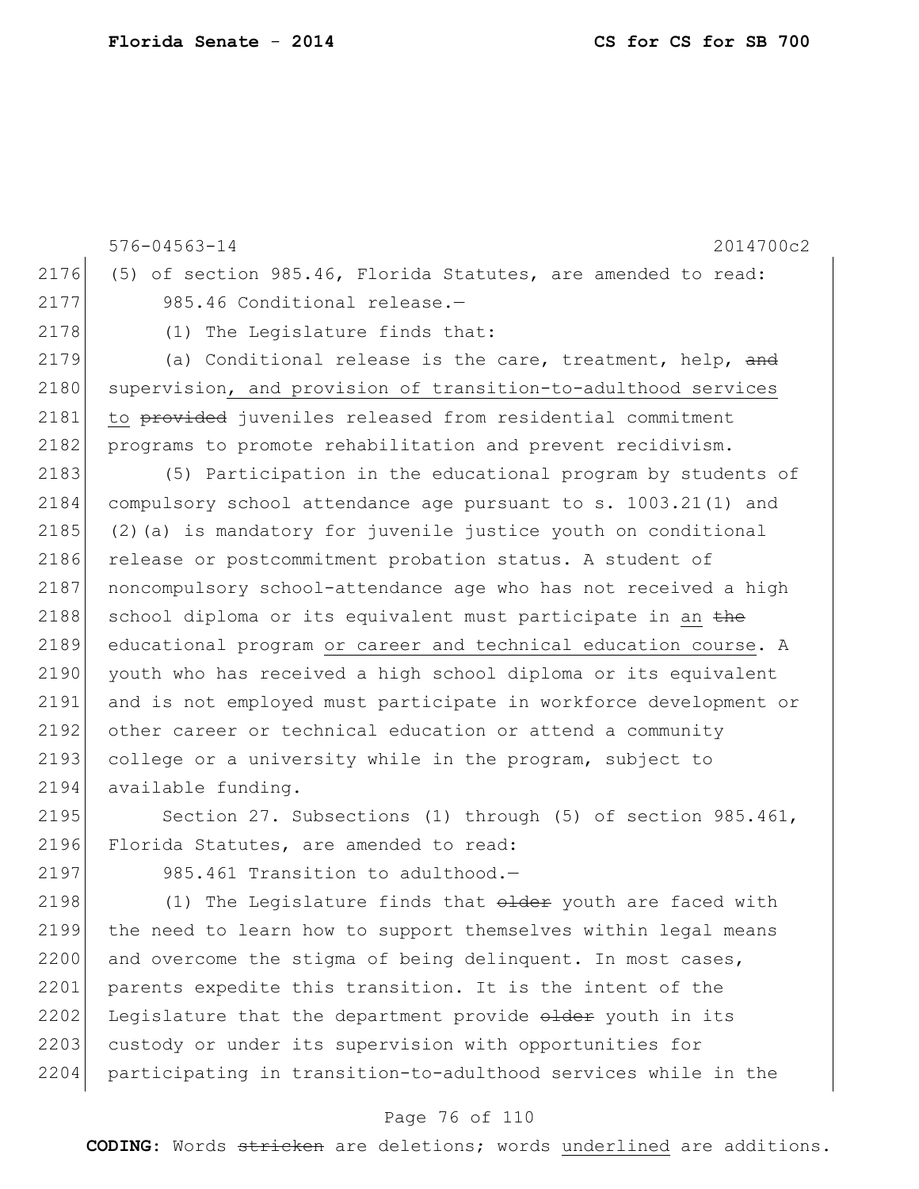576-04563-14 2014700c2

(5) of section 985.46, Florida Statutes, are amended to read:

985.46 Conditional release.—

(1) The Legislature finds that:

(a) Conditional release is the care, treatment, help, ~~and~~ supervision, and provision of transition-to-adulthood services to ~~provided~~ juveniles released from residential commitment programs to promote rehabilitation and prevent recidivism.

(5) Participation in the educational program by students of compulsory school attendance age pursuant to s. 1003.21(1) and (2)(a) is mandatory for juvenile justice youth on conditional release or postcommitment probation status. A student of noncompulsory school-attendance age who has not received a high school diploma or its equivalent must participate in an ~~the~~ educational program or career and technical education course. A youth who has received a high school diploma or its equivalent and is not employed must participate in workforce development or other career or technical education or attend a community college or a university while in the program, subject to available funding.

Section 27. Subsections (1) through (5) of section 985.461, Florida Statutes, are amended to read:

985.461 Transition to adulthood.—

(1) The Legislature finds that ~~older~~ youth are faced with the need to learn how to support themselves within legal means and overcome the stigma of being delinquent. In most cases, parents expedite this transition. It is the intent of the Legislature that the department provide ~~older~~ youth in its custody or under its supervision with opportunities for participating in transition-to-adulthood services while in the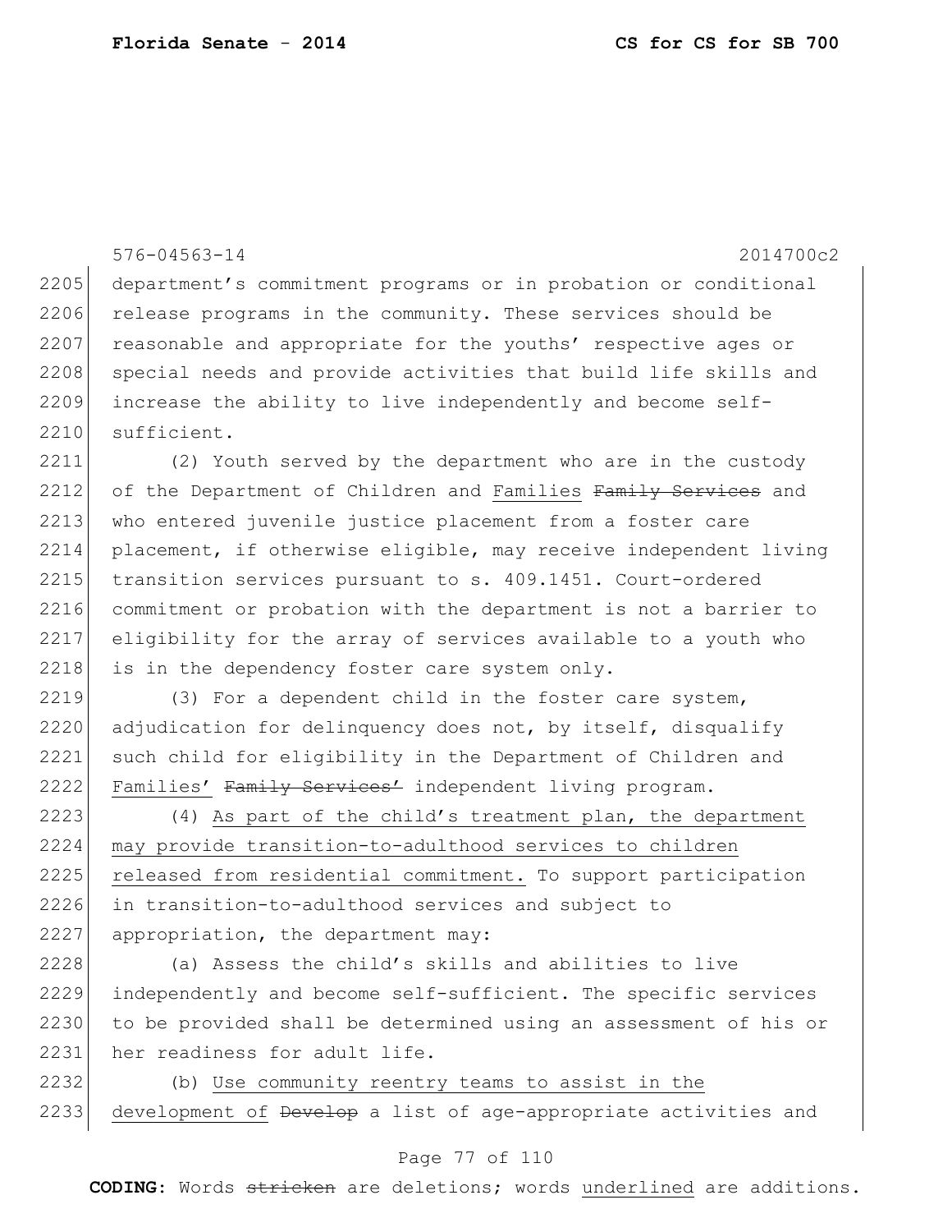department's commitment programs or in probation or conditional release programs in the community. These services should be reasonable and appropriate for the youths' respective ages or special needs and provide activities that build life skills and increase the ability to live independently and become self-sufficient.

(2) Youth served by the department who are in the custody of the Department of Children and Families ~~Family Services~~ and who entered juvenile justice placement from a foster care placement, if otherwise eligible, may receive independent living transition services pursuant to s. 409.1451. Court-ordered commitment or probation with the department is not a barrier to eligibility for the array of services available to a youth who is in the dependency foster care system only.

(3) For a dependent child in the foster care system, adjudication for delinquency does not, by itself, disqualify such child for eligibility in the Department of Children and Families' ~~Family Services'~~ independent living program.

(4) As part of the child's treatment plan, the department may provide transition-to-adulthood services to children released from residential commitment. To support participation in transition-to-adulthood services and subject to appropriation, the department may:

(a) Assess the child's skills and abilities to live independently and become self-sufficient. The specific services to be provided shall be determined using an assessment of his or her readiness for adult life.

(b) Use community reentry teams to assist in the development of ~~Develop~~ a list of age-appropriate activities and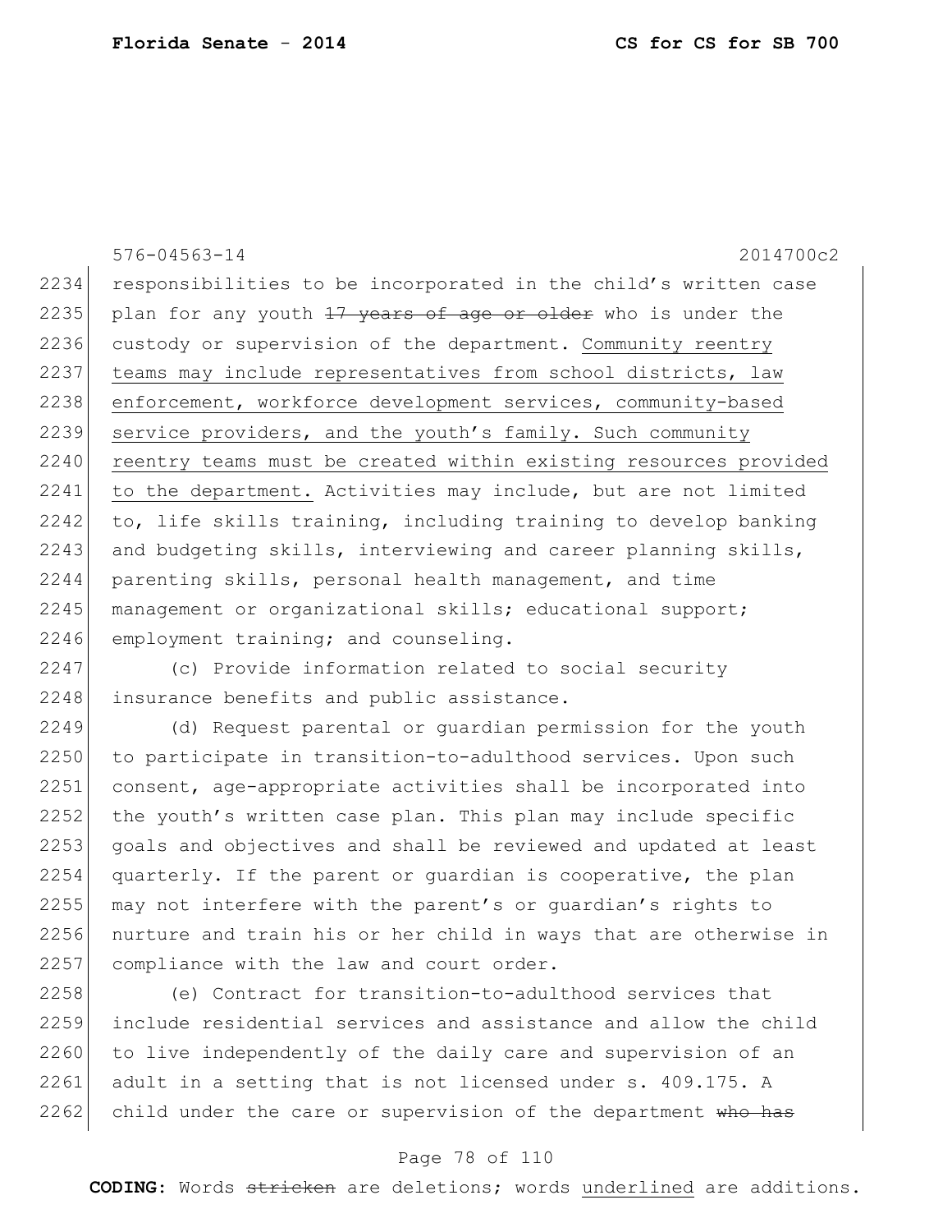responsibilities to be incorporated in the child's written case plan for any youth ~~17 years of age or older~~ who is under the custody or supervision of the department. <u>Community reentry teams may include representatives from school districts, law enforcement, workforce development services, community-based service providers, and the youth's family. Such community reentry teams must be created within existing resources provided to the department.</u> Activities may include, but are not limited to, life skills training, including training to develop banking and budgeting skills, interviewing and career planning skills, parenting skills, personal health management, and time management or organizational skills; educational support; employment training; and counseling.

(c) Provide information related to social security insurance benefits and public assistance.

(d) Request parental or guardian permission for the youth to participate in transition-to-adulthood services. Upon such consent, age-appropriate activities shall be incorporated into the youth's written case plan. This plan may include specific goals and objectives and shall be reviewed and updated at least quarterly. If the parent or guardian is cooperative, the plan may not interfere with the parent's or guardian's rights to nurture and train his or her child in ways that are otherwise in compliance with the law and court order.

(e) Contract for transition-to-adulthood services that include residential services and assistance and allow the child to live independently of the daily care and supervision of an adult in a setting that is not licensed under s. 409.175. A child under the care or supervision of the department ~~who has~~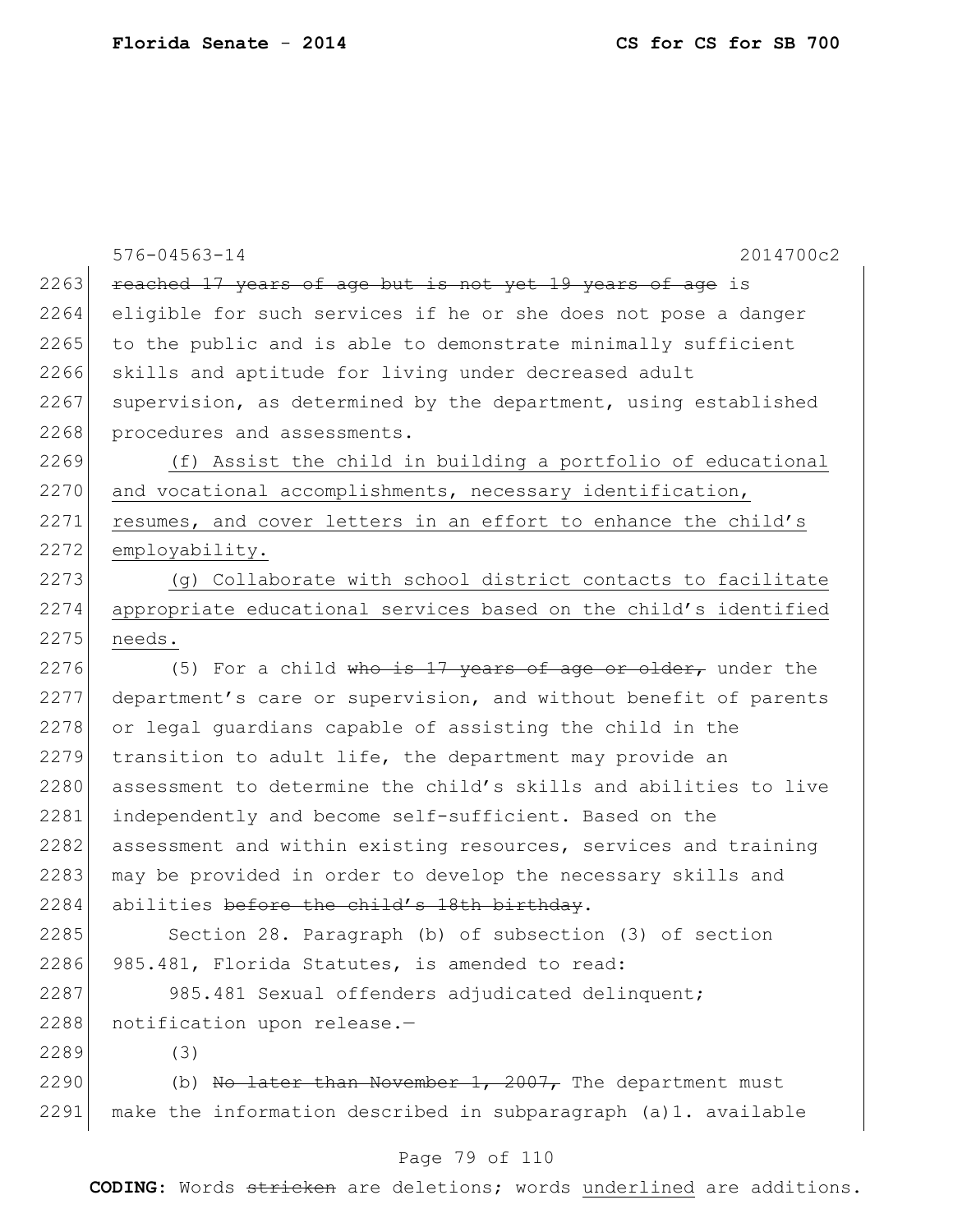~~reached 17 years of age but is not yet 19 years of age~~ is eligible for such services if he or she does not pose a danger to the public and is able to demonstrate minimally sufficient skills and aptitude for living under decreased adult supervision, as determined by the department, using established procedures and assessments.

<u>(f) Assist the child in building a portfolio of educational and vocational accomplishments, necessary identification, resumes, and cover letters in an effort to enhance the child's employability.</u>

<u>(g) Collaborate with school district contacts to facilitate appropriate educational services based on the child's identified needs.</u>

(5) For a child ~~who is 17 years of age or older,~~ under the department's care or supervision, and without benefit of parents or legal guardians capable of assisting the child in the transition to adult life, the department may provide an assessment to determine the child's skills and abilities to live independently and become self-sufficient. Based on the assessment and within existing resources, services and training may be provided in order to develop the necessary skills and abilities ~~before the child's 18th birthday~~.

Section 28. Paragraph (b) of subsection (3) of section 985.481, Florida Statutes, is amended to read:

985.481 Sexual offenders adjudicated delinquent; notification upon release.—

(3)

(b) ~~No later than November 1, 2007,~~ The department must make the information described in subparagraph (a)1. available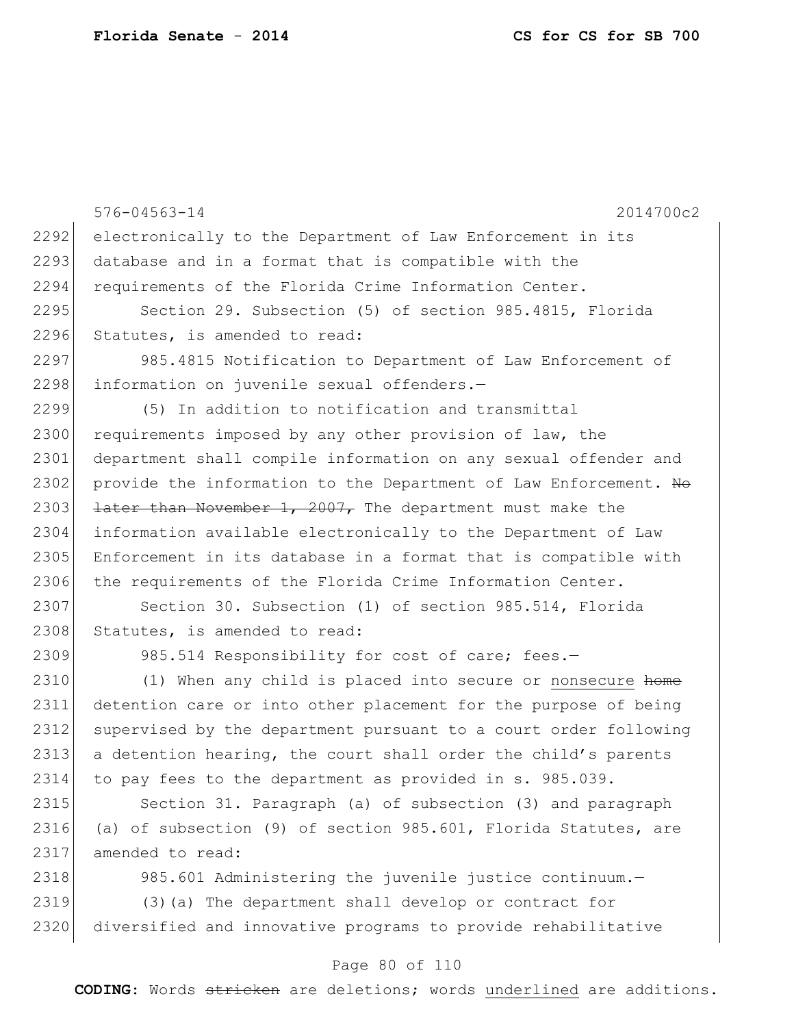electronically to the Department of Law Enforcement in its database and in a format that is compatible with the requirements of the Florida Crime Information Center.

Section 29. Subsection (5) of section 985.4815, Florida Statutes, is amended to read:

985.4815 Notification to Department of Law Enforcement of information on juvenile sexual offenders.—

(5) In addition to notification and transmittal requirements imposed by any other provision of law, the department shall compile information on any sexual offender and provide the information to the Department of Law Enforcement. ~~No later than November 1, 2007,~~ The department must make the information available electronically to the Department of Law Enforcement in its database in a format that is compatible with the requirements of the Florida Crime Information Center.

Section 30. Subsection (1) of section 985.514, Florida Statutes, is amended to read:

985.514 Responsibility for cost of care; fees.—

(1) When any child is placed into secure or <u>nonsecure</u> ~~home~~ detention care or into other placement for the purpose of being supervised by the department pursuant to a court order following a detention hearing, the court shall order the child's parents to pay fees to the department as provided in s. 985.039.

Section 31. Paragraph (a) of subsection (3) and paragraph (a) of subsection (9) of section 985.601, Florida Statutes, are amended to read:

985.601 Administering the juvenile justice continuum.—

(3)(a) The department shall develop or contract for diversified and innovative programs to provide rehabilitative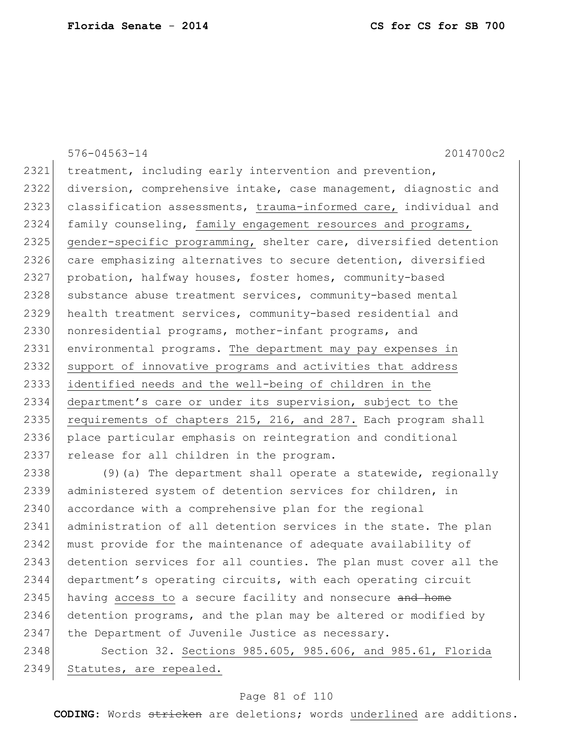576-04563-14 2014700c2

treatment, including early intervention and prevention, diversion, comprehensive intake, case management, diagnostic and classification assessments, <u>trauma-informed care,</u> individual and family counseling, <u>family engagement resources and programs, gender-specific programming,</u> shelter care, diversified detention care emphasizing alternatives to secure detention, diversified probation, halfway houses, foster homes, community-based substance abuse treatment services, community-based mental health treatment services, community-based residential and nonresidential programs, mother-infant programs, and environmental programs. <u>The department may pay expenses in support of innovative programs and activities that address identified needs and the well-being of children in the department's care or under its supervision, subject to the requirements of chapters 215, 216, and 287.</u> Each program shall place particular emphasis on reintegration and conditional release for all children in the program.

(9)(a) The department shall operate a statewide, regionally administered system of detention services for children, in accordance with a comprehensive plan for the regional administration of all detention services in the state. The plan must provide for the maintenance of adequate availability of detention services for all counties. The plan must cover all the department's operating circuits, with each operating circuit having <u>access to</u> a secure facility and nonsecure ~~and home~~ detention programs, and the plan may be altered or modified by the Department of Juvenile Justice as necessary.

Section 32. <u>Sections 985.605, 985.606, and 985.61, Florida Statutes, are repealed.</u>

**CODING:** Words ~~stricken~~ are deletions; words <u>underlined</u> are additions.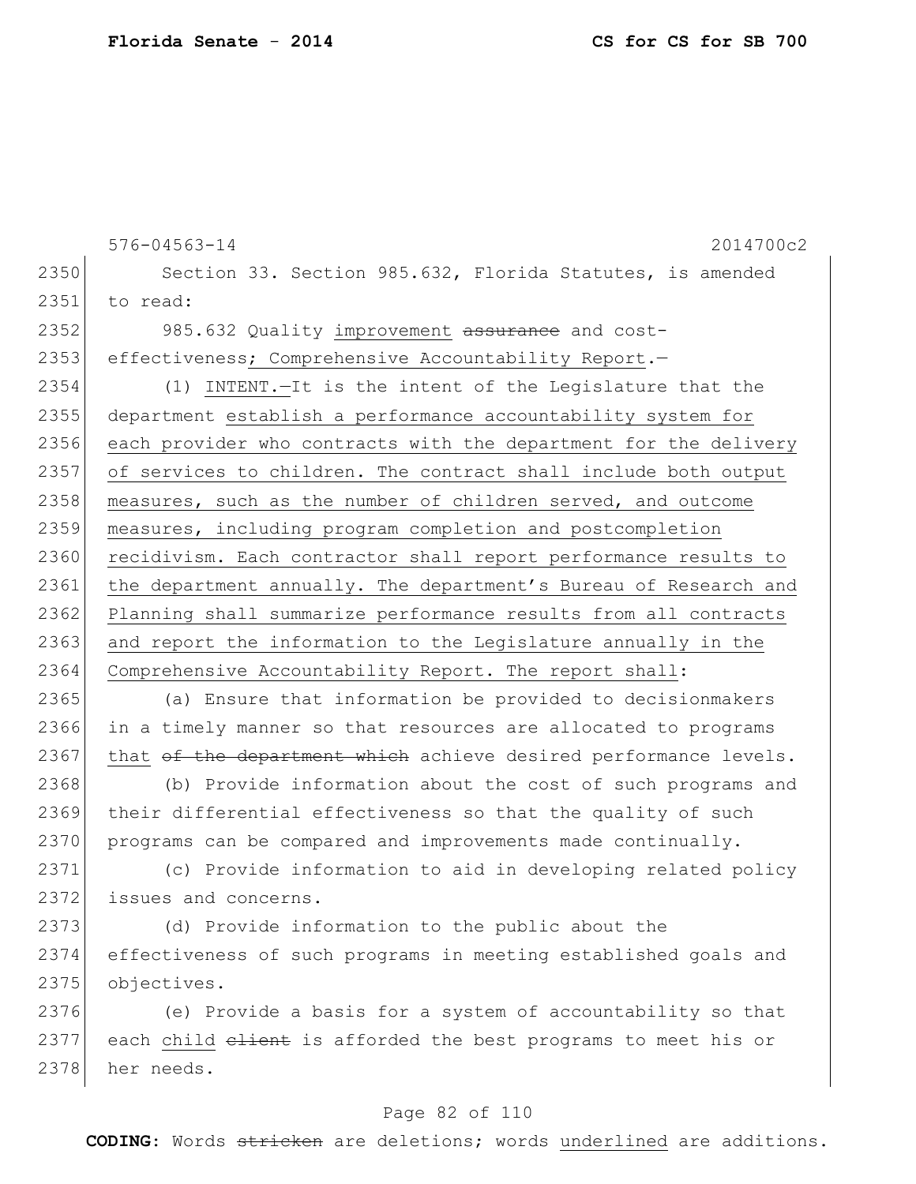576-04563-14 2014700c2

Section 33. Section 985.632, Florida Statutes, is amended to read:

985.632 Quality <u>improvement</u> ~~assurance~~ and cost-effectiveness<u>; Comprehensive Accountability Report</u>.—

(1) <u>INTENT.—</u>It is the intent of the Legislature that the department <u>establish a performance accountability system for each provider who contracts with the department for the delivery of services to children. The contract shall include both output measures, such as the number of children served, and outcome measures, including program completion and postcompletion recidivism. Each contractor shall report performance results to the department annually. The department's Bureau of Research and Planning shall summarize performance results from all contracts and report the information to the Legislature annually in the Comprehensive Accountability Report. The report shall</u>:

(a) Ensure that information be provided to decisionmakers in a timely manner so that resources are allocated to programs <u>that</u> ~~of the department which~~ achieve desired performance levels.

(b) Provide information about the cost of such programs and their differential effectiveness so that the quality of such programs can be compared and improvements made continually.

(c) Provide information to aid in developing related policy issues and concerns.

(d) Provide information to the public about the effectiveness of such programs in meeting established goals and objectives.

(e) Provide a basis for a system of accountability so that each <u>child</u> ~~client~~ is afforded the best programs to meet his or her needs.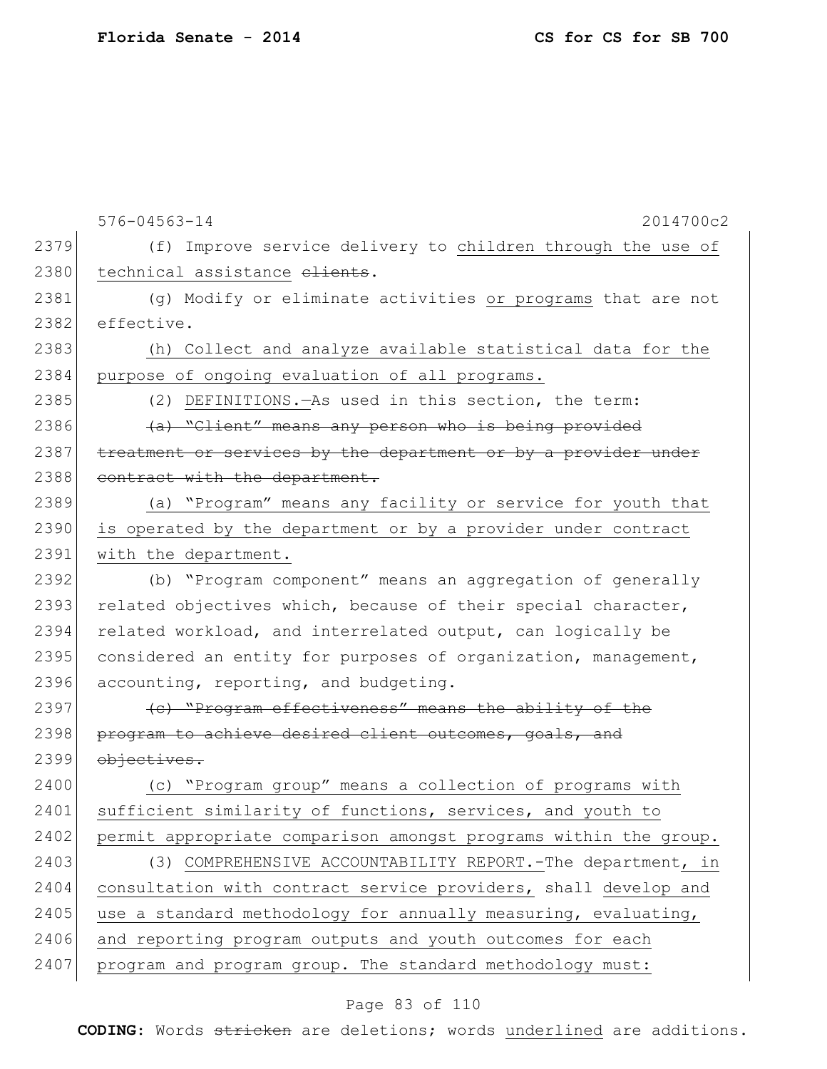576-04563-14 2014700c2

2379 (f) Improve service delivery to children through the use of
2380 technical assistance ~~clients~~.

2381 (g) Modify or eliminate activities or programs that are not
2382 effective.

2383 (h) Collect and analyze available statistical data for the
2384 purpose of ongoing evaluation of all programs.

2385 (2) DEFINITIONS.—As used in this section, the term:

2386 ~~(a) "Client" means any person who is being provided~~
2387 ~~treatment or services by the department or by a provider under~~
2388 ~~contract with the department.~~

2389 (a) "Program" means any facility or service for youth that
2390 is operated by the department or by a provider under contract
2391 with the department.

2392 (b) "Program component" means an aggregation of generally
2393 related objectives which, because of their special character,
2394 related workload, and interrelated output, can logically be
2395 considered an entity for purposes of organization, management,
2396 accounting, reporting, and budgeting.

2397 ~~(c) "Program effectiveness" means the ability of the~~
2398 ~~program to achieve desired client outcomes, goals, and~~
2399 ~~objectives.~~

2400 (c) "Program group" means a collection of programs with
2401 sufficient similarity of functions, services, and youth to
2402 permit appropriate comparison amongst programs within the group.

2403 (3) COMPREHENSIVE ACCOUNTABILITY REPORT.-The department, in
2404 consultation with contract service providers, shall develop and
2405 use a standard methodology for annually measuring, evaluating,
2406 and reporting program outputs and youth outcomes for each
2407 program and program group. The standard methodology must:

CODING: Words ~~stricken~~ are deletions; words underlined are additions.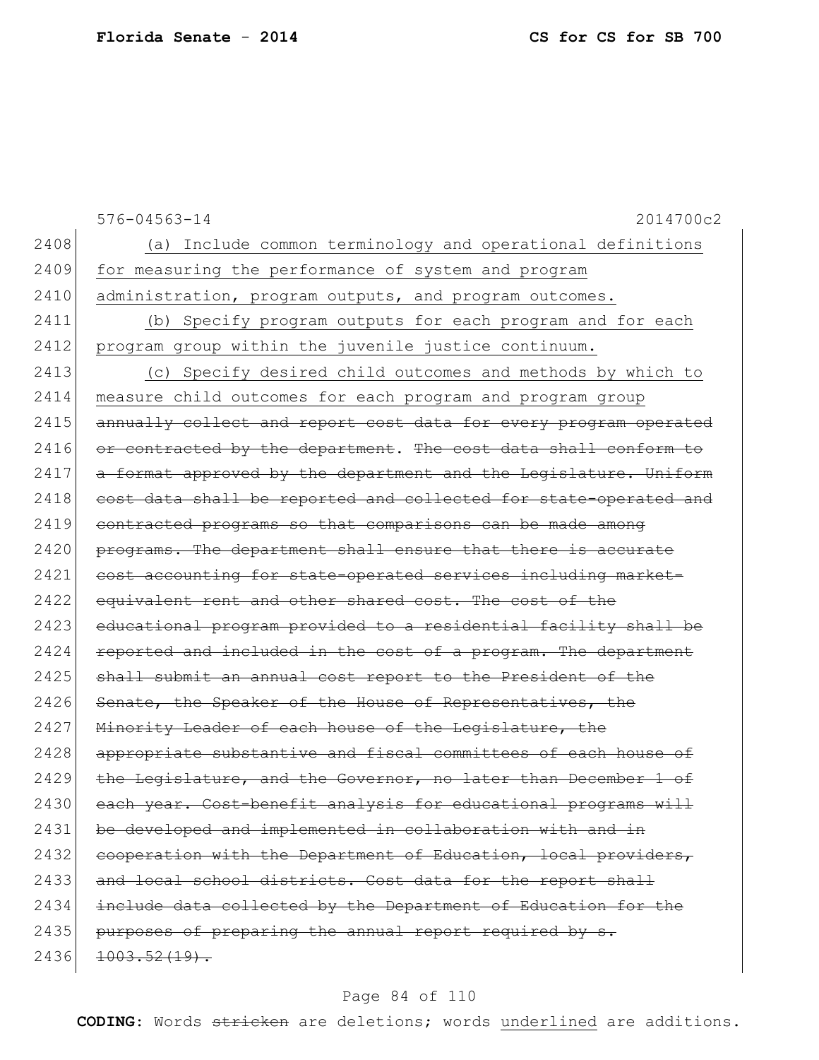576-04563-14 2014700c2

2408 (a) Include common terminology and operational definitions
2409 for measuring the performance of system and program
2410 administration, program outputs, and program outcomes.
2411 (b) Specify program outputs for each program and for each
2412 program group within the juvenile justice continuum.
2413 (c) Specify desired child outcomes and methods by which to
2414 measure child outcomes for each program and program group
2415 ~~annually collect and report cost data for every program operated~~
2416 ~~or contracted by the department~~. ~~The cost data shall conform to~~
2417 ~~a format approved by the department and the Legislature. Uniform~~
2418 ~~cost data shall be reported and collected for state-operated and~~
2419 ~~contracted programs so that comparisons can be made among~~
2420 ~~programs. The department shall ensure that there is accurate~~
2421 ~~cost accounting for state-operated services including market-~~
2422 ~~equivalent rent and other shared cost. The cost of the~~
2423 ~~educational program provided to a residential facility shall be~~
2424 ~~reported and included in the cost of a program. The department~~
2425 ~~shall submit an annual cost report to the President of the~~
2426 ~~Senate, the Speaker of the House of Representatives, the~~
2427 ~~Minority Leader of each house of the Legislature, the~~
2428 ~~appropriate substantive and fiscal committees of each house of~~
2429 ~~the Legislature, and the Governor, no later than December 1 of~~
2430 ~~each year. Cost-benefit analysis for educational programs will~~
2431 ~~be developed and implemented in collaboration with and in~~
2432 ~~cooperation with the Department of Education, local providers,~~
2433 ~~and local school districts. Cost data for the report shall~~
2434 ~~include data collected by the Department of Education for the~~
2435 ~~purposes of preparing the annual report required by s.~~
2436 ~~1003.52(19).~~

**CODING:** Words ~~stricken~~ are deletions; words underlined are additions.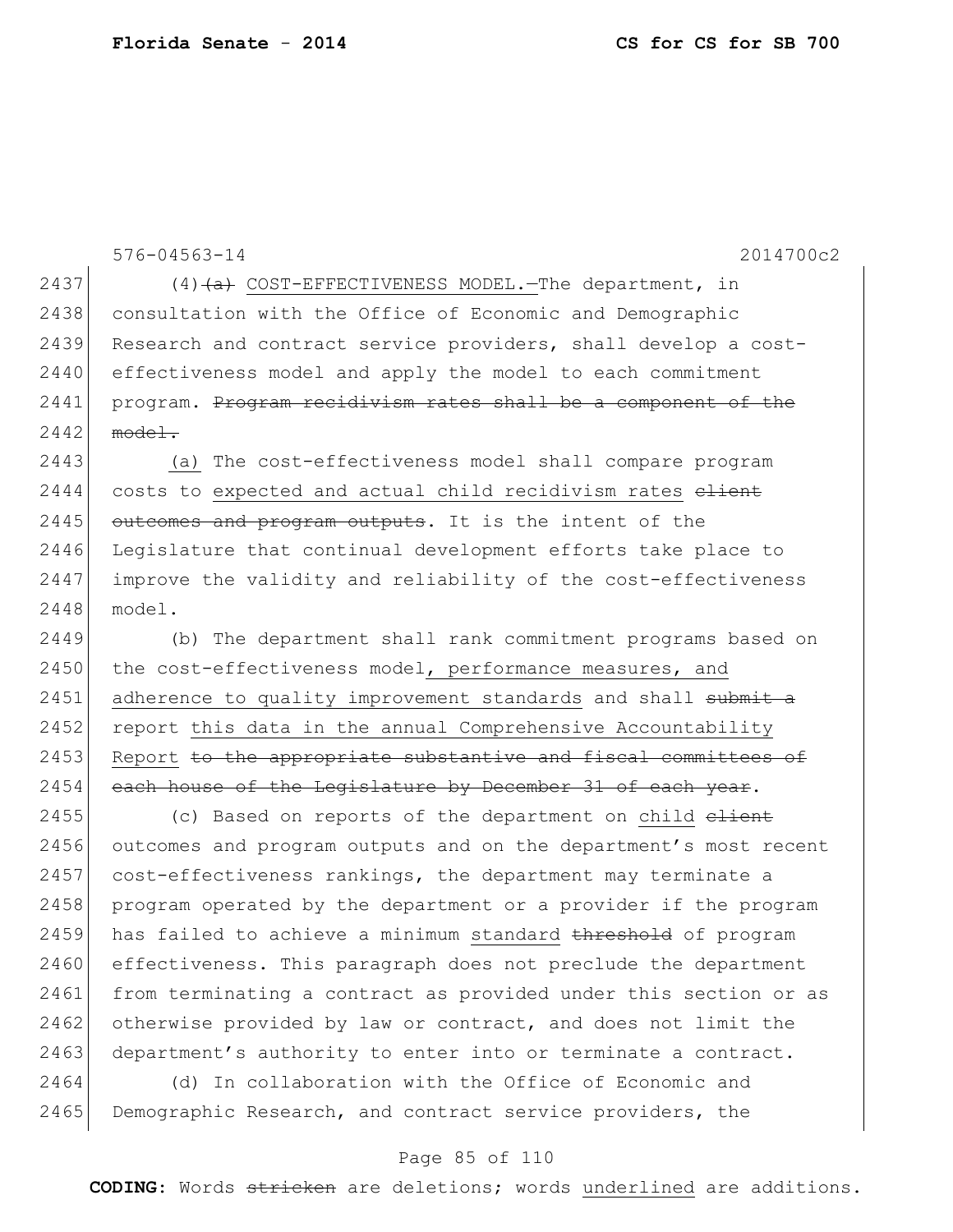(4)~~(a)~~ COST-EFFECTIVENESS MODEL.—The department, in consultation with the Office of Economic and Demographic Research and contract service providers, shall develop a cost-effectiveness model and apply the model to each commitment program. ~~Program recidivism rates shall be a component of the model.~~

(a) The cost-effectiveness model shall compare program costs to expected and actual child recidivism rates ~~client outcomes and program outputs~~. It is the intent of the Legislature that continual development efforts take place to improve the validity and reliability of the cost-effectiveness model.

(b) The department shall rank commitment programs based on the cost-effectiveness model, performance measures, and adherence to quality improvement standards and shall ~~submit a~~ report this data in the annual Comprehensive Accountability Report ~~to the appropriate substantive and fiscal committees of each house of the Legislature by December 31 of each year~~.

(c) Based on reports of the department on child ~~client~~ outcomes and program outputs and on the department's most recent cost-effectiveness rankings, the department may terminate a program operated by the department or a provider if the program has failed to achieve a minimum standard ~~threshold~~ of program effectiveness. This paragraph does not preclude the department from terminating a contract as provided under this section or as otherwise provided by law or contract, and does not limit the department's authority to enter into or terminate a contract.

(d) In collaboration with the Office of Economic and Demographic Research, and contract service providers, the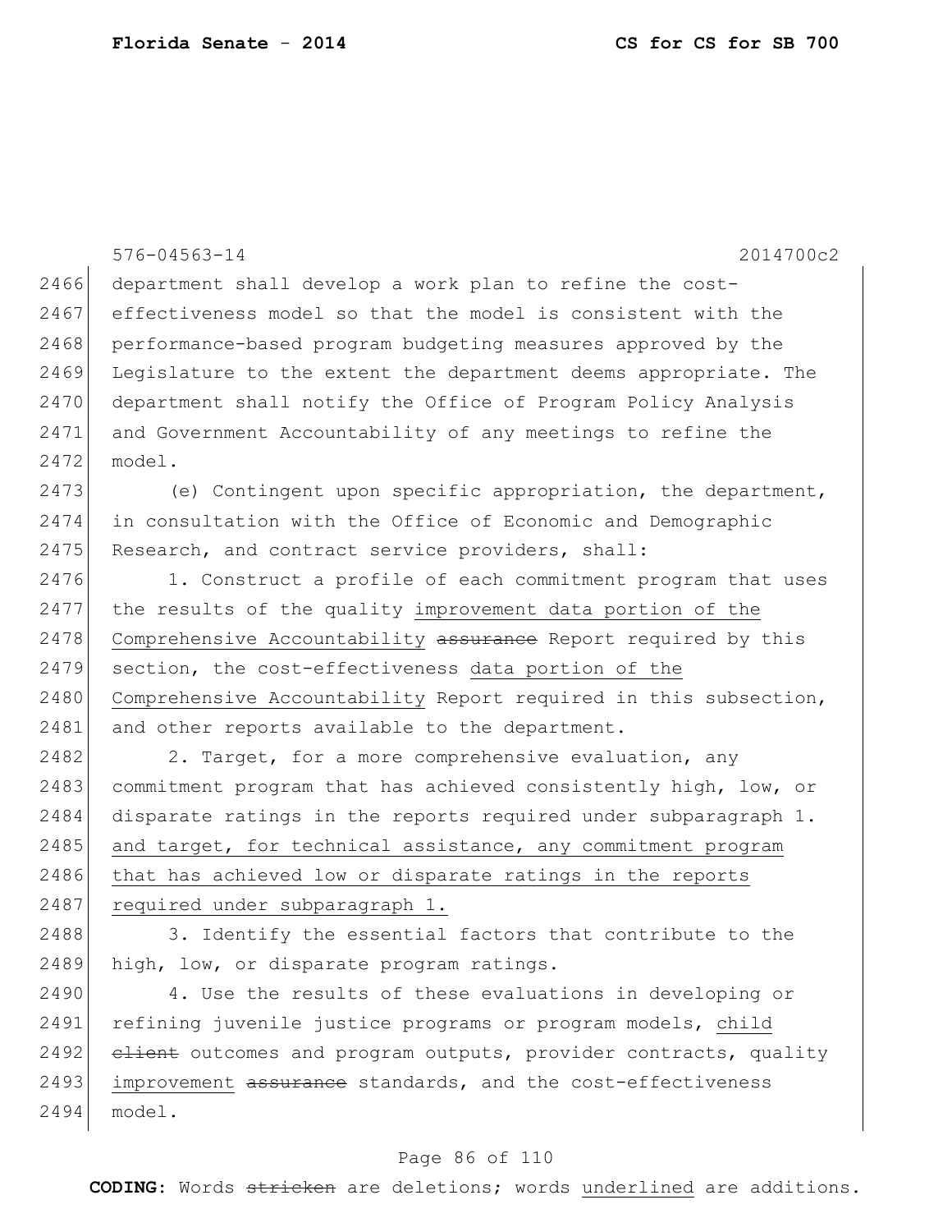576-04563-14 2014700c2

department shall develop a work plan to refine the cost-effectiveness model so that the model is consistent with the performance-based program budgeting measures approved by the Legislature to the extent the department deems appropriate. The department shall notify the Office of Program Policy Analysis and Government Accountability of any meetings to refine the model.

(e) Contingent upon specific appropriation, the department, in consultation with the Office of Economic and Demographic Research, and contract service providers, shall:

1. Construct a profile of each commitment program that uses the results of the quality <u>improvement data portion of the Comprehensive Accountability</u> ~~assurance~~ Report required by this section, the cost-effectiveness <u>data portion of the Comprehensive Accountability</u> Report required in this subsection, and other reports available to the department.

2. Target, for a more comprehensive evaluation, any commitment program that has achieved consistently high, low, or disparate ratings in the reports required under subparagraph 1. <u>and target, for technical assistance, any commitment program that has achieved low or disparate ratings in the reports required under subparagraph 1.</u>

3. Identify the essential factors that contribute to the high, low, or disparate program ratings.

4. Use the results of these evaluations in developing or refining juvenile justice programs or program models, <u>child</u> ~~client~~ outcomes and program outputs, provider contracts, quality <u>improvement</u> ~~assurance~~ standards, and the cost-effectiveness model.

**CODING:** Words ~~stricken~~ are deletions; words <u>underlined</u> are additions.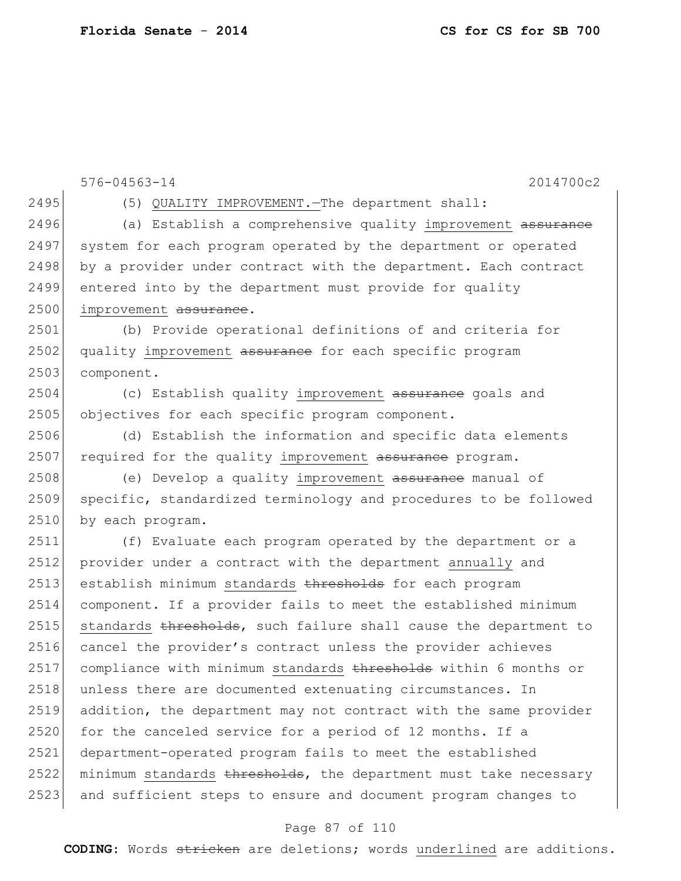576-04563-14 2014700c2

2495 (5) QUALITY IMPROVEMENT.—The department shall:

2496 (a) Establish a comprehensive quality improvement ~~assurance~~
2497 system for each program operated by the department or operated
2498 by a provider under contract with the department. Each contract
2499 entered into by the department must provide for quality
2500 improvement ~~assurance~~.

2501 (b) Provide operational definitions of and criteria for
2502 quality improvement ~~assurance~~ for each specific program
2503 component.

2504 (c) Establish quality improvement ~~assurance~~ goals and
2505 objectives for each specific program component.

2506 (d) Establish the information and specific data elements
2507 required for the quality improvement ~~assurance~~ program.

2508 (e) Develop a quality improvement ~~assurance~~ manual of
2509 specific, standardized terminology and procedures to be followed
2510 by each program.

2511 (f) Evaluate each program operated by the department or a
2512 provider under a contract with the department annually and
2513 establish minimum standards ~~thresholds~~ for each program
2514 component. If a provider fails to meet the established minimum
2515 standards ~~thresholds~~, such failure shall cause the department to
2516 cancel the provider's contract unless the provider achieves
2517 compliance with minimum standards ~~thresholds~~ within 6 months or
2518 unless there are documented extenuating circumstances. In
2519 addition, the department may not contract with the same provider
2520 for the canceled service for a period of 12 months. If a
2521 department-operated program fails to meet the established
2522 minimum standards ~~thresholds~~, the department must take necessary
2523 and sufficient steps to ensure and document program changes to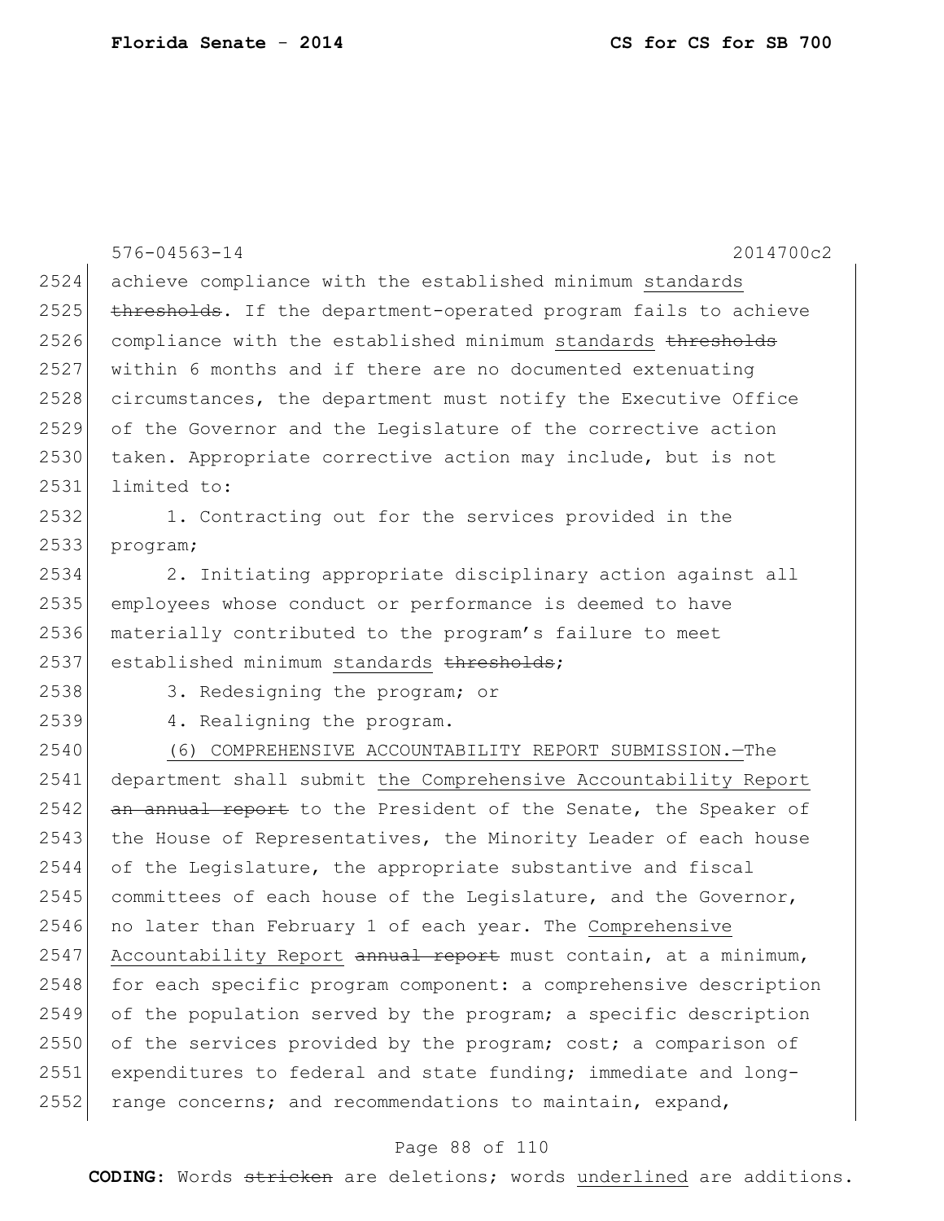achieve compliance with the established minimum <u>standards</u> ~~thresholds~~. If the department-operated program fails to achieve compliance with the established minimum <u>standards</u> ~~thresholds~~ within 6 months and if there are no documented extenuating circumstances, the department must notify the Executive Office of the Governor and the Legislature of the corrective action taken. Appropriate corrective action may include, but is not limited to:

1. Contracting out for the services provided in the program;

2. Initiating appropriate disciplinary action against all employees whose conduct or performance is deemed to have materially contributed to the program's failure to meet established minimum <u>standards</u> ~~thresholds~~;

3. Redesigning the program; or

4. Realigning the program.

(6) COMPREHENSIVE ACCOUNTABILITY REPORT SUBMISSION.—The department shall submit <u>the Comprehensive Accountability Report</u> ~~an annual report~~ to the President of the Senate, the Speaker of the House of Representatives, the Minority Leader of each house of the Legislature, the appropriate substantive and fiscal committees of each house of the Legislature, and the Governor, no later than February 1 of each year. The <u>Comprehensive Accountability Report</u> ~~annual report~~ must contain, at a minimum, for each specific program component: a comprehensive description of the population served by the program; a specific description of the services provided by the program; cost; a comparison of expenditures to federal and state funding; immediate and long-range concerns; and recommendations to maintain, expand,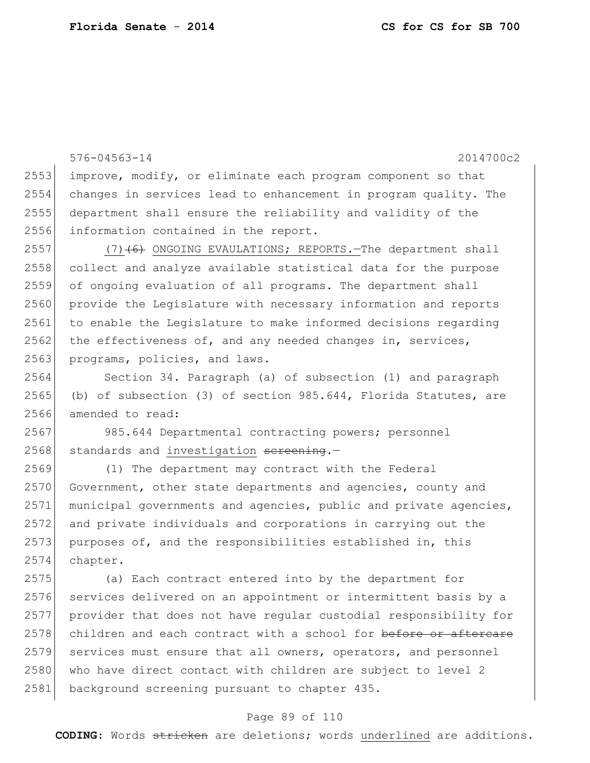576-04563-14 2014700c2

2553 improve, modify, or eliminate each program component so that
2554 changes in services lead to enhancement in program quality. The
2555 department shall ensure the reliability and validity of the
2556 information contained in the report.

2557 (7)~~(6)~~ ONGOING EVAULATIONS; REPORTS.—The department shall
2558 collect and analyze available statistical data for the purpose
2559 of ongoing evaluation of all programs. The department shall
2560 provide the Legislature with necessary information and reports
2561 to enable the Legislature to make informed decisions regarding
2562 the effectiveness of, and any needed changes in, services,
2563 programs, policies, and laws.

2564 Section 34. Paragraph (a) of subsection (1) and paragraph
2565 (b) of subsection (3) of section 985.644, Florida Statutes, are
2566 amended to read:

2567 985.644 Departmental contracting powers; personnel
2568 standards and <u>investigation</u> ~~screening~~.—

2569 (1) The department may contract with the Federal
2570 Government, other state departments and agencies, county and
2571 municipal governments and agencies, public and private agencies,
2572 and private individuals and corporations in carrying out the
2573 purposes of, and the responsibilities established in, this
2574 chapter.

2575 (a) Each contract entered into by the department for
2576 services delivered on an appointment or intermittent basis by a
2577 provider that does not have regular custodial responsibility for
2578 children and each contract with a school for ~~before or aftercare~~
2579 services must ensure that all owners, operators, and personnel
2580 who have direct contact with children are subject to level 2
2581 background screening pursuant to chapter 435.

**CODING:** Words ~~stricken~~ are deletions; words <u>underlined</u> are additions.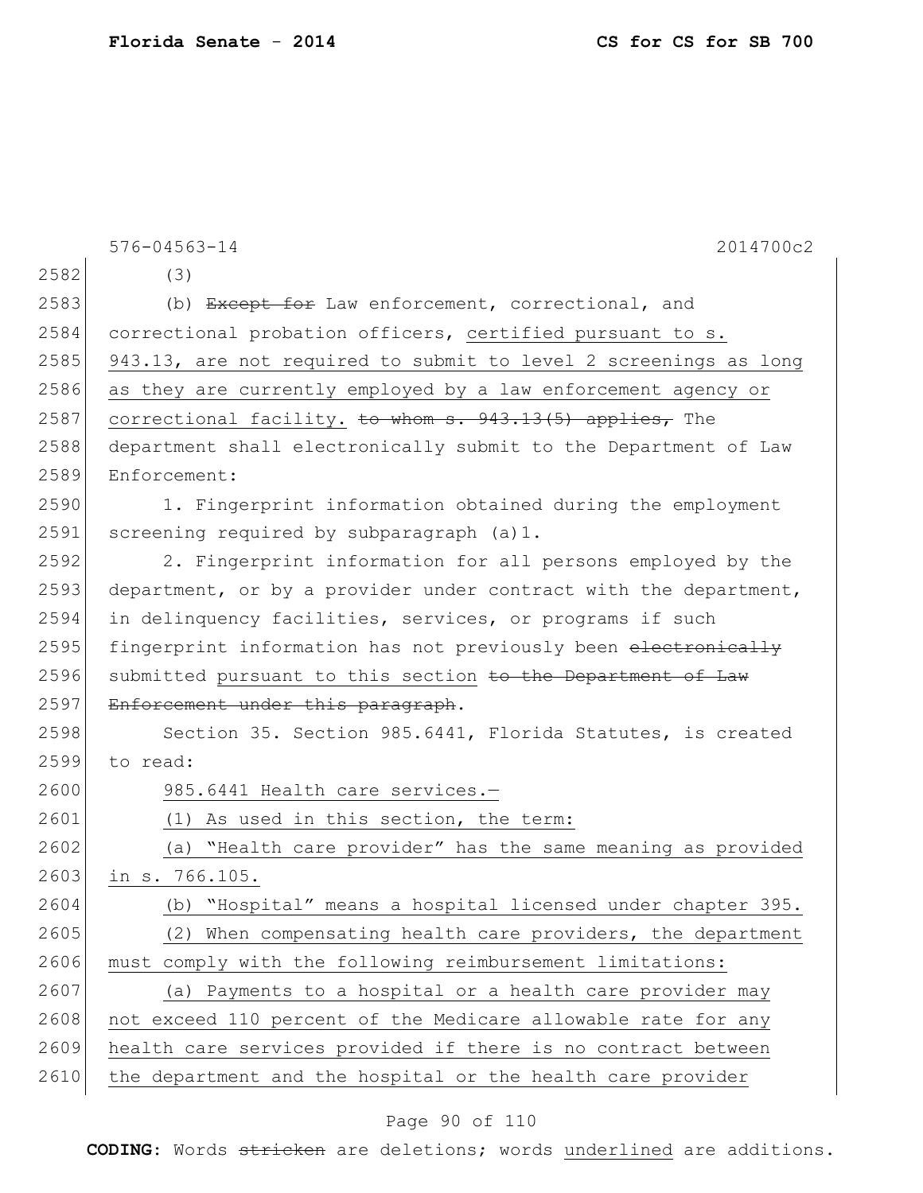(3)

(b) ~~Except for~~ Law enforcement, correctional, and correctional probation officers, <u>certified pursuant to s. 943.13, are not required to submit to level 2 screenings as long as they are currently employed by a law enforcement agency or correctional facility.</u> ~~to whom s. 943.13(5) applies,~~ The department shall electronically submit to the Department of Law Enforcement:

1. Fingerprint information obtained during the employment screening required by subparagraph (a)1.

2. Fingerprint information for all persons employed by the department, or by a provider under contract with the department, in delinquency facilities, services, or programs if such fingerprint information has not previously been ~~electronically~~ submitted <u>pursuant to this section</u> ~~to the Department of Law Enforcement under this paragraph~~.

Section 35. Section 985.6441, Florida Statutes, is created to read:

<u>985.6441 Health care services.—</u>

<u>(1) As used in this section, the term:</u>

<u>(a) "Health care provider" has the same meaning as provided in s. 766.105.</u>

<u>(b) "Hospital" means a hospital licensed under chapter 395.</u>

<u>(2) When compensating health care providers, the department must comply with the following reimbursement limitations:</u>

<u>(a) Payments to a hospital or a health care provider may not exceed 110 percent of the Medicare allowable rate for any health care services provided if there is no contract between the department and the hospital or the health care provider</u>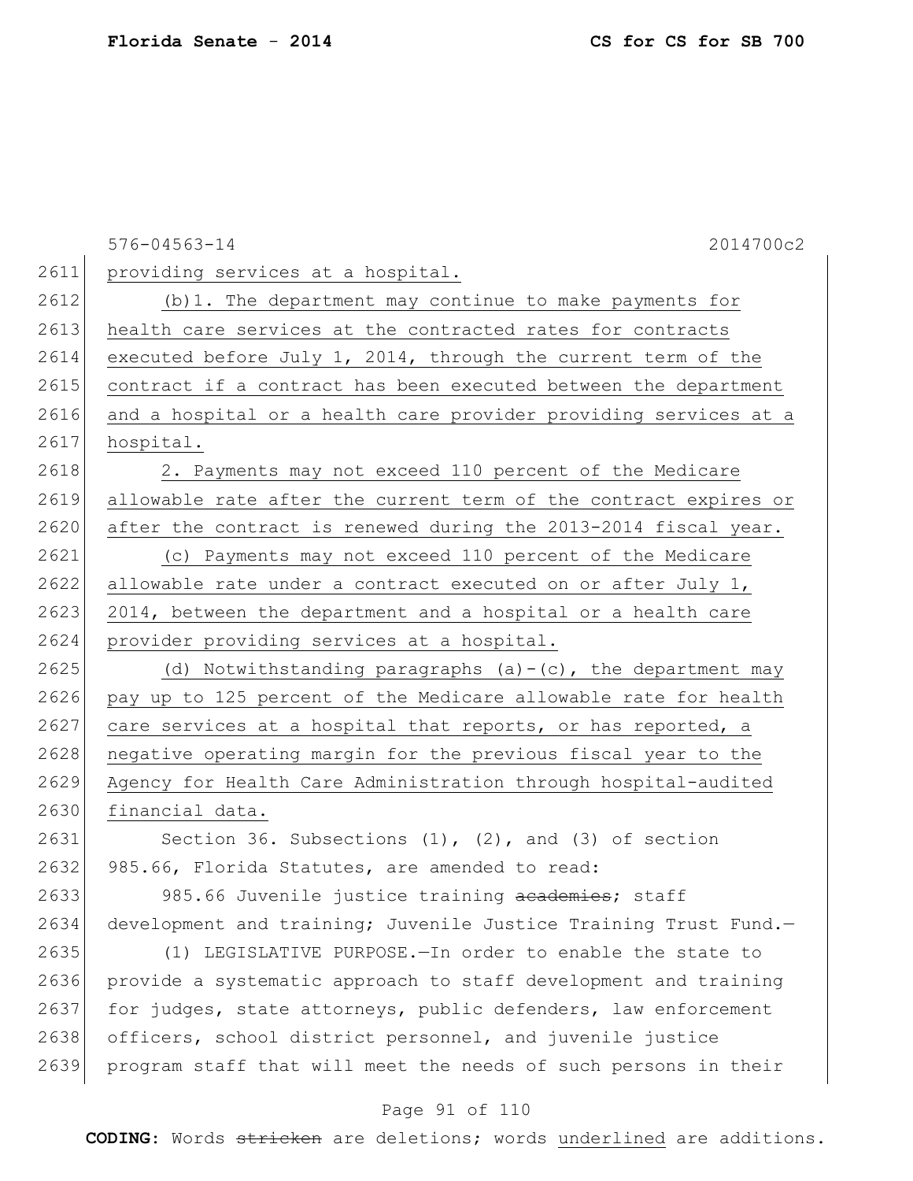providing services at a hospital.

(b)1. The department may continue to make payments for health care services at the contracted rates for contracts executed before July 1, 2014, through the current term of the contract if a contract has been executed between the department and a hospital or a health care provider providing services at a hospital.

2. Payments may not exceed 110 percent of the Medicare allowable rate after the current term of the contract expires or after the contract is renewed during the 2013-2014 fiscal year.

(c) Payments may not exceed 110 percent of the Medicare allowable rate under a contract executed on or after July 1, 2014, between the department and a hospital or a health care provider providing services at a hospital.

(d) Notwithstanding paragraphs (a)-(c), the department may pay up to 125 percent of the Medicare allowable rate for health care services at a hospital that reports, or has reported, a negative operating margin for the previous fiscal year to the Agency for Health Care Administration through hospital-audited financial data.

Section 36. Subsections (1), (2), and (3) of section 985.66, Florida Statutes, are amended to read:

985.66 Juvenile justice training ~~academies~~; staff development and training; Juvenile Justice Training Trust Fund.—

(1) LEGISLATIVE PURPOSE.—In order to enable the state to provide a systematic approach to staff development and training for judges, state attorneys, public defenders, law enforcement officers, school district personnel, and juvenile justice program staff that will meet the needs of such persons in their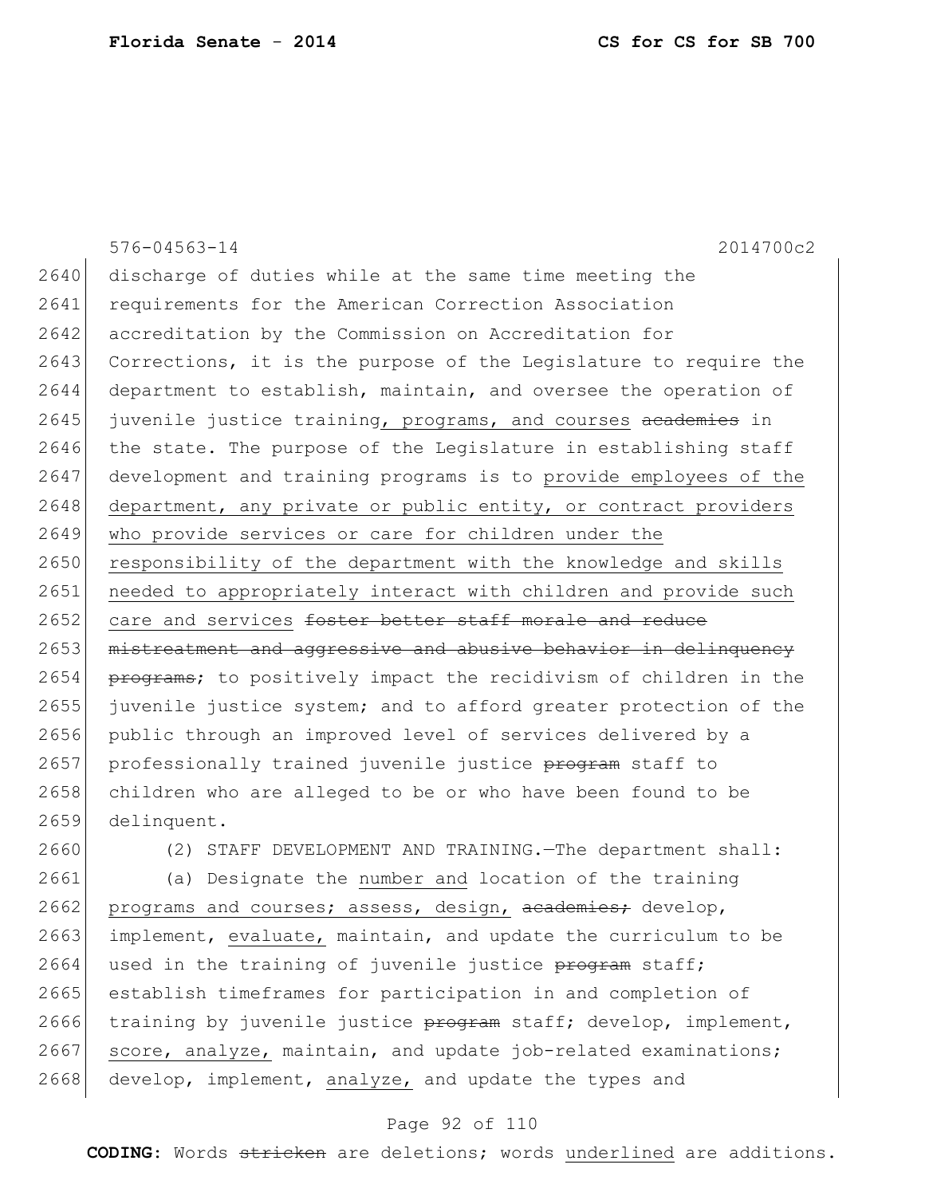discharge of duties while at the same time meeting the requirements for the American Correction Association accreditation by the Commission on Accreditation for Corrections, it is the purpose of the Legislature to require the department to establish, maintain, and oversee the operation of juvenile justice training, programs, and courses ~~academies~~ in the state. The purpose of the Legislature in establishing staff development and training programs is to provide employees of the department, any private or public entity, or contract providers who provide services or care for children under the responsibility of the department with the knowledge and skills needed to appropriately interact with children and provide such care and services ~~foster better staff morale and reduce mistreatment and aggressive and abusive behavior in delinquency programs~~; to positively impact the recidivism of children in the juvenile justice system; and to afford greater protection of the public through an improved level of services delivered by a professionally trained juvenile justice ~~program~~ staff to children who are alleged to be or who have been found to be delinquent.

(2) STAFF DEVELOPMENT AND TRAINING.—The department shall:

(a) Designate the number and location of the training programs and courses; assess, design, ~~academies;~~ develop, implement, evaluate, maintain, and update the curriculum to be used in the training of juvenile justice ~~program~~ staff; establish timeframes for participation in and completion of training by juvenile justice ~~program~~ staff; develop, implement, score, analyze, maintain, and update job-related examinations; develop, implement, analyze, and update the types and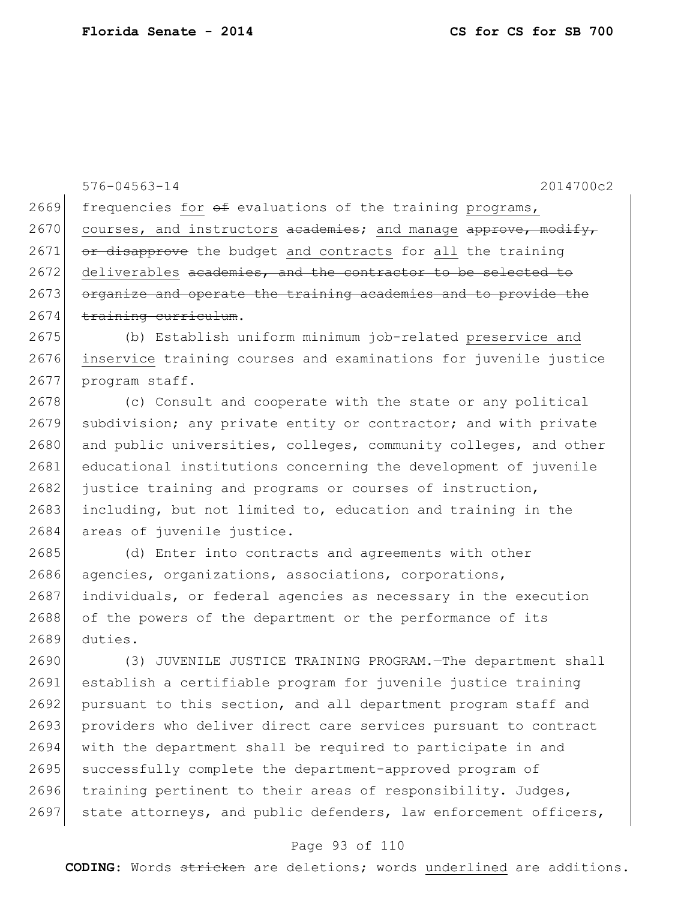576-04563-14 2014700c2

2669 frequencies for ~~of~~ evaluations of the training programs,
2670 courses, and instructors ~~academies~~; and manage ~~approve, modify,~~
2671 ~~or disapprove~~ the budget and contracts for all the training
2672 deliverables ~~academies, and the contractor to be selected to~~
2673 ~~organize and operate the training academies and to provide the~~
2674 ~~training curriculum~~.

2675 (b) Establish uniform minimum job-related preservice and
2676 inservice training courses and examinations for juvenile justice
2677 program staff.

2678 (c) Consult and cooperate with the state or any political
2679 subdivision; any private entity or contractor; and with private
2680 and public universities, colleges, community colleges, and other
2681 educational institutions concerning the development of juvenile
2682 justice training and programs or courses of instruction,
2683 including, but not limited to, education and training in the
2684 areas of juvenile justice.

2685 (d) Enter into contracts and agreements with other
2686 agencies, organizations, associations, corporations,
2687 individuals, or federal agencies as necessary in the execution
2688 of the powers of the department or the performance of its
2689 duties.

2690 (3) JUVENILE JUSTICE TRAINING PROGRAM.—The department shall
2691 establish a certifiable program for juvenile justice training
2692 pursuant to this section, and all department program staff and
2693 providers who deliver direct care services pursuant to contract
2694 with the department shall be required to participate in and
2695 successfully complete the department-approved program of
2696 training pertinent to their areas of responsibility. Judges,
2697 state attorneys, and public defenders, law enforcement officers,

**CODING:** Words ~~stricken~~ are deletions; words underlined are additions.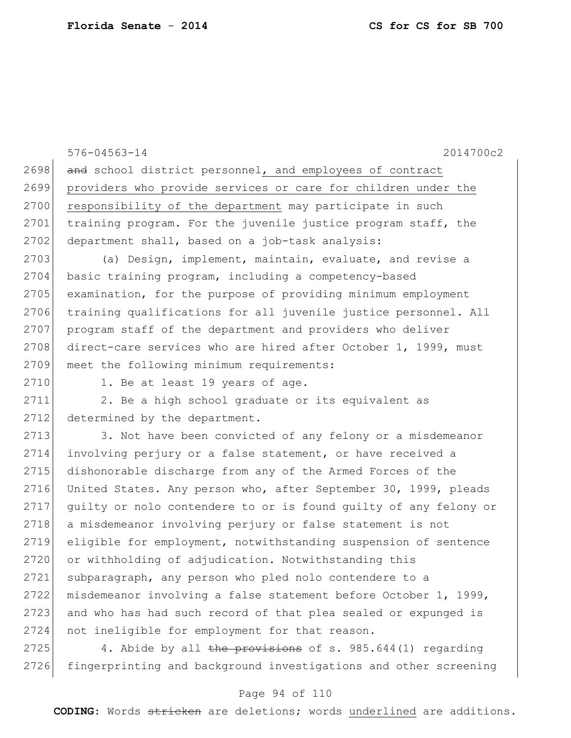~~and~~ school district personnel, <u>and employees of contract providers who provide services or care for children under the responsibility of the department</u> may participate in such training program. For the juvenile justice program staff, the department shall, based on a job-task analysis:

(a) Design, implement, maintain, evaluate, and revise a basic training program, including a competency-based examination, for the purpose of providing minimum employment training qualifications for all juvenile justice personnel. All program staff of the department and providers who deliver direct-care services who are hired after October 1, 1999, must meet the following minimum requirements:

1. Be at least 19 years of age.

2. Be a high school graduate or its equivalent as determined by the department.

3. Not have been convicted of any felony or a misdemeanor involving perjury or a false statement, or have received a dishonorable discharge from any of the Armed Forces of the United States. Any person who, after September 30, 1999, pleads guilty or nolo contendere to or is found guilty of any felony or a misdemeanor involving perjury or false statement is not eligible for employment, notwithstanding suspension of sentence or withholding of adjudication. Notwithstanding this subparagraph, any person who pled nolo contendere to a misdemeanor involving a false statement before October 1, 1999, and who has had such record of that plea sealed or expunged is not ineligible for employment for that reason.

4. Abide by all ~~the provisions~~ of s. 985.644(1) regarding fingerprinting and background investigations and other screening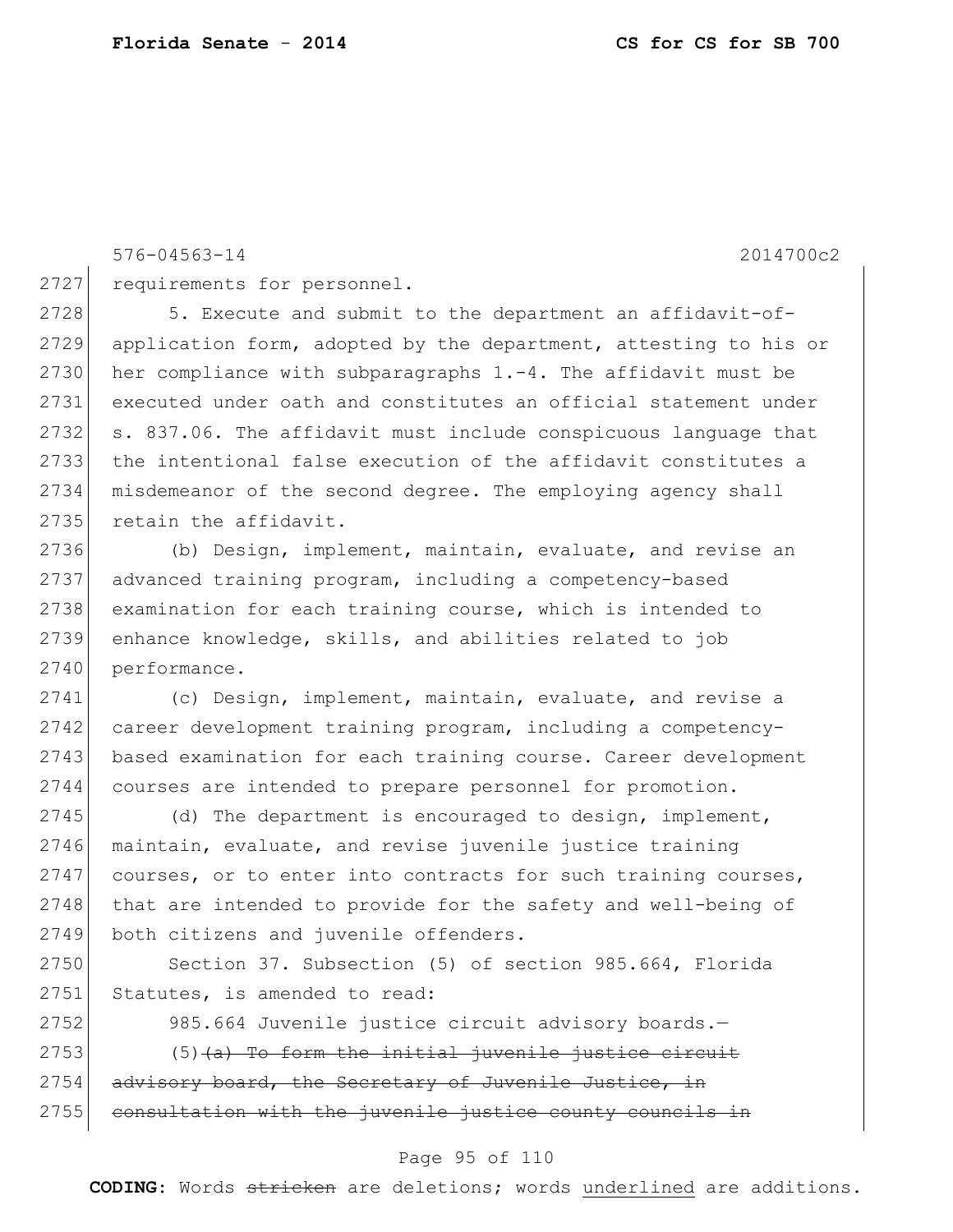576-04563-14 2014700c2

2727 requirements for personnel.

2728 5. Execute and submit to the department an affidavit-of-
2729 application form, adopted by the department, attesting to his or
2730 her compliance with subparagraphs 1.-4. The affidavit must be
2731 executed under oath and constitutes an official statement under
2732 s. 837.06. The affidavit must include conspicuous language that
2733 the intentional false execution of the affidavit constitutes a
2734 misdemeanor of the second degree. The employing agency shall
2735 retain the affidavit.

2736 (b) Design, implement, maintain, evaluate, and revise an
2737 advanced training program, including a competency-based
2738 examination for each training course, which is intended to
2739 enhance knowledge, skills, and abilities related to job
2740 performance.

2741 (c) Design, implement, maintain, evaluate, and revise a
2742 career development training program, including a competency-
2743 based examination for each training course. Career development
2744 courses are intended to prepare personnel for promotion.

2745 (d) The department is encouraged to design, implement,
2746 maintain, evaluate, and revise juvenile justice training
2747 courses, or to enter into contracts for such training courses,
2748 that are intended to provide for the safety and well-being of
2749 both citizens and juvenile offenders.

2750 Section 37. Subsection (5) of section 985.664, Florida
2751 Statutes, is amended to read:

2752 985.664 Juvenile justice circuit advisory boards.—

2753 (5) ~~(a) To form the initial juvenile justice circuit~~
2754 ~~advisory board, the Secretary of Juvenile Justice, in~~
2755 ~~consultation with the juvenile justice county councils in~~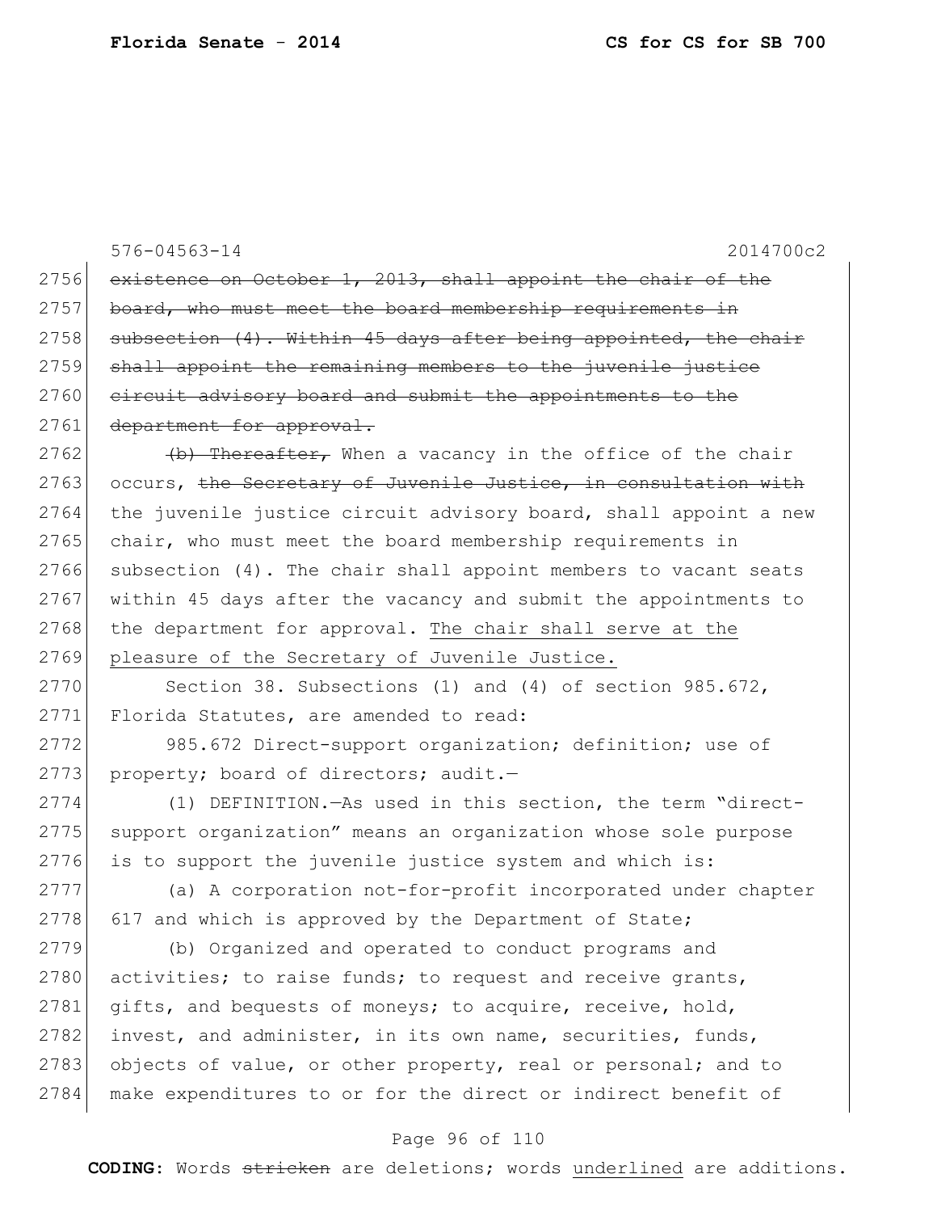~~existence on October 1, 2013, shall appoint the chair of the board, who must meet the board membership requirements in subsection (4). Within 45 days after being appointed, the chair shall appoint the remaining members to the juvenile justice circuit advisory board and submit the appointments to the department for approval.~~

~~(b) Thereafter,~~ When a vacancy in the office of the chair occurs, ~~the Secretary of Juvenile Justice, in consultation with~~ the juvenile justice circuit advisory board, shall appoint a new chair, who must meet the board membership requirements in subsection (4). The chair shall appoint members to vacant seats within 45 days after the vacancy and submit the appointments to the department for approval. <u>The chair shall serve at the pleasure of the Secretary of Juvenile Justice.</u>

Section 38. Subsections (1) and (4) of section 985.672, Florida Statutes, are amended to read:

985.672 Direct-support organization; definition; use of property; board of directors; audit.—

(1) DEFINITION.—As used in this section, the term "direct-support organization" means an organization whose sole purpose is to support the juvenile justice system and which is:

(a) A corporation not-for-profit incorporated under chapter 617 and which is approved by the Department of State;

(b) Organized and operated to conduct programs and activities; to raise funds; to request and receive grants, gifts, and bequests of moneys; to acquire, receive, hold, invest, and administer, in its own name, securities, funds, objects of value, or other property, real or personal; and to make expenditures to or for the direct or indirect benefit of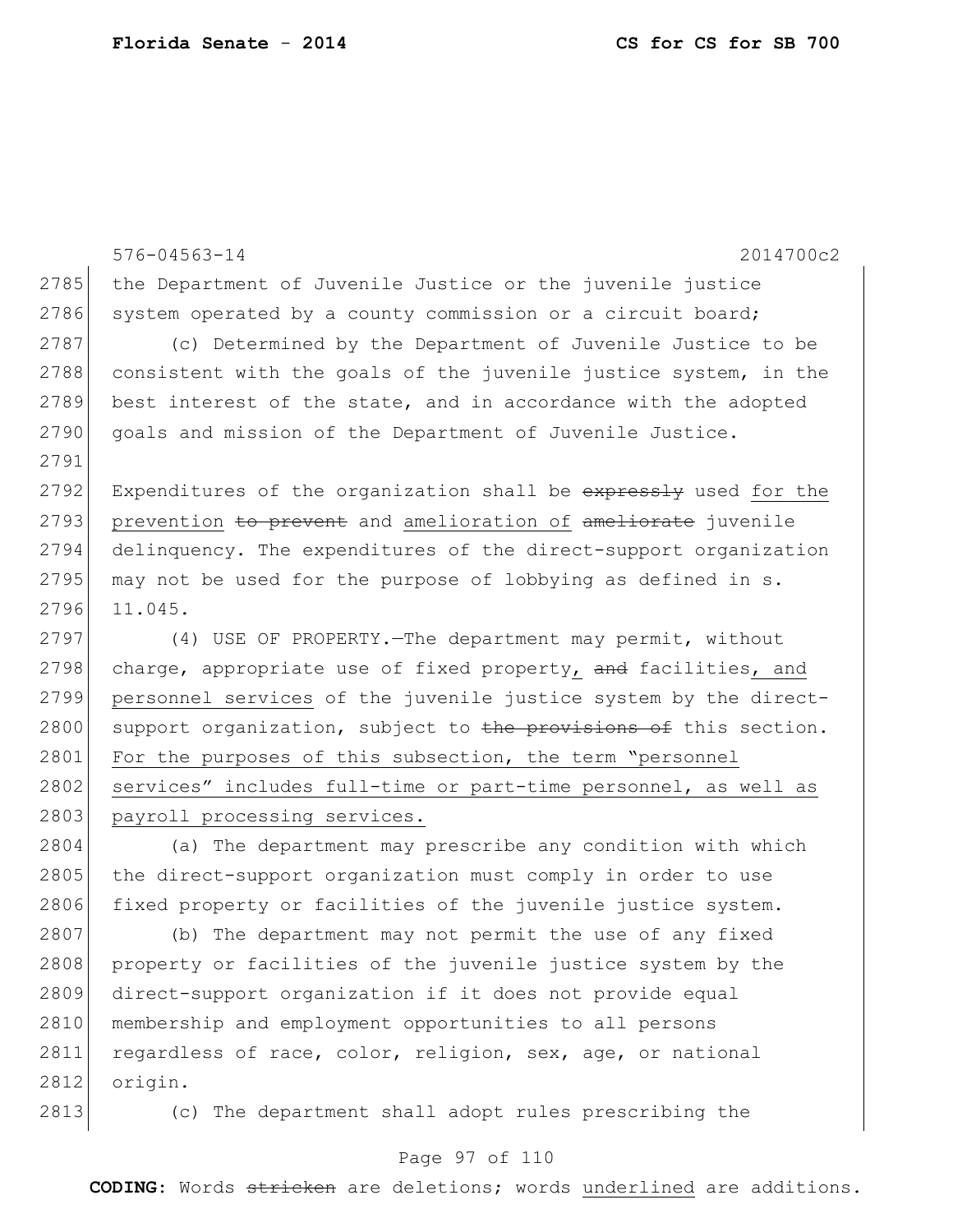the Department of Juvenile Justice or the juvenile justice system operated by a county commission or a circuit board;

(c) Determined by the Department of Juvenile Justice to be consistent with the goals of the juvenile justice system, in the best interest of the state, and in accordance with the adopted goals and mission of the Department of Juvenile Justice.

Expenditures of the organization shall be ~~expressly~~ used for the prevention ~~to prevent~~ and amelioration of ~~ameliorate~~ juvenile delinquency. The expenditures of the direct-support organization may not be used for the purpose of lobbying as defined in s. 11.045.

(4) USE OF PROPERTY.—The department may permit, without charge, appropriate use of fixed property, ~~and~~ facilities, and personnel services of the juvenile justice system by the direct-support organization, subject to ~~the provisions of~~ this section. For the purposes of this subsection, the term "personnel services" includes full-time or part-time personnel, as well as payroll processing services.

(a) The department may prescribe any condition with which the direct-support organization must comply in order to use fixed property or facilities of the juvenile justice system.

(b) The department may not permit the use of any fixed property or facilities of the juvenile justice system by the direct-support organization if it does not provide equal membership and employment opportunities to all persons regardless of race, color, religion, sex, age, or national origin.

(c) The department shall adopt rules prescribing the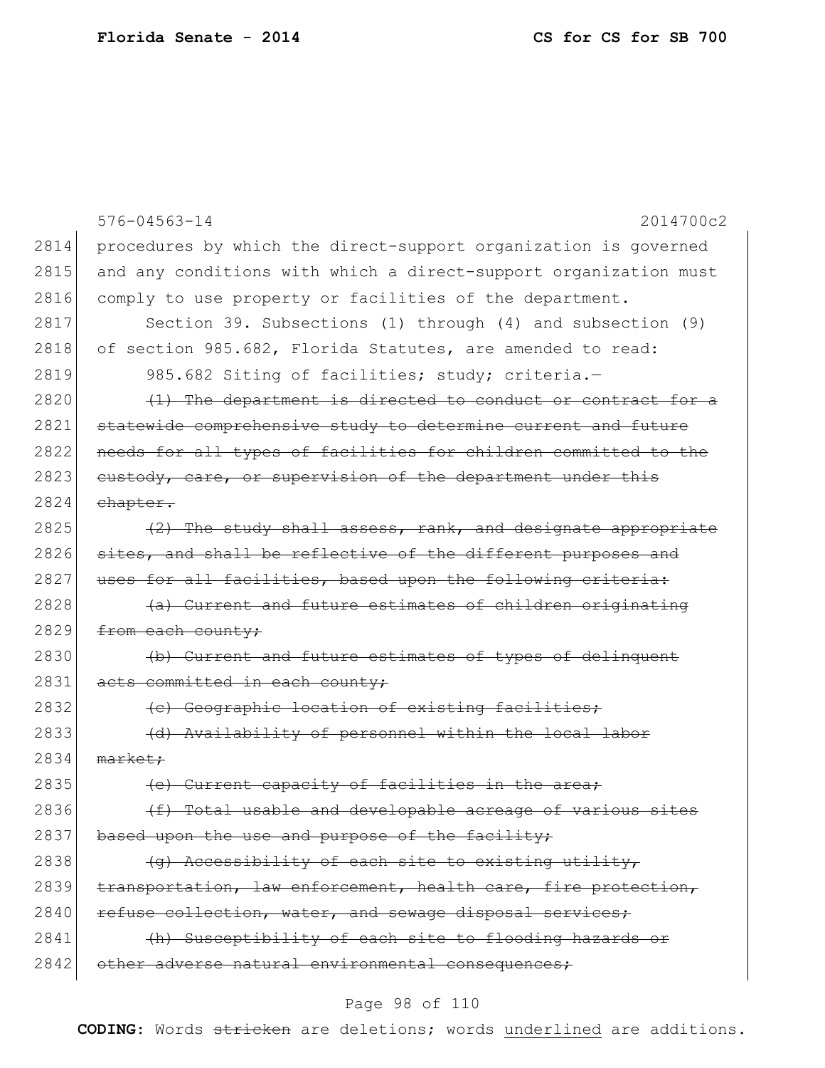procedures by which the direct-support organization is governed and any conditions with which a direct-support organization must comply to use property or facilities of the department.

Section 39. Subsections (1) through (4) and subsection (9) of section 985.682, Florida Statutes, are amended to read:

985.682 Siting of facilities; study; criteria.—

~~(1) The department is directed to conduct or contract for a statewide comprehensive study to determine current and future needs for all types of facilities for children committed to the custody, care, or supervision of the department under this chapter.~~

~~(2) The study shall assess, rank, and designate appropriate sites, and shall be reflective of the different purposes and uses for all facilities, based upon the following criteria:~~

~~(a) Current and future estimates of children originating from each county;~~

~~(b) Current and future estimates of types of delinquent acts committed in each county;~~

~~(c) Geographic location of existing facilities;~~

~~(d) Availability of personnel within the local labor market;~~

~~(e) Current capacity of facilities in the area;~~

~~(f) Total usable and developable acreage of various sites based upon the use and purpose of the facility;~~

~~(g) Accessibility of each site to existing utility, transportation, law enforcement, health care, fire protection, refuse collection, water, and sewage disposal services;~~

~~(h) Susceptibility of each site to flooding hazards or other adverse natural environmental consequences;~~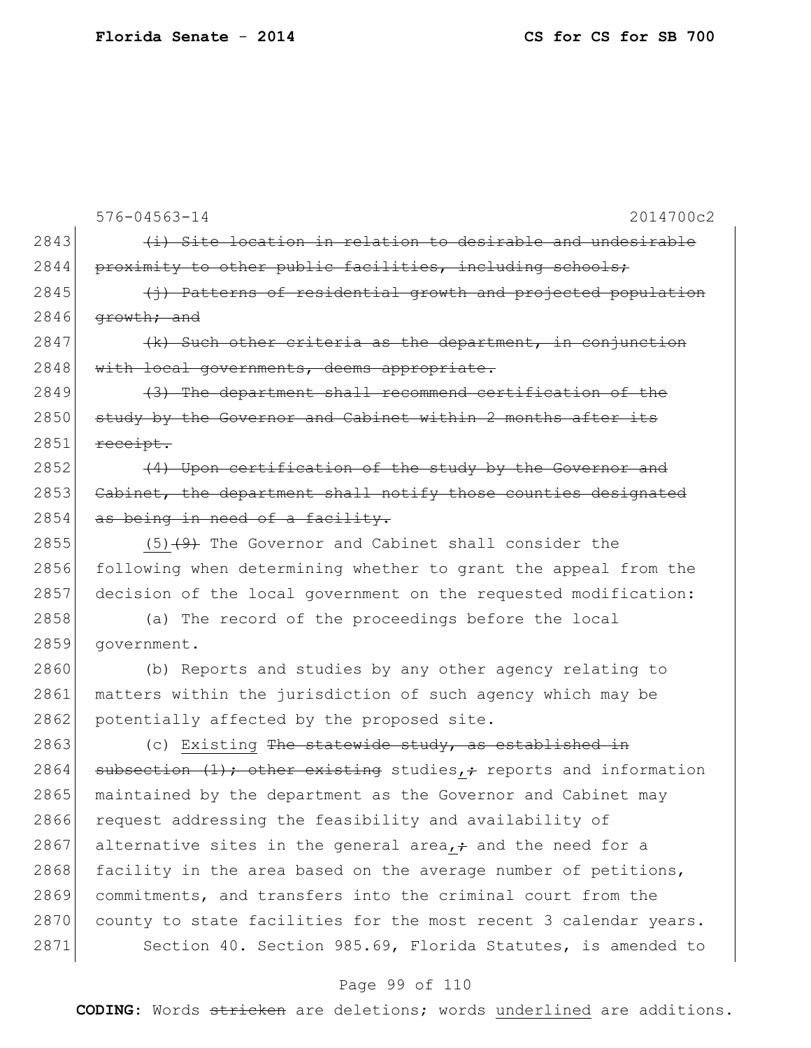576-04563-14 2014700c2

2843 ~~(i) Site location in relation to desirable and undesirable~~
2844 ~~proximity to other public facilities, including schools;~~
2845 ~~(j) Patterns of residential growth and projected population~~
2846 ~~growth; and~~
2847 ~~(k) Such other criteria as the department, in conjunction~~
2848 ~~with local governments, deems appropriate.~~
2849 ~~(3) The department shall recommend certification of the~~
2850 ~~study by the Governor and Cabinet within 2 months after its~~
2851 ~~receipt.~~
2852 ~~(4) Upon certification of the study by the Governor and~~
2853 ~~Cabinet, the department shall notify those counties designated~~
2854 ~~as being in need of a facility.~~
2855 <u>(5)</u>~~(9)~~ The Governor and Cabinet shall consider the
2856 following when determining whether to grant the appeal from the
2857 decision of the local government on the requested modification:
2858 (a) The record of the proceedings before the local
2859 government.
2860 (b) Reports and studies by any other agency relating to
2861 matters within the jurisdiction of such agency which may be
2862 potentially affected by the proposed site.
2863 (c) <u>Existing</u> ~~The statewide study, as established in~~
2864 ~~subsection (1); other existing~~ studies<u>,</u>~~;~~ reports and information
2865 maintained by the department as the Governor and Cabinet may
2866 request addressing the feasibility and availability of
2867 alternative sites in the general area<u>,</u>~~;~~ and the need for a
2868 facility in the area based on the average number of petitions,
2869 commitments, and transfers into the criminal court from the
2870 county to state facilities for the most recent 3 calendar years.
2871 Section 40. Section 985.69, Florida Statutes, is amended to

**CODING:** Words ~~stricken~~ are deletions; words <u>underlined</u> are additions.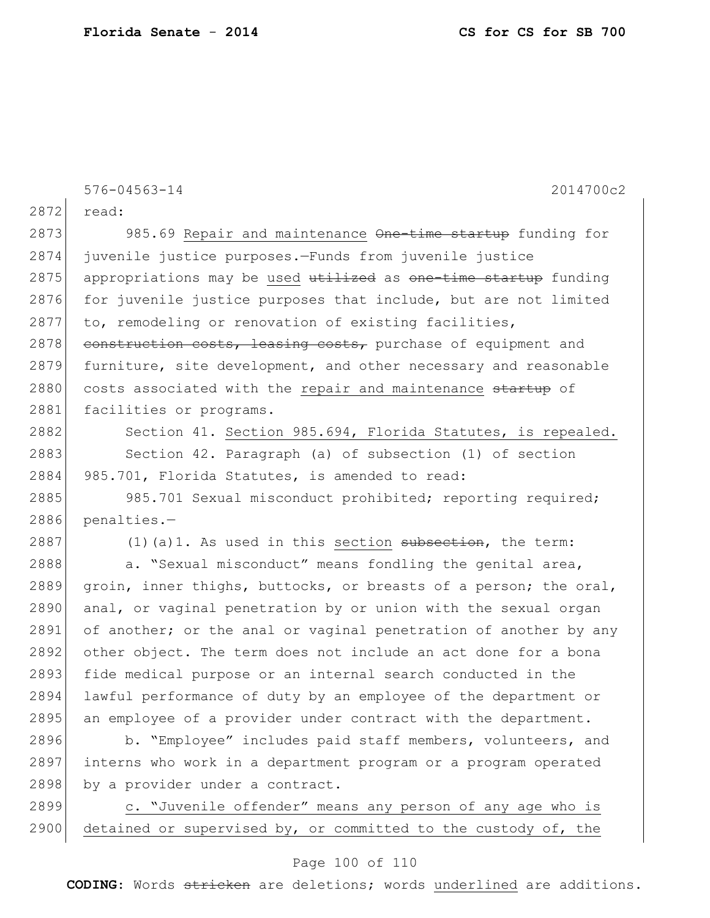576-04563-14 2014700c2

read:

985.69 Repair and maintenance ~~One-time startup~~ funding for juvenile justice purposes.—Funds from juvenile justice appropriations may be used ~~utilized~~ as ~~one-time startup~~ funding for juvenile justice purposes that include, but are not limited to, remodeling or renovation of existing facilities, ~~construction costs, leasing costs,~~ purchase of equipment and furniture, site development, and other necessary and reasonable costs associated with the repair and maintenance ~~startup~~ of facilities or programs.

Section 41. Section 985.694, Florida Statutes, is repealed.

Section 42. Paragraph (a) of subsection (1) of section 985.701, Florida Statutes, is amended to read:

985.701 Sexual misconduct prohibited; reporting required; penalties.—

(1)(a)1. As used in this section ~~subsection~~, the term:

a. "Sexual misconduct" means fondling the genital area, groin, inner thighs, buttocks, or breasts of a person; the oral, anal, or vaginal penetration by or union with the sexual organ of another; or the anal or vaginal penetration of another by any other object. The term does not include an act done for a bona fide medical purpose or an internal search conducted in the lawful performance of duty by an employee of the department or an employee of a provider under contract with the department.

b. "Employee" includes paid staff members, volunteers, and interns who work in a department program or a program operated by a provider under a contract.

c. "Juvenile offender" means any person of any age who is detained or supervised by, or committed to the custody of, the

**CODING:** Words ~~stricken~~ are deletions; words underlined are additions.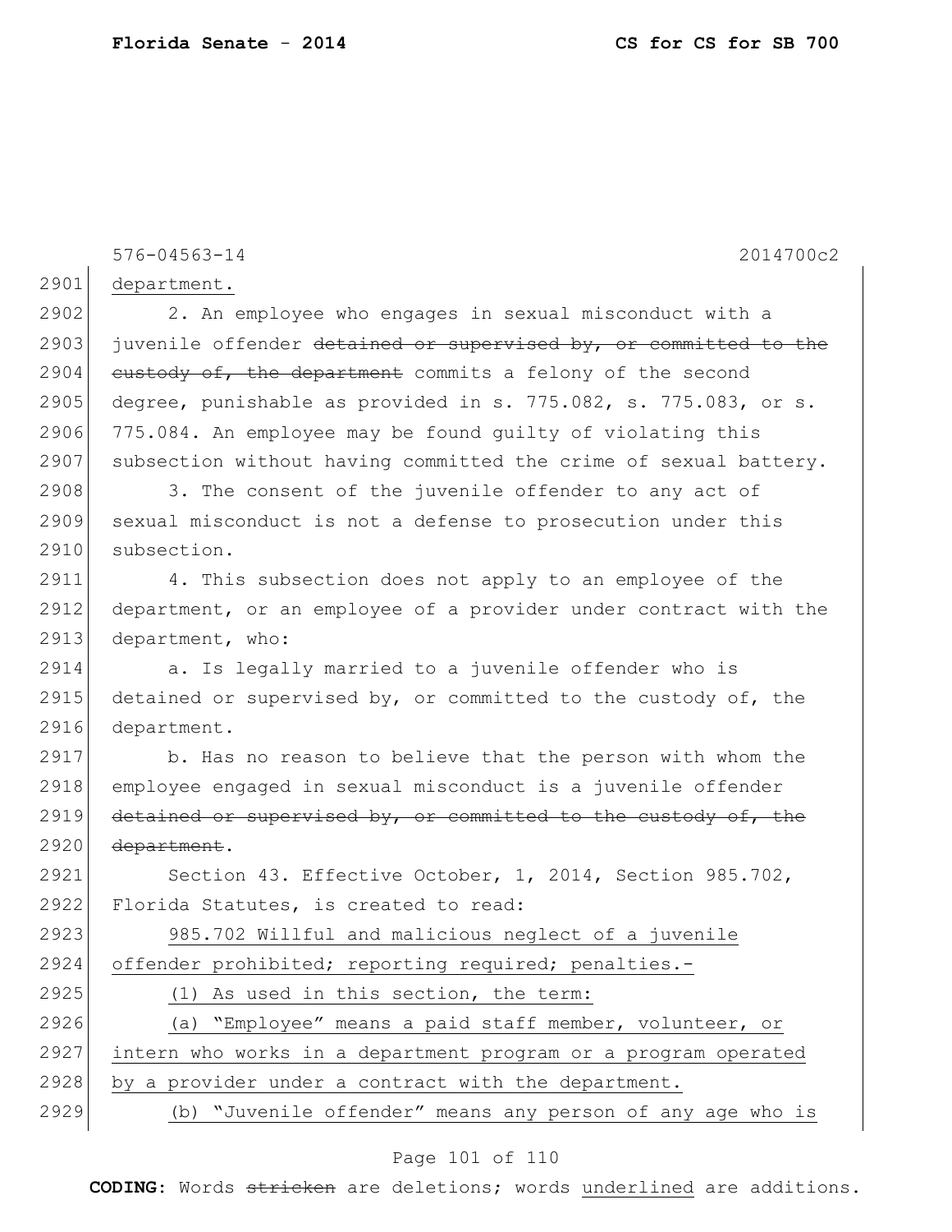department.

2. An employee who engages in sexual misconduct with a juvenile offender ~~detained or supervised by, or committed to the custody of, the department~~ commits a felony of the second degree, punishable as provided in s. 775.082, s. 775.083, or s. 775.084. An employee may be found guilty of violating this subsection without having committed the crime of sexual battery.

3. The consent of the juvenile offender to any act of sexual misconduct is not a defense to prosecution under this subsection.

4. This subsection does not apply to an employee of the department, or an employee of a provider under contract with the department, who:

a. Is legally married to a juvenile offender who is detained or supervised by, or committed to the custody of, the department.

b. Has no reason to believe that the person with whom the employee engaged in sexual misconduct is a juvenile offender ~~detained or supervised by, or committed to the custody of, the department~~.

Section 43. Effective October, 1, 2014, Section 985.702, Florida Statutes, is created to read:

<u>985.702 Willful and malicious neglect of a juvenile offender prohibited; reporting required; penalties.-</u>

<u>(1) As used in this section, the term:</u>

<u>(a) "Employee" means a paid staff member, volunteer, or intern who works in a department program or a program operated by a provider under a contract with the department.</u>

<u>(b) "Juvenile offender" means any person of any age who is</u>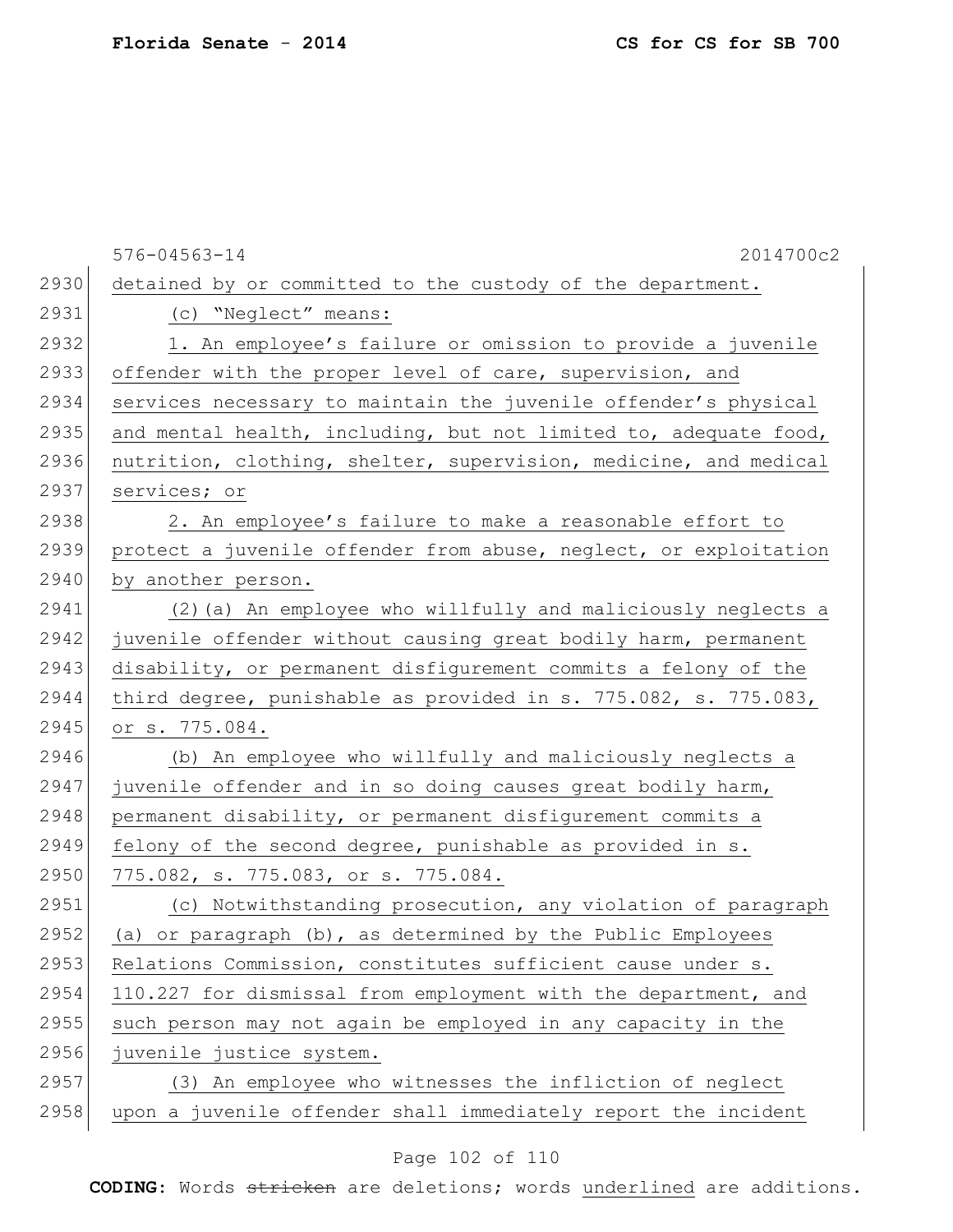detained by or committed to the custody of the department.

(c) "Neglect" means:

1. An employee's failure or omission to provide a juvenile offender with the proper level of care, supervision, and services necessary to maintain the juvenile offender's physical and mental health, including, but not limited to, adequate food, nutrition, clothing, shelter, supervision, medicine, and medical services; or

2. An employee's failure to make a reasonable effort to protect a juvenile offender from abuse, neglect, or exploitation by another person.

(2)(a) An employee who willfully and maliciously neglects a juvenile offender without causing great bodily harm, permanent disability, or permanent disfigurement commits a felony of the third degree, punishable as provided in s. 775.082, s. 775.083, or s. 775.084.

(b) An employee who willfully and maliciously neglects a juvenile offender and in so doing causes great bodily harm, permanent disability, or permanent disfigurement commits a felony of the second degree, punishable as provided in s. 775.082, s. 775.083, or s. 775.084.

(c) Notwithstanding prosecution, any violation of paragraph (a) or paragraph (b), as determined by the Public Employees Relations Commission, constitutes sufficient cause under s. 110.227 for dismissal from employment with the department, and such person may not again be employed in any capacity in the juvenile justice system.

(3) An employee who witnesses the infliction of neglect upon a juvenile offender shall immediately report the incident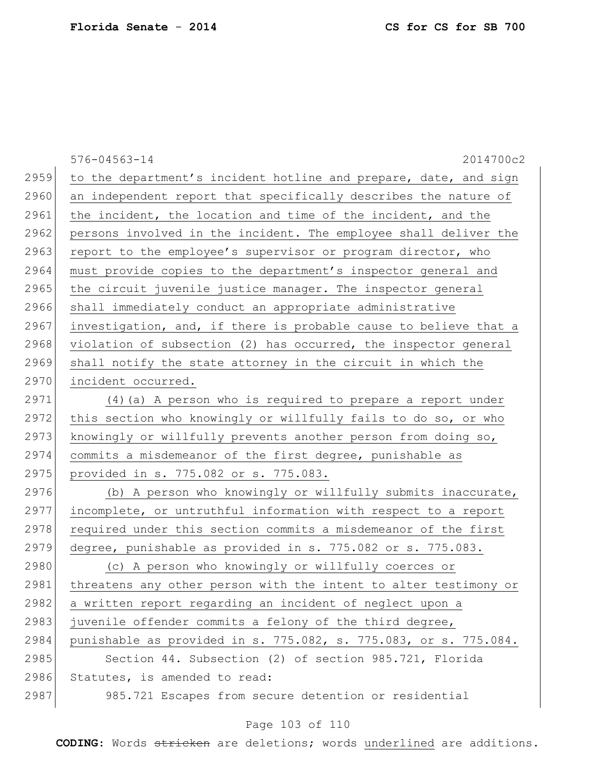to the department's incident hotline and prepare, date, and sign an independent report that specifically describes the nature of the incident, the location and time of the incident, and the persons involved in the incident. The employee shall deliver the report to the employee's supervisor or program director, who must provide copies to the department's inspector general and the circuit juvenile justice manager. The inspector general shall immediately conduct an appropriate administrative investigation, and, if there is probable cause to believe that a violation of subsection (2) has occurred, the inspector general shall notify the state attorney in the circuit in which the incident occurred.

(4)(a) A person who is required to prepare a report under this section who knowingly or willfully fails to do so, or who knowingly or willfully prevents another person from doing so, commits a misdemeanor of the first degree, punishable as provided in s. 775.082 or s. 775.083.

(b) A person who knowingly or willfully submits inaccurate, incomplete, or untruthful information with respect to a report required under this section commits a misdemeanor of the first degree, punishable as provided in s. 775.082 or s. 775.083.

(c) A person who knowingly or willfully coerces or threatens any other person with the intent to alter testimony or a written report regarding an incident of neglect upon a juvenile offender commits a felony of the third degree, punishable as provided in s. 775.082, s. 775.083, or s. 775.084.

Section 44. Subsection (2) of section 985.721, Florida Statutes, is amended to read:

985.721 Escapes from secure detention or residential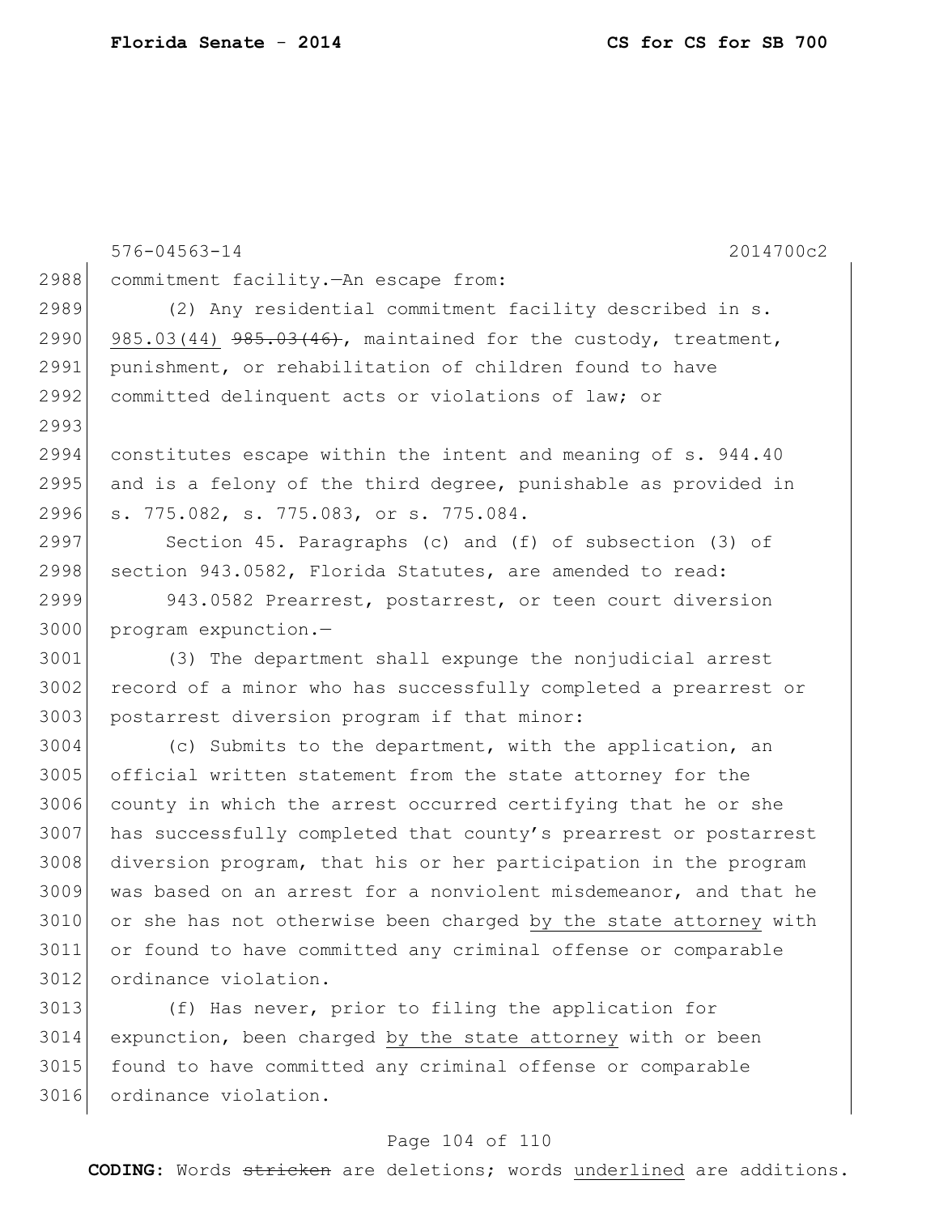576-04563-14 2014700c2

2988 commitment facility.—An escape from:

2989 (2) Any residential commitment facility described in s.
2990 985.03(44) ~~985.03(46)~~, maintained for the custody, treatment,
2991 punishment, or rehabilitation of children found to have
2992 committed delinquent acts or violations of law; or
2993
2994 constitutes escape within the intent and meaning of s. 944.40
2995 and is a felony of the third degree, punishable as provided in
2996 s. 775.082, s. 775.083, or s. 775.084.

2997 Section 45. Paragraphs (c) and (f) of subsection (3) of
2998 section 943.0582, Florida Statutes, are amended to read:

2999 943.0582 Prearrest, postarrest, or teen court diversion
3000 program expunction.—

3001 (3) The department shall expunge the nonjudicial arrest
3002 record of a minor who has successfully completed a prearrest or
3003 postarrest diversion program if that minor:

3004 (c) Submits to the department, with the application, an
3005 official written statement from the state attorney for the
3006 county in which the arrest occurred certifying that he or she
3007 has successfully completed that county's prearrest or postarrest
3008 diversion program, that his or her participation in the program
3009 was based on an arrest for a nonviolent misdemeanor, and that he
3010 or she has not otherwise been charged <u>by the state attorney</u> with
3011 or found to have committed any criminal offense or comparable
3012 ordinance violation.

3013 (f) Has never, prior to filing the application for
3014 expunction, been charged <u>by the state attorney</u> with or been
3015 found to have committed any criminal offense or comparable
3016 ordinance violation.

**CODING:** Words ~~stricken~~ are deletions; words <u>underlined</u> are additions.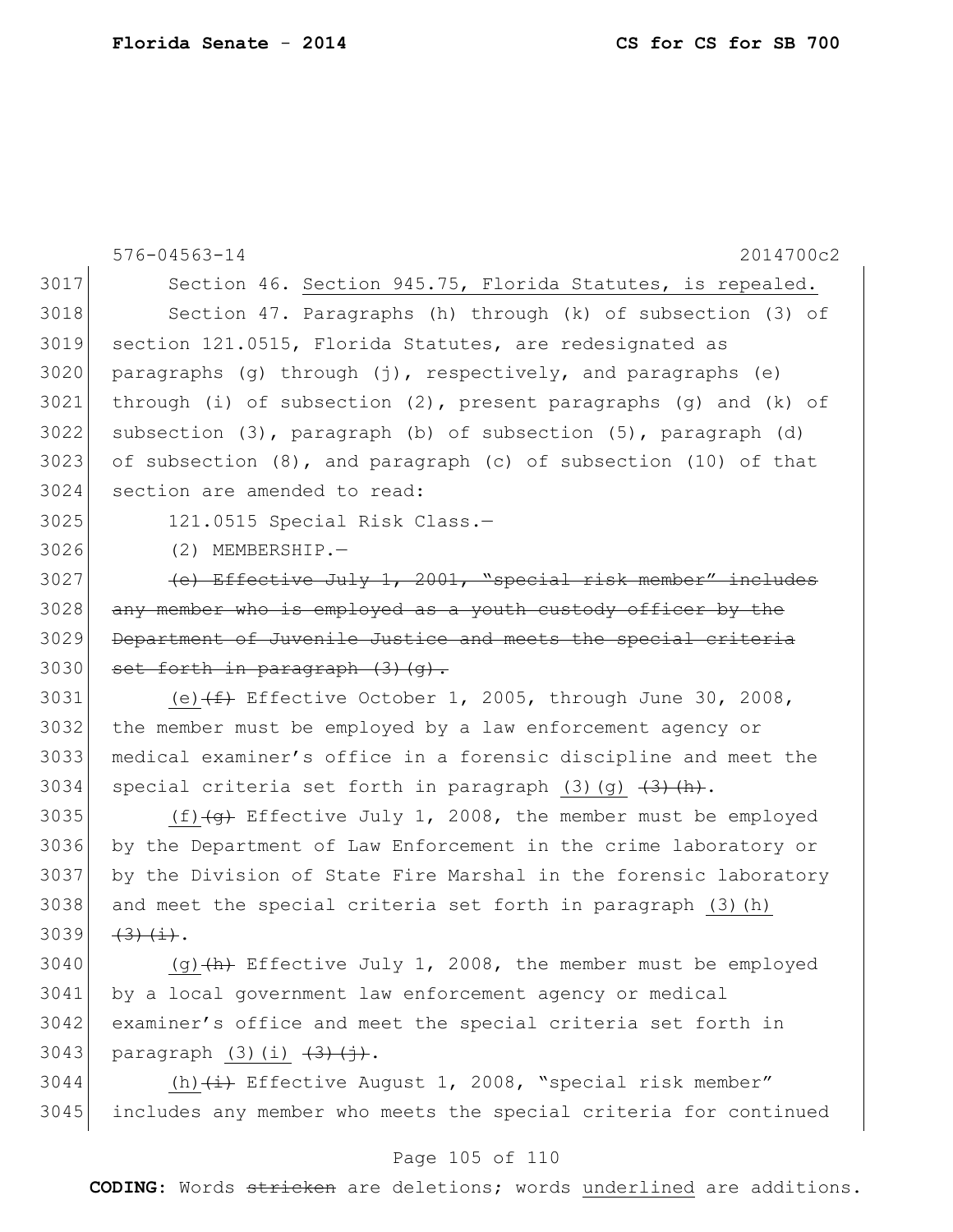576-04563-14 2014700c2

3017 Section 46. <u>Section 945.75, Florida Statutes, is repealed.</u>
3018 Section 47. Paragraphs (h) through (k) of subsection (3) of
3019 section 121.0515, Florida Statutes, are redesignated as
3020 paragraphs (g) through (j), respectively, and paragraphs (e)
3021 through (i) of subsection (2), present paragraphs (g) and (k) of
3022 subsection (3), paragraph (b) of subsection (5), paragraph (d)
3023 of subsection (8), and paragraph (c) of subsection (10) of that
3024 section are amended to read:
3025 121.0515 Special Risk Class.—
3026 (2) MEMBERSHIP.—
3027 ~~(e) Effective July 1, 2001, "special risk member" includes~~
3028 ~~any member who is employed as a youth custody officer by the~~
3029 ~~Department of Juvenile Justice and meets the special criteria~~
3030 ~~set forth in paragraph (3)(g).~~
3031 <u>(e)</u>~~(f)~~ Effective October 1, 2005, through June 30, 2008,
3032 the member must be employed by a law enforcement agency or
3033 medical examiner's office in a forensic discipline and meet the
3034 special criteria set forth in paragraph <u>(3)(g)</u> ~~(3)(h)~~.
3035 <u>(f)</u>~~(g)~~ Effective July 1, 2008, the member must be employed
3036 by the Department of Law Enforcement in the crime laboratory or
3037 by the Division of State Fire Marshal in the forensic laboratory
3038 and meet the special criteria set forth in paragraph <u>(3)(h)</u>
3039 ~~(3)(i)~~.
3040 <u>(g)</u>~~(h)~~ Effective July 1, 2008, the member must be employed
3041 by a local government law enforcement agency or medical
3042 examiner's office and meet the special criteria set forth in
3043 paragraph <u>(3)(i)</u> ~~(3)(j)~~.
3044 <u>(h)</u>~~(i)~~ Effective August 1, 2008, "special risk member"
3045 includes any member who meets the special criteria for continued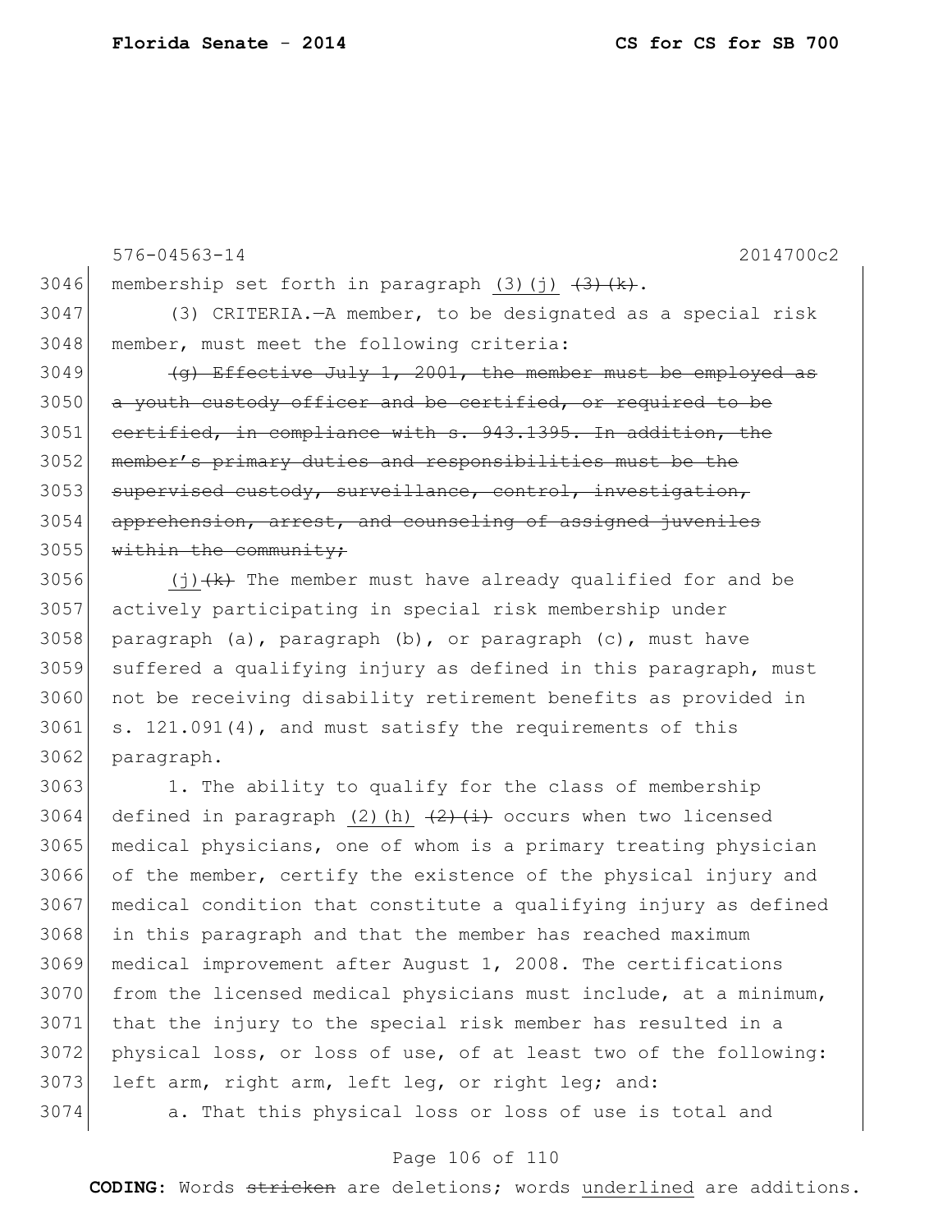576-04563-14 2014700c2

3046 membership set forth in paragraph <u>(3)(j)</u> ~~(3)(k)~~.

3047 (3) CRITERIA.—A member, to be designated as a special risk
3048 member, must meet the following criteria:

3049 ~~(g) Effective July 1, 2001, the member must be employed as~~
3050 ~~a youth custody officer and be certified, or required to be~~
3051 ~~certified, in compliance with s. 943.1395. In addition, the~~
3052 ~~member's primary duties and responsibilities must be the~~
3053 ~~supervised custody, surveillance, control, investigation,~~
3054 ~~apprehension, arrest, and counseling of assigned juveniles~~
3055 ~~within the community;~~

3056 <u>(j)</u>~~(k)~~ The member must have already qualified for and be
3057 actively participating in special risk membership under
3058 paragraph (a), paragraph (b), or paragraph (c), must have
3059 suffered a qualifying injury as defined in this paragraph, must
3060 not be receiving disability retirement benefits as provided in
3061 s. 121.091(4), and must satisfy the requirements of this
3062 paragraph.

3063 1. The ability to qualify for the class of membership
3064 defined in paragraph <u>(2)(h)</u> ~~(2)(i)~~ occurs when two licensed
3065 medical physicians, one of whom is a primary treating physician
3066 of the member, certify the existence of the physical injury and
3067 medical condition that constitute a qualifying injury as defined
3068 in this paragraph and that the member has reached maximum
3069 medical improvement after August 1, 2008. The certifications
3070 from the licensed medical physicians must include, at a minimum,
3071 that the injury to the special risk member has resulted in a
3072 physical loss, or loss of use, of at least two of the following:
3073 left arm, right arm, left leg, or right leg; and:

3074 a. That this physical loss or loss of use is total and

**CODING:** Words ~~stricken~~ are deletions; words <u>underlined</u> are additions.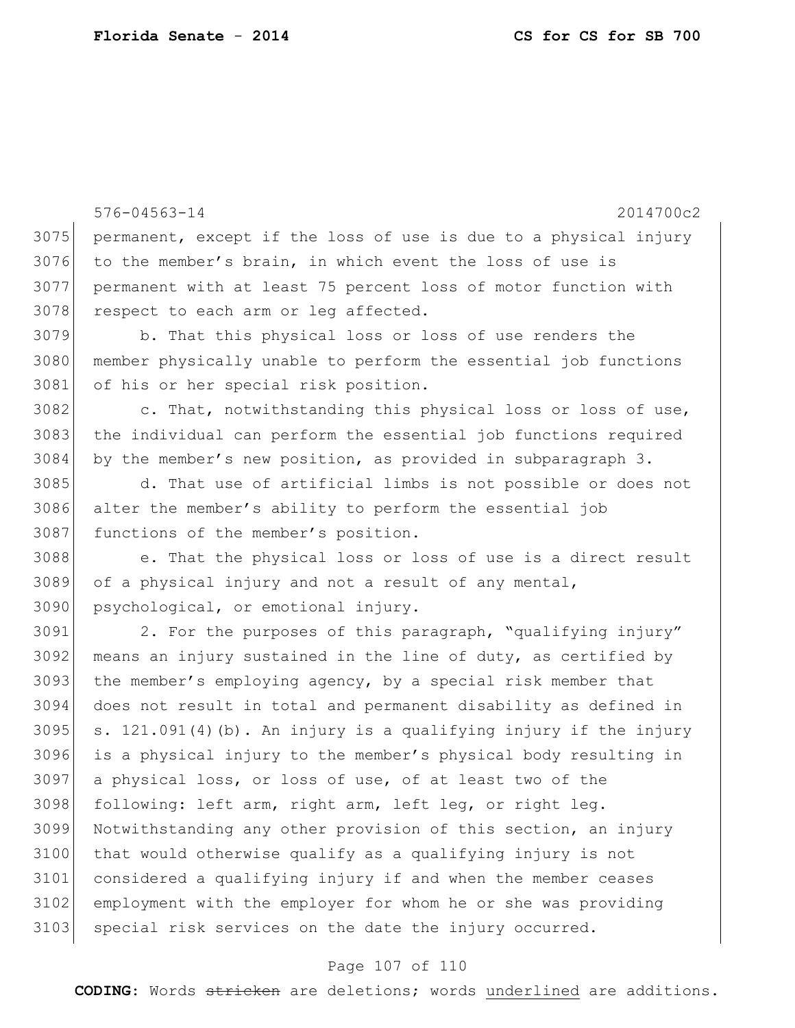permanent, except if the loss of use is due to a physical injury to the member's brain, in which event the loss of use is permanent with at least 75 percent loss of motor function with respect to each arm or leg affected.

b. That this physical loss or loss of use renders the member physically unable to perform the essential job functions of his or her special risk position.

c. That, notwithstanding this physical loss or loss of use, the individual can perform the essential job functions required by the member's new position, as provided in subparagraph 3.

d. That use of artificial limbs is not possible or does not alter the member's ability to perform the essential job functions of the member's position.

e. That the physical loss or loss of use is a direct result of a physical injury and not a result of any mental, psychological, or emotional injury.

2. For the purposes of this paragraph, "qualifying injury" means an injury sustained in the line of duty, as certified by the member's employing agency, by a special risk member that does not result in total and permanent disability as defined in s. 121.091(4)(b). An injury is a qualifying injury if the injury is a physical injury to the member's physical body resulting in a physical loss, or loss of use, of at least two of the following: left arm, right arm, left leg, or right leg. Notwithstanding any other provision of this section, an injury that would otherwise qualify as a qualifying injury is not considered a qualifying injury if and when the member ceases employment with the employer for whom he or she was providing special risk services on the date the injury occurred.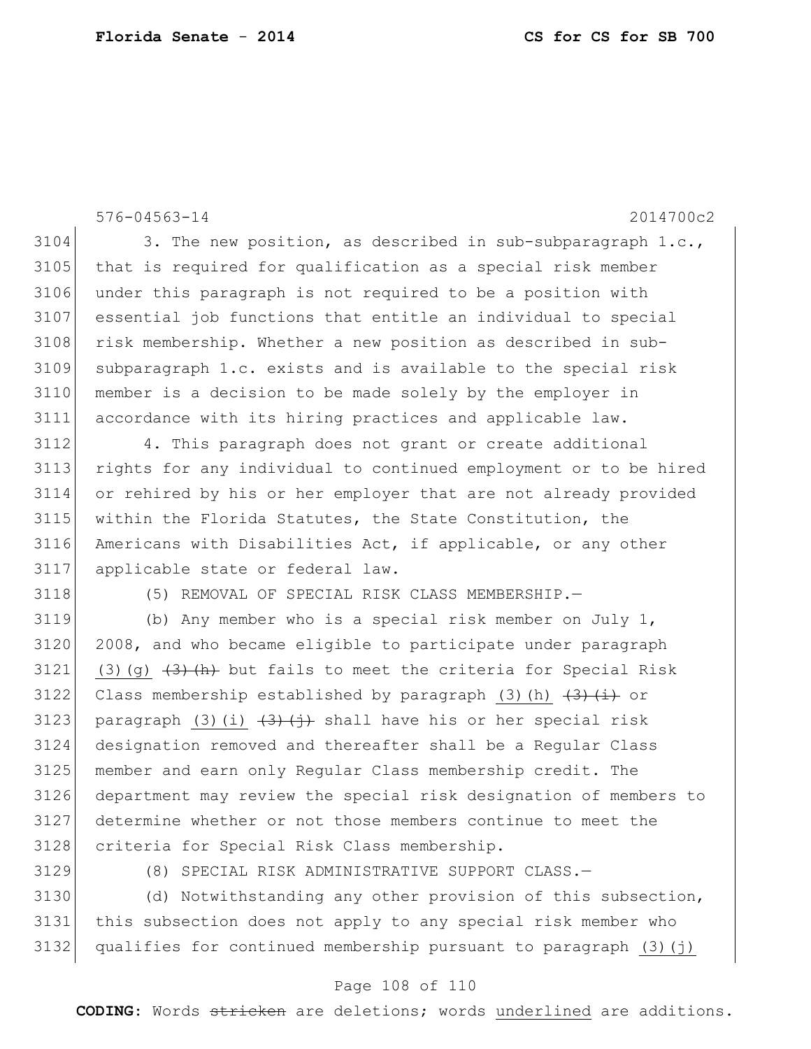576-04563-14 2014700c2

3104 3. The new position, as described in sub-subparagraph 1.c.,
3105 that is required for qualification as a special risk member
3106 under this paragraph is not required to be a position with
3107 essential job functions that entitle an individual to special
3108 risk membership. Whether a new position as described in sub-
3109 subparagraph 1.c. exists and is available to the special risk
3110 member is a decision to be made solely by the employer in
3111 accordance with its hiring practices and applicable law.

3112 4. This paragraph does not grant or create additional
3113 rights for any individual to continued employment or to be hired
3114 or rehired by his or her employer that are not already provided
3115 within the Florida Statutes, the State Constitution, the
3116 Americans with Disabilities Act, if applicable, or any other
3117 applicable state or federal law.

3118 (5) REMOVAL OF SPECIAL RISK CLASS MEMBERSHIP.—

3119 (b) Any member who is a special risk member on July 1,
3120 2008, and who became eligible to participate under paragraph
3121 <u>(3)(g)</u> ~~(3)(h)~~ but fails to meet the criteria for Special Risk
3122 Class membership established by paragraph <u>(3)(h)</u> ~~(3)(i)~~ or
3123 paragraph <u>(3)(i)</u> ~~(3)(j)~~ shall have his or her special risk
3124 designation removed and thereafter shall be a Regular Class
3125 member and earn only Regular Class membership credit. The
3126 department may review the special risk designation of members to
3127 determine whether or not those members continue to meet the
3128 criteria for Special Risk Class membership.

3129 (8) SPECIAL RISK ADMINISTRATIVE SUPPORT CLASS.—

3130 (d) Notwithstanding any other provision of this subsection,
3131 this subsection does not apply to any special risk member who
3132 qualifies for continued membership pursuant to paragraph <u>(3)(j)</u>

**CODING:** Words ~~stricken~~ are deletions; words <u>underlined</u> are additions.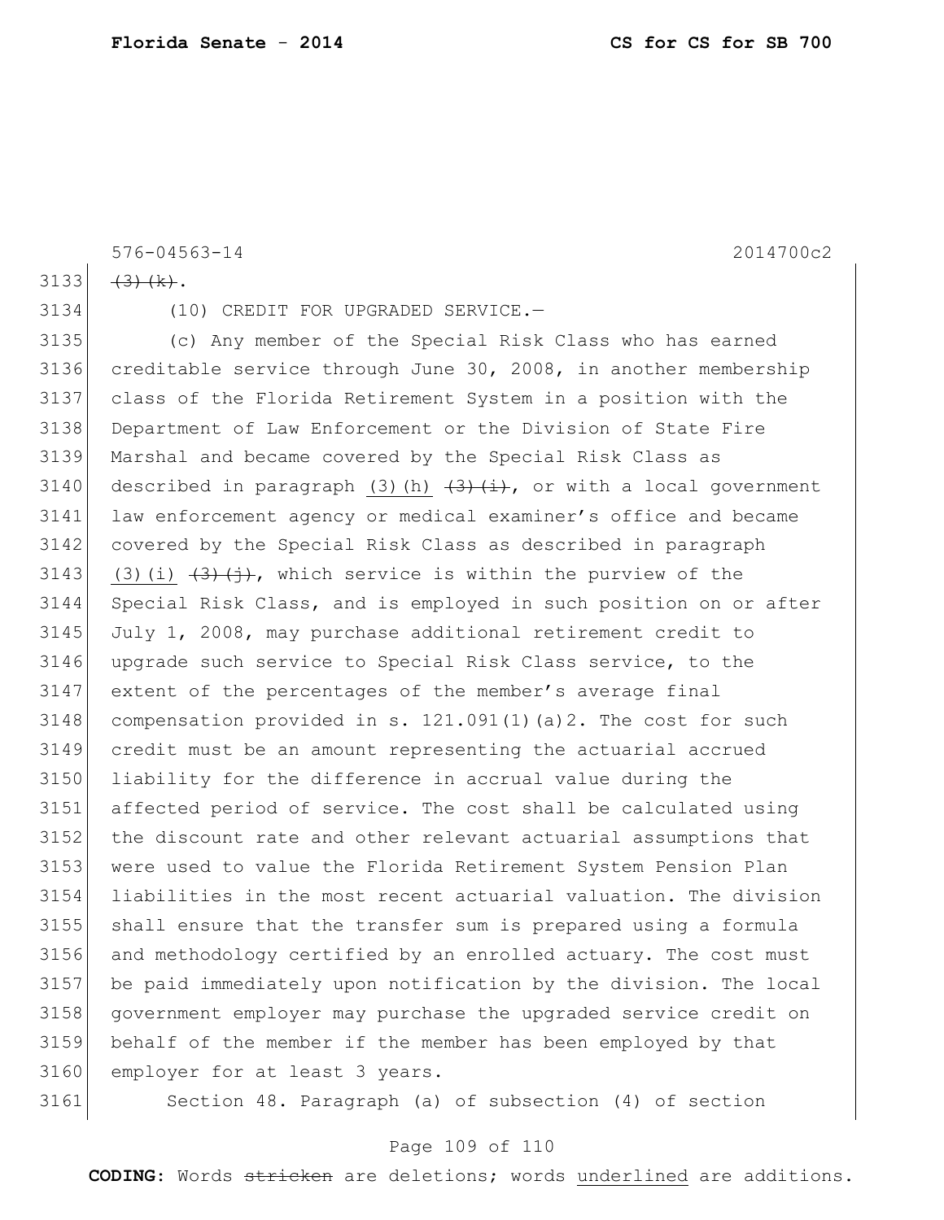576-04563-14 2014700c2

3133 ~~(3)(k)~~.

3134 (10) CREDIT FOR UPGRADED SERVICE.—

3135 (c) Any member of the Special Risk Class who has earned
3136 creditable service through June 30, 2008, in another membership
3137 class of the Florida Retirement System in a position with the
3138 Department of Law Enforcement or the Division of State Fire
3139 Marshal and became covered by the Special Risk Class as
3140 described in paragraph <u>(3)(h)</u> ~~(3)(i)~~, or with a local government
3141 law enforcement agency or medical examiner's office and became
3142 covered by the Special Risk Class as described in paragraph
3143 <u>(3)(i)</u> ~~(3)(j)~~, which service is within the purview of the
3144 Special Risk Class, and is employed in such position on or after
3145 July 1, 2008, may purchase additional retirement credit to
3146 upgrade such service to Special Risk Class service, to the
3147 extent of the percentages of the member's average final
3148 compensation provided in s. 121.091(1)(a)2. The cost for such
3149 credit must be an amount representing the actuarial accrued
3150 liability for the difference in accrual value during the
3151 affected period of service. The cost shall be calculated using
3152 the discount rate and other relevant actuarial assumptions that
3153 were used to value the Florida Retirement System Pension Plan
3154 liabilities in the most recent actuarial valuation. The division
3155 shall ensure that the transfer sum is prepared using a formula
3156 and methodology certified by an enrolled actuary. The cost must
3157 be paid immediately upon notification by the division. The local
3158 government employer may purchase the upgraded service credit on
3159 behalf of the member if the member has been employed by that
3160 employer for at least 3 years.

3161 Section 48. Paragraph (a) of subsection (4) of section

**CODING:** Words ~~stricken~~ are deletions; words <u>underlined</u> are additions.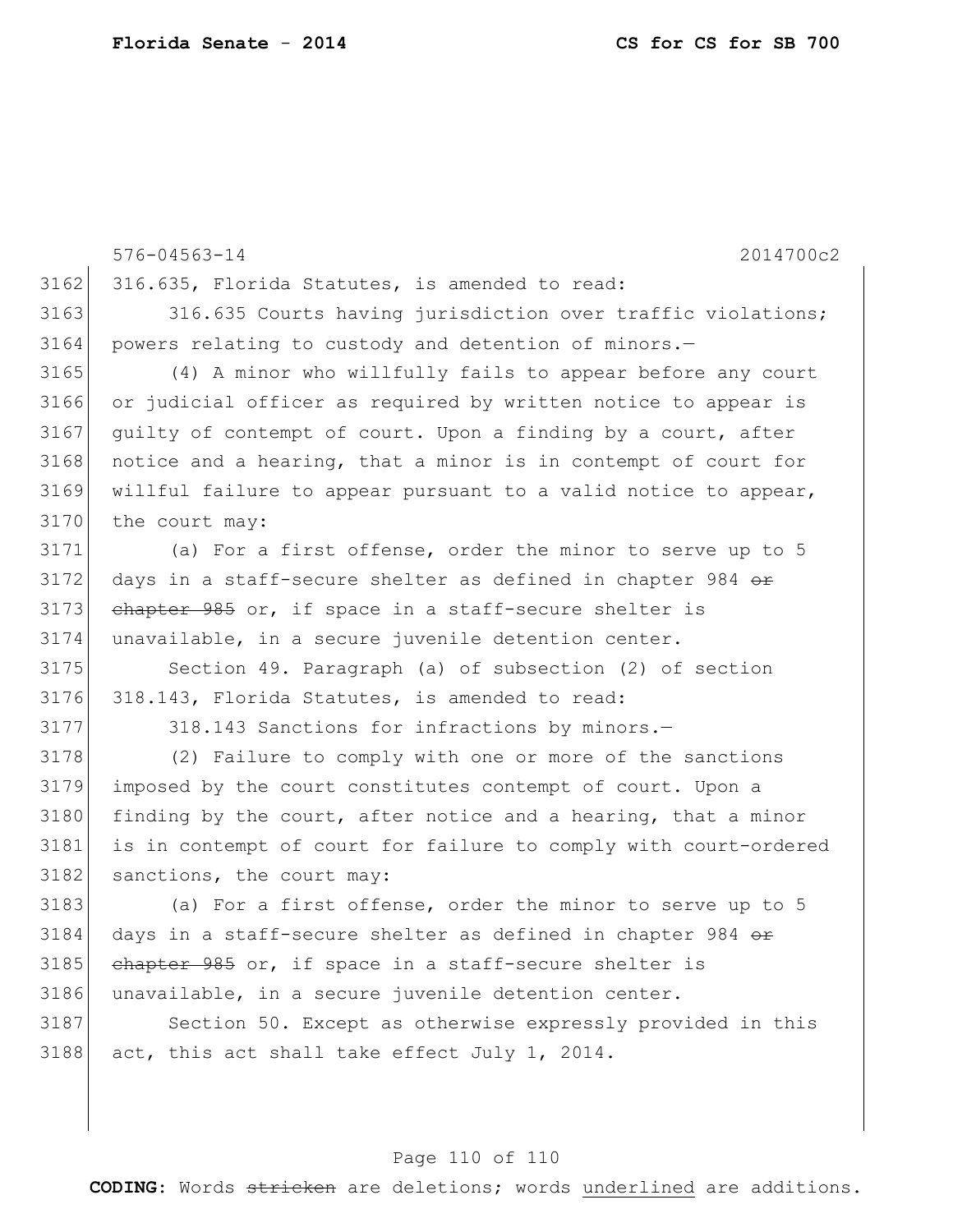316.635, Florida Statutes, is amended to read:

316.635 Courts having jurisdiction over traffic violations; powers relating to custody and detention of minors.—

(4) A minor who willfully fails to appear before any court or judicial officer as required by written notice to appear is guilty of contempt of court. Upon a finding by a court, after notice and a hearing, that a minor is in contempt of court for willful failure to appear pursuant to a valid notice to appear, the court may:

(a) For a first offense, order the minor to serve up to 5 days in a staff-secure shelter as defined in chapter 984 ~~or chapter 985~~ or, if space in a staff-secure shelter is unavailable, in a secure juvenile detention center.

Section 49. Paragraph (a) of subsection (2) of section 318.143, Florida Statutes, is amended to read:

318.143 Sanctions for infractions by minors.—

(2) Failure to comply with one or more of the sanctions imposed by the court constitutes contempt of court. Upon a finding by the court, after notice and a hearing, that a minor is in contempt of court for failure to comply with court-ordered sanctions, the court may:

(a) For a first offense, order the minor to serve up to 5 days in a staff-secure shelter as defined in chapter 984 ~~or chapter 985~~ or, if space in a staff-secure shelter is unavailable, in a secure juvenile detention center.

Section 50. Except as otherwise expressly provided in this act, this act shall take effect July 1, 2014.

**CODING:** Words ~~stricken~~ are deletions; words underlined are additions.